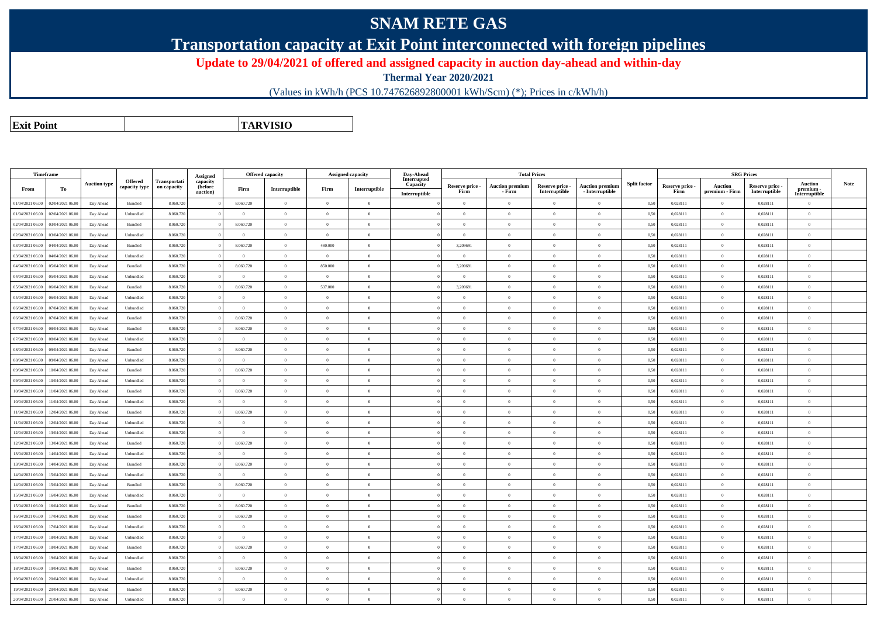# SNAM RETE GAS

## Transportation capacity at Exit Point interconnected with foreign pipelines

**Update to 29/04/2021 of offered and assigned capacity in auction day-ahead and within-day**

**Thermal Year 2020/2021**

(Values in kWh/h (PCS 10.747626892800001 kWh/Scm) (*); Prices in c/kWh/h)

| **Exit Point** | | **TARVISIO** |
|---|---|---|

| Timeframe | | Auction type | Offered capacity type | Transportation capacity | Assigned capacity (before auction) | Offered capacity | | Assigned capacity | | Day-Ahead Interrupted Capacity | Total Prices | | | | Split factor | SRG Prices | | | | Note |
|---|---|---|---|---|---|---|---|---|---|---|---|---|---|---|---|---|---|---|---|---|
| From | To | | | | | Firm | Interruptible | Firm | Interruptible | Interruptible | Reserve price - Firm | Auction premium - Firm | Reserve price - Interruptible | Auction premium - Interruptible | | Reserve price - Firm | Auction premium - Firm | Reserve price - Interruptible | Auction premium - Interruptible | |
| 01/04/2021 06.00 | 02/04/2021 06.00 | Day Ahead | Bundled | 8.060.720 | 0 | 8.060.720 | 0 | 0 | 0 | 0 | 0 | 0 | 0 | 0 | 0,50 | 0,028111 | 0 | 0,028111 | 0 | |
| 01/04/2021 06.00 | 02/04/2021 06.00 | Day Ahead | Unbundled | 8.060.720 | 0 | 0 | 0 | 0 | 0 | 0 | 0 | 0 | 0 | 0 | 0,50 | 0,028111 | 0 | 0,028111 | 0 | |
| 02/04/2021 06.00 | 03/04/2021 06.00 | Day Ahead | Bundled | 8.060.720 | 0 | 8.060.720 | 0 | 0 | 0 | 0 | 0 | 0 | 0 | 0 | 0,50 | 0,028111 | 0 | 0,028111 | 0 | |
| 02/04/2021 06.00 | 03/04/2021 06.00 | Day Ahead | Unbundled | 8.060.720 | 0 | 0 | 0 | 0 | 0 | 0 | 0 | 0 | 0 | 0 | 0,50 | 0,028111 | 0 | 0,028111 | 0 | |
| 03/04/2021 06.00 | 04/04/2021 06.00 | Day Ahead | Bundled | 8.060.720 | 0 | 8.060.720 | 0 | 480.000 | 0 | 0 | 3,209691 | 0 | 0 | 0 | 0,50 | 0,028111 | 0 | 0,028111 | 0 | |
| 03/04/2021 06.00 | 04/04/2021 06.00 | Day Ahead | Unbundled | 8.060.720 | 0 | 0 | 0 | 0 | 0 | 0 | 0 | 0 | 0 | 0 | 0,50 | 0,028111 | 0 | 0,028111 | 0 | |
| 04/04/2021 06.00 | 05/04/2021 06.00 | Day Ahead | Bundled | 8.060.720 | 0 | 8.060.720 | 0 | 850.000 | 0 | 0 | 3,209691 | 0 | 0 | 0 | 0,50 | 0,028111 | 0 | 0,028111 | 0 | |
| 04/04/2021 06.00 | 05/04/2021 06.00 | Day Ahead | Unbundled | 8.060.720 | 0 | 0 | 0 | 0 | 0 | 0 | 0 | 0 | 0 | 0 | 0,50 | 0,028111 | 0 | 0,028111 | 0 | |
| 05/04/2021 06.00 | 06/04/2021 06.00 | Day Ahead | Bundled | 8.060.720 | 0 | 8.060.720 | 0 | 537.000 | 0 | 0 | 3,209691 | 0 | 0 | 0 | 0,50 | 0,028111 | 0 | 0,028111 | 0 | |
| 05/04/2021 06.00 | 06/04/2021 06.00 | Day Ahead | Unbundled | 8.060.720 | 0 | 0 | 0 | 0 | 0 | 0 | 0 | 0 | 0 | 0 | 0,50 | 0,028111 | 0 | 0,028111 | 0 | |
| 06/04/2021 06.00 | 07/04/2021 06.00 | Day Ahead | Unbundled | 8.060.720 | 0 | 0 | 0 | 0 | 0 | 0 | 0 | 0 | 0 | 0 | 0,50 | 0,028111 | 0 | 0,028111 | 0 | |
| 06/04/2021 06.00 | 07/04/2021 06.00 | Day Ahead | Bundled | 8.060.720 | 0 | 8.060.720 | 0 | 0 | 0 | 0 | 0 | 0 | 0 | 0 | 0,50 | 0,028111 | 0 | 0,028111 | 0 | |
| 07/04/2021 06.00 | 08/04/2021 06.00 | Day Ahead | Bundled | 8.060.720 | 0 | 8.060.720 | 0 | 0 | 0 | 0 | 0 | 0 | 0 | 0 | 0,50 | 0,028111 | 0 | 0,028111 | 0 | |
| 07/04/2021 06.00 | 08/04/2021 06.00 | Day Ahead | Unbundled | 8.060.720 | 0 | 0 | 0 | 0 | 0 | 0 | 0 | 0 | 0 | 0 | 0,50 | 0,028111 | 0 | 0,028111 | 0 | |
| 08/04/2021 06.00 | 09/04/2021 06.00 | Day Ahead | Bundled | 8.060.720 | 0 | 8.060.720 | 0 | 0 | 0 | 0 | 0 | 0 | 0 | 0 | 0,50 | 0,028111 | 0 | 0,028111 | 0 | |
| 08/04/2021 06.00 | 09/04/2021 06.00 | Day Ahead | Unbundled | 8.060.720 | 0 | 0 | 0 | 0 | 0 | 0 | 0 | 0 | 0 | 0 | 0,50 | 0,028111 | 0 | 0,028111 | 0 | |
| 09/04/2021 06.00 | 10/04/2021 06.00 | Day Ahead | Bundled | 8.060.720 | 0 | 8.060.720 | 0 | 0 | 0 | 0 | 0 | 0 | 0 | 0 | 0,50 | 0,028111 | 0 | 0,028111 | 0 | |
| 09/04/2021 06.00 | 10/04/2021 06.00 | Day Ahead | Unbundled | 8.060.720 | 0 | 0 | 0 | 0 | 0 | 0 | 0 | 0 | 0 | 0 | 0,50 | 0,028111 | 0 | 0,028111 | 0 | |
| 10/04/2021 06.00 | 11/04/2021 06.00 | Day Ahead | Bundled | 8.060.720 | 0 | 8.060.720 | 0 | 0 | 0 | 0 | 0 | 0 | 0 | 0 | 0,50 | 0,028111 | 0 | 0,028111 | 0 | |
| 10/04/2021 06.00 | 11/04/2021 06.00 | Day Ahead | Unbundled | 8.060.720 | 0 | 0 | 0 | 0 | 0 | 0 | 0 | 0 | 0 | 0 | 0,50 | 0,028111 | 0 | 0,028111 | 0 | |
| 11/04/2021 06.00 | 12/04/2021 06.00 | Day Ahead | Bundled | 8.060.720 | 0 | 8.060.720 | 0 | 0 | 0 | 0 | 0 | 0 | 0 | 0 | 0,50 | 0,028111 | 0 | 0,028111 | 0 | |
| 11/04/2021 06.00 | 12/04/2021 06.00 | Day Ahead | Unbundled | 8.060.720 | 0 | 0 | 0 | 0 | 0 | 0 | 0 | 0 | 0 | 0 | 0,50 | 0,028111 | 0 | 0,028111 | 0 | |
| 12/04/2021 06.00 | 13/04/2021 06.00 | Day Ahead | Unbundled | 8.060.720 | 0 | 0 | 0 | 0 | 0 | 0 | 0 | 0 | 0 | 0 | 0,50 | 0,028111 | 0 | 0,028111 | 0 | |
| 12/04/2021 06.00 | 13/04/2021 06.00 | Day Ahead | Bundled | 8.060.720 | 0 | 8.060.720 | 0 | 0 | 0 | 0 | 0 | 0 | 0 | 0 | 0,50 | 0,028111 | 0 | 0,028111 | 0 | |
| 13/04/2021 06.00 | 14/04/2021 06.00 | Day Ahead | Unbundled | 8.060.720 | 0 | 0 | 0 | 0 | 0 | 0 | 0 | 0 | 0 | 0 | 0,50 | 0,028111 | 0 | 0,028111 | 0 | |
| 13/04/2021 06.00 | 14/04/2021 06.00 | Day Ahead | Bundled | 8.060.720 | 0 | 8.060.720 | 0 | 0 | 0 | 0 | 0 | 0 | 0 | 0 | 0,50 | 0,028111 | 0 | 0,028111 | 0 | |
| 14/04/2021 06.00 | 15/04/2021 06.00 | Day Ahead | Unbundled | 8.060.720 | 0 | 0 | 0 | 0 | 0 | 0 | 0 | 0 | 0 | 0 | 0,50 | 0,028111 | 0 | 0,028111 | 0 | |
| 14/04/2021 06.00 | 15/04/2021 06.00 | Day Ahead | Bundled | 8.060.720 | 0 | 8.060.720 | 0 | 0 | 0 | 0 | 0 | 0 | 0 | 0 | 0,50 | 0,028111 | 0 | 0,028111 | 0 | |
| 15/04/2021 06.00 | 16/04/2021 06.00 | Day Ahead | Unbundled | 8.060.720 | 0 | 0 | 0 | 0 | 0 | 0 | 0 | 0 | 0 | 0 | 0,50 | 0,028111 | 0 | 0,028111 | 0 | |
| 15/04/2021 06.00 | 16/04/2021 06.00 | Day Ahead | Bundled | 8.060.720 | 0 | 8.060.720 | 0 | 0 | 0 | 0 | 0 | 0 | 0 | 0 | 0,50 | 0,028111 | 0 | 0,028111 | 0 | |
| 16/04/2021 06.00 | 17/04/2021 06.00 | Day Ahead | Bundled | 8.060.720 | 0 | 8.060.720 | 0 | 0 | 0 | 0 | 0 | 0 | 0 | 0 | 0,50 | 0,028111 | 0 | 0,028111 | 0 | |
| 16/04/2021 06.00 | 17/04/2021 06.00 | Day Ahead | Unbundled | 8.060.720 | 0 | 0 | 0 | 0 | 0 | 0 | 0 | 0 | 0 | 0 | 0,50 | 0,028111 | 0 | 0,028111 | 0 | |
| 17/04/2021 06.00 | 18/04/2021 06.00 | Day Ahead | Unbundled | 8.060.720 | 0 | 0 | 0 | 0 | 0 | 0 | 0 | 0 | 0 | 0 | 0,50 | 0,028111 | 0 | 0,028111 | 0 | |
| 17/04/2021 06.00 | 18/04/2021 06.00 | Day Ahead | Bundled | 8.060.720 | 0 | 8.060.720 | 0 | 0 | 0 | 0 | 0 | 0 | 0 | 0 | 0,50 | 0,028111 | 0 | 0,028111 | 0 | |
| 18/04/2021 06.00 | 19/04/2021 06.00 | Day Ahead | Unbundled | 8.060.720 | 0 | 0 | 0 | 0 | 0 | 0 | 0 | 0 | 0 | 0 | 0,50 | 0,028111 | 0 | 0,028111 | 0 | |
| 18/04/2021 06.00 | 19/04/2021 06.00 | Day Ahead | Bundled | 8.060.720 | 0 | 8.060.720 | 0 | 0 | 0 | 0 | 0 | 0 | 0 | 0 | 0,50 | 0,028111 | 0 | 0,028111 | 0 | |
| 19/04/2021 06.00 | 20/04/2021 06.00 | Day Ahead | Unbundled | 8.060.720 | 0 | 0 | 0 | 0 | 0 | 0 | 0 | 0 | 0 | 0 | 0,50 | 0,028111 | 0 | 0,028111 | 0 | |
| 19/04/2021 06.00 | 20/04/2021 06.00 | Day Ahead | Bundled | 8.060.720 | 0 | 8.060.720 | 0 | 0 | 0 | 0 | 0 | 0 | 0 | 0 | 0,50 | 0,028111 | 0 | 0,028111 | 0 | |
| 20/04/2021 06.00 | 21/04/2021 06.00 | Day Ahead | Unbundled | 8.060.720 | 0 | 0 | 0 | 0 | 0 | 0 | 0 | 0 | 0 | 0 | 0,50 | 0,028111 | 0 | 0,028111 | 0 | |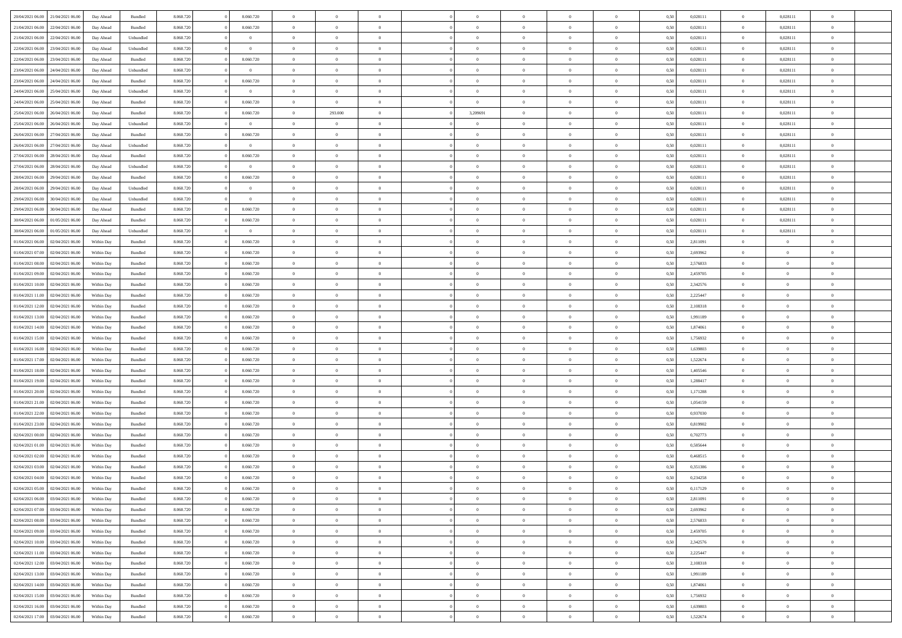| | | | | | | | | | | | | | | | | | | | | |
|---|---|---|---|---|---|---|---|---|---|---|---|---|---|---|---|---|---|---|---|---|
| 20/04/2021 06:00 | 21/04/2021 06:00 | Day Ahead | Bundled | 8.060.720 | 0 | 8.060.720 | 0 | 0 | 0 | | 0 | 0 | 0 | 0 | 0,50 | 0,028111 | 0 | 0,028111 | 0 | |
| 21/04/2021 06:00 | 22/04/2021 06:00 | Day Ahead | Bundled | 8.060.720 | 0 | 8.060.720 | 0 | 0 | 0 | | 0 | 0 | 0 | 0 | 0,50 | 0,028111 | 0 | 0,028111 | 0 | |
| 21/04/2021 06:00 | 22/04/2021 06:00 | Day Ahead | Unbundled | 8.060.720 | 0 | 0 | 0 | 0 | 0 | | 0 | 0 | 0 | 0 | 0,50 | 0,028111 | 0 | 0,028111 | 0 | |
| 22/04/2021 06:00 | 23/04/2021 06:00 | Day Ahead | Unbundled | 8.060.720 | 0 | 0 | 0 | 0 | 0 | | 0 | 0 | 0 | 0 | 0,50 | 0,028111 | 0 | 0,028111 | 0 | |
| 22/04/2021 06:00 | 23/04/2021 06:00 | Day Ahead | Bundled | 8.060.720 | 0 | 8.060.720 | 0 | 0 | 0 | | 0 | 0 | 0 | 0 | 0,50 | 0,028111 | 0 | 0,028111 | 0 | |
| 23/04/2021 06:00 | 24/04/2021 06:00 | Day Ahead | Unbundled | 8.060.720 | 0 | 0 | 0 | 0 | 0 | | 0 | 0 | 0 | 0 | 0,50 | 0,028111 | 0 | 0,028111 | 0 | |
| 23/04/2021 06:00 | 24/04/2021 06:00 | Day Ahead | Bundled | 8.060.720 | 0 | 8.060.720 | 0 | 0 | 0 | | 0 | 0 | 0 | 0 | 0,50 | 0,028111 | 0 | 0,028111 | 0 | |
| 24/04/2021 06:00 | 25/04/2021 06:00 | Day Ahead | Unbundled | 8.060.720 | 0 | 0 | 0 | 0 | 0 | | 0 | 0 | 0 | 0 | 0,50 | 0,028111 | 0 | 0,028111 | 0 | |
| 24/04/2021 06:00 | 25/04/2021 06:00 | Day Ahead | Bundled | 8.060.720 | 0 | 8.060.720 | 0 | 0 | 0 | | 0 | 0 | 0 | 0 | 0,50 | 0,028111 | 0 | 0,028111 | 0 | |
| 25/04/2021 06:00 | 26/04/2021 06:00 | Day Ahead | Bundled | 8.060.720 | 0 | 8.060.720 | 0 | 293.000 | 0 | | 3,209691 | 0 | 0 | 0 | 0,50 | 0,028111 | 0 | 0,028111 | 0 | |
| 25/04/2021 06:00 | 26/04/2021 06:00 | Day Ahead | Unbundled | 8.060.720 | 0 | 0 | 0 | 0 | 0 | | 0 | 0 | 0 | 0 | 0,50 | 0,028111 | 0 | 0,028111 | 0 | |
| 26/04/2021 06:00 | 27/04/2021 06:00 | Day Ahead | Bundled | 8.060.720 | 0 | 8.060.720 | 0 | 0 | 0 | | 0 | 0 | 0 | 0 | 0,50 | 0,028111 | 0 | 0,028111 | 0 | |
| 26/04/2021 06:00 | 27/04/2021 06:00 | Day Ahead | Unbundled | 8.060.720 | 0 | 0 | 0 | 0 | 0 | | 0 | 0 | 0 | 0 | 0,50 | 0,028111 | 0 | 0,028111 | 0 | |
| 27/04/2021 06:00 | 28/04/2021 06:00 | Day Ahead | Bundled | 8.060.720 | 0 | 8.060.720 | 0 | 0 | 0 | | 0 | 0 | 0 | 0 | 0,50 | 0,028111 | 0 | 0,028111 | 0 | |
| 27/04/2021 06:00 | 28/04/2021 06:00 | Day Ahead | Unbundled | 8.060.720 | 0 | 0 | 0 | 0 | 0 | | 0 | 0 | 0 | 0 | 0,50 | 0,028111 | 0 | 0,028111 | 0 | |
| 28/04/2021 06:00 | 29/04/2021 06:00 | Day Ahead | Bundled | 8.060.720 | 0 | 8.060.720 | 0 | 0 | 0 | | 0 | 0 | 0 | 0 | 0,50 | 0,028111 | 0 | 0,028111 | 0 | |
| 28/04/2021 06:00 | 29/04/2021 06:00 | Day Ahead | Unbundled | 8.060.720 | 0 | 0 | 0 | 0 | 0 | | 0 | 0 | 0 | 0 | 0,50 | 0,028111 | 0 | 0,028111 | 0 | |
| 29/04/2021 06:00 | 30/04/2021 06:00 | Day Ahead | Unbundled | 8.060.720 | 0 | 0 | 0 | 0 | 0 | | 0 | 0 | 0 | 0 | 0,50 | 0,028111 | 0 | 0,028111 | 0 | |
| 29/04/2021 06:00 | 30/04/2021 06:00 | Day Ahead | Bundled | 8.060.720 | 0 | 8.060.720 | 0 | 0 | 0 | | 0 | 0 | 0 | 0 | 0,50 | 0,028111 | 0 | 0,028111 | 0 | |
| 30/04/2021 06:00 | 01/05/2021 06:00 | Day Ahead | Bundled | 8.060.720 | 0 | 8.060.720 | 0 | 0 | 0 | | 0 | 0 | 0 | 0 | 0,50 | 0,028111 | 0 | 0,028111 | 0 | |
| 30/04/2021 06:00 | 01/05/2021 06:00 | Day Ahead | Unbundled | 8.060.720 | 0 | 0 | 0 | 0 | 0 | | 0 | 0 | 0 | 0 | 0,50 | 0,028111 | 0 | 0,028111 | 0 | |
| 01/04/2021 06:00 | 02/04/2021 06:00 | Within Day | Bundled | 8.060.720 | 0 | 8.060.720 | 0 | 0 | 0 | | 0 | 0 | 0 | 0 | 0,50 | 2,811091 | 0 | 0 | 0 | |
| 01/04/2021 07:00 | 02/04/2021 06:00 | Within Day | Bundled | 8.060.720 | 0 | 8.060.720 | 0 | 0 | 0 | | 0 | 0 | 0 | 0 | 0,50 | 2,693962 | 0 | 0 | 0 | |
| 01/04/2021 08:00 | 02/04/2021 06:00 | Within Day | Bundled | 8.060.720 | 0 | 8.060.720 | 0 | 0 | 0 | | 0 | 0 | 0 | 0 | 0,50 | 2,576833 | 0 | 0 | 0 | |
| 01/04/2021 09:00 | 02/04/2021 06:00 | Within Day | Bundled | 8.060.720 | 0 | 8.060.720 | 0 | 0 | 0 | | 0 | 0 | 0 | 0 | 0,50 | 2,459705 | 0 | 0 | 0 | |
| 01/04/2021 10:00 | 02/04/2021 06:00 | Within Day | Bundled | 8.060.720 | 0 | 8.060.720 | 0 | 0 | 0 | | 0 | 0 | 0 | 0 | 0,50 | 2,342576 | 0 | 0 | 0 | |
| 01/04/2021 11:00 | 02/04/2021 06:00 | Within Day | Bundled | 8.060.720 | 0 | 8.060.720 | 0 | 0 | 0 | | 0 | 0 | 0 | 0 | 0,50 | 2,225447 | 0 | 0 | 0 | |
| 01/04/2021 12:00 | 02/04/2021 06:00 | Within Day | Bundled | 8.060.720 | 0 | 8.060.720 | 0 | 0 | 0 | | 0 | 0 | 0 | 0 | 0,50 | 2,108318 | 0 | 0 | 0 | |
| 01/04/2021 13:00 | 02/04/2021 06:00 | Within Day | Bundled | 8.060.720 | 0 | 8.060.720 | 0 | 0 | 0 | | 0 | 0 | 0 | 0 | 0,50 | 1,991189 | 0 | 0 | 0 | |
| 01/04/2021 14:00 | 02/04/2021 06:00 | Within Day | Bundled | 8.060.720 | 0 | 8.060.720 | 0 | 0 | 0 | | 0 | 0 | 0 | 0 | 0,50 | 1,874061 | 0 | 0 | 0 | |
| 01/04/2021 15:00 | 02/04/2021 06:00 | Within Day | Bundled | 8.060.720 | 0 | 8.060.720 | 0 | 0 | 0 | | 0 | 0 | 0 | 0 | 0,50 | 1,756932 | 0 | 0 | 0 | |
| 01/04/2021 16:00 | 02/04/2021 06:00 | Within Day | Bundled | 8.060.720 | 0 | 8.060.720 | 0 | 0 | 0 | | 0 | 0 | 0 | 0 | 0,50 | 1,639803 | 0 | 0 | 0 | |
| 01/04/2021 17:00 | 02/04/2021 06:00 | Within Day | Bundled | 8.060.720 | 0 | 8.060.720 | 0 | 0 | 0 | | 0 | 0 | 0 | 0 | 0,50 | 1,522674 | 0 | 0 | 0 | |
| 01/04/2021 18:00 | 02/04/2021 06:00 | Within Day | Bundled | 8.060.720 | 0 | 8.060.720 | 0 | 0 | 0 | | 0 | 0 | 0 | 0 | 0,50 | 1,405546 | 0 | 0 | 0 | |
| 01/04/2021 19:00 | 02/04/2021 06:00 | Within Day | Bundled | 8.060.720 | 0 | 8.060.720 | 0 | 0 | 0 | | 0 | 0 | 0 | 0 | 0,50 | 1,288417 | 0 | 0 | 0 | |
| 01/04/2021 20:00 | 02/04/2021 06:00 | Within Day | Bundled | 8.060.720 | 0 | 8.060.720 | 0 | 0 | 0 | | 0 | 0 | 0 | 0 | 0,50 | 1,171288 | 0 | 0 | 0 | |
| 01/04/2021 21:00 | 02/04/2021 06:00 | Within Day | Bundled | 8.060.720 | 0 | 8.060.720 | 0 | 0 | 0 | | 0 | 0 | 0 | 0 | 0,50 | 1,054159 | 0 | 0 | 0 | |
| 01/04/2021 22:00 | 02/04/2021 06:00 | Within Day | Bundled | 8.060.720 | 0 | 8.060.720 | 0 | 0 | 0 | | 0 | 0 | 0 | 0 | 0,50 | 0,937030 | 0 | 0 | 0 | |
| 01/04/2021 23:00 | 02/04/2021 06:00 | Within Day | Bundled | 8.060.720 | 0 | 8.060.720 | 0 | 0 | 0 | | 0 | 0 | 0 | 0 | 0,50 | 0,819902 | 0 | 0 | 0 | |
| 02/04/2021 00:00 | 02/04/2021 06:00 | Within Day | Bundled | 8.060.720 | 0 | 8.060.720 | 0 | 0 | 0 | | 0 | 0 | 0 | 0 | 0,50 | 0,702773 | 0 | 0 | 0 | |
| 02/04/2021 01:00 | 02/04/2021 06:00 | Within Day | Bundled | 8.060.720 | 0 | 8.060.720 | 0 | 0 | 0 | | 0 | 0 | 0 | 0 | 0,50 | 0,585644 | 0 | 0 | 0 | |
| 02/04/2021 02:00 | 02/04/2021 06:00 | Within Day | Bundled | 8.060.720 | 0 | 8.060.720 | 0 | 0 | 0 | | 0 | 0 | 0 | 0 | 0,50 | 0,468515 | 0 | 0 | 0 | |
| 02/04/2021 03:00 | 02/04/2021 06:00 | Within Day | Bundled | 8.060.720 | 0 | 8.060.720 | 0 | 0 | 0 | | 0 | 0 | 0 | 0 | 0,50 | 0,351386 | 0 | 0 | 0 | |
| 02/04/2021 04:00 | 02/04/2021 06:00 | Within Day | Bundled | 8.060.720 | 0 | 8.060.720 | 0 | 0 | 0 | | 0 | 0 | 0 | 0 | 0,50 | 0,234258 | 0 | 0 | 0 | |
| 02/04/2021 05:00 | 02/04/2021 06:00 | Within Day | Bundled | 8.060.720 | 0 | 8.060.720 | 0 | 0 | 0 | | 0 | 0 | 0 | 0 | 0,50 | 0,117129 | 0 | 0 | 0 | |
| 02/04/2021 06:00 | 03/04/2021 06:00 | Within Day | Bundled | 8.060.720 | 0 | 8.060.720 | 0 | 0 | 0 | | 0 | 0 | 0 | 0 | 0,50 | 2,811091 | 0 | 0 | 0 | |
| 02/04/2021 07:00 | 03/04/2021 06:00 | Within Day | Bundled | 8.060.720 | 0 | 8.060.720 | 0 | 0 | 0 | | 0 | 0 | 0 | 0 | 0,50 | 2,693962 | 0 | 0 | 0 | |
| 02/04/2021 08:00 | 03/04/2021 06:00 | Within Day | Bundled | 8.060.720 | 0 | 8.060.720 | 0 | 0 | 0 | | 0 | 0 | 0 | 0 | 0,50 | 2,576833 | 0 | 0 | 0 | |
| 02/04/2021 09:00 | 03/04/2021 06:00 | Within Day | Bundled | 8.060.720 | 0 | 8.060.720 | 0 | 0 | 0 | | 0 | 0 | 0 | 0 | 0,50 | 2,459705 | 0 | 0 | 0 | |
| 02/04/2021 10:00 | 03/04/2021 06:00 | Within Day | Bundled | 8.060.720 | 0 | 8.060.720 | 0 | 0 | 0 | | 0 | 0 | 0 | 0 | 0,50 | 2,342576 | 0 | 0 | 0 | |
| 02/04/2021 11:00 | 03/04/2021 06:00 | Within Day | Bundled | 8.060.720 | 0 | 8.060.720 | 0 | 0 | 0 | | 0 | 0 | 0 | 0 | 0,50 | 2,225447 | 0 | 0 | 0 | |
| 02/04/2021 12:00 | 03/04/2021 06:00 | Within Day | Bundled | 8.060.720 | 0 | 8.060.720 | 0 | 0 | 0 | | 0 | 0 | 0 | 0 | 0,50 | 2,108318 | 0 | 0 | 0 | |
| 02/04/2021 13:00 | 03/04/2021 06:00 | Within Day | Bundled | 8.060.720 | 0 | 8.060.720 | 0 | 0 | 0 | | 0 | 0 | 0 | 0 | 0,50 | 1,991189 | 0 | 0 | 0 | |
| 02/04/2021 14:00 | 03/04/2021 06:00 | Within Day | Bundled | 8.060.720 | 0 | 8.060.720 | 0 | 0 | 0 | | 0 | 0 | 0 | 0 | 0,50 | 1,874061 | 0 | 0 | 0 | |
| 02/04/2021 15:00 | 03/04/2021 06:00 | Within Day | Bundled | 8.060.720 | 0 | 8.060.720 | 0 | 0 | 0 | | 0 | 0 | 0 | 0 | 0,50 | 1,756932 | 0 | 0 | 0 | |
| 02/04/2021 16:00 | 03/04/2021 06:00 | Within Day | Bundled | 8.060.720 | 0 | 8.060.720 | 0 | 0 | 0 | | 0 | 0 | 0 | 0 | 0,50 | 1,639803 | 0 | 0 | 0 | |
| 02/04/2021 17:00 | 03/04/2021 06:00 | Within Day | Bundled | 8.060.720 | 0 | 8.060.720 | 0 | 0 | 0 | | 0 | 0 | 0 | 0 | 0,50 | 1,522674 | 0 | 0 | 0 | |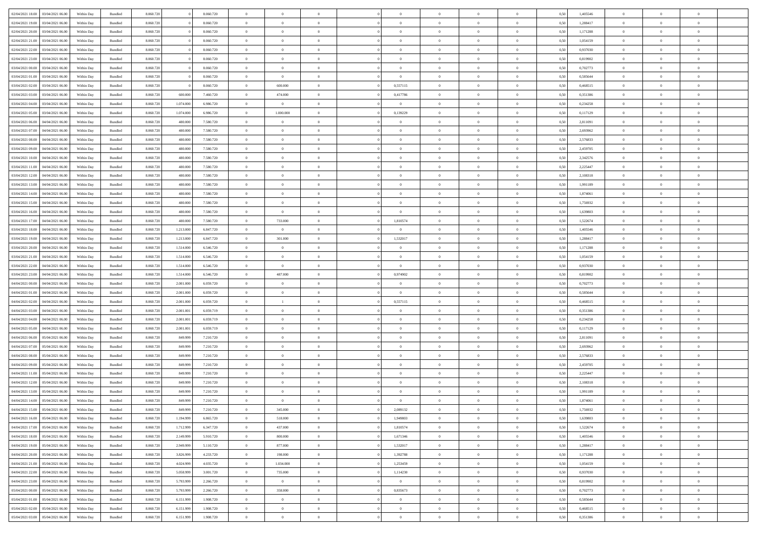| | | | | | | | | | | | | | | | | | | | | |
|---|---|---|---|---|---|---|---|---|---|---|---|---|---|---|---|---|---|---|---|---|
| 02/04/2021 18.00 | 03/04/2021 06.00 | Within Day | Bundled | 8.060.720 | 0 | 8.060.720 | 0 | 0 | 0 | | 0 | 0 | 0 | 0 | 0,50 | 1,405546 | 0 | 0 | 0 | |
| 02/04/2021 19.00 | 03/04/2021 06.00 | Within Day | Bundled | 8.060.720 | 0 | 8.060.720 | 0 | 0 | 0 | | 0 | 0 | 0 | 0 | 0,50 | 1,288417 | 0 | 0 | 0 | |
| 02/04/2021 20.00 | 03/04/2021 06.00 | Within Day | Bundled | 8.060.720 | 0 | 8.060.720 | 0 | 0 | 0 | | 0 | 0 | 0 | 0 | 0,50 | 1,171288 | 0 | 0 | 0 | |
| 02/04/2021 21.00 | 03/04/2021 06.00 | Within Day | Bundled | 8.060.720 | 0 | 8.060.720 | 0 | 0 | 0 | | 0 | 0 | 0 | 0 | 0,50 | 1,054159 | 0 | 0 | 0 | |
| 02/04/2021 22.00 | 03/04/2021 06.00 | Within Day | Bundled | 8.060.720 | 0 | 8.060.720 | 0 | 0 | 0 | | 0 | 0 | 0 | 0 | 0,50 | 0,937030 | 0 | 0 | 0 | |
| 02/04/2021 23.00 | 03/04/2021 06.00 | Within Day | Bundled | 8.060.720 | 0 | 8.060.720 | 0 | 0 | 0 | | 0 | 0 | 0 | 0 | 0,50 | 0,819902 | 0 | 0 | 0 | |
| 03/04/2021 00.00 | 03/04/2021 06.00 | Within Day | Bundled | 8.060.720 | 0 | 8.060.720 | 0 | 0 | 0 | | 0 | 0 | 0 | 0 | 0,50 | 0,702773 | 0 | 0 | 0 | |
| 03/04/2021 01.00 | 03/04/2021 06.00 | Within Day | Bundled | 8.060.720 | 0 | 8.060.720 | 0 | 0 | 0 | | 0 | 0 | 0 | 0 | 0,50 | 0,585644 | 0 | 0 | 0 | |
| 03/04/2021 02.00 | 03/04/2021 06.00 | Within Day | Bundled | 8.060.720 | 0 | 8.060.720 | 0 | 600.000 | 0 | | 0,557115 | 0 | 0 | 0 | 0,50 | 0,468515 | 0 | 0 | 0 | |
| 03/04/2021 03.00 | 03/04/2021 06.00 | Within Day | Bundled | 8.060.720 | 600.000 | 7.460.720 | 0 | 474.000 | 0 | | 0,417786 | 0 | 0 | 0 | 0,50 | 0,351386 | 0 | 0 | 0 | |
| 03/04/2021 04.00 | 03/04/2021 06.00 | Within Day | Bundled | 8.060.720 | 1.074.000 | 6.986.720 | 0 | 0 | 0 | | 0 | 0 | 0 | 0 | 0,50 | 0,234258 | 0 | 0 | 0 | |
| 03/04/2021 05.00 | 03/04/2021 06.00 | Within Day | Bundled | 8.060.720 | 1.074.000 | 6.986.720 | 0 | 1.000.000 | 0 | | 0,139229 | 0 | 0 | 0 | 0,50 | 0,117129 | 0 | 0 | 0 | |
| 03/04/2021 06.00 | 04/04/2021 06.00 | Within Day | Bundled | 8.060.720 | 480.000 | 7.580.720 | 0 | 0 | 0 | | 0 | 0 | 0 | 0 | 0,50 | 2,811091 | 0 | 0 | 0 | |
| 03/04/2021 07.00 | 04/04/2021 06.00 | Within Day | Bundled | 8.060.720 | 480.000 | 7.580.720 | 0 | 0 | 0 | | 0 | 0 | 0 | 0 | 0,50 | 2,693962 | 0 | 0 | 0 | |
| 03/04/2021 08.00 | 04/04/2021 06.00 | Within Day | Bundled | 8.060.720 | 480.000 | 7.580.720 | 0 | 0 | 0 | | 0 | 0 | 0 | 0 | 0,50 | 2,576833 | 0 | 0 | 0 | |
| 03/04/2021 09.00 | 04/04/2021 06.00 | Within Day | Bundled | 8.060.720 | 480.000 | 7.580.720 | 0 | 0 | 0 | | 0 | 0 | 0 | 0 | 0,50 | 2,459705 | 0 | 0 | 0 | |
| 03/04/2021 10.00 | 04/04/2021 06.00 | Within Day | Bundled | 8.060.720 | 480.000 | 7.580.720 | 0 | 0 | 0 | | 0 | 0 | 0 | 0 | 0,50 | 2,342576 | 0 | 0 | 0 | |
| 03/04/2021 11.00 | 04/04/2021 06.00 | Within Day | Bundled | 8.060.720 | 480.000 | 7.580.720 | 0 | 0 | 0 | | 0 | 0 | 0 | 0 | 0,50 | 2,225447 | 0 | 0 | 0 | |
| 03/04/2021 12.00 | 04/04/2021 06.00 | Within Day | Bundled | 8.060.720 | 480.000 | 7.580.720 | 0 | 0 | 0 | | 0 | 0 | 0 | 0 | 0,50 | 2,108318 | 0 | 0 | 0 | |
| 03/04/2021 13.00 | 04/04/2021 06.00 | Within Day | Bundled | 8.060.720 | 480.000 | 7.580.720 | 0 | 0 | 0 | | 0 | 0 | 0 | 0 | 0,50 | 1,991189 | 0 | 0 | 0 | |
| 03/04/2021 14.00 | 04/04/2021 06.00 | Within Day | Bundled | 8.060.720 | 480.000 | 7.580.720 | 0 | 0 | 0 | | 0 | 0 | 0 | 0 | 0,50 | 1,874061 | 0 | 0 | 0 | |
| 03/04/2021 15.00 | 04/04/2021 06.00 | Within Day | Bundled | 8.060.720 | 480.000 | 7.580.720 | 0 | 0 | 0 | | 0 | 0 | 0 | 0 | 0,50 | 1,756932 | 0 | 0 | 0 | |
| 03/04/2021 16.00 | 04/04/2021 06.00 | Within Day | Bundled | 8.060.720 | 480.000 | 7.580.720 | 0 | 0 | 0 | | 0 | 0 | 0 | 0 | 0,50 | 1,639803 | 0 | 0 | 0 | |
| 03/04/2021 17.00 | 04/04/2021 06.00 | Within Day | Bundled | 8.060.720 | 480.000 | 7.580.720 | 0 | 733.000 | 0 | | 1,810574 | 0 | 0 | 0 | 0,50 | 1,522674 | 0 | 0 | 0 | |
| 03/04/2021 18.00 | 04/04/2021 06.00 | Within Day | Bundled | 8.060.720 | 1.213.000 | 6.847.720 | 0 | 0 | 0 | | 0 | 0 | 0 | 0 | 0,50 | 1,405546 | 0 | 0 | 0 | |
| 03/04/2021 19.00 | 04/04/2021 06.00 | Within Day | Bundled | 8.060.720 | 1.213.000 | 6.847.720 | 0 | 301.000 | 0 | | 1,532017 | 0 | 0 | 0 | 0,50 | 1,288417 | 0 | 0 | 0 | |
| 03/04/2021 20.00 | 04/04/2021 06.00 | Within Day | Bundled | 8.060.720 | 1.514.000 | 6.546.720 | 0 | 0 | 0 | | 0 | 0 | 0 | 0 | 0,50 | 1,171288 | 0 | 0 | 0 | |
| 03/04/2021 21.00 | 04/04/2021 06.00 | Within Day | Bundled | 8.060.720 | 1.514.000 | 6.546.720 | 0 | 0 | 0 | | 0 | 0 | 0 | 0 | 0,50 | 1,054159 | 0 | 0 | 0 | |
| 03/04/2021 22.00 | 04/04/2021 06.00 | Within Day | Bundled | 8.060.720 | 1.514.000 | 6.546.720 | 0 | 0 | 0 | | 0 | 0 | 0 | 0 | 0,50 | 0,937030 | 0 | 0 | 0 | |
| 03/04/2021 23.00 | 04/04/2021 06.00 | Within Day | Bundled | 8.060.720 | 1.514.000 | 6.546.720 | 0 | 487.000 | 0 | | 0,974902 | 0 | 0 | 0 | 0,50 | 0,819902 | 0 | 0 | 0 | |
| 04/04/2021 00.00 | 04/04/2021 06.00 | Within Day | Bundled | 8.060.720 | 2.001.000 | 6.059.720 | 0 | 0 | 0 | | 0 | 0 | 0 | 0 | 0,50 | 0,702773 | 0 | 0 | 0 | |
| 04/04/2021 01.00 | 04/04/2021 06.00 | Within Day | Bundled | 8.060.720 | 2.001.000 | 6.059.720 | 0 | 0 | 0 | | 0 | 0 | 0 | 0 | 0,50 | 0,585644 | 0 | 0 | 0 | |
| 04/04/2021 02.00 | 04/04/2021 06.00 | Within Day | Bundled | 8.060.720 | 2.001.000 | 6.059.720 | 0 | 1 | 0 | | 0,557115 | 0 | 0 | 0 | 0,50 | 0,468515 | 0 | 0 | 0 | |
| 04/04/2021 03.00 | 04/04/2021 06.00 | Within Day | Bundled | 8.060.720 | 2.001.001 | 6.059.719 | 0 | 0 | 0 | | 0 | 0 | 0 | 0 | 0,50 | 0,351386 | 0 | 0 | 0 | |
| 04/04/2021 04.00 | 04/04/2021 06.00 | Within Day | Bundled | 8.060.720 | 2.001.001 | 6.059.719 | 0 | 0 | 0 | | 0 | 0 | 0 | 0 | 0,50 | 0,234258 | 0 | 0 | 0 | |
| 04/04/2021 05.00 | 04/04/2021 06.00 | Within Day | Bundled | 8.060.720 | 2.001.001 | 6.059.719 | 0 | 0 | 0 | | 0 | 0 | 0 | 0 | 0,50 | 0,117129 | 0 | 0 | 0 | |
| 04/04/2021 06.00 | 05/04/2021 06.00 | Within Day | Bundled | 8.060.720 | 849.999 | 7.210.720 | 0 | 0 | 0 | | 0 | 0 | 0 | 0 | 0,50 | 2,811091 | 0 | 0 | 0 | |
| 04/04/2021 07.00 | 05/04/2021 06.00 | Within Day | Bundled | 8.060.720 | 849.999 | 7.210.720 | 0 | 0 | 0 | | 0 | 0 | 0 | 0 | 0,50 | 2,693962 | 0 | 0 | 0 | |
| 04/04/2021 08.00 | 05/04/2021 06.00 | Within Day | Bundled | 8.060.720 | 849.999 | 7.210.720 | 0 | 0 | 0 | | 0 | 0 | 0 | 0 | 0,50 | 2,576833 | 0 | 0 | 0 | |
| 04/04/2021 09.00 | 05/04/2021 06.00 | Within Day | Bundled | 8.060.720 | 849.999 | 7.210.720 | 0 | 0 | 0 | | 0 | 0 | 0 | 0 | 0,50 | 2,459705 | 0 | 0 | 0 | |
| 04/04/2021 11.00 | 05/04/2021 06.00 | Within Day | Bundled | 8.060.720 | 849.999 | 7.210.720 | 0 | 0 | 0 | | 0 | 0 | 0 | 0 | 0,50 | 2,225447 | 0 | 0 | 0 | |
| 04/04/2021 12.00 | 05/04/2021 06.00 | Within Day | Bundled | 8.060.720 | 849.999 | 7.210.720 | 0 | 0 | 0 | | 0 | 0 | 0 | 0 | 0,50 | 2,108318 | 0 | 0 | 0 | |
| 04/04/2021 13.00 | 05/04/2021 06.00 | Within Day | Bundled | 8.060.720 | 849.999 | 7.210.720 | 0 | 0 | 0 | | 0 | 0 | 0 | 0 | 0,50 | 1,991189 | 0 | 0 | 0 | |
| 04/04/2021 14.00 | 05/04/2021 06.00 | Within Day | Bundled | 8.060.720 | 849.999 | 7.210.720 | 0 | 0 | 0 | | 0 | 0 | 0 | 0 | 0,50 | 1,874061 | 0 | 0 | 0 | |
| 04/04/2021 15.00 | 05/04/2021 06.00 | Within Day | Bundled | 8.060.720 | 849.999 | 7.210.720 | 0 | 345.000 | 0 | | 2,089132 | 0 | 0 | 0 | 0,50 | 1,756932 | 0 | 0 | 0 | |
| 04/04/2021 16.00 | 05/04/2021 06.00 | Within Day | Bundled | 8.060.720 | 1.194.999 | 6.865.720 | 0 | 518.000 | 0 | | 1,949803 | 0 | 0 | 0 | 0,50 | 1,639803 | 0 | 0 | 0 | |
| 04/04/2021 17.00 | 05/04/2021 06.00 | Within Day | Bundled | 8.060.720 | 1.712.999 | 6.347.720 | 0 | 437.000 | 0 | | 1,810574 | 0 | 0 | 0 | 0,50 | 1,522674 | 0 | 0 | 0 | |
| 04/04/2021 18.00 | 05/04/2021 06.00 | Within Day | Bundled | 8.060.720 | 2.149.999 | 5.910.720 | 0 | 800.000 | 0 | | 1,671346 | 0 | 0 | 0 | 0,50 | 1,405546 | 0 | 0 | 0 | |
| 04/04/2021 19.00 | 05/04/2021 06.00 | Within Day | Bundled | 8.060.720 | 2.949.999 | 5.110.720 | 0 | 877.000 | 0 | | 1,532017 | 0 | 0 | 0 | 0,50 | 1,288417 | 0 | 0 | 0 | |
| 04/04/2021 20.00 | 05/04/2021 06.00 | Within Day | Bundled | 8.060.720 | 3.826.999 | 4.233.720 | 0 | 198.000 | 0 | | 1,392788 | 0 | 0 | 0 | 0,50 | 1,171288 | 0 | 0 | 0 | |
| 04/04/2021 21.00 | 05/04/2021 06.00 | Within Day | Bundled | 8.060.720 | 4.024.999 | 4.035.720 | 0 | 1.034.000 | 0 | | 1,253459 | 0 | 0 | 0 | 0,50 | 1,054159 | 0 | 0 | 0 | |
| 04/04/2021 22.00 | 05/04/2021 06.00 | Within Day | Bundled | 8.060.720 | 5.058.999 | 3.001.720 | 0 | 735.000 | 0 | | 1,114230 | 0 | 0 | 0 | 0,50 | 0,937030 | 0 | 0 | 0 | |
| 04/04/2021 23.00 | 05/04/2021 06.00 | Within Day | Bundled | 8.060.720 | 5.793.999 | 2.266.720 | 0 | 0 | 0 | | 0 | 0 | 0 | 0 | 0,50 | 0,819902 | 0 | 0 | 0 | |
| 05/04/2021 00.00 | 05/04/2021 06.00 | Within Day | Bundled | 8.060.720 | 5.793.999 | 2.266.720 | 0 | 358.000 | 0 | | 0,835673 | 0 | 0 | 0 | 0,50 | 0,702773 | 0 | 0 | 0 | |
| 05/04/2021 01.00 | 05/04/2021 06.00 | Within Day | Bundled | 8.060.720 | 6.151.999 | 1.908.720 | 0 | 0 | 0 | | 0 | 0 | 0 | 0 | 0,50 | 0,585644 | 0 | 0 | 0 | |
| 05/04/2021 02.00 | 05/04/2021 06.00 | Within Day | Bundled | 8.060.720 | 6.151.999 | 1.908.720 | 0 | 0 | 0 | | 0 | 0 | 0 | 0 | 0,50 | 0,468515 | 0 | 0 | 0 | |
| 05/04/2021 03.00 | 05/04/2021 06.00 | Within Day | Bundled | 8.060.720 | 6.151.999 | 1.908.720 | 0 | 0 | 0 | | 0 | 0 | 0 | 0 | 0,50 | 0,351386 | 0 | 0 | 0 | |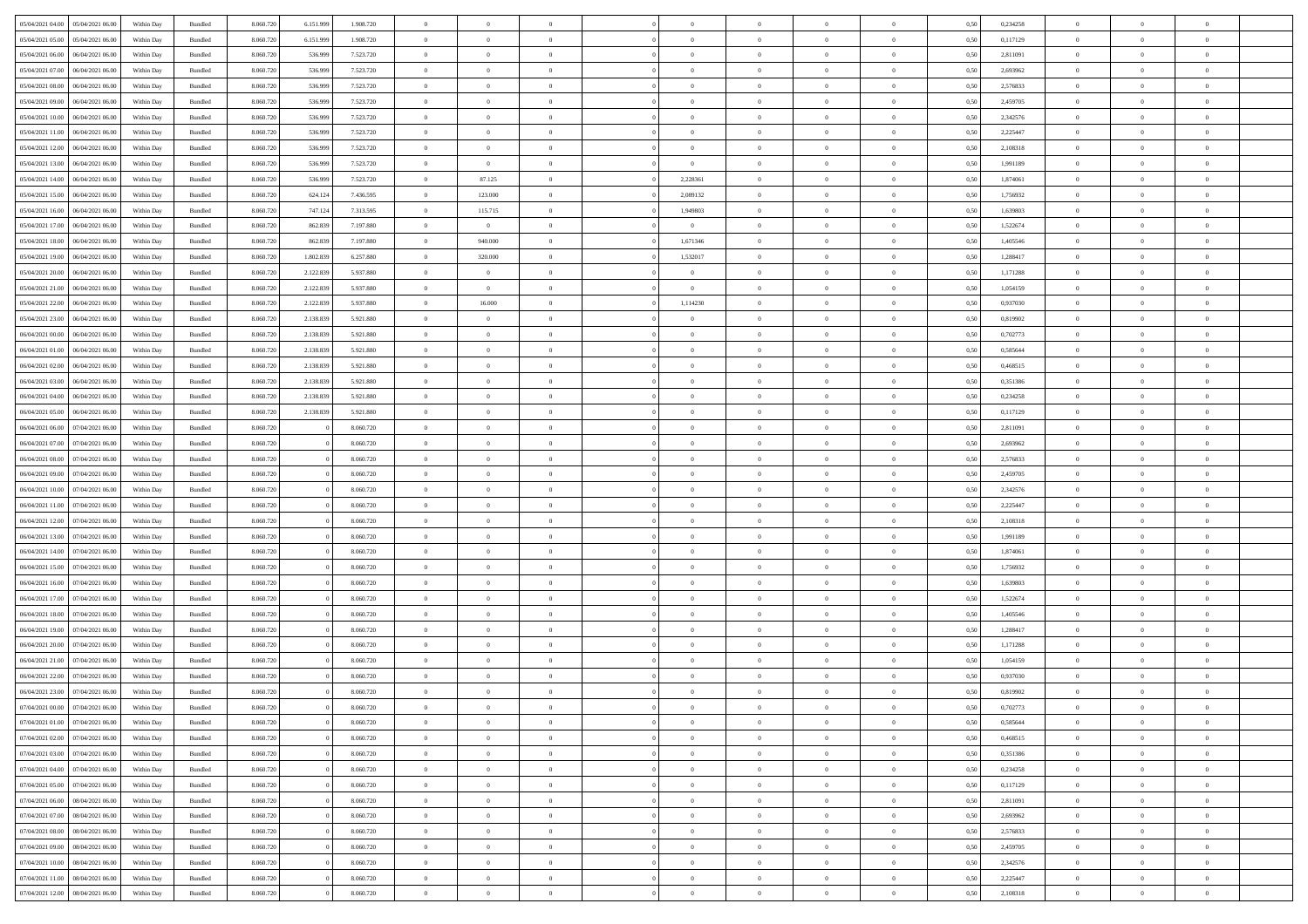| | | | | | | | | | | | | | | | | | | | | |
|---|---|---|---|---|---|---|---|---|---|---|---|---|---|---|---|---|---|---|---|---|
| 05/04/2021 04:00 | 05/04/2021 06:00 | Within Day | Bundled | 8.060.720 | 6.151.999 | 1.908.720 | 0 | 0 | 0 | | 0 | 0 | 0 | 0 | 0,50 | 0,234258 | 0 | 0 | 0 | |
| 05/04/2021 05:00 | 05/04/2021 06:00 | Within Day | Bundled | 8.060.720 | 6.151.999 | 1.908.720 | 0 | 0 | 0 | | 0 | 0 | 0 | 0 | 0,50 | 0,117129 | 0 | 0 | 0 | |
| 05/04/2021 06:00 | 06/04/2021 06:00 | Within Day | Bundled | 8.060.720 | 536.999 | 7.523.720 | 0 | 0 | 0 | | 0 | 0 | 0 | 0 | 0,50 | 2,811091 | 0 | 0 | 0 | |
| 05/04/2021 07:00 | 06/04/2021 06:00 | Within Day | Bundled | 8.060.720 | 536.999 | 7.523.720 | 0 | 0 | 0 | | 0 | 0 | 0 | 0 | 0,50 | 2,693962 | 0 | 0 | 0 | |
| 05/04/2021 08:00 | 06/04/2021 06:00 | Within Day | Bundled | 8.060.720 | 536.999 | 7.523.720 | 0 | 0 | 0 | | 0 | 0 | 0 | 0 | 0,50 | 2,576833 | 0 | 0 | 0 | |
| 05/04/2021 09:00 | 06/04/2021 06:00 | Within Day | Bundled | 8.060.720 | 536.999 | 7.523.720 | 0 | 0 | 0 | | 0 | 0 | 0 | 0 | 0,50 | 2,459705 | 0 | 0 | 0 | |
| 05/04/2021 10:00 | 06/04/2021 06:00 | Within Day | Bundled | 8.060.720 | 536.999 | 7.523.720 | 0 | 0 | 0 | | 0 | 0 | 0 | 0 | 0,50 | 2,342576 | 0 | 0 | 0 | |
| 05/04/2021 11:00 | 06/04/2021 06:00 | Within Day | Bundled | 8.060.720 | 536.999 | 7.523.720 | 0 | 0 | 0 | | 0 | 0 | 0 | 0 | 0,50 | 2,225447 | 0 | 0 | 0 | |
| 05/04/2021 12:00 | 06/04/2021 06:00 | Within Day | Bundled | 8.060.720 | 536.999 | 7.523.720 | 0 | 0 | 0 | | 0 | 0 | 0 | 0 | 0,50 | 2,108318 | 0 | 0 | 0 | |
| 05/04/2021 13:00 | 06/04/2021 06:00 | Within Day | Bundled | 8.060.720 | 536.999 | 7.523.720 | 0 | 0 | 0 | | 0 | 0 | 0 | 0 | 0,50 | 1,991189 | 0 | 0 | 0 | |
| 05/04/2021 14:00 | 06/04/2021 06:00 | Within Day | Bundled | 8.060.720 | 536.999 | 7.523.720 | 0 | 87.125 | 0 | | 2,228361 | 0 | 0 | 0 | 0,50 | 1,874061 | 0 | 0 | 0 | |
| 05/04/2021 15:00 | 06/04/2021 06:00 | Within Day | Bundled | 8.060.720 | 624.124 | 7.436.595 | 0 | 123.000 | 0 | | 2,089132 | 0 | 0 | 0 | 0,50 | 1,756932 | 0 | 0 | 0 | |
| 05/04/2021 16:00 | 06/04/2021 06:00 | Within Day | Bundled | 8.060.720 | 747.124 | 7.313.595 | 0 | 115.715 | 0 | | 1,949803 | 0 | 0 | 0 | 0,50 | 1,639803 | 0 | 0 | 0 | |
| 05/04/2021 17:00 | 06/04/2021 06:00 | Within Day | Bundled | 8.060.720 | 862.839 | 7.197.880 | 0 | 0 | 0 | | 0 | 0 | 0 | 0 | 0,50 | 1,522674 | 0 | 0 | 0 | |
| 05/04/2021 18:00 | 06/04/2021 06:00 | Within Day | Bundled | 8.060.720 | 862.839 | 7.197.880 | 0 | 940.000 | 0 | | 1,671346 | 0 | 0 | 0 | 0,50 | 1,405546 | 0 | 0 | 0 | |
| 05/04/2021 19:00 | 06/04/2021 06:00 | Within Day | Bundled | 8.060.720 | 1.802.839 | 6.257.880 | 0 | 320.000 | 0 | | 1,532017 | 0 | 0 | 0 | 0,50 | 1,288417 | 0 | 0 | 0 | |
| 05/04/2021 20:00 | 06/04/2021 06:00 | Within Day | Bundled | 8.060.720 | 2.122.839 | 5.937.880 | 0 | 0 | 0 | | 0 | 0 | 0 | 0 | 0,50 | 1,171288 | 0 | 0 | 0 | |
| 05/04/2021 21:00 | 06/04/2021 06:00 | Within Day | Bundled | 8.060.720 | 2.122.839 | 5.937.880 | 0 | 0 | 0 | | 0 | 0 | 0 | 0 | 0,50 | 1,054159 | 0 | 0 | 0 | |
| 05/04/2021 22:00 | 06/04/2021 06:00 | Within Day | Bundled | 8.060.720 | 2.122.839 | 5.937.880 | 0 | 16.000 | 0 | | 1,114230 | 0 | 0 | 0 | 0,50 | 0,937030 | 0 | 0 | 0 | |
| 05/04/2021 23:00 | 06/04/2021 06:00 | Within Day | Bundled | 8.060.720 | 2.138.839 | 5.921.880 | 0 | 0 | 0 | | 0 | 0 | 0 | 0 | 0,50 | 0,819902 | 0 | 0 | 0 | |
| 06/04/2021 00:00 | 06/04/2021 06:00 | Within Day | Bundled | 8.060.720 | 2.138.839 | 5.921.880 | 0 | 0 | 0 | | 0 | 0 | 0 | 0 | 0,50 | 0,702773 | 0 | 0 | 0 | |
| 06/04/2021 01:00 | 06/04/2021 06:00 | Within Day | Bundled | 8.060.720 | 2.138.839 | 5.921.880 | 0 | 0 | 0 | | 0 | 0 | 0 | 0 | 0,50 | 0,585644 | 0 | 0 | 0 | |
| 06/04/2021 02:00 | 06/04/2021 06:00 | Within Day | Bundled | 8.060.720 | 2.138.839 | 5.921.880 | 0 | 0 | 0 | | 0 | 0 | 0 | 0 | 0,50 | 0,468515 | 0 | 0 | 0 | |
| 06/04/2021 03:00 | 06/04/2021 06:00 | Within Day | Bundled | 8.060.720 | 2.138.839 | 5.921.880 | 0 | 0 | 0 | | 0 | 0 | 0 | 0 | 0,50 | 0,351386 | 0 | 0 | 0 | |
| 06/04/2021 04:00 | 06/04/2021 06:00 | Within Day | Bundled | 8.060.720 | 2.138.839 | 5.921.880 | 0 | 0 | 0 | | 0 | 0 | 0 | 0 | 0,50 | 0,234258 | 0 | 0 | 0 | |
| 06/04/2021 05:00 | 06/04/2021 06:00 | Within Day | Bundled | 8.060.720 | 2.138.839 | 5.921.880 | 0 | 0 | 0 | | 0 | 0 | 0 | 0 | 0,50 | 0,117129 | 0 | 0 | 0 | |
| 06/04/2021 06:00 | 07/04/2021 06:00 | Within Day | Bundled | 8.060.720 | 0 | 8.060.720 | 0 | 0 | 0 | | 0 | 0 | 0 | 0 | 0,50 | 2,811091 | 0 | 0 | 0 | |
| 06/04/2021 07:00 | 07/04/2021 06:00 | Within Day | Bundled | 8.060.720 | 0 | 8.060.720 | 0 | 0 | 0 | | 0 | 0 | 0 | 0 | 0,50 | 2,693962 | 0 | 0 | 0 | |
| 06/04/2021 08:00 | 07/04/2021 06:00 | Within Day | Bundled | 8.060.720 | 0 | 8.060.720 | 0 | 0 | 0 | | 0 | 0 | 0 | 0 | 0,50 | 2,576833 | 0 | 0 | 0 | |
| 06/04/2021 09:00 | 07/04/2021 06:00 | Within Day | Bundled | 8.060.720 | 0 | 8.060.720 | 0 | 0 | 0 | | 0 | 0 | 0 | 0 | 0,50 | 2,459705 | 0 | 0 | 0 | |
| 06/04/2021 10:00 | 07/04/2021 06:00 | Within Day | Bundled | 8.060.720 | 0 | 8.060.720 | 0 | 0 | 0 | | 0 | 0 | 0 | 0 | 0,50 | 2,342576 | 0 | 0 | 0 | |
| 06/04/2021 11:00 | 07/04/2021 06:00 | Within Day | Bundled | 8.060.720 | 0 | 8.060.720 | 0 | 0 | 0 | | 0 | 0 | 0 | 0 | 0,50 | 2,225447 | 0 | 0 | 0 | |
| 06/04/2021 12:00 | 07/04/2021 06:00 | Within Day | Bundled | 8.060.720 | 0 | 8.060.720 | 0 | 0 | 0 | | 0 | 0 | 0 | 0 | 0,50 | 2,108318 | 0 | 0 | 0 | |
| 06/04/2021 13:00 | 07/04/2021 06:00 | Within Day | Bundled | 8.060.720 | 0 | 8.060.720 | 0 | 0 | 0 | | 0 | 0 | 0 | 0 | 0,50 | 1,991189 | 0 | 0 | 0 | |
| 06/04/2021 14:00 | 07/04/2021 06:00 | Within Day | Bundled | 8.060.720 | 0 | 8.060.720 | 0 | 0 | 0 | | 0 | 0 | 0 | 0 | 0,50 | 1,874061 | 0 | 0 | 0 | |
| 06/04/2021 15:00 | 07/04/2021 06:00 | Within Day | Bundled | 8.060.720 | 0 | 8.060.720 | 0 | 0 | 0 | | 0 | 0 | 0 | 0 | 0,50 | 1,756932 | 0 | 0 | 0 | |
| 06/04/2021 16:00 | 07/04/2021 06:00 | Within Day | Bundled | 8.060.720 | 0 | 8.060.720 | 0 | 0 | 0 | | 0 | 0 | 0 | 0 | 0,50 | 1,639803 | 0 | 0 | 0 | |
| 06/04/2021 17:00 | 07/04/2021 06:00 | Within Day | Bundled | 8.060.720 | 0 | 8.060.720 | 0 | 0 | 0 | | 0 | 0 | 0 | 0 | 0,50 | 1,522674 | 0 | 0 | 0 | |
| 06/04/2021 18:00 | 07/04/2021 06:00 | Within Day | Bundled | 8.060.720 | 0 | 8.060.720 | 0 | 0 | 0 | | 0 | 0 | 0 | 0 | 0,50 | 1,405546 | 0 | 0 | 0 | |
| 06/04/2021 19:00 | 07/04/2021 06:00 | Within Day | Bundled | 8.060.720 | 0 | 8.060.720 | 0 | 0 | 0 | | 0 | 0 | 0 | 0 | 0,50 | 1,288417 | 0 | 0 | 0 | |
| 06/04/2021 20:00 | 07/04/2021 06:00 | Within Day | Bundled | 8.060.720 | 0 | 8.060.720 | 0 | 0 | 0 | | 0 | 0 | 0 | 0 | 0,50 | 1,171288 | 0 | 0 | 0 | |
| 06/04/2021 21:00 | 07/04/2021 06:00 | Within Day | Bundled | 8.060.720 | 0 | 8.060.720 | 0 | 0 | 0 | | 0 | 0 | 0 | 0 | 0,50 | 1,054159 | 0 | 0 | 0 | |
| 06/04/2021 22:00 | 07/04/2021 06:00 | Within Day | Bundled | 8.060.720 | 0 | 8.060.720 | 0 | 0 | 0 | | 0 | 0 | 0 | 0 | 0,50 | 0,937030 | 0 | 0 | 0 | |
| 06/04/2021 23:00 | 07/04/2021 06:00 | Within Day | Bundled | 8.060.720 | 0 | 8.060.720 | 0 | 0 | 0 | | 0 | 0 | 0 | 0 | 0,50 | 0,819902 | 0 | 0 | 0 | |
| 07/04/2021 00:00 | 07/04/2021 06:00 | Within Day | Bundled | 8.060.720 | 0 | 8.060.720 | 0 | 0 | 0 | | 0 | 0 | 0 | 0 | 0,50 | 0,702773 | 0 | 0 | 0 | |
| 07/04/2021 01:00 | 07/04/2021 06:00 | Within Day | Bundled | 8.060.720 | 0 | 8.060.720 | 0 | 0 | 0 | | 0 | 0 | 0 | 0 | 0,50 | 0,585644 | 0 | 0 | 0 | |
| 07/04/2021 02:00 | 07/04/2021 06:00 | Within Day | Bundled | 8.060.720 | 0 | 8.060.720 | 0 | 0 | 0 | | 0 | 0 | 0 | 0 | 0,50 | 0,468515 | 0 | 0 | 0 | |
| 07/04/2021 03:00 | 07/04/2021 06:00 | Within Day | Bundled | 8.060.720 | 0 | 8.060.720 | 0 | 0 | 0 | | 0 | 0 | 0 | 0 | 0,50 | 0,351386 | 0 | 0 | 0 | |
| 07/04/2021 04:00 | 07/04/2021 06:00 | Within Day | Bundled | 8.060.720 | 0 | 8.060.720 | 0 | 0 | 0 | | 0 | 0 | 0 | 0 | 0,50 | 0,234258 | 0 | 0 | 0 | |
| 07/04/2021 05:00 | 07/04/2021 06:00 | Within Day | Bundled | 8.060.720 | 0 | 8.060.720 | 0 | 0 | 0 | | 0 | 0 | 0 | 0 | 0,50 | 0,117129 | 0 | 0 | 0 | |
| 07/04/2021 06:00 | 08/04/2021 06:00 | Within Day | Bundled | 8.060.720 | 0 | 8.060.720 | 0 | 0 | 0 | | 0 | 0 | 0 | 0 | 0,50 | 2,811091 | 0 | 0 | 0 | |
| 07/04/2021 07:00 | 08/04/2021 06:00 | Within Day | Bundled | 8.060.720 | 0 | 8.060.720 | 0 | 0 | 0 | | 0 | 0 | 0 | 0 | 0,50 | 2,693962 | 0 | 0 | 0 | |
| 07/04/2021 08:00 | 08/04/2021 06:00 | Within Day | Bundled | 8.060.720 | 0 | 8.060.720 | 0 | 0 | 0 | | 0 | 0 | 0 | 0 | 0,50 | 2,576833 | 0 | 0 | 0 | |
| 07/04/2021 09:00 | 08/04/2021 06:00 | Within Day | Bundled | 8.060.720 | 0 | 8.060.720 | 0 | 0 | 0 | | 0 | 0 | 0 | 0 | 0,50 | 2,459705 | 0 | 0 | 0 | |
| 07/04/2021 10:00 | 08/04/2021 06:00 | Within Day | Bundled | 8.060.720 | 0 | 8.060.720 | 0 | 0 | 0 | | 0 | 0 | 0 | 0 | 0,50 | 2,342576 | 0 | 0 | 0 | |
| 07/04/2021 11:00 | 08/04/2021 06:00 | Within Day | Bundled | 8.060.720 | 0 | 8.060.720 | 0 | 0 | 0 | | 0 | 0 | 0 | 0 | 0,50 | 2,225447 | 0 | 0 | 0 | |
| 07/04/2021 12:00 | 08/04/2021 06:00 | Within Day | Bundled | 8.060.720 | 0 | 8.060.720 | 0 | 0 | 0 | | 0 | 0 | 0 | 0 | 0,50 | 2,108318 | 0 | 0 | 0 | |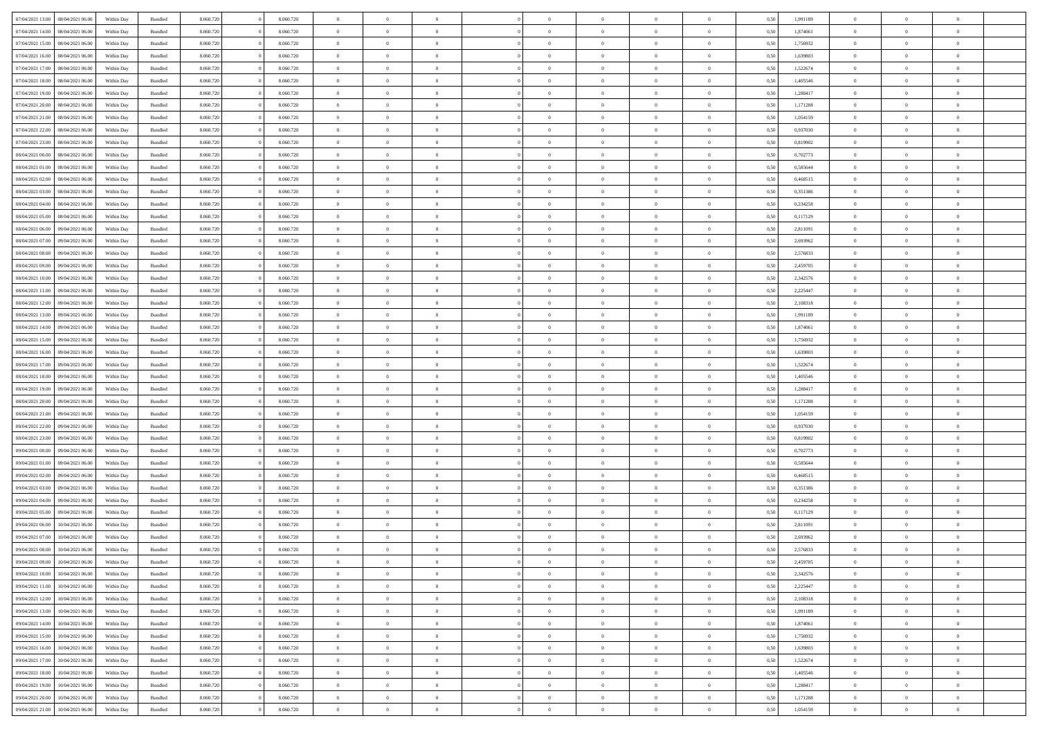| | | | | | | | | | | | | | | | | | | | | |
|---|---|---|---|---|---|---|---|---|---|---|---|---|---|---|---|---|---|---|---|---|
| 07/04/2021 13.00 | 08/04/2021 06.00 | Within Day | Bundled | 8.060.720 | 0 | 8.060.720 | 0 | 0 | 0 | | 0 | 0 | 0 | 0 | 0,50 | 1,991189 | 0 | 0 | 0 | |
| 07/04/2021 14.00 | 08/04/2021 06.00 | Within Day | Bundled | 8.060.720 | 0 | 8.060.720 | 0 | 0 | 0 | | 0 | 0 | 0 | 0 | 0,50 | 1,874061 | 0 | 0 | 0 | |
| 07/04/2021 15.00 | 08/04/2021 06.00 | Within Day | Bundled | 8.060.720 | 0 | 8.060.720 | 0 | 0 | 0 | | 0 | 0 | 0 | 0 | 0,50 | 1,756932 | 0 | 0 | 0 | |
| 07/04/2021 16.00 | 08/04/2021 06.00 | Within Day | Bundled | 8.060.720 | 0 | 8.060.720 | 0 | 0 | 0 | | 0 | 0 | 0 | 0 | 0,50 | 1,639803 | 0 | 0 | 0 | |
| 07/04/2021 17.00 | 08/04/2021 06.00 | Within Day | Bundled | 8.060.720 | 0 | 8.060.720 | 0 | 0 | 0 | | 0 | 0 | 0 | 0 | 0,50 | 1,522674 | 0 | 0 | 0 | |
| 07/04/2021 18.00 | 08/04/2021 06.00 | Within Day | Bundled | 8.060.720 | 0 | 8.060.720 | 0 | 0 | 0 | | 0 | 0 | 0 | 0 | 0,50 | 1,405546 | 0 | 0 | 0 | |
| 07/04/2021 19.00 | 08/04/2021 06.00 | Within Day | Bundled | 8.060.720 | 0 | 8.060.720 | 0 | 0 | 0 | | 0 | 0 | 0 | 0 | 0,50 | 1,288417 | 0 | 0 | 0 | |
| 07/04/2021 20.00 | 08/04/2021 06.00 | Within Day | Bundled | 8.060.720 | 0 | 8.060.720 | 0 | 0 | 0 | | 0 | 0 | 0 | 0 | 0,50 | 1,171288 | 0 | 0 | 0 | |
| 07/04/2021 21.00 | 08/04/2021 06.00 | Within Day | Bundled | 8.060.720 | 0 | 8.060.720 | 0 | 0 | 0 | | 0 | 0 | 0 | 0 | 0,50 | 1,054159 | 0 | 0 | 0 | |
| 07/04/2021 22.00 | 08/04/2021 06.00 | Within Day | Bundled | 8.060.720 | 0 | 8.060.720 | 0 | 0 | 0 | | 0 | 0 | 0 | 0 | 0,50 | 0,937030 | 0 | 0 | 0 | |
| 07/04/2021 23.00 | 08/04/2021 06.00 | Within Day | Bundled | 8.060.720 | 0 | 8.060.720 | 0 | 0 | 0 | | 0 | 0 | 0 | 0 | 0,50 | 0,819902 | 0 | 0 | 0 | |
| 08/04/2021 00.00 | 08/04/2021 06.00 | Within Day | Bundled | 8.060.720 | 0 | 8.060.720 | 0 | 0 | 0 | | 0 | 0 | 0 | 0 | 0,50 | 0,702773 | 0 | 0 | 0 | |
| 08/04/2021 01.00 | 08/04/2021 06.00 | Within Day | Bundled | 8.060.720 | 0 | 8.060.720 | 0 | 0 | 0 | | 0 | 0 | 0 | 0 | 0,50 | 0,585644 | 0 | 0 | 0 | |
| 08/04/2021 02.00 | 08/04/2021 06.00 | Within Day | Bundled | 8.060.720 | 0 | 8.060.720 | 0 | 0 | 0 | | 0 | 0 | 0 | 0 | 0,50 | 0,468515 | 0 | 0 | 0 | |
| 08/04/2021 03.00 | 08/04/2021 06.00 | Within Day | Bundled | 8.060.720 | 0 | 8.060.720 | 0 | 0 | 0 | | 0 | 0 | 0 | 0 | 0,50 | 0,351386 | 0 | 0 | 0 | |
| 08/04/2021 04.00 | 08/04/2021 06.00 | Within Day | Bundled | 8.060.720 | 0 | 8.060.720 | 0 | 0 | 0 | | 0 | 0 | 0 | 0 | 0,50 | 0,234258 | 0 | 0 | 0 | |
| 08/04/2021 05.00 | 08/04/2021 06.00 | Within Day | Bundled | 8.060.720 | 0 | 8.060.720 | 0 | 0 | 0 | | 0 | 0 | 0 | 0 | 0,50 | 0,117129 | 0 | 0 | 0 | |
| 08/04/2021 06.00 | 09/04/2021 06.00 | Within Day | Bundled | 8.060.720 | 0 | 8.060.720 | 0 | 0 | 0 | | 0 | 0 | 0 | 0 | 0,50 | 2,811091 | 0 | 0 | 0 | |
| 08/04/2021 07.00 | 09/04/2021 06.00 | Within Day | Bundled | 8.060.720 | 0 | 8.060.720 | 0 | 0 | 0 | | 0 | 0 | 0 | 0 | 0,50 | 2,693962 | 0 | 0 | 0 | |
| 08/04/2021 08.00 | 09/04/2021 06.00 | Within Day | Bundled | 8.060.720 | 0 | 8.060.720 | 0 | 0 | 0 | | 0 | 0 | 0 | 0 | 0,50 | 2,576833 | 0 | 0 | 0 | |
| 08/04/2021 09.00 | 09/04/2021 06.00 | Within Day | Bundled | 8.060.720 | 0 | 8.060.720 | 0 | 0 | 0 | | 0 | 0 | 0 | 0 | 0,50 | 2,459705 | 0 | 0 | 0 | |
| 08/04/2021 10.00 | 09/04/2021 06.00 | Within Day | Bundled | 8.060.720 | 0 | 8.060.720 | 0 | 0 | 0 | | 0 | 0 | 0 | 0 | 0,50 | 2,342576 | 0 | 0 | 0 | |
| 08/04/2021 11.00 | 09/04/2021 06.00 | Within Day | Bundled | 8.060.720 | 0 | 8.060.720 | 0 | 0 | 0 | | 0 | 0 | 0 | 0 | 0,50 | 2,225447 | 0 | 0 | 0 | |
| 08/04/2021 12.00 | 09/04/2021 06.00 | Within Day | Bundled | 8.060.720 | 0 | 8.060.720 | 0 | 0 | 0 | | 0 | 0 | 0 | 0 | 0,50 | 2,108318 | 0 | 0 | 0 | |
| 08/04/2021 13.00 | 09/04/2021 06.00 | Within Day | Bundled | 8.060.720 | 0 | 8.060.720 | 0 | 0 | 0 | | 0 | 0 | 0 | 0 | 0,50 | 1,991189 | 0 | 0 | 0 | |
| 08/04/2021 14.00 | 09/04/2021 06.00 | Within Day | Bundled | 8.060.720 | 0 | 8.060.720 | 0 | 0 | 0 | | 0 | 0 | 0 | 0 | 0,50 | 1,874061 | 0 | 0 | 0 | |
| 08/04/2021 15.00 | 09/04/2021 06.00 | Within Day | Bundled | 8.060.720 | 0 | 8.060.720 | 0 | 0 | 0 | | 0 | 0 | 0 | 0 | 0,50 | 1,756932 | 0 | 0 | 0 | |
| 08/04/2021 16.00 | 09/04/2021 06.00 | Within Day | Bundled | 8.060.720 | 0 | 8.060.720 | 0 | 0 | 0 | | 0 | 0 | 0 | 0 | 0,50 | 1,639803 | 0 | 0 | 0 | |
| 08/04/2021 17.00 | 09/04/2021 06.00 | Within Day | Bundled | 8.060.720 | 0 | 8.060.720 | 0 | 0 | 0 | | 0 | 0 | 0 | 0 | 0,50 | 1,522674 | 0 | 0 | 0 | |
| 08/04/2021 18.00 | 09/04/2021 06.00 | Within Day | Bundled | 8.060.720 | 0 | 8.060.720 | 0 | 0 | 0 | | 0 | 0 | 0 | 0 | 0,50 | 1,405546 | 0 | 0 | 0 | |
| 08/04/2021 19.00 | 09/04/2021 06.00 | Within Day | Bundled | 8.060.720 | 0 | 8.060.720 | 0 | 0 | 0 | | 0 | 0 | 0 | 0 | 0,50 | 1,288417 | 0 | 0 | 0 | |
| 08/04/2021 20.00 | 09/04/2021 06.00 | Within Day | Bundled | 8.060.720 | 0 | 8.060.720 | 0 | 0 | 0 | | 0 | 0 | 0 | 0 | 0,50 | 1,171288 | 0 | 0 | 0 | |
| 08/04/2021 21.00 | 09/04/2021 06.00 | Within Day | Bundled | 8.060.720 | 0 | 8.060.720 | 0 | 0 | 0 | | 0 | 0 | 0 | 0 | 0,50 | 1,054159 | 0 | 0 | 0 | |
| 08/04/2021 22.00 | 09/04/2021 06.00 | Within Day | Bundled | 8.060.720 | 0 | 8.060.720 | 0 | 0 | 0 | | 0 | 0 | 0 | 0 | 0,50 | 0,937030 | 0 | 0 | 0 | |
| 08/04/2021 23.00 | 09/04/2021 06.00 | Within Day | Bundled | 8.060.720 | 0 | 8.060.720 | 0 | 0 | 0 | | 0 | 0 | 0 | 0 | 0,50 | 0,819902 | 0 | 0 | 0 | |
| 09/04/2021 00.00 | 09/04/2021 06.00 | Within Day | Bundled | 8.060.720 | 0 | 8.060.720 | 0 | 0 | 0 | | 0 | 0 | 0 | 0 | 0,50 | 0,702773 | 0 | 0 | 0 | |
| 09/04/2021 01.00 | 09/04/2021 06.00 | Within Day | Bundled | 8.060.720 | 0 | 8.060.720 | 0 | 0 | 0 | | 0 | 0 | 0 | 0 | 0,50 | 0,585644 | 0 | 0 | 0 | |
| 09/04/2021 02.00 | 09/04/2021 06.00 | Within Day | Bundled | 8.060.720 | 0 | 8.060.720 | 0 | 0 | 0 | | 0 | 0 | 0 | 0 | 0,50 | 0,468515 | 0 | 0 | 0 | |
| 09/04/2021 03.00 | 09/04/2021 06.00 | Within Day | Bundled | 8.060.720 | 0 | 8.060.720 | 0 | 0 | 0 | | 0 | 0 | 0 | 0 | 0,50 | 0,351386 | 0 | 0 | 0 | |
| 09/04/2021 04.00 | 09/04/2021 06.00 | Within Day | Bundled | 8.060.720 | 0 | 8.060.720 | 0 | 0 | 0 | | 0 | 0 | 0 | 0 | 0,50 | 0,234258 | 0 | 0 | 0 | |
| 09/04/2021 05.00 | 09/04/2021 06.00 | Within Day | Bundled | 8.060.720 | 0 | 8.060.720 | 0 | 0 | 0 | | 0 | 0 | 0 | 0 | 0,50 | 0,117129 | 0 | 0 | 0 | |
| 09/04/2021 06.00 | 10/04/2021 06.00 | Within Day | Bundled | 8.060.720 | 0 | 8.060.720 | 0 | 0 | 0 | | 0 | 0 | 0 | 0 | 0,50 | 2,811091 | 0 | 0 | 0 | |
| 09/04/2021 07.00 | 10/04/2021 06.00 | Within Day | Bundled | 8.060.720 | 0 | 8.060.720 | 0 | 0 | 0 | | 0 | 0 | 0 | 0 | 0,50 | 2,693962 | 0 | 0 | 0 | |
| 09/04/2021 08.00 | 10/04/2021 06.00 | Within Day | Bundled | 8.060.720 | 0 | 8.060.720 | 0 | 0 | 0 | | 0 | 0 | 0 | 0 | 0,50 | 2,576833 | 0 | 0 | 0 | |
| 09/04/2021 09.00 | 10/04/2021 06.00 | Within Day | Bundled | 8.060.720 | 0 | 8.060.720 | 0 | 0 | 0 | | 0 | 0 | 0 | 0 | 0,50 | 2,459705 | 0 | 0 | 0 | |
| 09/04/2021 10.00 | 10/04/2021 06.00 | Within Day | Bundled | 8.060.720 | 0 | 8.060.720 | 0 | 0 | 0 | | 0 | 0 | 0 | 0 | 0,50 | 2,342576 | 0 | 0 | 0 | |
| 09/04/2021 11.00 | 10/04/2021 06.00 | Within Day | Bundled | 8.060.720 | 0 | 8.060.720 | 0 | 0 | 0 | | 0 | 0 | 0 | 0 | 0,50 | 2,225447 | 0 | 0 | 0 | |
| 09/04/2021 12.00 | 10/04/2021 06.00 | Within Day | Bundled | 8.060.720 | 0 | 8.060.720 | 0 | 0 | 0 | | 0 | 0 | 0 | 0 | 0,50 | 2,108318 | 0 | 0 | 0 | |
| 09/04/2021 13.00 | 10/04/2021 06.00 | Within Day | Bundled | 8.060.720 | 0 | 8.060.720 | 0 | 0 | 0 | | 0 | 0 | 0 | 0 | 0,50 | 1,991189 | 0 | 0 | 0 | |
| 09/04/2021 14.00 | 10/04/2021 06.00 | Within Day | Bundled | 8.060.720 | 0 | 8.060.720 | 0 | 0 | 0 | | 0 | 0 | 0 | 0 | 0,50 | 1,874061 | 0 | 0 | 0 | |
| 09/04/2021 15.00 | 10/04/2021 06.00 | Within Day | Bundled | 8.060.720 | 0 | 8.060.720 | 0 | 0 | 0 | | 0 | 0 | 0 | 0 | 0,50 | 1,756932 | 0 | 0 | 0 | |
| 09/04/2021 16.00 | 10/04/2021 06.00 | Within Day | Bundled | 8.060.720 | 0 | 8.060.720 | 0 | 0 | 0 | | 0 | 0 | 0 | 0 | 0,50 | 1,639803 | 0 | 0 | 0 | |
| 09/04/2021 17.00 | 10/04/2021 06.00 | Within Day | Bundled | 8.060.720 | 0 | 8.060.720 | 0 | 0 | 0 | | 0 | 0 | 0 | 0 | 0,50 | 1,522674 | 0 | 0 | 0 | |
| 09/04/2021 18.00 | 10/04/2021 06.00 | Within Day | Bundled | 8.060.720 | 0 | 8.060.720 | 0 | 0 | 0 | | 0 | 0 | 0 | 0 | 0,50 | 1,405546 | 0 | 0 | 0 | |
| 09/04/2021 19.00 | 10/04/2021 06.00 | Within Day | Bundled | 8.060.720 | 0 | 8.060.720 | 0 | 0 | 0 | | 0 | 0 | 0 | 0 | 0,50 | 1,288417 | 0 | 0 | 0 | |
| 09/04/2021 20.00 | 10/04/2021 06.00 | Within Day | Bundled | 8.060.720 | 0 | 8.060.720 | 0 | 0 | 0 | | 0 | 0 | 0 | 0 | 0,50 | 1,171288 | 0 | 0 | 0 | |
| 09/04/2021 21.00 | 10/04/2021 06.00 | Within Day | Bundled | 8.060.720 | 0 | 8.060.720 | 0 | 0 | 0 | | 0 | 0 | 0 | 0 | 0,50 | 1,054159 | 0 | 0 | 0 | |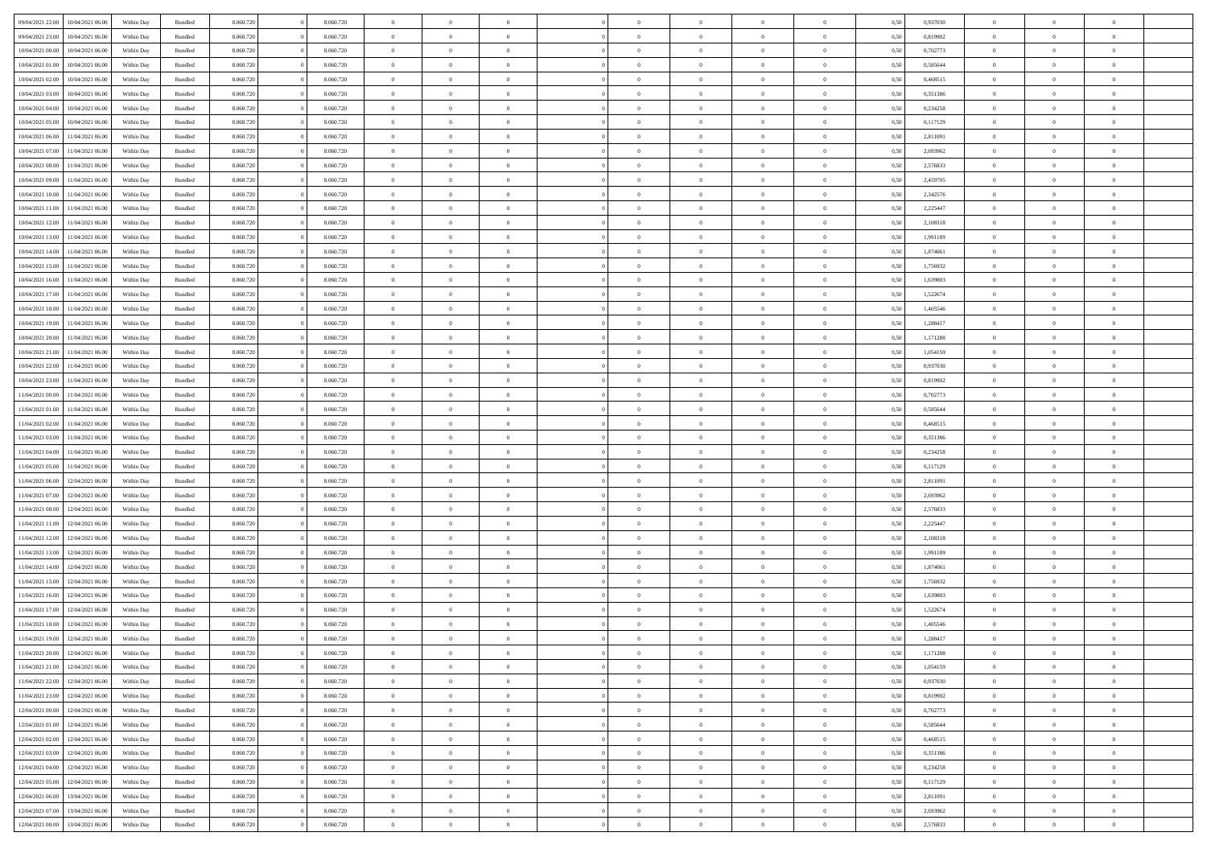| | | | | | | | | | | | | | | | | | | | | |
|---|---|---|---|---|---|---|---|---|---|---|---|---|---|---|---|---|---|---|---|---|
| 09/04/2021 22.00 | 10/04/2021 06.00 | Within Day | Bundled | 8.060.720 | 0 | 8.060.720 | 0 | 0 | 0 | | 0 | 0 | 0 | 0 | 0,50 | 0,937030 | 0 | 0 | 0 | |
| 09/04/2021 23.00 | 10/04/2021 06.00 | Within Day | Bundled | 8.060.720 | 0 | 8.060.720 | 0 | 0 | 0 | | 0 | 0 | 0 | 0 | 0,50 | 0,819902 | 0 | 0 | 0 | |
| 10/04/2021 00.00 | 10/04/2021 06.00 | Within Day | Bundled | 8.060.720 | 0 | 8.060.720 | 0 | 0 | 0 | | 0 | 0 | 0 | 0 | 0,50 | 0,702773 | 0 | 0 | 0 | |
| 10/04/2021 01.00 | 10/04/2021 06.00 | Within Day | Bundled | 8.060.720 | 0 | 8.060.720 | 0 | 0 | 0 | | 0 | 0 | 0 | 0 | 0,50 | 0,585644 | 0 | 0 | 0 | |
| 10/04/2021 02.00 | 10/04/2021 06.00 | Within Day | Bundled | 8.060.720 | 0 | 8.060.720 | 0 | 0 | 0 | | 0 | 0 | 0 | 0 | 0,50 | 0,468515 | 0 | 0 | 0 | |
| 10/04/2021 03.00 | 10/04/2021 06.00 | Within Day | Bundled | 8.060.720 | 0 | 8.060.720 | 0 | 0 | 0 | | 0 | 0 | 0 | 0 | 0,50 | 0,351386 | 0 | 0 | 0 | |
| 10/04/2021 04.00 | 10/04/2021 06.00 | Within Day | Bundled | 8.060.720 | 0 | 8.060.720 | 0 | 0 | 0 | | 0 | 0 | 0 | 0 | 0,50 | 0,234258 | 0 | 0 | 0 | |
| 10/04/2021 05.00 | 10/04/2021 06.00 | Within Day | Bundled | 8.060.720 | 0 | 8.060.720 | 0 | 0 | 0 | | 0 | 0 | 0 | 0 | 0,50 | 0,117129 | 0 | 0 | 0 | |
| 10/04/2021 06.00 | 11/04/2021 06.00 | Within Day | Bundled | 8.060.720 | 0 | 8.060.720 | 0 | 0 | 0 | | 0 | 0 | 0 | 0 | 0,50 | 2,811091 | 0 | 0 | 0 | |
| 10/04/2021 07.00 | 11/04/2021 06.00 | Within Day | Bundled | 8.060.720 | 0 | 8.060.720 | 0 | 0 | 0 | | 0 | 0 | 0 | 0 | 0,50 | 2,693962 | 0 | 0 | 0 | |
| 10/04/2021 08.00 | 11/04/2021 06.00 | Within Day | Bundled | 8.060.720 | 0 | 8.060.720 | 0 | 0 | 0 | | 0 | 0 | 0 | 0 | 0,50 | 2,576833 | 0 | 0 | 0 | |
| 10/04/2021 09.00 | 11/04/2021 06.00 | Within Day | Bundled | 8.060.720 | 0 | 8.060.720 | 0 | 0 | 0 | | 0 | 0 | 0 | 0 | 0,50 | 2,459705 | 0 | 0 | 0 | |
| 10/04/2021 10.00 | 11/04/2021 06.00 | Within Day | Bundled | 8.060.720 | 0 | 8.060.720 | 0 | 0 | 0 | | 0 | 0 | 0 | 0 | 0,50 | 2,342576 | 0 | 0 | 0 | |
| 10/04/2021 11.00 | 11/04/2021 06.00 | Within Day | Bundled | 8.060.720 | 0 | 8.060.720 | 0 | 0 | 0 | | 0 | 0 | 0 | 0 | 0,50 | 2,225447 | 0 | 0 | 0 | |
| 10/04/2021 12.00 | 11/04/2021 06.00 | Within Day | Bundled | 8.060.720 | 0 | 8.060.720 | 0 | 0 | 0 | | 0 | 0 | 0 | 0 | 0,50 | 2,108318 | 0 | 0 | 0 | |
| 10/04/2021 13.00 | 11/04/2021 06.00 | Within Day | Bundled | 8.060.720 | 0 | 8.060.720 | 0 | 0 | 0 | | 0 | 0 | 0 | 0 | 0,50 | 1,991189 | 0 | 0 | 0 | |
| 10/04/2021 14.00 | 11/04/2021 06.00 | Within Day | Bundled | 8.060.720 | 0 | 8.060.720 | 0 | 0 | 0 | | 0 | 0 | 0 | 0 | 0,50 | 1,874061 | 0 | 0 | 0 | |
| 10/04/2021 15.00 | 11/04/2021 06.00 | Within Day | Bundled | 8.060.720 | 0 | 8.060.720 | 0 | 0 | 0 | | 0 | 0 | 0 | 0 | 0,50 | 1,756932 | 0 | 0 | 0 | |
| 10/04/2021 16.00 | 11/04/2021 06.00 | Within Day | Bundled | 8.060.720 | 0 | 8.060.720 | 0 | 0 | 0 | | 0 | 0 | 0 | 0 | 0,50 | 1,639803 | 0 | 0 | 0 | |
| 10/04/2021 17.00 | 11/04/2021 06.00 | Within Day | Bundled | 8.060.720 | 0 | 8.060.720 | 0 | 0 | 0 | | 0 | 0 | 0 | 0 | 0,50 | 1,522674 | 0 | 0 | 0 | |
| 10/04/2021 18.00 | 11/04/2021 06.00 | Within Day | Bundled | 8.060.720 | 0 | 8.060.720 | 0 | 0 | 0 | | 0 | 0 | 0 | 0 | 0,50 | 1,405546 | 0 | 0 | 0 | |
| 10/04/2021 19.00 | 11/04/2021 06.00 | Within Day | Bundled | 8.060.720 | 0 | 8.060.720 | 0 | 0 | 0 | | 0 | 0 | 0 | 0 | 0,50 | 1,288417 | 0 | 0 | 0 | |
| 10/04/2021 20.00 | 11/04/2021 06.00 | Within Day | Bundled | 8.060.720 | 0 | 8.060.720 | 0 | 0 | 0 | | 0 | 0 | 0 | 0 | 0,50 | 1,171288 | 0 | 0 | 0 | |
| 10/04/2021 21.00 | 11/04/2021 06.00 | Within Day | Bundled | 8.060.720 | 0 | 8.060.720 | 0 | 0 | 0 | | 0 | 0 | 0 | 0 | 0,50 | 1,054159 | 0 | 0 | 0 | |
| 10/04/2021 22.00 | 11/04/2021 06.00 | Within Day | Bundled | 8.060.720 | 0 | 8.060.720 | 0 | 0 | 0 | | 0 | 0 | 0 | 0 | 0,50 | 0,937030 | 0 | 0 | 0 | |
| 10/04/2021 23.00 | 11/04/2021 06.00 | Within Day | Bundled | 8.060.720 | 0 | 8.060.720 | 0 | 0 | 0 | | 0 | 0 | 0 | 0 | 0,50 | 0,819902 | 0 | 0 | 0 | |
| 11/04/2021 00.00 | 11/04/2021 06.00 | Within Day | Bundled | 8.060.720 | 0 | 8.060.720 | 0 | 0 | 0 | | 0 | 0 | 0 | 0 | 0,50 | 0,702773 | 0 | 0 | 0 | |
| 11/04/2021 01.00 | 11/04/2021 06.00 | Within Day | Bundled | 8.060.720 | 0 | 8.060.720 | 0 | 0 | 0 | | 0 | 0 | 0 | 0 | 0,50 | 0,585644 | 0 | 0 | 0 | |
| 11/04/2021 02.00 | 11/04/2021 06.00 | Within Day | Bundled | 8.060.720 | 0 | 8.060.720 | 0 | 0 | 0 | | 0 | 0 | 0 | 0 | 0,50 | 0,468515 | 0 | 0 | 0 | |
| 11/04/2021 03.00 | 11/04/2021 06.00 | Within Day | Bundled | 8.060.720 | 0 | 8.060.720 | 0 | 0 | 0 | | 0 | 0 | 0 | 0 | 0,50 | 0,351386 | 0 | 0 | 0 | |
| 11/04/2021 04.00 | 11/04/2021 06.00 | Within Day | Bundled | 8.060.720 | 0 | 8.060.720 | 0 | 0 | 0 | | 0 | 0 | 0 | 0 | 0,50 | 0,234258 | 0 | 0 | 0 | |
| 11/04/2021 05.00 | 11/04/2021 06.00 | Within Day | Bundled | 8.060.720 | 0 | 8.060.720 | 0 | 0 | 0 | | 0 | 0 | 0 | 0 | 0,50 | 0,117129 | 0 | 0 | 0 | |
| 11/04/2021 06.00 | 12/04/2021 06.00 | Within Day | Bundled | 8.060.720 | 0 | 8.060.720 | 0 | 0 | 0 | | 0 | 0 | 0 | 0 | 0,50 | 2,811091 | 0 | 0 | 0 | |
| 11/04/2021 07.00 | 12/04/2021 06.00 | Within Day | Bundled | 8.060.720 | 0 | 8.060.720 | 0 | 0 | 0 | | 0 | 0 | 0 | 0 | 0,50 | 2,693962 | 0 | 0 | 0 | |
| 11/04/2021 08.00 | 12/04/2021 06.00 | Within Day | Bundled | 8.060.720 | 0 | 8.060.720 | 0 | 0 | 0 | | 0 | 0 | 0 | 0 | 0,50 | 2,576833 | 0 | 0 | 0 | |
| 11/04/2021 11.00 | 12/04/2021 06.00 | Within Day | Bundled | 8.060.720 | 0 | 8.060.720 | 0 | 0 | 0 | | 0 | 0 | 0 | 0 | 0,50 | 2,225447 | 0 | 0 | 0 | |
| 11/04/2021 12.00 | 12/04/2021 06.00 | Within Day | Bundled | 8.060.720 | 0 | 8.060.720 | 0 | 0 | 0 | | 0 | 0 | 0 | 0 | 0,50 | 2,108318 | 0 | 0 | 0 | |
| 11/04/2021 13.00 | 12/04/2021 06.00 | Within Day | Bundled | 8.060.720 | 0 | 8.060.720 | 0 | 0 | 0 | | 0 | 0 | 0 | 0 | 0,50 | 1,991189 | 0 | 0 | 0 | |
| 11/04/2021 14.00 | 12/04/2021 06.00 | Within Day | Bundled | 8.060.720 | 0 | 8.060.720 | 0 | 0 | 0 | | 0 | 0 | 0 | 0 | 0,50 | 1,874061 | 0 | 0 | 0 | |
| 11/04/2021 15.00 | 12/04/2021 06.00 | Within Day | Bundled | 8.060.720 | 0 | 8.060.720 | 0 | 0 | 0 | | 0 | 0 | 0 | 0 | 0,50 | 1,756932 | 0 | 0 | 0 | |
| 11/04/2021 16.00 | 12/04/2021 06.00 | Within Day | Bundled | 8.060.720 | 0 | 8.060.720 | 0 | 0 | 0 | | 0 | 0 | 0 | 0 | 0,50 | 1,639803 | 0 | 0 | 0 | |
| 11/04/2021 17.00 | 12/04/2021 06.00 | Within Day | Bundled | 8.060.720 | 0 | 8.060.720 | 0 | 0 | 0 | | 0 | 0 | 0 | 0 | 0,50 | 1,522674 | 0 | 0 | 0 | |
| 11/04/2021 18.00 | 12/04/2021 06.00 | Within Day | Bundled | 8.060.720 | 0 | 8.060.720 | 0 | 0 | 0 | | 0 | 0 | 0 | 0 | 0,50 | 1,405546 | 0 | 0 | 0 | |
| 11/04/2021 19.00 | 12/04/2021 06.00 | Within Day | Bundled | 8.060.720 | 0 | 8.060.720 | 0 | 0 | 0 | | 0 | 0 | 0 | 0 | 0,50 | 1,288417 | 0 | 0 | 0 | |
| 11/04/2021 20.00 | 12/04/2021 06.00 | Within Day | Bundled | 8.060.720 | 0 | 8.060.720 | 0 | 0 | 0 | | 0 | 0 | 0 | 0 | 0,50 | 1,171288 | 0 | 0 | 0 | |
| 11/04/2021 21.00 | 12/04/2021 06.00 | Within Day | Bundled | 8.060.720 | 0 | 8.060.720 | 0 | 0 | 0 | | 0 | 0 | 0 | 0 | 0,50 | 1,054159 | 0 | 0 | 0 | |
| 11/04/2021 22.00 | 12/04/2021 06.00 | Within Day | Bundled | 8.060.720 | 0 | 8.060.720 | 0 | 0 | 0 | | 0 | 0 | 0 | 0 | 0,50 | 0,937030 | 0 | 0 | 0 | |
| 11/04/2021 23.00 | 12/04/2021 06.00 | Within Day | Bundled | 8.060.720 | 0 | 8.060.720 | 0 | 0 | 0 | | 0 | 0 | 0 | 0 | 0,50 | 0,819902 | 0 | 0 | 0 | |
| 12/04/2021 00.00 | 12/04/2021 06.00 | Within Day | Bundled | 8.060.720 | 0 | 8.060.720 | 0 | 0 | 0 | | 0 | 0 | 0 | 0 | 0,50 | 0,702773 | 0 | 0 | 0 | |
| 12/04/2021 01.00 | 12/04/2021 06.00 | Within Day | Bundled | 8.060.720 | 0 | 8.060.720 | 0 | 0 | 0 | | 0 | 0 | 0 | 0 | 0,50 | 0,585644 | 0 | 0 | 0 | |
| 12/04/2021 02.00 | 12/04/2021 06.00 | Within Day | Bundled | 8.060.720 | 0 | 8.060.720 | 0 | 0 | 0 | | 0 | 0 | 0 | 0 | 0,50 | 0,468515 | 0 | 0 | 0 | |
| 12/04/2021 03.00 | 12/04/2021 06.00 | Within Day | Bundled | 8.060.720 | 0 | 8.060.720 | 0 | 0 | 0 | | 0 | 0 | 0 | 0 | 0,50 | 0,351386 | 0 | 0 | 0 | |
| 12/04/2021 04.00 | 12/04/2021 06.00 | Within Day | Bundled | 8.060.720 | 0 | 8.060.720 | 0 | 0 | 0 | | 0 | 0 | 0 | 0 | 0,50 | 0,234258 | 0 | 0 | 0 | |
| 12/04/2021 05.00 | 12/04/2021 06.00 | Within Day | Bundled | 8.060.720 | 0 | 8.060.720 | 0 | 0 | 0 | | 0 | 0 | 0 | 0 | 0,50 | 0,117129 | 0 | 0 | 0 | |
| 12/04/2021 06.00 | 13/04/2021 06.00 | Within Day | Bundled | 8.060.720 | 0 | 8.060.720 | 0 | 0 | 0 | | 0 | 0 | 0 | 0 | 0,50 | 2,811091 | 0 | 0 | 0 | |
| 12/04/2021 07.00 | 13/04/2021 06.00 | Within Day | Bundled | 8.060.720 | 0 | 8.060.720 | 0 | 0 | 0 | | 0 | 0 | 0 | 0 | 0,50 | 2,693962 | 0 | 0 | 0 | |
| 12/04/2021 08.00 | 13/04/2021 06.00 | Within Day | Bundled | 8.060.720 | 0 | 8.060.720 | 0 | 0 | 0 | | 0 | 0 | 0 | 0 | 0,50 | 2,576833 | 0 | 0 | 0 | |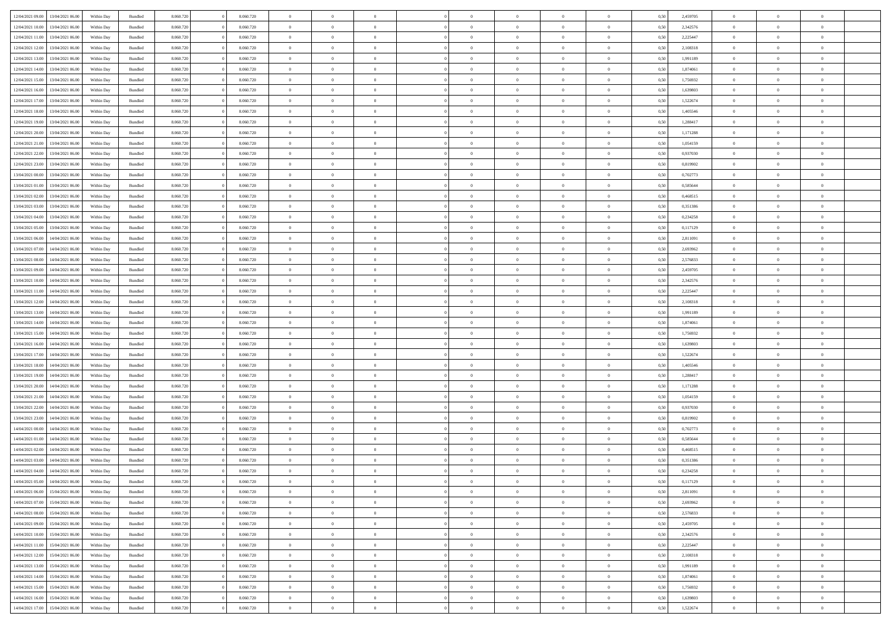| | | | | | | | | | | | | | | | | | | | | | |
|---|---|---|---|---|---|---|---|---|---|---|---|---|---|---|---|---|---|---|---|---|---|
| 12/04/2021 09:00 | 13/04/2021 06:00 | Within Day | Bundled | 8.060.720 | 0 | 8.060.720 | 0 | 0 | 0 | | 0 | 0 | 0 | 0 | 0,50 | 2,459705 | 0 | 0 | 0 | |
| 12/04/2021 10:00 | 13/04/2021 06:00 | Within Day | Bundled | 8.060.720 | 0 | 8.060.720 | 0 | 0 | 0 | | 0 | 0 | 0 | 0 | 0,50 | 2,342576 | 0 | 0 | 0 | |
| 12/04/2021 11:00 | 13/04/2021 06:00 | Within Day | Bundled | 8.060.720 | 0 | 8.060.720 | 0 | 0 | 0 | | 0 | 0 | 0 | 0 | 0,50 | 2,225447 | 0 | 0 | 0 | |
| 12/04/2021 12:00 | 13/04/2021 06:00 | Within Day | Bundled | 8.060.720 | 0 | 8.060.720 | 0 | 0 | 0 | | 0 | 0 | 0 | 0 | 0,50 | 2,108318 | 0 | 0 | 0 | |
| 12/04/2021 13:00 | 13/04/2021 06:00 | Within Day | Bundled | 8.060.720 | 0 | 8.060.720 | 0 | 0 | 0 | | 0 | 0 | 0 | 0 | 0,50 | 1,991189 | 0 | 0 | 0 | |
| 12/04/2021 14:00 | 13/04/2021 06:00 | Within Day | Bundled | 8.060.720 | 0 | 8.060.720 | 0 | 0 | 0 | | 0 | 0 | 0 | 0 | 0,50 | 1,874061 | 0 | 0 | 0 | |
| 12/04/2021 15:00 | 13/04/2021 06:00 | Within Day | Bundled | 8.060.720 | 0 | 8.060.720 | 0 | 0 | 0 | | 0 | 0 | 0 | 0 | 0,50 | 1,756932 | 0 | 0 | 0 | |
| 12/04/2021 16:00 | 13/04/2021 06:00 | Within Day | Bundled | 8.060.720 | 0 | 8.060.720 | 0 | 0 | 0 | | 0 | 0 | 0 | 0 | 0,50 | 1,639803 | 0 | 0 | 0 | |
| 12/04/2021 17:00 | 13/04/2021 06:00 | Within Day | Bundled | 8.060.720 | 0 | 8.060.720 | 0 | 0 | 0 | | 0 | 0 | 0 | 0 | 0,50 | 1,522674 | 0 | 0 | 0 | |
| 12/04/2021 18:00 | 13/04/2021 06:00 | Within Day | Bundled | 8.060.720 | 0 | 8.060.720 | 0 | 0 | 0 | | 0 | 0 | 0 | 0 | 0,50 | 1,405546 | 0 | 0 | 0 | |
| 12/04/2021 19:00 | 13/04/2021 06:00 | Within Day | Bundled | 8.060.720 | 0 | 8.060.720 | 0 | 0 | 0 | | 0 | 0 | 0 | 0 | 0,50 | 1,288417 | 0 | 0 | 0 | |
| 12/04/2021 20:00 | 13/04/2021 06:00 | Within Day | Bundled | 8.060.720 | 0 | 8.060.720 | 0 | 0 | 0 | | 0 | 0 | 0 | 0 | 0,50 | 1,171288 | 0 | 0 | 0 | |
| 12/04/2021 21:00 | 13/04/2021 06:00 | Within Day | Bundled | 8.060.720 | 0 | 8.060.720 | 0 | 0 | 0 | | 0 | 0 | 0 | 0 | 0,50 | 1,054159 | 0 | 0 | 0 | |
| 12/04/2021 22:00 | 13/04/2021 06:00 | Within Day | Bundled | 8.060.720 | 0 | 8.060.720 | 0 | 0 | 0 | | 0 | 0 | 0 | 0 | 0,50 | 0,937030 | 0 | 0 | 0 | |
| 12/04/2021 23:00 | 13/04/2021 06:00 | Within Day | Bundled | 8.060.720 | 0 | 8.060.720 | 0 | 0 | 0 | | 0 | 0 | 0 | 0 | 0,50 | 0,819902 | 0 | 0 | 0 | |
| 13/04/2021 00:00 | 13/04/2021 06:00 | Within Day | Bundled | 8.060.720 | 0 | 8.060.720 | 0 | 0 | 0 | | 0 | 0 | 0 | 0 | 0,50 | 0,702773 | 0 | 0 | 0 | |
| 13/04/2021 01:00 | 13/04/2021 06:00 | Within Day | Bundled | 8.060.720 | 0 | 8.060.720 | 0 | 0 | 0 | | 0 | 0 | 0 | 0 | 0,50 | 0,585644 | 0 | 0 | 0 | |
| 13/04/2021 02:00 | 13/04/2021 06:00 | Within Day | Bundled | 8.060.720 | 0 | 8.060.720 | 0 | 0 | 0 | | 0 | 0 | 0 | 0 | 0,50 | 0,468515 | 0 | 0 | 0 | |
| 13/04/2021 03:00 | 13/04/2021 06:00 | Within Day | Bundled | 8.060.720 | 0 | 8.060.720 | 0 | 0 | 0 | | 0 | 0 | 0 | 0 | 0,50 | 0,351386 | 0 | 0 | 0 | |
| 13/04/2021 04:00 | 13/04/2021 06:00 | Within Day | Bundled | 8.060.720 | 0 | 8.060.720 | 0 | 0 | 0 | | 0 | 0 | 0 | 0 | 0,50 | 0,234258 | 0 | 0 | 0 | |
| 13/04/2021 05:00 | 13/04/2021 06:00 | Within Day | Bundled | 8.060.720 | 0 | 8.060.720 | 0 | 0 | 0 | | 0 | 0 | 0 | 0 | 0,50 | 0,117129 | 0 | 0 | 0 | |
| 13/04/2021 06:00 | 14/04/2021 06:00 | Within Day | Bundled | 8.060.720 | 0 | 8.060.720 | 0 | 0 | 0 | | 0 | 0 | 0 | 0 | 0,50 | 2,811091 | 0 | 0 | 0 | |
| 13/04/2021 07:00 | 14/04/2021 06:00 | Within Day | Bundled | 8.060.720 | 0 | 8.060.720 | 0 | 0 | 0 | | 0 | 0 | 0 | 0 | 0,50 | 2,693962 | 0 | 0 | 0 | |
| 13/04/2021 08:00 | 14/04/2021 06:00 | Within Day | Bundled | 8.060.720 | 0 | 8.060.720 | 0 | 0 | 0 | | 0 | 0 | 0 | 0 | 0,50 | 2,576833 | 0 | 0 | 0 | |
| 13/04/2021 09:00 | 14/04/2021 06:00 | Within Day | Bundled | 8.060.720 | 0 | 8.060.720 | 0 | 0 | 0 | | 0 | 0 | 0 | 0 | 0,50 | 2,459705 | 0 | 0 | 0 | |
| 13/04/2021 10:00 | 14/04/2021 06:00 | Within Day | Bundled | 8.060.720 | 0 | 8.060.720 | 0 | 0 | 0 | | 0 | 0 | 0 | 0 | 0,50 | 2,342576 | 0 | 0 | 0 | |
| 13/04/2021 11:00 | 14/04/2021 06:00 | Within Day | Bundled | 8.060.720 | 0 | 8.060.720 | 0 | 0 | 0 | | 0 | 0 | 0 | 0 | 0,50 | 2,225447 | 0 | 0 | 0 | |
| 13/04/2021 12:00 | 14/04/2021 06:00 | Within Day | Bundled | 8.060.720 | 0 | 8.060.720 | 0 | 0 | 0 | | 0 | 0 | 0 | 0 | 0,50 | 2,108318 | 0 | 0 | 0 | |
| 13/04/2021 13:00 | 14/04/2021 06:00 | Within Day | Bundled | 8.060.720 | 0 | 8.060.720 | 0 | 0 | 0 | | 0 | 0 | 0 | 0 | 0,50 | 1,991189 | 0 | 0 | 0 | |
| 13/04/2021 14:00 | 14/04/2021 06:00 | Within Day | Bundled | 8.060.720 | 0 | 8.060.720 | 0 | 0 | 0 | | 0 | 0 | 0 | 0 | 0,50 | 1,874061 | 0 | 0 | 0 | |
| 13/04/2021 15:00 | 14/04/2021 06:00 | Within Day | Bundled | 8.060.720 | 0 | 8.060.720 | 0 | 0 | 0 | | 0 | 0 | 0 | 0 | 0,50 | 1,756932 | 0 | 0 | 0 | |
| 13/04/2021 16:00 | 14/04/2021 06:00 | Within Day | Bundled | 8.060.720 | 0 | 8.060.720 | 0 | 0 | 0 | | 0 | 0 | 0 | 0 | 0,50 | 1,639803 | 0 | 0 | 0 | |
| 13/04/2021 17:00 | 14/04/2021 06:00 | Within Day | Bundled | 8.060.720 | 0 | 8.060.720 | 0 | 0 | 0 | | 0 | 0 | 0 | 0 | 0,50 | 1,522674 | 0 | 0 | 0 | |
| 13/04/2021 18:00 | 14/04/2021 06:00 | Within Day | Bundled | 8.060.720 | 0 | 8.060.720 | 0 | 0 | 0 | | 0 | 0 | 0 | 0 | 0,50 | 1,405546 | 0 | 0 | 0 | |
| 13/04/2021 19:00 | 14/04/2021 06:00 | Within Day | Bundled | 8.060.720 | 0 | 8.060.720 | 0 | 0 | 0 | | 0 | 0 | 0 | 0 | 0,50 | 1,288417 | 0 | 0 | 0 | |
| 13/04/2021 20:00 | 14/04/2021 06:00 | Within Day | Bundled | 8.060.720 | 0 | 8.060.720 | 0 | 0 | 0 | | 0 | 0 | 0 | 0 | 0,50 | 1,171288 | 0 | 0 | 0 | |
| 13/04/2021 21:00 | 14/04/2021 06:00 | Within Day | Bundled | 8.060.720 | 0 | 8.060.720 | 0 | 0 | 0 | | 0 | 0 | 0 | 0 | 0,50 | 1,054159 | 0 | 0 | 0 | |
| 13/04/2021 22:00 | 14/04/2021 06:00 | Within Day | Bundled | 8.060.720 | 0 | 8.060.720 | 0 | 0 | 0 | | 0 | 0 | 0 | 0 | 0,50 | 0,937030 | 0 | 0 | 0 | |
| 13/04/2021 23:00 | 14/04/2021 06:00 | Within Day | Bundled | 8.060.720 | 0 | 8.060.720 | 0 | 0 | 0 | | 0 | 0 | 0 | 0 | 0,50 | 0,819902 | 0 | 0 | 0 | |
| 14/04/2021 00:00 | 14/04/2021 06:00 | Within Day | Bundled | 8.060.720 | 0 | 8.060.720 | 0 | 0 | 0 | | 0 | 0 | 0 | 0 | 0,50 | 0,702773 | 0 | 0 | 0 | |
| 14/04/2021 01:00 | 14/04/2021 06:00 | Within Day | Bundled | 8.060.720 | 0 | 8.060.720 | 0 | 0 | 0 | | 0 | 0 | 0 | 0 | 0,50 | 0,585644 | 0 | 0 | 0 | |
| 14/04/2021 02:00 | 14/04/2021 06:00 | Within Day | Bundled | 8.060.720 | 0 | 8.060.720 | 0 | 0 | 0 | | 0 | 0 | 0 | 0 | 0,50 | 0,468515 | 0 | 0 | 0 | |
| 14/04/2021 03:00 | 14/04/2021 06:00 | Within Day | Bundled | 8.060.720 | 0 | 8.060.720 | 0 | 0 | 0 | | 0 | 0 | 0 | 0 | 0,50 | 0,351386 | 0 | 0 | 0 | |
| 14/04/2021 04:00 | 14/04/2021 06:00 | Within Day | Bundled | 8.060.720 | 0 | 8.060.720 | 0 | 0 | 0 | | 0 | 0 | 0 | 0 | 0,50 | 0,234258 | 0 | 0 | 0 | |
| 14/04/2021 05:00 | 14/04/2021 06:00 | Within Day | Bundled | 8.060.720 | 0 | 8.060.720 | 0 | 0 | 0 | | 0 | 0 | 0 | 0 | 0,50 | 0,117129 | 0 | 0 | 0 | |
| 14/04/2021 06:00 | 15/04/2021 06:00 | Within Day | Bundled | 8.060.720 | 0 | 8.060.720 | 0 | 0 | 0 | | 0 | 0 | 0 | 0 | 0,50 | 2,811091 | 0 | 0 | 0 | |
| 14/04/2021 07:00 | 15/04/2021 06:00 | Within Day | Bundled | 8.060.720 | 0 | 8.060.720 | 0 | 0 | 0 | | 0 | 0 | 0 | 0 | 0,50 | 2,693962 | 0 | 0 | 0 | |
| 14/04/2021 08:00 | 15/04/2021 06:00 | Within Day | Bundled | 8.060.720 | 0 | 8.060.720 | 0 | 0 | 0 | | 0 | 0 | 0 | 0 | 0,50 | 2,576833 | 0 | 0 | 0 | |
| 14/04/2021 09:00 | 15/04/2021 06:00 | Within Day | Bundled | 8.060.720 | 0 | 8.060.720 | 0 | 0 | 0 | | 0 | 0 | 0 | 0 | 0,50 | 2,459705 | 0 | 0 | 0 | |
| 14/04/2021 10:00 | 15/04/2021 06:00 | Within Day | Bundled | 8.060.720 | 0 | 8.060.720 | 0 | 0 | 0 | | 0 | 0 | 0 | 0 | 0,50 | 2,342576 | 0 | 0 | 0 | |
| 14/04/2021 11:00 | 15/04/2021 06:00 | Within Day | Bundled | 8.060.720 | 0 | 8.060.720 | 0 | 0 | 0 | | 0 | 0 | 0 | 0 | 0,50 | 2,225447 | 0 | 0 | 0 | |
| 14/04/2021 12:00 | 15/04/2021 06:00 | Within Day | Bundled | 8.060.720 | 0 | 8.060.720 | 0 | 0 | 0 | | 0 | 0 | 0 | 0 | 0,50 | 2,108318 | 0 | 0 | 0 | |
| 14/04/2021 13:00 | 15/04/2021 06:00 | Within Day | Bundled | 8.060.720 | 0 | 8.060.720 | 0 | 0 | 0 | | 0 | 0 | 0 | 0 | 0,50 | 1,991189 | 0 | 0 | 0 | |
| 14/04/2021 14:00 | 15/04/2021 06:00 | Within Day | Bundled | 8.060.720 | 0 | 8.060.720 | 0 | 0 | 0 | | 0 | 0 | 0 | 0 | 0,50 | 1,874061 | 0 | 0 | 0 | |
| 14/04/2021 15:00 | 15/04/2021 06:00 | Within Day | Bundled | 8.060.720 | 0 | 8.060.720 | 0 | 0 | 0 | | 0 | 0 | 0 | 0 | 0,50 | 1,756932 | 0 | 0 | 0 | |
| 14/04/2021 16:00 | 15/04/2021 06:00 | Within Day | Bundled | 8.060.720 | 0 | 8.060.720 | 0 | 0 | 0 | | 0 | 0 | 0 | 0 | 0,50 | 1,639803 | 0 | 0 | 0 | |
| 14/04/2021 17:00 | 15/04/2021 06:00 | Within Day | Bundled | 8.060.720 | 0 | 8.060.720 | 0 | 0 | 0 | | 0 | 0 | 0 | 0 | 0,50 | 1,522674 | 0 | 0 | 0 | |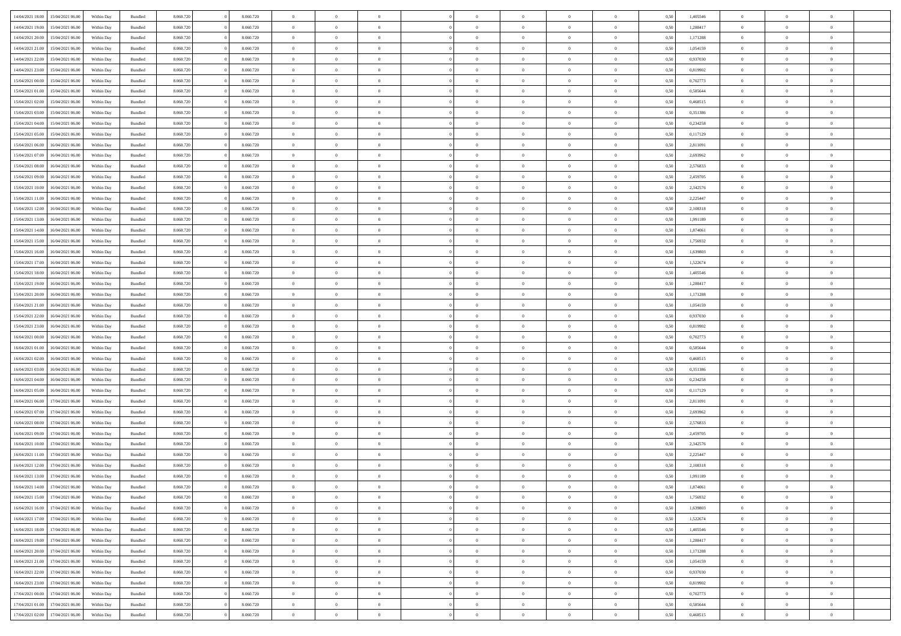| | | | | | | | | | | | | | | | | | | | | | |
|---|---|---|---|---|---|---|---|---|---|---|---|---|---|---|---|---|---|---|---|---|---|
| 14/04/2021 18:00 | 15/04/2021 06:00 | Within Day | Bundled | 8.060.720 | 0 | 8.060.720 | 0 | 0 | 0 | | 0 | 0 | 0 | 0 | 0,50 | 1,405546 | 0 | 0 | 0 | |
| 14/04/2021 19:00 | 15/04/2021 06:00 | Within Day | Bundled | 8.060.720 | 0 | 8.060.720 | 0 | 0 | 0 | | 0 | 0 | 0 | 0 | 0,50 | 1,288417 | 0 | 0 | 0 | |
| 14/04/2021 20:00 | 15/04/2021 06:00 | Within Day | Bundled | 8.060.720 | 0 | 8.060.720 | 0 | 0 | 0 | | 0 | 0 | 0 | 0 | 0,50 | 1,171288 | 0 | 0 | 0 | |
| 14/04/2021 21:00 | 15/04/2021 06:00 | Within Day | Bundled | 8.060.720 | 0 | 8.060.720 | 0 | 0 | 0 | | 0 | 0 | 0 | 0 | 0,50 | 1,054159 | 0 | 0 | 0 | |
| 14/04/2021 22:00 | 15/04/2021 06:00 | Within Day | Bundled | 8.060.720 | 0 | 8.060.720 | 0 | 0 | 0 | | 0 | 0 | 0 | 0 | 0,50 | 0,937030 | 0 | 0 | 0 | |
| 14/04/2021 23:00 | 15/04/2021 06:00 | Within Day | Bundled | 8.060.720 | 0 | 8.060.720 | 0 | 0 | 0 | | 0 | 0 | 0 | 0 | 0,50 | 0,819902 | 0 | 0 | 0 | |
| 15/04/2021 00:00 | 15/04/2021 06:00 | Within Day | Bundled | 8.060.720 | 0 | 8.060.720 | 0 | 0 | 0 | | 0 | 0 | 0 | 0 | 0,50 | 0,702773 | 0 | 0 | 0 | |
| 15/04/2021 01:00 | 15/04/2021 06:00 | Within Day | Bundled | 8.060.720 | 0 | 8.060.720 | 0 | 0 | 0 | | 0 | 0 | 0 | 0 | 0,50 | 0,585644 | 0 | 0 | 0 | |
| 15/04/2021 02:00 | 15/04/2021 06:00 | Within Day | Bundled | 8.060.720 | 0 | 8.060.720 | 0 | 0 | 0 | | 0 | 0 | 0 | 0 | 0,50 | 0,468515 | 0 | 0 | 0 | |
| 15/04/2021 03:00 | 15/04/2021 06:00 | Within Day | Bundled | 8.060.720 | 0 | 8.060.720 | 0 | 0 | 0 | | 0 | 0 | 0 | 0 | 0,50 | 0,351386 | 0 | 0 | 0 | |
| 15/04/2021 04:00 | 15/04/2021 06:00 | Within Day | Bundled | 8.060.720 | 0 | 8.060.720 | 0 | 0 | 0 | | 0 | 0 | 0 | 0 | 0,50 | 0,234258 | 0 | 0 | 0 | |
| 15/04/2021 05:00 | 15/04/2021 06:00 | Within Day | Bundled | 8.060.720 | 0 | 8.060.720 | 0 | 0 | 0 | | 0 | 0 | 0 | 0 | 0,50 | 0,117129 | 0 | 0 | 0 | |
| 15/04/2021 06:00 | 16/04/2021 06:00 | Within Day | Bundled | 8.060.720 | 0 | 8.060.720 | 0 | 0 | 0 | | 0 | 0 | 0 | 0 | 0,50 | 2,811091 | 0 | 0 | 0 | |
| 15/04/2021 07:00 | 16/04/2021 06:00 | Within Day | Bundled | 8.060.720 | 0 | 8.060.720 | 0 | 0 | 0 | | 0 | 0 | 0 | 0 | 0,50 | 2,693962 | 0 | 0 | 0 | |
| 15/04/2021 08:00 | 16/04/2021 06:00 | Within Day | Bundled | 8.060.720 | 0 | 8.060.720 | 0 | 0 | 0 | | 0 | 0 | 0 | 0 | 0,50 | 2,576833 | 0 | 0 | 0 | |
| 15/04/2021 09:00 | 16/04/2021 06:00 | Within Day | Bundled | 8.060.720 | 0 | 8.060.720 | 0 | 0 | 0 | | 0 | 0 | 0 | 0 | 0,50 | 2,459705 | 0 | 0 | 0 | |
| 15/04/2021 10:00 | 16/04/2021 06:00 | Within Day | Bundled | 8.060.720 | 0 | 8.060.720 | 0 | 0 | 0 | | 0 | 0 | 0 | 0 | 0,50 | 2,342576 | 0 | 0 | 0 | |
| 15/04/2021 11:00 | 16/04/2021 06:00 | Within Day | Bundled | 8.060.720 | 0 | 8.060.720 | 0 | 0 | 0 | | 0 | 0 | 0 | 0 | 0,50 | 2,225447 | 0 | 0 | 0 | |
| 15/04/2021 12:00 | 16/04/2021 06:00 | Within Day | Bundled | 8.060.720 | 0 | 8.060.720 | 0 | 0 | 0 | | 0 | 0 | 0 | 0 | 0,50 | 2,108318 | 0 | 0 | 0 | |
| 15/04/2021 13:00 | 16/04/2021 06:00 | Within Day | Bundled | 8.060.720 | 0 | 8.060.720 | 0 | 0 | 0 | | 0 | 0 | 0 | 0 | 0,50 | 1,991189 | 0 | 0 | 0 | |
| 15/04/2021 14:00 | 16/04/2021 06:00 | Within Day | Bundled | 8.060.720 | 0 | 8.060.720 | 0 | 0 | 0 | | 0 | 0 | 0 | 0 | 0,50 | 1,874061 | 0 | 0 | 0 | |
| 15/04/2021 15:00 | 16/04/2021 06:00 | Within Day | Bundled | 8.060.720 | 0 | 8.060.720 | 0 | 0 | 0 | | 0 | 0 | 0 | 0 | 0,50 | 1,756932 | 0 | 0 | 0 | |
| 15/04/2021 16:00 | 16/04/2021 06:00 | Within Day | Bundled | 8.060.720 | 0 | 8.060.720 | 0 | 0 | 0 | | 0 | 0 | 0 | 0 | 0,50 | 1,639803 | 0 | 0 | 0 | |
| 15/04/2021 17:00 | 16/04/2021 06:00 | Within Day | Bundled | 8.060.720 | 0 | 8.060.720 | 0 | 0 | 0 | | 0 | 0 | 0 | 0 | 0,50 | 1,522674 | 0 | 0 | 0 | |
| 15/04/2021 18:00 | 16/04/2021 06:00 | Within Day | Bundled | 8.060.720 | 0 | 8.060.720 | 0 | 0 | 0 | | 0 | 0 | 0 | 0 | 0,50 | 1,405546 | 0 | 0 | 0 | |
| 15/04/2021 19:00 | 16/04/2021 06:00 | Within Day | Bundled | 8.060.720 | 0 | 8.060.720 | 0 | 0 | 0 | | 0 | 0 | 0 | 0 | 0,50 | 1,288417 | 0 | 0 | 0 | |
| 15/04/2021 20:00 | 16/04/2021 06:00 | Within Day | Bundled | 8.060.720 | 0 | 8.060.720 | 0 | 0 | 0 | | 0 | 0 | 0 | 0 | 0,50 | 1,171288 | 0 | 0 | 0 | |
| 15/04/2021 21:00 | 16/04/2021 06:00 | Within Day | Bundled | 8.060.720 | 0 | 8.060.720 | 0 | 0 | 0 | | 0 | 0 | 0 | 0 | 0,50 | 1,054159 | 0 | 0 | 0 | |
| 15/04/2021 22:00 | 16/04/2021 06:00 | Within Day | Bundled | 8.060.720 | 0 | 8.060.720 | 0 | 0 | 0 | | 0 | 0 | 0 | 0 | 0,50 | 0,937030 | 0 | 0 | 0 | |
| 15/04/2021 23:00 | 16/04/2021 06:00 | Within Day | Bundled | 8.060.720 | 0 | 8.060.720 | 0 | 0 | 0 | | 0 | 0 | 0 | 0 | 0,50 | 0,819902 | 0 | 0 | 0 | |
| 16/04/2021 00:00 | 16/04/2021 06:00 | Within Day | Bundled | 8.060.720 | 0 | 8.060.720 | 0 | 0 | 0 | | 0 | 0 | 0 | 0 | 0,50 | 0,702773 | 0 | 0 | 0 | |
| 16/04/2021 01:00 | 16/04/2021 06:00 | Within Day | Bundled | 8.060.720 | 0 | 8.060.720 | 0 | 0 | 0 | | 0 | 0 | 0 | 0 | 0,50 | 0,585644 | 0 | 0 | 0 | |
| 16/04/2021 02:00 | 16/04/2021 06:00 | Within Day | Bundled | 8.060.720 | 0 | 8.060.720 | 0 | 0 | 0 | | 0 | 0 | 0 | 0 | 0,50 | 0,468515 | 0 | 0 | 0 | |
| 16/04/2021 03:00 | 16/04/2021 06:00 | Within Day | Bundled | 8.060.720 | 0 | 8.060.720 | 0 | 0 | 0 | | 0 | 0 | 0 | 0 | 0,50 | 0,351386 | 0 | 0 | 0 | |
| 16/04/2021 04:00 | 16/04/2021 06:00 | Within Day | Bundled | 8.060.720 | 0 | 8.060.720 | 0 | 0 | 0 | | 0 | 0 | 0 | 0 | 0,50 | 0,234258 | 0 | 0 | 0 | |
| 16/04/2021 05:00 | 16/04/2021 06:00 | Within Day | Bundled | 8.060.720 | 0 | 8.060.720 | 0 | 0 | 0 | | 0 | 0 | 0 | 0 | 0,50 | 0,117129 | 0 | 0 | 0 | |
| 16/04/2021 06:00 | 17/04/2021 06:00 | Within Day | Bundled | 8.060.720 | 0 | 8.060.720 | 0 | 0 | 0 | | 0 | 0 | 0 | 0 | 0,50 | 2,811091 | 0 | 0 | 0 | |
| 16/04/2021 07:00 | 17/04/2021 06:00 | Within Day | Bundled | 8.060.720 | 0 | 8.060.720 | 0 | 0 | 0 | | 0 | 0 | 0 | 0 | 0,50 | 2,693962 | 0 | 0 | 0 | |
| 16/04/2021 08:00 | 17/04/2021 06:00 | Within Day | Bundled | 8.060.720 | 0 | 8.060.720 | 0 | 0 | 0 | | 0 | 0 | 0 | 0 | 0,50 | 2,576833 | 0 | 0 | 0 | |
| 16/04/2021 09:00 | 17/04/2021 06:00 | Within Day | Bundled | 8.060.720 | 0 | 8.060.720 | 0 | 0 | 0 | | 0 | 0 | 0 | 0 | 0,50 | 2,459705 | 0 | 0 | 0 | |
| 16/04/2021 10:00 | 17/04/2021 06:00 | Within Day | Bundled | 8.060.720 | 0 | 8.060.720 | 0 | 0 | 0 | | 0 | 0 | 0 | 0 | 0,50 | 2,342576 | 0 | 0 | 0 | |
| 16/04/2021 11:00 | 17/04/2021 06:00 | Within Day | Bundled | 8.060.720 | 0 | 8.060.720 | 0 | 0 | 0 | | 0 | 0 | 0 | 0 | 0,50 | 2,225447 | 0 | 0 | 0 | |
| 16/04/2021 12:00 | 17/04/2021 06:00 | Within Day | Bundled | 8.060.720 | 0 | 8.060.720 | 0 | 0 | 0 | | 0 | 0 | 0 | 0 | 0,50 | 2,108318 | 0 | 0 | 0 | |
| 16/04/2021 13:00 | 17/04/2021 06:00 | Within Day | Bundled | 8.060.720 | 0 | 8.060.720 | 0 | 0 | 0 | | 0 | 0 | 0 | 0 | 0,50 | 1,991189 | 0 | 0 | 0 | |
| 16/04/2021 14:00 | 17/04/2021 06:00 | Within Day | Bundled | 8.060.720 | 0 | 8.060.720 | 0 | 0 | 0 | | 0 | 0 | 0 | 0 | 0,50 | 1,874061 | 0 | 0 | 0 | |
| 16/04/2021 15:00 | 17/04/2021 06:00 | Within Day | Bundled | 8.060.720 | 0 | 8.060.720 | 0 | 0 | 0 | | 0 | 0 | 0 | 0 | 0,50 | 1,756932 | 0 | 0 | 0 | |
| 16/04/2021 16:00 | 17/04/2021 06:00 | Within Day | Bundled | 8.060.720 | 0 | 8.060.720 | 0 | 0 | 0 | | 0 | 0 | 0 | 0 | 0,50 | 1,639803 | 0 | 0 | 0 | |
| 16/04/2021 17:00 | 17/04/2021 06:00 | Within Day | Bundled | 8.060.720 | 0 | 8.060.720 | 0 | 0 | 0 | | 0 | 0 | 0 | 0 | 0,50 | 1,522674 | 0 | 0 | 0 | |
| 16/04/2021 18:00 | 17/04/2021 06:00 | Within Day | Bundled | 8.060.720 | 0 | 8.060.720 | 0 | 0 | 0 | | 0 | 0 | 0 | 0 | 0,50 | 1,405546 | 0 | 0 | 0 | |
| 16/04/2021 19:00 | 17/04/2021 06:00 | Within Day | Bundled | 8.060.720 | 0 | 8.060.720 | 0 | 0 | 0 | | 0 | 0 | 0 | 0 | 0,50 | 1,288417 | 0 | 0 | 0 | |
| 16/04/2021 20:00 | 17/04/2021 06:00 | Within Day | Bundled | 8.060.720 | 0 | 8.060.720 | 0 | 0 | 0 | | 0 | 0 | 0 | 0 | 0,50 | 1,171288 | 0 | 0 | 0 | |
| 16/04/2021 21:00 | 17/04/2021 06:00 | Within Day | Bundled | 8.060.720 | 0 | 8.060.720 | 0 | 0 | 0 | | 0 | 0 | 0 | 0 | 0,50 | 1,054159 | 0 | 0 | 0 | |
| 16/04/2021 22:00 | 17/04/2021 06:00 | Within Day | Bundled | 8.060.720 | 0 | 8.060.720 | 0 | 0 | 0 | | 0 | 0 | 0 | 0 | 0,50 | 0,937030 | 0 | 0 | 0 | |
| 16/04/2021 23:00 | 17/04/2021 06:00 | Within Day | Bundled | 8.060.720 | 0 | 8.060.720 | 0 | 0 | 0 | | 0 | 0 | 0 | 0 | 0,50 | 0,819902 | 0 | 0 | 0 | |
| 17/04/2021 00:00 | 17/04/2021 06:00 | Within Day | Bundled | 8.060.720 | 0 | 8.060.720 | 0 | 0 | 0 | | 0 | 0 | 0 | 0 | 0,50 | 0,702773 | 0 | 0 | 0 | |
| 17/04/2021 01:00 | 17/04/2021 06:00 | Within Day | Bundled | 8.060.720 | 0 | 8.060.720 | 0 | 0 | 0 | | 0 | 0 | 0 | 0 | 0,50 | 0,585644 | 0 | 0 | 0 | |
| 17/04/2021 02:00 | 17/04/2021 06:00 | Within Day | Bundled | 8.060.720 | 0 | 8.060.720 | 0 | 0 | 0 | | 0 | 0 | 0 | 0 | 0,50 | 0,468515 | 0 | 0 | 0 | |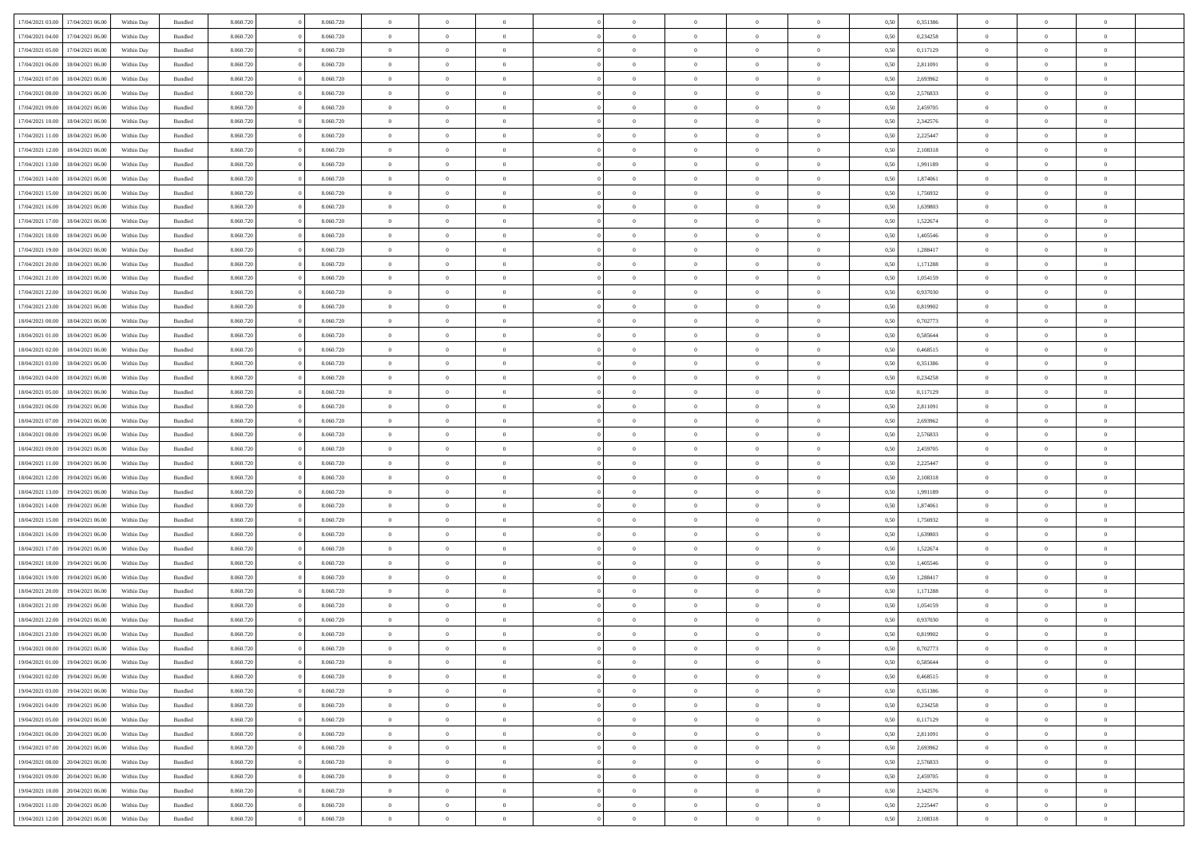| | | | | | | | | | | | | | | | | | | | | |
|---|---|---|---|---|---|---|---|---|---|---|---|---|---|---|---|---|---|---|---|---|
| 17/04/2021 03:00 | 17/04/2021 06:00 | Within Day | Bundled | 8.060.720 | 0 | 8.060.720 | 0 | 0 | 0 | | 0 | 0 | 0 | 0 | 0 | 0,50 | 0,351386 | 0 | 0 | 0 |
| 17/04/2021 04:00 | 17/04/2021 06:00 | Within Day | Bundled | 8.060.720 | 0 | 8.060.720 | 0 | 0 | 0 | | 0 | 0 | 0 | 0 | 0 | 0,50 | 0,234258 | 0 | 0 | 0 |
| 17/04/2021 05:00 | 17/04/2021 06:00 | Within Day | Bundled | 8.060.720 | 0 | 8.060.720 | 0 | 0 | 0 | | 0 | 0 | 0 | 0 | 0 | 0,50 | 0,117129 | 0 | 0 | 0 |
| 17/04/2021 06:00 | 18/04/2021 06:00 | Within Day | Bundled | 8.060.720 | 0 | 8.060.720 | 0 | 0 | 0 | | 0 | 0 | 0 | 0 | 0 | 0,50 | 2,811091 | 0 | 0 | 0 |
| 17/04/2021 07:00 | 18/04/2021 06:00 | Within Day | Bundled | 8.060.720 | 0 | 8.060.720 | 0 | 0 | 0 | | 0 | 0 | 0 | 0 | 0 | 0,50 | 2,693962 | 0 | 0 | 0 |
| 17/04/2021 08:00 | 18/04/2021 06:00 | Within Day | Bundled | 8.060.720 | 0 | 8.060.720 | 0 | 0 | 0 | | 0 | 0 | 0 | 0 | 0 | 0,50 | 2,576833 | 0 | 0 | 0 |
| 17/04/2021 09:00 | 18/04/2021 06:00 | Within Day | Bundled | 8.060.720 | 0 | 8.060.720 | 0 | 0 | 0 | | 0 | 0 | 0 | 0 | 0 | 0,50 | 2,459705 | 0 | 0 | 0 |
| 17/04/2021 10:00 | 18/04/2021 06:00 | Within Day | Bundled | 8.060.720 | 0 | 8.060.720 | 0 | 0 | 0 | | 0 | 0 | 0 | 0 | 0 | 0,50 | 2,342576 | 0 | 0 | 0 |
| 17/04/2021 11:00 | 18/04/2021 06:00 | Within Day | Bundled | 8.060.720 | 0 | 8.060.720 | 0 | 0 | 0 | | 0 | 0 | 0 | 0 | 0 | 0,50 | 2,225447 | 0 | 0 | 0 |
| 17/04/2021 12:00 | 18/04/2021 06:00 | Within Day | Bundled | 8.060.720 | 0 | 8.060.720 | 0 | 0 | 0 | | 0 | 0 | 0 | 0 | 0 | 0,50 | 2,108318 | 0 | 0 | 0 |
| 17/04/2021 13:00 | 18/04/2021 06:00 | Within Day | Bundled | 8.060.720 | 0 | 8.060.720 | 0 | 0 | 0 | | 0 | 0 | 0 | 0 | 0 | 0,50 | 1,991189 | 0 | 0 | 0 |
| 17/04/2021 14:00 | 18/04/2021 06:00 | Within Day | Bundled | 8.060.720 | 0 | 8.060.720 | 0 | 0 | 0 | | 0 | 0 | 0 | 0 | 0 | 0,50 | 1,874061 | 0 | 0 | 0 |
| 17/04/2021 15:00 | 18/04/2021 06:00 | Within Day | Bundled | 8.060.720 | 0 | 8.060.720 | 0 | 0 | 0 | | 0 | 0 | 0 | 0 | 0 | 0,50 | 1,756932 | 0 | 0 | 0 |
| 17/04/2021 16:00 | 18/04/2021 06:00 | Within Day | Bundled | 8.060.720 | 0 | 8.060.720 | 0 | 0 | 0 | | 0 | 0 | 0 | 0 | 0 | 0,50 | 1,639803 | 0 | 0 | 0 |
| 17/04/2021 17:00 | 18/04/2021 06:00 | Within Day | Bundled | 8.060.720 | 0 | 8.060.720 | 0 | 0 | 0 | | 0 | 0 | 0 | 0 | 0 | 0,50 | 1,522674 | 0 | 0 | 0 |
| 17/04/2021 18:00 | 18/04/2021 06:00 | Within Day | Bundled | 8.060.720 | 0 | 8.060.720 | 0 | 0 | 0 | | 0 | 0 | 0 | 0 | 0 | 0,50 | 1,405546 | 0 | 0 | 0 |
| 17/04/2021 19:00 | 18/04/2021 06:00 | Within Day | Bundled | 8.060.720 | 0 | 8.060.720 | 0 | 0 | 0 | | 0 | 0 | 0 | 0 | 0 | 0,50 | 1,288417 | 0 | 0 | 0 |
| 17/04/2021 20:00 | 18/04/2021 06:00 | Within Day | Bundled | 8.060.720 | 0 | 8.060.720 | 0 | 0 | 0 | | 0 | 0 | 0 | 0 | 0 | 0,50 | 1,171288 | 0 | 0 | 0 |
| 17/04/2021 21:00 | 18/04/2021 06:00 | Within Day | Bundled | 8.060.720 | 0 | 8.060.720 | 0 | 0 | 0 | | 0 | 0 | 0 | 0 | 0 | 0,50 | 1,054159 | 0 | 0 | 0 |
| 17/04/2021 22:00 | 18/04/2021 06:00 | Within Day | Bundled | 8.060.720 | 0 | 8.060.720 | 0 | 0 | 0 | | 0 | 0 | 0 | 0 | 0 | 0,50 | 0,937030 | 0 | 0 | 0 |
| 17/04/2021 23:00 | 18/04/2021 06:00 | Within Day | Bundled | 8.060.720 | 0 | 8.060.720 | 0 | 0 | 0 | | 0 | 0 | 0 | 0 | 0 | 0,50 | 0,819902 | 0 | 0 | 0 |
| 18/04/2021 00:00 | 18/04/2021 06:00 | Within Day | Bundled | 8.060.720 | 0 | 8.060.720 | 0 | 0 | 0 | | 0 | 0 | 0 | 0 | 0 | 0,50 | 0,702773 | 0 | 0 | 0 |
| 18/04/2021 01:00 | 18/04/2021 06:00 | Within Day | Bundled | 8.060.720 | 0 | 8.060.720 | 0 | 0 | 0 | | 0 | 0 | 0 | 0 | 0 | 0,50 | 0,585644 | 0 | 0 | 0 |
| 18/04/2021 02:00 | 18/04/2021 06:00 | Within Day | Bundled | 8.060.720 | 0 | 8.060.720 | 0 | 0 | 0 | | 0 | 0 | 0 | 0 | 0 | 0,50 | 0,468515 | 0 | 0 | 0 |
| 18/04/2021 03:00 | 18/04/2021 06:00 | Within Day | Bundled | 8.060.720 | 0 | 8.060.720 | 0 | 0 | 0 | | 0 | 0 | 0 | 0 | 0 | 0,50 | 0,351386 | 0 | 0 | 0 |
| 18/04/2021 04:00 | 18/04/2021 06:00 | Within Day | Bundled | 8.060.720 | 0 | 8.060.720 | 0 | 0 | 0 | | 0 | 0 | 0 | 0 | 0 | 0,50 | 0,234258 | 0 | 0 | 0 |
| 18/04/2021 05:00 | 18/04/2021 06:00 | Within Day | Bundled | 8.060.720 | 0 | 8.060.720 | 0 | 0 | 0 | | 0 | 0 | 0 | 0 | 0 | 0,50 | 0,117129 | 0 | 0 | 0 |
| 18/04/2021 06:00 | 19/04/2021 06:00 | Within Day | Bundled | 8.060.720 | 0 | 8.060.720 | 0 | 0 | 0 | | 0 | 0 | 0 | 0 | 0 | 0,50 | 2,811091 | 0 | 0 | 0 |
| 18/04/2021 07:00 | 19/04/2021 06:00 | Within Day | Bundled | 8.060.720 | 0 | 8.060.720 | 0 | 0 | 0 | | 0 | 0 | 0 | 0 | 0 | 0,50 | 2,693962 | 0 | 0 | 0 |
| 18/04/2021 08:00 | 19/04/2021 06:00 | Within Day | Bundled | 8.060.720 | 0 | 8.060.720 | 0 | 0 | 0 | | 0 | 0 | 0 | 0 | 0 | 0,50 | 2,576833 | 0 | 0 | 0 |
| 18/04/2021 09:00 | 19/04/2021 06:00 | Within Day | Bundled | 8.060.720 | 0 | 8.060.720 | 0 | 0 | 0 | | 0 | 0 | 0 | 0 | 0 | 0,50 | 2,459705 | 0 | 0 | 0 |
| 18/04/2021 11:00 | 19/04/2021 06:00 | Within Day | Bundled | 8.060.720 | 0 | 8.060.720 | 0 | 0 | 0 | | 0 | 0 | 0 | 0 | 0 | 0,50 | 2,225447 | 0 | 0 | 0 |
| 18/04/2021 12:00 | 19/04/2021 06:00 | Within Day | Bundled | 8.060.720 | 0 | 8.060.720 | 0 | 0 | 0 | | 0 | 0 | 0 | 0 | 0 | 0,50 | 2,108318 | 0 | 0 | 0 |
| 18/04/2021 13:00 | 19/04/2021 06:00 | Within Day | Bundled | 8.060.720 | 0 | 8.060.720 | 0 | 0 | 0 | | 0 | 0 | 0 | 0 | 0 | 0,50 | 1,991189 | 0 | 0 | 0 |
| 18/04/2021 14:00 | 19/04/2021 06:00 | Within Day | Bundled | 8.060.720 | 0 | 8.060.720 | 0 | 0 | 0 | | 0 | 0 | 0 | 0 | 0 | 0,50 | 1,874061 | 0 | 0 | 0 |
| 18/04/2021 15:00 | 19/04/2021 06:00 | Within Day | Bundled | 8.060.720 | 0 | 8.060.720 | 0 | 0 | 0 | | 0 | 0 | 0 | 0 | 0 | 0,50 | 1,756932 | 0 | 0 | 0 |
| 18/04/2021 16:00 | 19/04/2021 06:00 | Within Day | Bundled | 8.060.720 | 0 | 8.060.720 | 0 | 0 | 0 | | 0 | 0 | 0 | 0 | 0 | 0,50 | 1,639803 | 0 | 0 | 0 |
| 18/04/2021 17:00 | 19/04/2021 06:00 | Within Day | Bundled | 8.060.720 | 0 | 8.060.720 | 0 | 0 | 0 | | 0 | 0 | 0 | 0 | 0 | 0,50 | 1,522674 | 0 | 0 | 0 |
| 18/04/2021 18:00 | 19/04/2021 06:00 | Within Day | Bundled | 8.060.720 | 0 | 8.060.720 | 0 | 0 | 0 | | 0 | 0 | 0 | 0 | 0 | 0,50 | 1,405546 | 0 | 0 | 0 |
| 18/04/2021 19:00 | 19/04/2021 06:00 | Within Day | Bundled | 8.060.720 | 0 | 8.060.720 | 0 | 0 | 0 | | 0 | 0 | 0 | 0 | 0 | 0,50 | 1,288417 | 0 | 0 | 0 |
| 18/04/2021 20:00 | 19/04/2021 06:00 | Within Day | Bundled | 8.060.720 | 0 | 8.060.720 | 0 | 0 | 0 | | 0 | 0 | 0 | 0 | 0 | 0,50 | 1,171288 | 0 | 0 | 0 |
| 18/04/2021 21:00 | 19/04/2021 06:00 | Within Day | Bundled | 8.060.720 | 0 | 8.060.720 | 0 | 0 | 0 | | 0 | 0 | 0 | 0 | 0 | 0,50 | 1,054159 | 0 | 0 | 0 |
| 18/04/2021 22:00 | 19/04/2021 06:00 | Within Day | Bundled | 8.060.720 | 0 | 8.060.720 | 0 | 0 | 0 | | 0 | 0 | 0 | 0 | 0 | 0,50 | 0,937030 | 0 | 0 | 0 |
| 18/04/2021 23:00 | 19/04/2021 06:00 | Within Day | Bundled | 8.060.720 | 0 | 8.060.720 | 0 | 0 | 0 | | 0 | 0 | 0 | 0 | 0 | 0,50 | 0,819902 | 0 | 0 | 0 |
| 19/04/2021 00:00 | 19/04/2021 06:00 | Within Day | Bundled | 8.060.720 | 0 | 8.060.720 | 0 | 0 | 0 | | 0 | 0 | 0 | 0 | 0 | 0,50 | 0,702773 | 0 | 0 | 0 |
| 19/04/2021 01:00 | 19/04/2021 06:00 | Within Day | Bundled | 8.060.720 | 0 | 8.060.720 | 0 | 0 | 0 | | 0 | 0 | 0 | 0 | 0 | 0,50 | 0,585644 | 0 | 0 | 0 |
| 19/04/2021 02:00 | 19/04/2021 06:00 | Within Day | Bundled | 8.060.720 | 0 | 8.060.720 | 0 | 0 | 0 | | 0 | 0 | 0 | 0 | 0 | 0,50 | 0,468515 | 0 | 0 | 0 |
| 19/04/2021 03:00 | 19/04/2021 06:00 | Within Day | Bundled | 8.060.720 | 0 | 8.060.720 | 0 | 0 | 0 | | 0 | 0 | 0 | 0 | 0 | 0,50 | 0,351386 | 0 | 0 | 0 |
| 19/04/2021 04:00 | 19/04/2021 06:00 | Within Day | Bundled | 8.060.720 | 0 | 8.060.720 | 0 | 0 | 0 | | 0 | 0 | 0 | 0 | 0 | 0,50 | 0,234258 | 0 | 0 | 0 |
| 19/04/2021 05:00 | 19/04/2021 06:00 | Within Day | Bundled | 8.060.720 | 0 | 8.060.720 | 0 | 0 | 0 | | 0 | 0 | 0 | 0 | 0 | 0,50 | 0,117129 | 0 | 0 | 0 |
| 19/04/2021 06:00 | 20/04/2021 06:00 | Within Day | Bundled | 8.060.720 | 0 | 8.060.720 | 0 | 0 | 0 | | 0 | 0 | 0 | 0 | 0 | 0,50 | 2,811091 | 0 | 0 | 0 |
| 19/04/2021 07:00 | 20/04/2021 06:00 | Within Day | Bundled | 8.060.720 | 0 | 8.060.720 | 0 | 0 | 0 | | 0 | 0 | 0 | 0 | 0 | 0,50 | 2,693962 | 0 | 0 | 0 |
| 19/04/2021 08:00 | 20/04/2021 06:00 | Within Day | Bundled | 8.060.720 | 0 | 8.060.720 | 0 | 0 | 0 | | 0 | 0 | 0 | 0 | 0 | 0,50 | 2,576833 | 0 | 0 | 0 |
| 19/04/2021 09:00 | 20/04/2021 06:00 | Within Day | Bundled | 8.060.720 | 0 | 8.060.720 | 0 | 0 | 0 | | 0 | 0 | 0 | 0 | 0 | 0,50 | 2,459705 | 0 | 0 | 0 |
| 19/04/2021 10:00 | 20/04/2021 06:00 | Within Day | Bundled | 8.060.720 | 0 | 8.060.720 | 0 | 0 | 0 | | 0 | 0 | 0 | 0 | 0 | 0,50 | 2,342576 | 0 | 0 | 0 |
| 19/04/2021 11:00 | 20/04/2021 06:00 | Within Day | Bundled | 8.060.720 | 0 | 8.060.720 | 0 | 0 | 0 | | 0 | 0 | 0 | 0 | 0 | 0,50 | 2,225447 | 0 | 0 | 0 |
| 19/04/2021 12:00 | 20/04/2021 06:00 | Within Day | Bundled | 8.060.720 | 0 | 8.060.720 | 0 | 0 | 0 | | 0 | 0 | 0 | 0 | 0 | 0,50 | 2,108318 | 0 | 0 | 0 |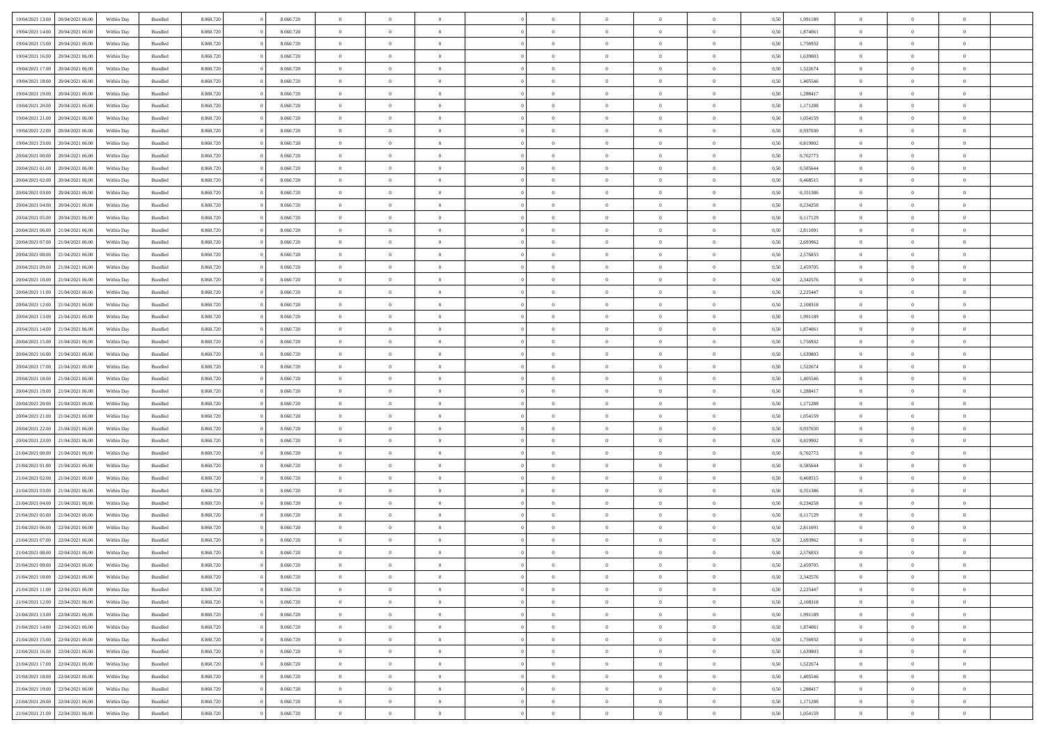| 19/04/2021 13:00 | 20/04/2021 06:00 | Within Day | Bundled | 8.060.720 | 0 | 8.060.720 | 0 | 0 | 0 | | 0 | 0 | 0 | 0 | 0,50 | 1,991189 | 0 | 0 | 0 | |
|---|---|---|---|---|---|---|---|---|---|---|---|---|---|---|---|---|---|---|---|---|
| 19/04/2021 14:00 | 20/04/2021 06:00 | Within Day | Bundled | 8.060.720 | 0 | 8.060.720 | 0 | 0 | 0 | | 0 | 0 | 0 | 0 | 0,50 | 1,874061 | 0 | 0 | 0 | |
| 19/04/2021 15:00 | 20/04/2021 06:00 | Within Day | Bundled | 8.060.720 | 0 | 8.060.720 | 0 | 0 | 0 | | 0 | 0 | 0 | 0 | 0,50 | 1,756932 | 0 | 0 | 0 | |
| 19/04/2021 16:00 | 20/04/2021 06:00 | Within Day | Bundled | 8.060.720 | 0 | 8.060.720 | 0 | 0 | 0 | | 0 | 0 | 0 | 0 | 0,50 | 1,639803 | 0 | 0 | 0 | |
| 19/04/2021 17:00 | 20/04/2021 06:00 | Within Day | Bundled | 8.060.720 | 0 | 8.060.720 | 0 | 0 | 0 | | 0 | 0 | 0 | 0 | 0,50 | 1,522674 | 0 | 0 | 0 | |
| 19/04/2021 18:00 | 20/04/2021 06:00 | Within Day | Bundled | 8.060.720 | 0 | 8.060.720 | 0 | 0 | 0 | | 0 | 0 | 0 | 0 | 0,50 | 1,405546 | 0 | 0 | 0 | |
| 19/04/2021 19:00 | 20/04/2021 06:00 | Within Day | Bundled | 8.060.720 | 0 | 8.060.720 | 0 | 0 | 0 | | 0 | 0 | 0 | 0 | 0,50 | 1,288417 | 0 | 0 | 0 | |
| 19/04/2021 20:00 | 20/04/2021 06:00 | Within Day | Bundled | 8.060.720 | 0 | 8.060.720 | 0 | 0 | 0 | | 0 | 0 | 0 | 0 | 0,50 | 1,171288 | 0 | 0 | 0 | |
| 19/04/2021 21:00 | 20/04/2021 06:00 | Within Day | Bundled | 8.060.720 | 0 | 8.060.720 | 0 | 0 | 0 | | 0 | 0 | 0 | 0 | 0,50 | 1,054159 | 0 | 0 | 0 | |
| 19/04/2021 22:00 | 20/04/2021 06:00 | Within Day | Bundled | 8.060.720 | 0 | 8.060.720 | 0 | 0 | 0 | | 0 | 0 | 0 | 0 | 0,50 | 0,937030 | 0 | 0 | 0 | |
| 19/04/2021 23:00 | 20/04/2021 06:00 | Within Day | Bundled | 8.060.720 | 0 | 8.060.720 | 0 | 0 | 0 | | 0 | 0 | 0 | 0 | 0,50 | 0,819902 | 0 | 0 | 0 | |
| 20/04/2021 00:00 | 20/04/2021 06:00 | Within Day | Bundled | 8.060.720 | 0 | 8.060.720 | 0 | 0 | 0 | | 0 | 0 | 0 | 0 | 0,50 | 0,702773 | 0 | 0 | 0 | |
| 20/04/2021 01:00 | 20/04/2021 06:00 | Within Day | Bundled | 8.060.720 | 0 | 8.060.720 | 0 | 0 | 0 | | 0 | 0 | 0 | 0 | 0,50 | 0,585644 | 0 | 0 | 0 | |
| 20/04/2021 02:00 | 20/04/2021 06:00 | Within Day | Bundled | 8.060.720 | 0 | 8.060.720 | 0 | 0 | 0 | | 0 | 0 | 0 | 0 | 0,50 | 0,468515 | 0 | 0 | 0 | |
| 20/04/2021 03:00 | 20/04/2021 06:00 | Within Day | Bundled | 8.060.720 | 0 | 8.060.720 | 0 | 0 | 0 | | 0 | 0 | 0 | 0 | 0,50 | 0,351386 | 0 | 0 | 0 | |
| 20/04/2021 04:00 | 20/04/2021 06:00 | Within Day | Bundled | 8.060.720 | 0 | 8.060.720 | 0 | 0 | 0 | | 0 | 0 | 0 | 0 | 0,50 | 0,234258 | 0 | 0 | 0 | |
| 20/04/2021 05:00 | 20/04/2021 06:00 | Within Day | Bundled | 8.060.720 | 0 | 8.060.720 | 0 | 0 | 0 | | 0 | 0 | 0 | 0 | 0,50 | 0,117129 | 0 | 0 | 0 | |
| 20/04/2021 06:00 | 21/04/2021 06:00 | Within Day | Bundled | 8.060.720 | 0 | 8.060.720 | 0 | 0 | 0 | | 0 | 0 | 0 | 0 | 0,50 | 2,811091 | 0 | 0 | 0 | |
| 20/04/2021 07:00 | 21/04/2021 06:00 | Within Day | Bundled | 8.060.720 | 0 | 8.060.720 | 0 | 0 | 0 | | 0 | 0 | 0 | 0 | 0,50 | 2,693962 | 0 | 0 | 0 | |
| 20/04/2021 08:00 | 21/04/2021 06:00 | Within Day | Bundled | 8.060.720 | 0 | 8.060.720 | 0 | 0 | 0 | | 0 | 0 | 0 | 0 | 0,50 | 2,576833 | 0 | 0 | 0 | |
| 20/04/2021 09:00 | 21/04/2021 06:00 | Within Day | Bundled | 8.060.720 | 0 | 8.060.720 | 0 | 0 | 0 | | 0 | 0 | 0 | 0 | 0,50 | 2,459705 | 0 | 0 | 0 | |
| 20/04/2021 10:00 | 21/04/2021 06:00 | Within Day | Bundled | 8.060.720 | 0 | 8.060.720 | 0 | 0 | 0 | | 0 | 0 | 0 | 0 | 0,50 | 2,342576 | 0 | 0 | 0 | |
| 20/04/2021 11:00 | 21/04/2021 06:00 | Within Day | Bundled | 8.060.720 | 0 | 8.060.720 | 0 | 0 | 0 | | 0 | 0 | 0 | 0 | 0,50 | 2,225447 | 0 | 0 | 0 | |
| 20/04/2021 12:00 | 21/04/2021 06:00 | Within Day | Bundled | 8.060.720 | 0 | 8.060.720 | 0 | 0 | 0 | | 0 | 0 | 0 | 0 | 0,50 | 2,108318 | 0 | 0 | 0 | |
| 20/04/2021 13:00 | 21/04/2021 06:00 | Within Day | Bundled | 8.060.720 | 0 | 8.060.720 | 0 | 0 | 0 | | 0 | 0 | 0 | 0 | 0,50 | 1,991189 | 0 | 0 | 0 | |
| 20/04/2021 14:00 | 21/04/2021 06:00 | Within Day | Bundled | 8.060.720 | 0 | 8.060.720 | 0 | 0 | 0 | | 0 | 0 | 0 | 0 | 0,50 | 1,874061 | 0 | 0 | 0 | |
| 20/04/2021 15:00 | 21/04/2021 06:00 | Within Day | Bundled | 8.060.720 | 0 | 8.060.720 | 0 | 0 | 0 | | 0 | 0 | 0 | 0 | 0,50 | 1,756932 | 0 | 0 | 0 | |
| 20/04/2021 16:00 | 21/04/2021 06:00 | Within Day | Bundled | 8.060.720 | 0 | 8.060.720 | 0 | 0 | 0 | | 0 | 0 | 0 | 0 | 0,50 | 1,639803 | 0 | 0 | 0 | |
| 20/04/2021 17:00 | 21/04/2021 06:00 | Within Day | Bundled | 8.060.720 | 0 | 8.060.720 | 0 | 0 | 0 | | 0 | 0 | 0 | 0 | 0,50 | 1,522674 | 0 | 0 | 0 | |
| 20/04/2021 18:00 | 21/04/2021 06:00 | Within Day | Bundled | 8.060.720 | 0 | 8.060.720 | 0 | 0 | 0 | | 0 | 0 | 0 | 0 | 0,50 | 1,405546 | 0 | 0 | 0 | |
| 20/04/2021 19:00 | 21/04/2021 06:00 | Within Day | Bundled | 8.060.720 | 0 | 8.060.720 | 0 | 0 | 0 | | 0 | 0 | 0 | 0 | 0,50 | 1,288417 | 0 | 0 | 0 | |
| 20/04/2021 20:00 | 21/04/2021 06:00 | Within Day | Bundled | 8.060.720 | 0 | 8.060.720 | 0 | 0 | 0 | | 0 | 0 | 0 | 0 | 0,50 | 1,171288 | 0 | 0 | 0 | |
| 20/04/2021 21:00 | 21/04/2021 06:00 | Within Day | Bundled | 8.060.720 | 0 | 8.060.720 | 0 | 0 | 0 | | 0 | 0 | 0 | 0 | 0,50 | 1,054159 | 0 | 0 | 0 | |
| 20/04/2021 22:00 | 21/04/2021 06:00 | Within Day | Bundled | 8.060.720 | 0 | 8.060.720 | 0 | 0 | 0 | | 0 | 0 | 0 | 0 | 0,50 | 0,937030 | 0 | 0 | 0 | |
| 20/04/2021 23:00 | 21/04/2021 06:00 | Within Day | Bundled | 8.060.720 | 0 | 8.060.720 | 0 | 0 | 0 | | 0 | 0 | 0 | 0 | 0,50 | 0,819902 | 0 | 0 | 0 | |
| 21/04/2021 00:00 | 21/04/2021 06:00 | Within Day | Bundled | 8.060.720 | 0 | 8.060.720 | 0 | 0 | 0 | | 0 | 0 | 0 | 0 | 0,50 | 0,702773 | 0 | 0 | 0 | |
| 21/04/2021 01:00 | 21/04/2021 06:00 | Within Day | Bundled | 8.060.720 | 0 | 8.060.720 | 0 | 0 | 0 | | 0 | 0 | 0 | 0 | 0,50 | 0,585644 | 0 | 0 | 0 | |
| 21/04/2021 02:00 | 21/04/2021 06:00 | Within Day | Bundled | 8.060.720 | 0 | 8.060.720 | 0 | 0 | 0 | | 0 | 0 | 0 | 0 | 0,50 | 0,468515 | 0 | 0 | 0 | |
| 21/04/2021 03:00 | 21/04/2021 06:00 | Within Day | Bundled | 8.060.720 | 0 | 8.060.720 | 0 | 0 | 0 | | 0 | 0 | 0 | 0 | 0,50 | 0,351386 | 0 | 0 | 0 | |
| 21/04/2021 04:00 | 21/04/2021 06:00 | Within Day | Bundled | 8.060.720 | 0 | 8.060.720 | 0 | 0 | 0 | | 0 | 0 | 0 | 0 | 0,50 | 0,234258 | 0 | 0 | 0 | |
| 21/04/2021 05:00 | 21/04/2021 06:00 | Within Day | Bundled | 8.060.720 | 0 | 8.060.720 | 0 | 0 | 0 | | 0 | 0 | 0 | 0 | 0,50 | 0,117129 | 0 | 0 | 0 | |
| 21/04/2021 06:00 | 22/04/2021 06:00 | Within Day | Bundled | 8.060.720 | 0 | 8.060.720 | 0 | 0 | 0 | | 0 | 0 | 0 | 0 | 0,50 | 2,811091 | 0 | 0 | 0 | |
| 21/04/2021 07:00 | 22/04/2021 06:00 | Within Day | Bundled | 8.060.720 | 0 | 8.060.720 | 0 | 0 | 0 | | 0 | 0 | 0 | 0 | 0,50 | 2,693962 | 0 | 0 | 0 | |
| 21/04/2021 08:00 | 22/04/2021 06:00 | Within Day | Bundled | 8.060.720 | 0 | 8.060.720 | 0 | 0 | 0 | | 0 | 0 | 0 | 0 | 0,50 | 2,576833 | 0 | 0 | 0 | |
| 21/04/2021 09:00 | 22/04/2021 06:00 | Within Day | Bundled | 8.060.720 | 0 | 8.060.720 | 0 | 0 | 0 | | 0 | 0 | 0 | 0 | 0,50 | 2,459705 | 0 | 0 | 0 | |
| 21/04/2021 10:00 | 22/04/2021 06:00 | Within Day | Bundled | 8.060.720 | 0 | 8.060.720 | 0 | 0 | 0 | | 0 | 0 | 0 | 0 | 0,50 | 2,342576 | 0 | 0 | 0 | |
| 21/04/2021 11:00 | 22/04/2021 06:00 | Within Day | Bundled | 8.060.720 | 0 | 8.060.720 | 0 | 0 | 0 | | 0 | 0 | 0 | 0 | 0,50 | 2,225447 | 0 | 0 | 0 | |
| 21/04/2021 12:00 | 22/04/2021 06:00 | Within Day | Bundled | 8.060.720 | 0 | 8.060.720 | 0 | 0 | 0 | | 0 | 0 | 0 | 0 | 0,50 | 2,108318 | 0 | 0 | 0 | |
| 21/04/2021 13:00 | 22/04/2021 06:00 | Within Day | Bundled | 8.060.720 | 0 | 8.060.720 | 0 | 0 | 0 | | 0 | 0 | 0 | 0 | 0,50 | 1,991189 | 0 | 0 | 0 | |
| 21/04/2021 14:00 | 22/04/2021 06:00 | Within Day | Bundled | 8.060.720 | 0 | 8.060.720 | 0 | 0 | 0 | | 0 | 0 | 0 | 0 | 0,50 | 1,874061 | 0 | 0 | 0 | |
| 21/04/2021 15:00 | 22/04/2021 06:00 | Within Day | Bundled | 8.060.720 | 0 | 8.060.720 | 0 | 0 | 0 | | 0 | 0 | 0 | 0 | 0,50 | 1,756932 | 0 | 0 | 0 | |
| 21/04/2021 16:00 | 22/04/2021 06:00 | Within Day | Bundled | 8.060.720 | 0 | 8.060.720 | 0 | 0 | 0 | | 0 | 0 | 0 | 0 | 0,50 | 1,639803 | 0 | 0 | 0 | |
| 21/04/2021 17:00 | 22/04/2021 06:00 | Within Day | Bundled | 8.060.720 | 0 | 8.060.720 | 0 | 0 | 0 | | 0 | 0 | 0 | 0 | 0,50 | 1,522674 | 0 | 0 | 0 | |
| 21/04/2021 18:00 | 22/04/2021 06:00 | Within Day | Bundled | 8.060.720 | 0 | 8.060.720 | 0 | 0 | 0 | | 0 | 0 | 0 | 0 | 0,50 | 1,405546 | 0 | 0 | 0 | |
| 21/04/2021 19:00 | 22/04/2021 06:00 | Within Day | Bundled | 8.060.720 | 0 | 8.060.720 | 0 | 0 | 0 | | 0 | 0 | 0 | 0 | 0,50 | 1,288417 | 0 | 0 | 0 | |
| 21/04/2021 20:00 | 22/04/2021 06:00 | Within Day | Bundled | 8.060.720 | 0 | 8.060.720 | 0 | 0 | 0 | | 0 | 0 | 0 | 0 | 0,50 | 1,171288 | 0 | 0 | 0 | |
| 21/04/2021 21:00 | 22/04/2021 06:00 | Within Day | Bundled | 8.060.720 | 0 | 8.060.720 | 0 | 0 | 0 | | 0 | 0 | 0 | 0 | 0,50 | 1,054159 | 0 | 0 | 0 | |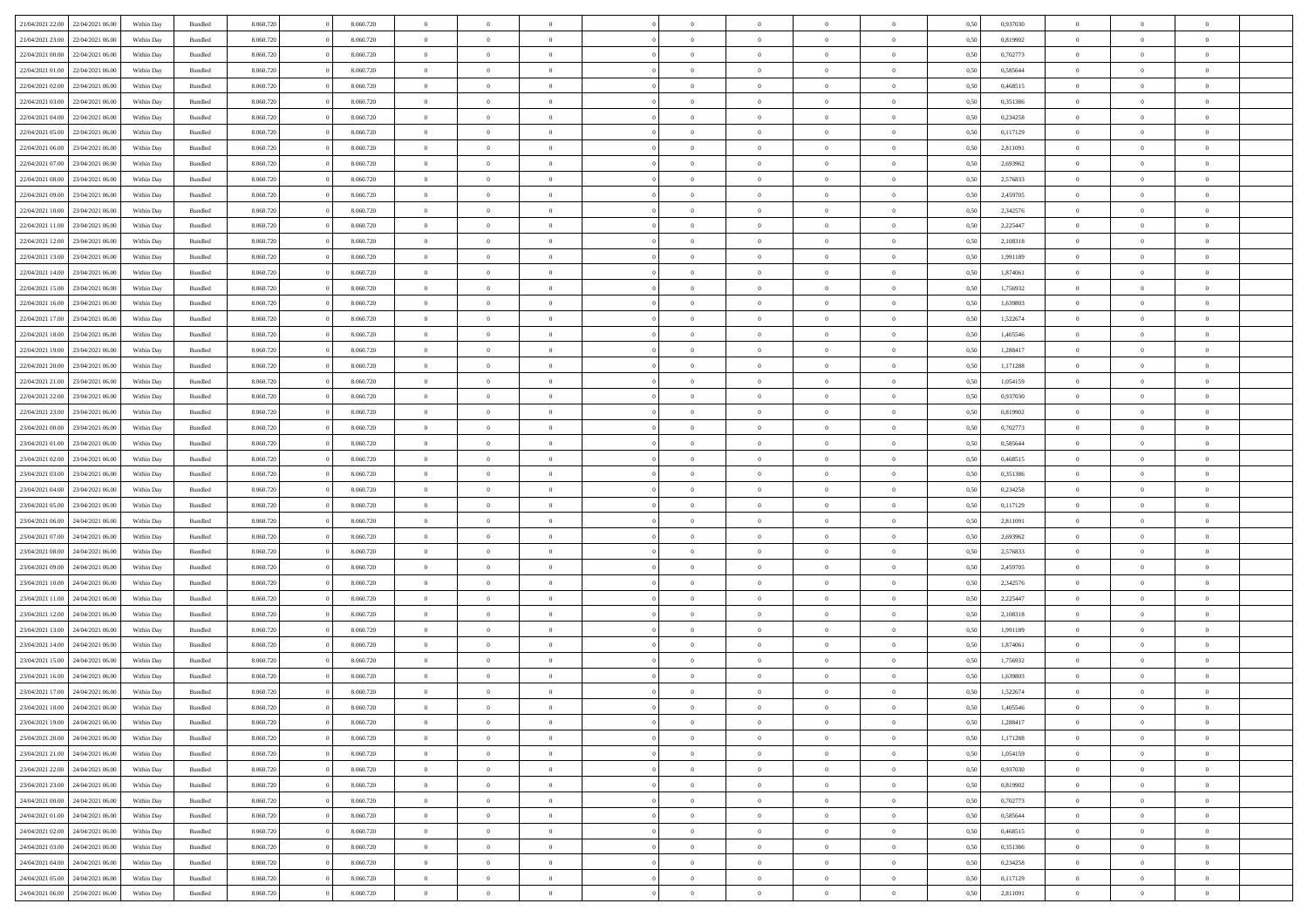| 21/04/2021 22:00 | 22/04/2021 06:00 | Within Day | Bundled | 8.060.720 | 0 | 8.060.720 | 0 | 0 | 0 | | 0 | 0 | 0 | 0 | 0,50 | 0,937030 | 0 | 0 | 0 | |
|---|---|---|---|---|---|---|---|---|---|---|---|---|---|---|---|---|---|---|---|---|
| 21/04/2021 23:00 | 22/04/2021 06:00 | Within Day | Bundled | 8.060.720 | 0 | 8.060.720 | 0 | 0 | 0 | | 0 | 0 | 0 | 0 | 0,50 | 0,819902 | 0 | 0 | 0 | |
| 22/04/2021 00:00 | 22/04/2021 06:00 | Within Day | Bundled | 8.060.720 | 0 | 8.060.720 | 0 | 0 | 0 | | 0 | 0 | 0 | 0 | 0,50 | 0,702773 | 0 | 0 | 0 | |
| 22/04/2021 01:00 | 22/04/2021 06:00 | Within Day | Bundled | 8.060.720 | 0 | 8.060.720 | 0 | 0 | 0 | | 0 | 0 | 0 | 0 | 0,50 | 0,585644 | 0 | 0 | 0 | |
| 22/04/2021 02:00 | 22/04/2021 06:00 | Within Day | Bundled | 8.060.720 | 0 | 8.060.720 | 0 | 0 | 0 | | 0 | 0 | 0 | 0 | 0,50 | 0,468515 | 0 | 0 | 0 | |
| 22/04/2021 03:00 | 22/04/2021 06:00 | Within Day | Bundled | 8.060.720 | 0 | 8.060.720 | 0 | 0 | 0 | | 0 | 0 | 0 | 0 | 0,50 | 0,351386 | 0 | 0 | 0 | |
| 22/04/2021 04:00 | 22/04/2021 06:00 | Within Day | Bundled | 8.060.720 | 0 | 8.060.720 | 0 | 0 | 0 | | 0 | 0 | 0 | 0 | 0,50 | 0,234258 | 0 | 0 | 0 | |
| 22/04/2021 05:00 | 22/04/2021 06:00 | Within Day | Bundled | 8.060.720 | 0 | 8.060.720 | 0 | 0 | 0 | | 0 | 0 | 0 | 0 | 0,50 | 0,117129 | 0 | 0 | 0 | |
| 22/04/2021 06:00 | 23/04/2021 06:00 | Within Day | Bundled | 8.060.720 | 0 | 8.060.720 | 0 | 0 | 0 | | 0 | 0 | 0 | 0 | 0,50 | 2,811091 | 0 | 0 | 0 | |
| 22/04/2021 07:00 | 23/04/2021 06:00 | Within Day | Bundled | 8.060.720 | 0 | 8.060.720 | 0 | 0 | 0 | | 0 | 0 | 0 | 0 | 0,50 | 2,693962 | 0 | 0 | 0 | |
| 22/04/2021 08:00 | 23/04/2021 06:00 | Within Day | Bundled | 8.060.720 | 0 | 8.060.720 | 0 | 0 | 0 | | 0 | 0 | 0 | 0 | 0,50 | 2,576833 | 0 | 0 | 0 | |
| 22/04/2021 09:00 | 23/04/2021 06:00 | Within Day | Bundled | 8.060.720 | 0 | 8.060.720 | 0 | 0 | 0 | | 0 | 0 | 0 | 0 | 0,50 | 2,459705 | 0 | 0 | 0 | |
| 22/04/2021 10:00 | 23/04/2021 06:00 | Within Day | Bundled | 8.060.720 | 0 | 8.060.720 | 0 | 0 | 0 | | 0 | 0 | 0 | 0 | 0,50 | 2,342576 | 0 | 0 | 0 | |
| 22/04/2021 11:00 | 23/04/2021 06:00 | Within Day | Bundled | 8.060.720 | 0 | 8.060.720 | 0 | 0 | 0 | | 0 | 0 | 0 | 0 | 0,50 | 2,225447 | 0 | 0 | 0 | |
| 22/04/2021 12:00 | 23/04/2021 06:00 | Within Day | Bundled | 8.060.720 | 0 | 8.060.720 | 0 | 0 | 0 | | 0 | 0 | 0 | 0 | 0,50 | 2,108318 | 0 | 0 | 0 | |
| 22/04/2021 13:00 | 23/04/2021 06:00 | Within Day | Bundled | 8.060.720 | 0 | 8.060.720 | 0 | 0 | 0 | | 0 | 0 | 0 | 0 | 0,50 | 1,991189 | 0 | 0 | 0 | |
| 22/04/2021 14:00 | 23/04/2021 06:00 | Within Day | Bundled | 8.060.720 | 0 | 8.060.720 | 0 | 0 | 0 | | 0 | 0 | 0 | 0 | 0,50 | 1,874061 | 0 | 0 | 0 | |
| 22/04/2021 15:00 | 23/04/2021 06:00 | Within Day | Bundled | 8.060.720 | 0 | 8.060.720 | 0 | 0 | 0 | | 0 | 0 | 0 | 0 | 0,50 | 1,756932 | 0 | 0 | 0 | |
| 22/04/2021 16:00 | 23/04/2021 06:00 | Within Day | Bundled | 8.060.720 | 0 | 8.060.720 | 0 | 0 | 0 | | 0 | 0 | 0 | 0 | 0,50 | 1,639803 | 0 | 0 | 0 | |
| 22/04/2021 17:00 | 23/04/2021 06:00 | Within Day | Bundled | 8.060.720 | 0 | 8.060.720 | 0 | 0 | 0 | | 0 | 0 | 0 | 0 | 0,50 | 1,522674 | 0 | 0 | 0 | |
| 22/04/2021 18:00 | 23/04/2021 06:00 | Within Day | Bundled | 8.060.720 | 0 | 8.060.720 | 0 | 0 | 0 | | 0 | 0 | 0 | 0 | 0,50 | 1,405546 | 0 | 0 | 0 | |
| 22/04/2021 19:00 | 23/04/2021 06:00 | Within Day | Bundled | 8.060.720 | 0 | 8.060.720 | 0 | 0 | 0 | | 0 | 0 | 0 | 0 | 0,50 | 1,288417 | 0 | 0 | 0 | |
| 22/04/2021 20:00 | 23/04/2021 06:00 | Within Day | Bundled | 8.060.720 | 0 | 8.060.720 | 0 | 0 | 0 | | 0 | 0 | 0 | 0 | 0,50 | 1,171288 | 0 | 0 | 0 | |
| 22/04/2021 21:00 | 23/04/2021 06:00 | Within Day | Bundled | 8.060.720 | 0 | 8.060.720 | 0 | 0 | 0 | | 0 | 0 | 0 | 0 | 0,50 | 1,054159 | 0 | 0 | 0 | |
| 22/04/2021 22:00 | 23/04/2021 06:00 | Within Day | Bundled | 8.060.720 | 0 | 8.060.720 | 0 | 0 | 0 | | 0 | 0 | 0 | 0 | 0,50 | 0,937030 | 0 | 0 | 0 | |
| 22/04/2021 23:00 | 23/04/2021 06:00 | Within Day | Bundled | 8.060.720 | 0 | 8.060.720 | 0 | 0 | 0 | | 0 | 0 | 0 | 0 | 0,50 | 0,819902 | 0 | 0 | 0 | |
| 23/04/2021 00:00 | 23/04/2021 06:00 | Within Day | Bundled | 8.060.720 | 0 | 8.060.720 | 0 | 0 | 0 | | 0 | 0 | 0 | 0 | 0,50 | 0,702773 | 0 | 0 | 0 | |
| 23/04/2021 01:00 | 23/04/2021 06:00 | Within Day | Bundled | 8.060.720 | 0 | 8.060.720 | 0 | 0 | 0 | | 0 | 0 | 0 | 0 | 0,50 | 0,585644 | 0 | 0 | 0 | |
| 23/04/2021 02:00 | 23/04/2021 06:00 | Within Day | Bundled | 8.060.720 | 0 | 8.060.720 | 0 | 0 | 0 | | 0 | 0 | 0 | 0 | 0,50 | 0,468515 | 0 | 0 | 0 | |
| 23/04/2021 03:00 | 23/04/2021 06:00 | Within Day | Bundled | 8.060.720 | 0 | 8.060.720 | 0 | 0 | 0 | | 0 | 0 | 0 | 0 | 0,50 | 0,351386 | 0 | 0 | 0 | |
| 23/04/2021 04:00 | 23/04/2021 06:00 | Within Day | Bundled | 8.060.720 | 0 | 8.060.720 | 0 | 0 | 0 | | 0 | 0 | 0 | 0 | 0,50 | 0,234258 | 0 | 0 | 0 | |
| 23/04/2021 05:00 | 23/04/2021 06:00 | Within Day | Bundled | 8.060.720 | 0 | 8.060.720 | 0 | 0 | 0 | | 0 | 0 | 0 | 0 | 0,50 | 0,117129 | 0 | 0 | 0 | |
| 23/04/2021 06:00 | 24/04/2021 06:00 | Within Day | Bundled | 8.060.720 | 0 | 8.060.720 | 0 | 0 | 0 | | 0 | 0 | 0 | 0 | 0,50 | 2,811091 | 0 | 0 | 0 | |
| 23/04/2021 07:00 | 24/04/2021 06:00 | Within Day | Bundled | 8.060.720 | 0 | 8.060.720 | 0 | 0 | 0 | | 0 | 0 | 0 | 0 | 0,50 | 2,693962 | 0 | 0 | 0 | |
| 23/04/2021 08:00 | 24/04/2021 06:00 | Within Day | Bundled | 8.060.720 | 0 | 8.060.720 | 0 | 0 | 0 | | 0 | 0 | 0 | 0 | 0,50 | 2,576833 | 0 | 0 | 0 | |
| 23/04/2021 09:00 | 24/04/2021 06:00 | Within Day | Bundled | 8.060.720 | 0 | 8.060.720 | 0 | 0 | 0 | | 0 | 0 | 0 | 0 | 0,50 | 2,459705 | 0 | 0 | 0 | |
| 23/04/2021 10:00 | 24/04/2021 06:00 | Within Day | Bundled | 8.060.720 | 0 | 8.060.720 | 0 | 0 | 0 | | 0 | 0 | 0 | 0 | 0,50 | 2,342576 | 0 | 0 | 0 | |
| 23/04/2021 11:00 | 24/04/2021 06:00 | Within Day | Bundled | 8.060.720 | 0 | 8.060.720 | 0 | 0 | 0 | | 0 | 0 | 0 | 0 | 0,50 | 2,225447 | 0 | 0 | 0 | |
| 23/04/2021 12:00 | 24/04/2021 06:00 | Within Day | Bundled | 8.060.720 | 0 | 8.060.720 | 0 | 0 | 0 | | 0 | 0 | 0 | 0 | 0,50 | 2,108318 | 0 | 0 | 0 | |
| 23/04/2021 13:00 | 24/04/2021 06:00 | Within Day | Bundled | 8.060.720 | 0 | 8.060.720 | 0 | 0 | 0 | | 0 | 0 | 0 | 0 | 0,50 | 1,991189 | 0 | 0 | 0 | |
| 23/04/2021 14:00 | 24/04/2021 06:00 | Within Day | Bundled | 8.060.720 | 0 | 8.060.720 | 0 | 0 | 0 | | 0 | 0 | 0 | 0 | 0,50 | 1,874061 | 0 | 0 | 0 | |
| 23/04/2021 15:00 | 24/04/2021 06:00 | Within Day | Bundled | 8.060.720 | 0 | 8.060.720 | 0 | 0 | 0 | | 0 | 0 | 0 | 0 | 0,50 | 1,756932 | 0 | 0 | 0 | |
| 23/04/2021 16:00 | 24/04/2021 06:00 | Within Day | Bundled | 8.060.720 | 0 | 8.060.720 | 0 | 0 | 0 | | 0 | 0 | 0 | 0 | 0,50 | 1,639803 | 0 | 0 | 0 | |
| 23/04/2021 17:00 | 24/04/2021 06:00 | Within Day | Bundled | 8.060.720 | 0 | 8.060.720 | 0 | 0 | 0 | | 0 | 0 | 0 | 0 | 0,50 | 1,522674 | 0 | 0 | 0 | |
| 23/04/2021 18:00 | 24/04/2021 06:00 | Within Day | Bundled | 8.060.720 | 0 | 8.060.720 | 0 | 0 | 0 | | 0 | 0 | 0 | 0 | 0,50 | 1,405546 | 0 | 0 | 0 | |
| 23/04/2021 19:00 | 24/04/2021 06:00 | Within Day | Bundled | 8.060.720 | 0 | 8.060.720 | 0 | 0 | 0 | | 0 | 0 | 0 | 0 | 0,50 | 1,288417 | 0 | 0 | 0 | |
| 23/04/2021 20:00 | 24/04/2021 06:00 | Within Day | Bundled | 8.060.720 | 0 | 8.060.720 | 0 | 0 | 0 | | 0 | 0 | 0 | 0 | 0,50 | 1,171288 | 0 | 0 | 0 | |
| 23/04/2021 21:00 | 24/04/2021 06:00 | Within Day | Bundled | 8.060.720 | 0 | 8.060.720 | 0 | 0 | 0 | | 0 | 0 | 0 | 0 | 0,50 | 1,054159 | 0 | 0 | 0 | |
| 23/04/2021 22:00 | 24/04/2021 06:00 | Within Day | Bundled | 8.060.720 | 0 | 8.060.720 | 0 | 0 | 0 | | 0 | 0 | 0 | 0 | 0,50 | 0,937030 | 0 | 0 | 0 | |
| 23/04/2021 23:00 | 24/04/2021 06:00 | Within Day | Bundled | 8.060.720 | 0 | 8.060.720 | 0 | 0 | 0 | | 0 | 0 | 0 | 0 | 0,50 | 0,819902 | 0 | 0 | 0 | |
| 24/04/2021 00:00 | 24/04/2021 06:00 | Within Day | Bundled | 8.060.720 | 0 | 8.060.720 | 0 | 0 | 0 | | 0 | 0 | 0 | 0 | 0,50 | 0,702773 | 0 | 0 | 0 | |
| 24/04/2021 01:00 | 24/04/2021 06:00 | Within Day | Bundled | 8.060.720 | 0 | 8.060.720 | 0 | 0 | 0 | | 0 | 0 | 0 | 0 | 0,50 | 0,585644 | 0 | 0 | 0 | |
| 24/04/2021 02:00 | 24/04/2021 06:00 | Within Day | Bundled | 8.060.720 | 0 | 8.060.720 | 0 | 0 | 0 | | 0 | 0 | 0 | 0 | 0,50 | 0,468515 | 0 | 0 | 0 | |
| 24/04/2021 03:00 | 24/04/2021 06:00 | Within Day | Bundled | 8.060.720 | 0 | 8.060.720 | 0 | 0 | 0 | | 0 | 0 | 0 | 0 | 0,50 | 0,351386 | 0 | 0 | 0 | |
| 24/04/2021 04:00 | 24/04/2021 06:00 | Within Day | Bundled | 8.060.720 | 0 | 8.060.720 | 0 | 0 | 0 | | 0 | 0 | 0 | 0 | 0,50 | 0,234258 | 0 | 0 | 0 | |
| 24/04/2021 05:00 | 24/04/2021 06:00 | Within Day | Bundled | 8.060.720 | 0 | 8.060.720 | 0 | 0 | 0 | | 0 | 0 | 0 | 0 | 0,50 | 0,117129 | 0 | 0 | 0 | |
| 24/04/2021 06:00 | 25/04/2021 06:00 | Within Day | Bundled | 8.060.720 | 0 | 8.060.720 | 0 | 0 | 0 | | 0 | 0 | 0 | 0 | 0,50 | 2,811091 | 0 | 0 | 0 | |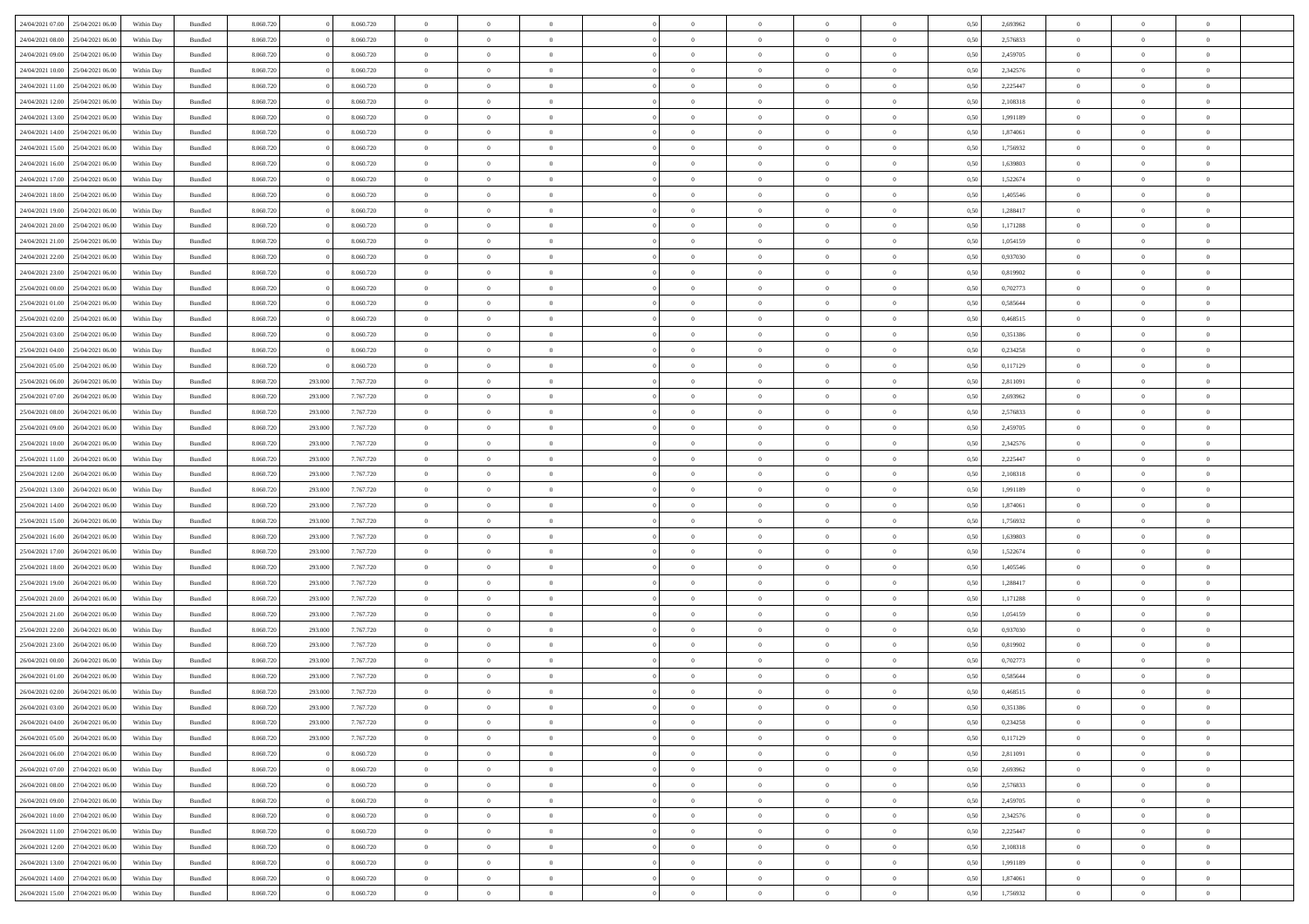| | | | | | | | | | | | | | | | | | | | | | |
|---|---|---|---|---|---|---|---|---|---|---|---|---|---|---|---|---|---|---|---|---|---|
| 24/04/2021 07.00 | 25/04/2021 06.00 | Within Day | Bundled | 8.060.720 | 0 | 8.060.720 | 0 | 0 | 0 | | 0 | 0 | 0 | 0 | 0,50 | 2,693962 | 0 | 0 | 0 | |
| 24/04/2021 08.00 | 25/04/2021 06.00 | Within Day | Bundled | 8.060.720 | 0 | 8.060.720 | 0 | 0 | 0 | | 0 | 0 | 0 | 0 | 0,50 | 2,576833 | 0 | 0 | 0 | |
| 24/04/2021 09.00 | 25/04/2021 06.00 | Within Day | Bundled | 8.060.720 | 0 | 8.060.720 | 0 | 0 | 0 | | 0 | 0 | 0 | 0 | 0,50 | 2,459705 | 0 | 0 | 0 | |
| 24/04/2021 10.00 | 25/04/2021 06.00 | Within Day | Bundled | 8.060.720 | 0 | 8.060.720 | 0 | 0 | 0 | | 0 | 0 | 0 | 0 | 0,50 | 2,342576 | 0 | 0 | 0 | |
| 24/04/2021 11.00 | 25/04/2021 06.00 | Within Day | Bundled | 8.060.720 | 0 | 8.060.720 | 0 | 0 | 0 | | 0 | 0 | 0 | 0 | 0,50 | 2,225447 | 0 | 0 | 0 | |
| 24/04/2021 12.00 | 25/04/2021 06.00 | Within Day | Bundled | 8.060.720 | 0 | 8.060.720 | 0 | 0 | 0 | | 0 | 0 | 0 | 0 | 0,50 | 2,108318 | 0 | 0 | 0 | |
| 24/04/2021 13.00 | 25/04/2021 06.00 | Within Day | Bundled | 8.060.720 | 0 | 8.060.720 | 0 | 0 | 0 | | 0 | 0 | 0 | 0 | 0,50 | 1,991189 | 0 | 0 | 0 | |
| 24/04/2021 14.00 | 25/04/2021 06.00 | Within Day | Bundled | 8.060.720 | 0 | 8.060.720 | 0 | 0 | 0 | | 0 | 0 | 0 | 0 | 0,50 | 1,874061 | 0 | 0 | 0 | |
| 24/04/2021 15.00 | 25/04/2021 06.00 | Within Day | Bundled | 8.060.720 | 0 | 8.060.720 | 0 | 0 | 0 | | 0 | 0 | 0 | 0 | 0,50 | 1,756932 | 0 | 0 | 0 | |
| 24/04/2021 16.00 | 25/04/2021 06.00 | Within Day | Bundled | 8.060.720 | 0 | 8.060.720 | 0 | 0 | 0 | | 0 | 0 | 0 | 0 | 0,50 | 1,639803 | 0 | 0 | 0 | |
| 24/04/2021 17.00 | 25/04/2021 06.00 | Within Day | Bundled | 8.060.720 | 0 | 8.060.720 | 0 | 0 | 0 | | 0 | 0 | 0 | 0 | 0,50 | 1,522674 | 0 | 0 | 0 | |
| 24/04/2021 18.00 | 25/04/2021 06.00 | Within Day | Bundled | 8.060.720 | 0 | 8.060.720 | 0 | 0 | 0 | | 0 | 0 | 0 | 0 | 0,50 | 1,405546 | 0 | 0 | 0 | |
| 24/04/2021 19.00 | 25/04/2021 06.00 | Within Day | Bundled | 8.060.720 | 0 | 8.060.720 | 0 | 0 | 0 | | 0 | 0 | 0 | 0 | 0,50 | 1,288417 | 0 | 0 | 0 | |
| 24/04/2021 20.00 | 25/04/2021 06.00 | Within Day | Bundled | 8.060.720 | 0 | 8.060.720 | 0 | 0 | 0 | | 0 | 0 | 0 | 0 | 0,50 | 1,171288 | 0 | 0 | 0 | |
| 24/04/2021 21.00 | 25/04/2021 06.00 | Within Day | Bundled | 8.060.720 | 0 | 8.060.720 | 0 | 0 | 0 | | 0 | 0 | 0 | 0 | 0,50 | 1,054159 | 0 | 0 | 0 | |
| 24/04/2021 22.00 | 25/04/2021 06.00 | Within Day | Bundled | 8.060.720 | 0 | 8.060.720 | 0 | 0 | 0 | | 0 | 0 | 0 | 0 | 0,50 | 0,937030 | 0 | 0 | 0 | |
| 24/04/2021 23.00 | 25/04/2021 06.00 | Within Day | Bundled | 8.060.720 | 0 | 8.060.720 | 0 | 0 | 0 | | 0 | 0 | 0 | 0 | 0,50 | 0,819902 | 0 | 0 | 0 | |
| 25/04/2021 00.00 | 25/04/2021 06.00 | Within Day | Bundled | 8.060.720 | 0 | 8.060.720 | 0 | 0 | 0 | | 0 | 0 | 0 | 0 | 0,50 | 0,702773 | 0 | 0 | 0 | |
| 25/04/2021 01.00 | 25/04/2021 06.00 | Within Day | Bundled | 8.060.720 | 0 | 8.060.720 | 0 | 0 | 0 | | 0 | 0 | 0 | 0 | 0,50 | 0,585644 | 0 | 0 | 0 | |
| 25/04/2021 02.00 | 25/04/2021 06.00 | Within Day | Bundled | 8.060.720 | 0 | 8.060.720 | 0 | 0 | 0 | | 0 | 0 | 0 | 0 | 0,50 | 0,468515 | 0 | 0 | 0 | |
| 25/04/2021 03.00 | 25/04/2021 06.00 | Within Day | Bundled | 8.060.720 | 0 | 8.060.720 | 0 | 0 | 0 | | 0 | 0 | 0 | 0 | 0,50 | 0,351386 | 0 | 0 | 0 | |
| 25/04/2021 04.00 | 25/04/2021 06.00 | Within Day | Bundled | 8.060.720 | 0 | 8.060.720 | 0 | 0 | 0 | | 0 | 0 | 0 | 0 | 0,50 | 0,234258 | 0 | 0 | 0 | |
| 25/04/2021 05.00 | 25/04/2021 06.00 | Within Day | Bundled | 8.060.720 | 0 | 8.060.720 | 0 | 0 | 0 | | 0 | 0 | 0 | 0 | 0,50 | 0,117129 | 0 | 0 | 0 | |
| 25/04/2021 06.00 | 26/04/2021 06.00 | Within Day | Bundled | 8.060.720 | 293.000 | 7.767.720 | 0 | 0 | 0 | | 0 | 0 | 0 | 0 | 0,50 | 2,811091 | 0 | 0 | 0 | |
| 25/04/2021 07.00 | 26/04/2021 06.00 | Within Day | Bundled | 8.060.720 | 293.000 | 7.767.720 | 0 | 0 | 0 | | 0 | 0 | 0 | 0 | 0,50 | 2,693962 | 0 | 0 | 0 | |
| 25/04/2021 08.00 | 26/04/2021 06.00 | Within Day | Bundled | 8.060.720 | 293.000 | 7.767.720 | 0 | 0 | 0 | | 0 | 0 | 0 | 0 | 0,50 | 2,576833 | 0 | 0 | 0 | |
| 25/04/2021 09.00 | 26/04/2021 06.00 | Within Day | Bundled | 8.060.720 | 293.000 | 7.767.720 | 0 | 0 | 0 | | 0 | 0 | 0 | 0 | 0,50 | 2,459705 | 0 | 0 | 0 | |
| 25/04/2021 10.00 | 26/04/2021 06.00 | Within Day | Bundled | 8.060.720 | 293.000 | 7.767.720 | 0 | 0 | 0 | | 0 | 0 | 0 | 0 | 0,50 | 2,342576 | 0 | 0 | 0 | |
| 25/04/2021 11.00 | 26/04/2021 06.00 | Within Day | Bundled | 8.060.720 | 293.000 | 7.767.720 | 0 | 0 | 0 | | 0 | 0 | 0 | 0 | 0,50 | 2,225447 | 0 | 0 | 0 | |
| 25/04/2021 12.00 | 26/04/2021 06.00 | Within Day | Bundled | 8.060.720 | 293.000 | 7.767.720 | 0 | 0 | 0 | | 0 | 0 | 0 | 0 | 0,50 | 2,108318 | 0 | 0 | 0 | |
| 25/04/2021 13.00 | 26/04/2021 06.00 | Within Day | Bundled | 8.060.720 | 293.000 | 7.767.720 | 0 | 0 | 0 | | 0 | 0 | 0 | 0 | 0,50 | 1,991189 | 0 | 0 | 0 | |
| 25/04/2021 14.00 | 26/04/2021 06.00 | Within Day | Bundled | 8.060.720 | 293.000 | 7.767.720 | 0 | 0 | 0 | | 0 | 0 | 0 | 0 | 0,50 | 1,874061 | 0 | 0 | 0 | |
| 25/04/2021 15.00 | 26/04/2021 06.00 | Within Day | Bundled | 8.060.720 | 293.000 | 7.767.720 | 0 | 0 | 0 | | 0 | 0 | 0 | 0 | 0,50 | 1,756932 | 0 | 0 | 0 | |
| 25/04/2021 16.00 | 26/04/2021 06.00 | Within Day | Bundled | 8.060.720 | 293.000 | 7.767.720 | 0 | 0 | 0 | | 0 | 0 | 0 | 0 | 0,50 | 1,639803 | 0 | 0 | 0 | |
| 25/04/2021 17.00 | 26/04/2021 06.00 | Within Day | Bundled | 8.060.720 | 293.000 | 7.767.720 | 0 | 0 | 0 | | 0 | 0 | 0 | 0 | 0,50 | 1,522674 | 0 | 0 | 0 | |
| 25/04/2021 18.00 | 26/04/2021 06.00 | Within Day | Bundled | 8.060.720 | 293.000 | 7.767.720 | 0 | 0 | 0 | | 0 | 0 | 0 | 0 | 0,50 | 1,405546 | 0 | 0 | 0 | |
| 25/04/2021 19.00 | 26/04/2021 06.00 | Within Day | Bundled | 8.060.720 | 293.000 | 7.767.720 | 0 | 0 | 0 | | 0 | 0 | 0 | 0 | 0,50 | 1,288417 | 0 | 0 | 0 | |
| 25/04/2021 20.00 | 26/04/2021 06.00 | Within Day | Bundled | 8.060.720 | 293.000 | 7.767.720 | 0 | 0 | 0 | | 0 | 0 | 0 | 0 | 0,50 | 1,171288 | 0 | 0 | 0 | |
| 25/04/2021 21.00 | 26/04/2021 06.00 | Within Day | Bundled | 8.060.720 | 293.000 | 7.767.720 | 0 | 0 | 0 | | 0 | 0 | 0 | 0 | 0,50 | 1,054159 | 0 | 0 | 0 | |
| 25/04/2021 22.00 | 26/04/2021 06.00 | Within Day | Bundled | 8.060.720 | 293.000 | 7.767.720 | 0 | 0 | 0 | | 0 | 0 | 0 | 0 | 0,50 | 0,937030 | 0 | 0 | 0 | |
| 25/04/2021 23.00 | 26/04/2021 06.00 | Within Day | Bundled | 8.060.720 | 293.000 | 7.767.720 | 0 | 0 | 0 | | 0 | 0 | 0 | 0 | 0,50 | 0,819902 | 0 | 0 | 0 | |
| 26/04/2021 00.00 | 26/04/2021 06.00 | Within Day | Bundled | 8.060.720 | 293.000 | 7.767.720 | 0 | 0 | 0 | | 0 | 0 | 0 | 0 | 0,50 | 0,702773 | 0 | 0 | 0 | |
| 26/04/2021 01.00 | 26/04/2021 06.00 | Within Day | Bundled | 8.060.720 | 293.000 | 7.767.720 | 0 | 0 | 0 | | 0 | 0 | 0 | 0 | 0,50 | 0,585644 | 0 | 0 | 0 | |
| 26/04/2021 02.00 | 26/04/2021 06.00 | Within Day | Bundled | 8.060.720 | 293.000 | 7.767.720 | 0 | 0 | 0 | | 0 | 0 | 0 | 0 | 0,50 | 0,468515 | 0 | 0 | 0 | |
| 26/04/2021 03.00 | 26/04/2021 06.00 | Within Day | Bundled | 8.060.720 | 293.000 | 7.767.720 | 0 | 0 | 0 | | 0 | 0 | 0 | 0 | 0,50 | 0,351386 | 0 | 0 | 0 | |
| 26/04/2021 04.00 | 26/04/2021 06.00 | Within Day | Bundled | 8.060.720 | 293.000 | 7.767.720 | 0 | 0 | 0 | | 0 | 0 | 0 | 0 | 0,50 | 0,234258 | 0 | 0 | 0 | |
| 26/04/2021 05.00 | 26/04/2021 06.00 | Within Day | Bundled | 8.060.720 | 293.000 | 7.767.720 | 0 | 0 | 0 | | 0 | 0 | 0 | 0 | 0,50 | 0,117129 | 0 | 0 | 0 | |
| 26/04/2021 06.00 | 27/04/2021 06.00 | Within Day | Bundled | 8.060.720 | 0 | 8.060.720 | 0 | 0 | 0 | | 0 | 0 | 0 | 0 | 0,50 | 2,811091 | 0 | 0 | 0 | |
| 26/04/2021 07.00 | 27/04/2021 06.00 | Within Day | Bundled | 8.060.720 | 0 | 8.060.720 | 0 | 0 | 0 | | 0 | 0 | 0 | 0 | 0,50 | 2,693962 | 0 | 0 | 0 | |
| 26/04/2021 08.00 | 27/04/2021 06.00 | Within Day | Bundled | 8.060.720 | 0 | 8.060.720 | 0 | 0 | 0 | | 0 | 0 | 0 | 0 | 0,50 | 2,576833 | 0 | 0 | 0 | |
| 26/04/2021 09.00 | 27/04/2021 06.00 | Within Day | Bundled | 8.060.720 | 0 | 8.060.720 | 0 | 0 | 0 | | 0 | 0 | 0 | 0 | 0,50 | 2,459705 | 0 | 0 | 0 | |
| 26/04/2021 10.00 | 27/04/2021 06.00 | Within Day | Bundled | 8.060.720 | 0 | 8.060.720 | 0 | 0 | 0 | | 0 | 0 | 0 | 0 | 0,50 | 2,342576 | 0 | 0 | 0 | |
| 26/04/2021 11.00 | 27/04/2021 06.00 | Within Day | Bundled | 8.060.720 | 0 | 8.060.720 | 0 | 0 | 0 | | 0 | 0 | 0 | 0 | 0,50 | 2,225447 | 0 | 0 | 0 | |
| 26/04/2021 12.00 | 27/04/2021 06.00 | Within Day | Bundled | 8.060.720 | 0 | 8.060.720 | 0 | 0 | 0 | | 0 | 0 | 0 | 0 | 0,50 | 2,108318 | 0 | 0 | 0 | |
| 26/04/2021 13.00 | 27/04/2021 06.00 | Within Day | Bundled | 8.060.720 | 0 | 8.060.720 | 0 | 0 | 0 | | 0 | 0 | 0 | 0 | 0,50 | 1,991189 | 0 | 0 | 0 | |
| 26/04/2021 14.00 | 27/04/2021 06.00 | Within Day | Bundled | 8.060.720 | 0 | 8.060.720 | 0 | 0 | 0 | | 0 | 0 | 0 | 0 | 0,50 | 1,874061 | 0 | 0 | 0 | |
| 26/04/2021 15.00 | 27/04/2021 06.00 | Within Day | Bundled | 8.060.720 | 0 | 8.060.720 | 0 | 0 | 0 | | 0 | 0 | 0 | 0 | 0,50 | 1,756932 | 0 | 0 | 0 | |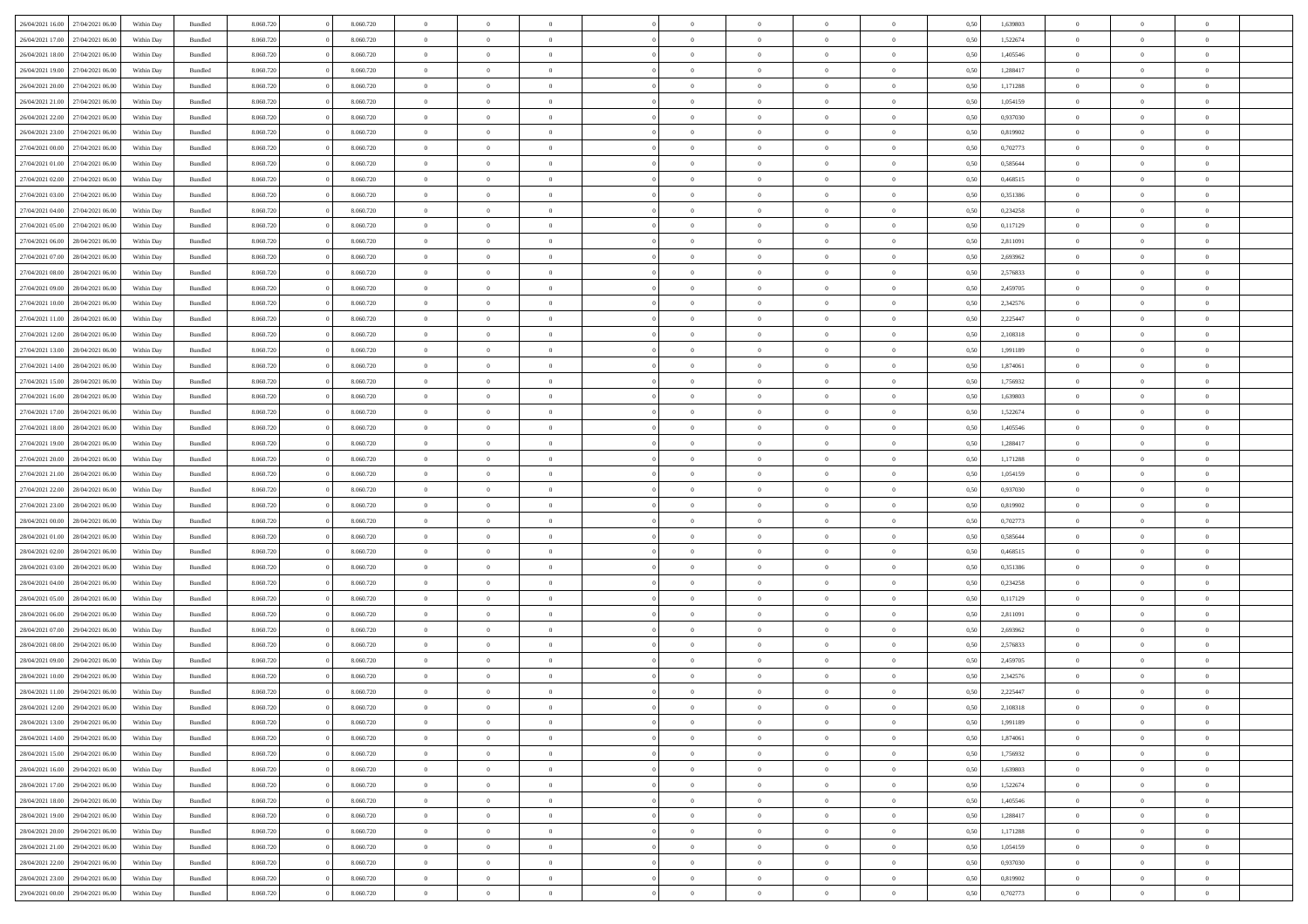| 26/04/2021 16:00 | 27/04/2021 06:00 | Within Day | Bundled | 8.060.720 | 0 | 8.060.720 | 0 | 0 | 0 | | 0 | 0 | 0 | 0 | 0,50 | 1,639803 | 0 | 0 | 0 | |
|---|---|---|---|---|---|---|---|---|---|---|---|---|---|---|---|---|---|---|---|---|
| 26/04/2021 17:00 | 27/04/2021 06:00 | Within Day | Bundled | 8.060.720 | 0 | 8.060.720 | 0 | 0 | 0 | | 0 | 0 | 0 | 0 | 0,50 | 1,522674 | 0 | 0 | 0 | |
| 26/04/2021 18:00 | 27/04/2021 06:00 | Within Day | Bundled | 8.060.720 | 0 | 8.060.720 | 0 | 0 | 0 | | 0 | 0 | 0 | 0 | 0,50 | 1,405546 | 0 | 0 | 0 | |
| 26/04/2021 19:00 | 27/04/2021 06:00 | Within Day | Bundled | 8.060.720 | 0 | 8.060.720 | 0 | 0 | 0 | | 0 | 0 | 0 | 0 | 0,50 | 1,288417 | 0 | 0 | 0 | |
| 26/04/2021 20:00 | 27/04/2021 06:00 | Within Day | Bundled | 8.060.720 | 0 | 8.060.720 | 0 | 0 | 0 | | 0 | 0 | 0 | 0 | 0,50 | 1,171288 | 0 | 0 | 0 | |
| 26/04/2021 21:00 | 27/04/2021 06:00 | Within Day | Bundled | 8.060.720 | 0 | 8.060.720 | 0 | 0 | 0 | | 0 | 0 | 0 | 0 | 0,50 | 1,054159 | 0 | 0 | 0 | |
| 26/04/2021 22:00 | 27/04/2021 06:00 | Within Day | Bundled | 8.060.720 | 0 | 8.060.720 | 0 | 0 | 0 | | 0 | 0 | 0 | 0 | 0,50 | 0,937030 | 0 | 0 | 0 | |
| 26/04/2021 23:00 | 27/04/2021 06:00 | Within Day | Bundled | 8.060.720 | 0 | 8.060.720 | 0 | 0 | 0 | | 0 | 0 | 0 | 0 | 0,50 | 0,819902 | 0 | 0 | 0 | |
| 27/04/2021 00:00 | 27/04/2021 06:00 | Within Day | Bundled | 8.060.720 | 0 | 8.060.720 | 0 | 0 | 0 | | 0 | 0 | 0 | 0 | 0,50 | 0,702773 | 0 | 0 | 0 | |
| 27/04/2021 01:00 | 27/04/2021 06:00 | Within Day | Bundled | 8.060.720 | 0 | 8.060.720 | 0 | 0 | 0 | | 0 | 0 | 0 | 0 | 0,50 | 0,585644 | 0 | 0 | 0 | |
| 27/04/2021 02:00 | 27/04/2021 06:00 | Within Day | Bundled | 8.060.720 | 0 | 8.060.720 | 0 | 0 | 0 | | 0 | 0 | 0 | 0 | 0,50 | 0,468515 | 0 | 0 | 0 | |
| 27/04/2021 03:00 | 27/04/2021 06:00 | Within Day | Bundled | 8.060.720 | 0 | 8.060.720 | 0 | 0 | 0 | | 0 | 0 | 0 | 0 | 0,50 | 0,351386 | 0 | 0 | 0 | |
| 27/04/2021 04:00 | 27/04/2021 06:00 | Within Day | Bundled | 8.060.720 | 0 | 8.060.720 | 0 | 0 | 0 | | 0 | 0 | 0 | 0 | 0,50 | 0,234258 | 0 | 0 | 0 | |
| 27/04/2021 05:00 | 27/04/2021 06:00 | Within Day | Bundled | 8.060.720 | 0 | 8.060.720 | 0 | 0 | 0 | | 0 | 0 | 0 | 0 | 0,50 | 0,117129 | 0 | 0 | 0 | |
| 27/04/2021 06:00 | 28/04/2021 06:00 | Within Day | Bundled | 8.060.720 | 0 | 8.060.720 | 0 | 0 | 0 | | 0 | 0 | 0 | 0 | 0,50 | 2,811091 | 0 | 0 | 0 | |
| 27/04/2021 07:00 | 28/04/2021 06:00 | Within Day | Bundled | 8.060.720 | 0 | 8.060.720 | 0 | 0 | 0 | | 0 | 0 | 0 | 0 | 0,50 | 2,693962 | 0 | 0 | 0 | |
| 27/04/2021 08:00 | 28/04/2021 06:00 | Within Day | Bundled | 8.060.720 | 0 | 8.060.720 | 0 | 0 | 0 | | 0 | 0 | 0 | 0 | 0,50 | 2,576833 | 0 | 0 | 0 | |
| 27/04/2021 09:00 | 28/04/2021 06:00 | Within Day | Bundled | 8.060.720 | 0 | 8.060.720 | 0 | 0 | 0 | | 0 | 0 | 0 | 0 | 0,50 | 2,459705 | 0 | 0 | 0 | |
| 27/04/2021 10:00 | 28/04/2021 06:00 | Within Day | Bundled | 8.060.720 | 0 | 8.060.720 | 0 | 0 | 0 | | 0 | 0 | 0 | 0 | 0,50 | 2,342576 | 0 | 0 | 0 | |
| 27/04/2021 11:00 | 28/04/2021 06:00 | Within Day | Bundled | 8.060.720 | 0 | 8.060.720 | 0 | 0 | 0 | | 0 | 0 | 0 | 0 | 0,50 | 2,225447 | 0 | 0 | 0 | |
| 27/04/2021 12:00 | 28/04/2021 06:00 | Within Day | Bundled | 8.060.720 | 0 | 8.060.720 | 0 | 0 | 0 | | 0 | 0 | 0 | 0 | 0,50 | 2,108318 | 0 | 0 | 0 | |
| 27/04/2021 13:00 | 28/04/2021 06:00 | Within Day | Bundled | 8.060.720 | 0 | 8.060.720 | 0 | 0 | 0 | | 0 | 0 | 0 | 0 | 0,50 | 1,991189 | 0 | 0 | 0 | |
| 27/04/2021 14:00 | 28/04/2021 06:00 | Within Day | Bundled | 8.060.720 | 0 | 8.060.720 | 0 | 0 | 0 | | 0 | 0 | 0 | 0 | 0,50 | 1,874061 | 0 | 0 | 0 | |
| 27/04/2021 15:00 | 28/04/2021 06:00 | Within Day | Bundled | 8.060.720 | 0 | 8.060.720 | 0 | 0 | 0 | | 0 | 0 | 0 | 0 | 0,50 | 1,756932 | 0 | 0 | 0 | |
| 27/04/2021 16:00 | 28/04/2021 06:00 | Within Day | Bundled | 8.060.720 | 0 | 8.060.720 | 0 | 0 | 0 | | 0 | 0 | 0 | 0 | 0,50 | 1,639803 | 0 | 0 | 0 | |
| 27/04/2021 17:00 | 28/04/2021 06:00 | Within Day | Bundled | 8.060.720 | 0 | 8.060.720 | 0 | 0 | 0 | | 0 | 0 | 0 | 0 | 0,50 | 1,522674 | 0 | 0 | 0 | |
| 27/04/2021 18:00 | 28/04/2021 06:00 | Within Day | Bundled | 8.060.720 | 0 | 8.060.720 | 0 | 0 | 0 | | 0 | 0 | 0 | 0 | 0,50 | 1,405546 | 0 | 0 | 0 | |
| 27/04/2021 19:00 | 28/04/2021 06:00 | Within Day | Bundled | 8.060.720 | 0 | 8.060.720 | 0 | 0 | 0 | | 0 | 0 | 0 | 0 | 0,50 | 1,288417 | 0 | 0 | 0 | |
| 27/04/2021 20:00 | 28/04/2021 06:00 | Within Day | Bundled | 8.060.720 | 0 | 8.060.720 | 0 | 0 | 0 | | 0 | 0 | 0 | 0 | 0,50 | 1,171288 | 0 | 0 | 0 | |
| 27/04/2021 21:00 | 28/04/2021 06:00 | Within Day | Bundled | 8.060.720 | 0 | 8.060.720 | 0 | 0 | 0 | | 0 | 0 | 0 | 0 | 0,50 | 1,054159 | 0 | 0 | 0 | |
| 27/04/2021 22:00 | 28/04/2021 06:00 | Within Day | Bundled | 8.060.720 | 0 | 8.060.720 | 0 | 0 | 0 | | 0 | 0 | 0 | 0 | 0,50 | 0,937030 | 0 | 0 | 0 | |
| 27/04/2021 23:00 | 28/04/2021 06:00 | Within Day | Bundled | 8.060.720 | 0 | 8.060.720 | 0 | 0 | 0 | | 0 | 0 | 0 | 0 | 0,50 | 0,819902 | 0 | 0 | 0 | |
| 28/04/2021 00:00 | 28/04/2021 06:00 | Within Day | Bundled | 8.060.720 | 0 | 8.060.720 | 0 | 0 | 0 | | 0 | 0 | 0 | 0 | 0,50 | 0,702773 | 0 | 0 | 0 | |
| 28/04/2021 01:00 | 28/04/2021 06:00 | Within Day | Bundled | 8.060.720 | 0 | 8.060.720 | 0 | 0 | 0 | | 0 | 0 | 0 | 0 | 0,50 | 0,585644 | 0 | 0 | 0 | |
| 28/04/2021 02:00 | 28/04/2021 06:00 | Within Day | Bundled | 8.060.720 | 0 | 8.060.720 | 0 | 0 | 0 | | 0 | 0 | 0 | 0 | 0,50 | 0,468515 | 0 | 0 | 0 | |
| 28/04/2021 03:00 | 28/04/2021 06:00 | Within Day | Bundled | 8.060.720 | 0 | 8.060.720 | 0 | 0 | 0 | | 0 | 0 | 0 | 0 | 0,50 | 0,351386 | 0 | 0 | 0 | |
| 28/04/2021 04:00 | 28/04/2021 06:00 | Within Day | Bundled | 8.060.720 | 0 | 8.060.720 | 0 | 0 | 0 | | 0 | 0 | 0 | 0 | 0,50 | 0,234258 | 0 | 0 | 0 | |
| 28/04/2021 05:00 | 28/04/2021 06:00 | Within Day | Bundled | 8.060.720 | 0 | 8.060.720 | 0 | 0 | 0 | | 0 | 0 | 0 | 0 | 0,50 | 0,117129 | 0 | 0 | 0 | |
| 28/04/2021 06:00 | 29/04/2021 06:00 | Within Day | Bundled | 8.060.720 | 0 | 8.060.720 | 0 | 0 | 0 | | 0 | 0 | 0 | 0 | 0,50 | 2,811091 | 0 | 0 | 0 | |
| 28/04/2021 07:00 | 29/04/2021 06:00 | Within Day | Bundled | 8.060.720 | 0 | 8.060.720 | 0 | 0 | 0 | | 0 | 0 | 0 | 0 | 0,50 | 2,693962 | 0 | 0 | 0 | |
| 28/04/2021 08:00 | 29/04/2021 06:00 | Within Day | Bundled | 8.060.720 | 0 | 8.060.720 | 0 | 0 | 0 | | 0 | 0 | 0 | 0 | 0,50 | 2,576833 | 0 | 0 | 0 | |
| 28/04/2021 09:00 | 29/04/2021 06:00 | Within Day | Bundled | 8.060.720 | 0 | 8.060.720 | 0 | 0 | 0 | | 0 | 0 | 0 | 0 | 0,50 | 2,459705 | 0 | 0 | 0 | |
| 28/04/2021 10:00 | 29/04/2021 06:00 | Within Day | Bundled | 8.060.720 | 0 | 8.060.720 | 0 | 0 | 0 | | 0 | 0 | 0 | 0 | 0,50 | 2,342576 | 0 | 0 | 0 | |
| 28/04/2021 11:00 | 29/04/2021 06:00 | Within Day | Bundled | 8.060.720 | 0 | 8.060.720 | 0 | 0 | 0 | | 0 | 0 | 0 | 0 | 0,50 | 2,225447 | 0 | 0 | 0 | |
| 28/04/2021 12:00 | 29/04/2021 06:00 | Within Day | Bundled | 8.060.720 | 0 | 8.060.720 | 0 | 0 | 0 | | 0 | 0 | 0 | 0 | 0,50 | 2,108318 | 0 | 0 | 0 | |
| 28/04/2021 13:00 | 29/04/2021 06:00 | Within Day | Bundled | 8.060.720 | 0 | 8.060.720 | 0 | 0 | 0 | | 0 | 0 | 0 | 0 | 0,50 | 1,991189 | 0 | 0 | 0 | |
| 28/04/2021 14:00 | 29/04/2021 06:00 | Within Day | Bundled | 8.060.720 | 0 | 8.060.720 | 0 | 0 | 0 | | 0 | 0 | 0 | 0 | 0,50 | 1,874061 | 0 | 0 | 0 | |
| 28/04/2021 15:00 | 29/04/2021 06:00 | Within Day | Bundled | 8.060.720 | 0 | 8.060.720 | 0 | 0 | 0 | | 0 | 0 | 0 | 0 | 0,50 | 1,756932 | 0 | 0 | 0 | |
| 28/04/2021 16:00 | 29/04/2021 06:00 | Within Day | Bundled | 8.060.720 | 0 | 8.060.720 | 0 | 0 | 0 | | 0 | 0 | 0 | 0 | 0,50 | 1,639803 | 0 | 0 | 0 | |
| 28/04/2021 17:00 | 29/04/2021 06:00 | Within Day | Bundled | 8.060.720 | 0 | 8.060.720 | 0 | 0 | 0 | | 0 | 0 | 0 | 0 | 0,50 | 1,522674 | 0 | 0 | 0 | |
| 28/04/2021 18:00 | 29/04/2021 06:00 | Within Day | Bundled | 8.060.720 | 0 | 8.060.720 | 0 | 0 | 0 | | 0 | 0 | 0 | 0 | 0,50 | 1,405546 | 0 | 0 | 0 | |
| 28/04/2021 19:00 | 29/04/2021 06:00 | Within Day | Bundled | 8.060.720 | 0 | 8.060.720 | 0 | 0 | 0 | | 0 | 0 | 0 | 0 | 0,50 | 1,288417 | 0 | 0 | 0 | |
| 28/04/2021 20:00 | 29/04/2021 06:00 | Within Day | Bundled | 8.060.720 | 0 | 8.060.720 | 0 | 0 | 0 | | 0 | 0 | 0 | 0 | 0,50 | 1,171288 | 0 | 0 | 0 | |
| 28/04/2021 21:00 | 29/04/2021 06:00 | Within Day | Bundled | 8.060.720 | 0 | 8.060.720 | 0 | 0 | 0 | | 0 | 0 | 0 | 0 | 0,50 | 1,054159 | 0 | 0 | 0 | |
| 28/04/2021 22:00 | 29/04/2021 06:00 | Within Day | Bundled | 8.060.720 | 0 | 8.060.720 | 0 | 0 | 0 | | 0 | 0 | 0 | 0 | 0,50 | 0,937030 | 0 | 0 | 0 | |
| 28/04/2021 23:00 | 29/04/2021 06:00 | Within Day | Bundled | 8.060.720 | 0 | 8.060.720 | 0 | 0 | 0 | | 0 | 0 | 0 | 0 | 0,50 | 0,819902 | 0 | 0 | 0 | |
| 29/04/2021 00:00 | 29/04/2021 06:00 | Within Day | Bundled | 8.060.720 | 0 | 8.060.720 | 0 | 0 | 0 | | 0 | 0 | 0 | 0 | 0,50 | 0,702773 | 0 | 0 | 0 | |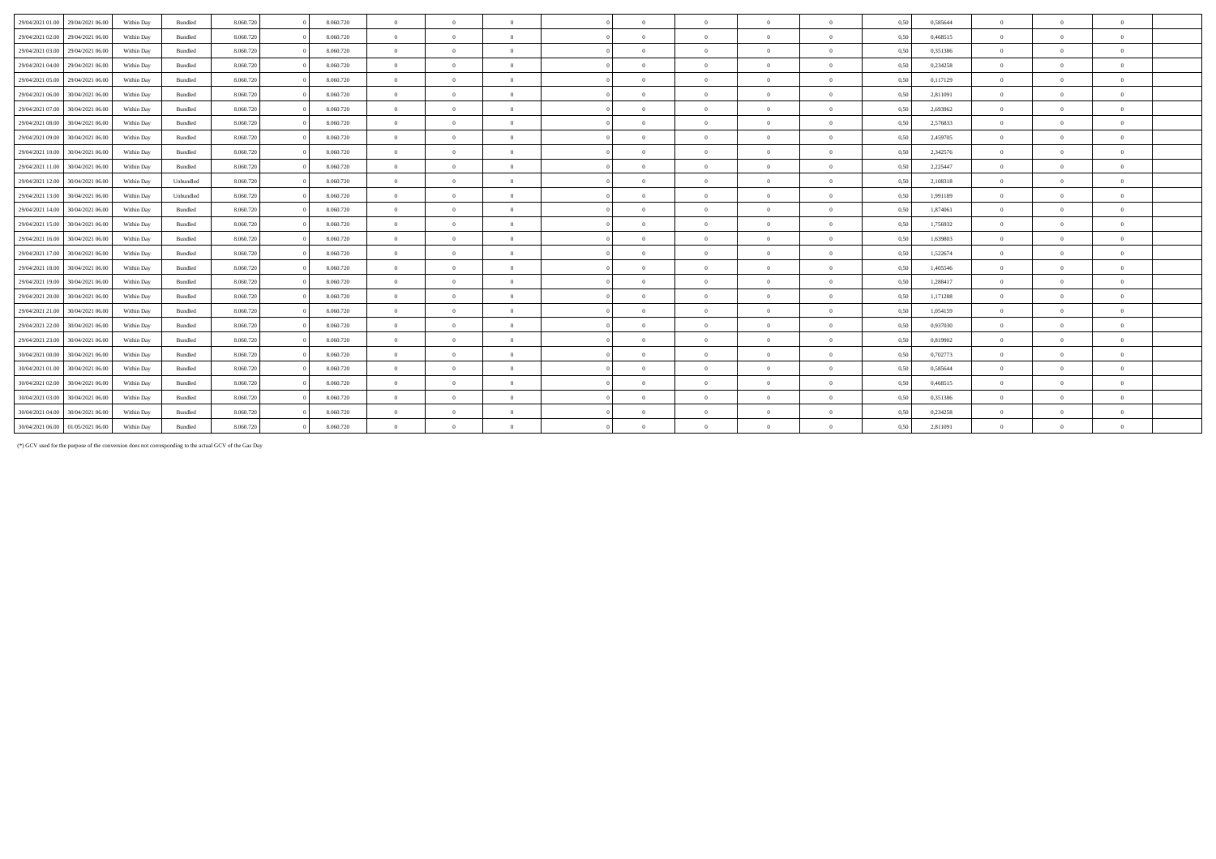| | | | | | | | | | | | | | | | | | | | | | |
|---|---|---|---|---|---|---|---|---|---|---|---|---|---|---|---|---|---|---|---|---|---|
| 29/04/2021 01.00 | 29/04/2021 06.00 | Within Day | Bundled | 8.060.720 | 0 | 8.060.720 | 0 | 0 | 0 | | 0 | 0 | 0 | 0 | 0 | 0,50 | 0,585644 | 0 | 0 | 0 | |
| 29/04/2021 02.00 | 29/04/2021 06.00 | Within Day | Bundled | 8.060.720 | 0 | 8.060.720 | 0 | 0 | 0 | | 0 | 0 | 0 | 0 | 0 | 0,50 | 0,468515 | 0 | 0 | 0 | |
| 29/04/2021 03.00 | 29/04/2021 06.00 | Within Day | Bundled | 8.060.720 | 0 | 8.060.720 | 0 | 0 | 0 | | 0 | 0 | 0 | 0 | 0 | 0,50 | 0,351386 | 0 | 0 | 0 | |
| 29/04/2021 04.00 | 29/04/2021 06.00 | Within Day | Bundled | 8.060.720 | 0 | 8.060.720 | 0 | 0 | 0 | | 0 | 0 | 0 | 0 | 0 | 0,50 | 0,234258 | 0 | 0 | 0 | |
| 29/04/2021 05.00 | 29/04/2021 06.00 | Within Day | Bundled | 8.060.720 | 0 | 8.060.720 | 0 | 0 | 0 | | 0 | 0 | 0 | 0 | 0 | 0,50 | 0,117129 | 0 | 0 | 0 | |
| 29/04/2021 06.00 | 30/04/2021 06.00 | Within Day | Bundled | 8.060.720 | 0 | 8.060.720 | 0 | 0 | 0 | | 0 | 0 | 0 | 0 | 0 | 0,50 | 2,811091 | 0 | 0 | 0 | |
| 29/04/2021 07.00 | 30/04/2021 06.00 | Within Day | Bundled | 8.060.720 | 0 | 8.060.720 | 0 | 0 | 0 | | 0 | 0 | 0 | 0 | 0 | 0,50 | 2,693962 | 0 | 0 | 0 | |
| 29/04/2021 08.00 | 30/04/2021 06.00 | Within Day | Bundled | 8.060.720 | 0 | 8.060.720 | 0 | 0 | 0 | | 0 | 0 | 0 | 0 | 0 | 0,50 | 2,576833 | 0 | 0 | 0 | |
| 29/04/2021 09.00 | 30/04/2021 06.00 | Within Day | Bundled | 8.060.720 | 0 | 8.060.720 | 0 | 0 | 0 | | 0 | 0 | 0 | 0 | 0 | 0,50 | 2,459705 | 0 | 0 | 0 | |
| 29/04/2021 10.00 | 30/04/2021 06.00 | Within Day | Bundled | 8.060.720 | 0 | 8.060.720 | 0 | 0 | 0 | | 0 | 0 | 0 | 0 | 0 | 0,50 | 2,342576 | 0 | 0 | 0 | |
| 29/04/2021 11.00 | 30/04/2021 06.00 | Within Day | Bundled | 8.060.720 | 0 | 8.060.720 | 0 | 0 | 0 | | 0 | 0 | 0 | 0 | 0 | 0,50 | 2,225447 | 0 | 0 | 0 | |
| 29/04/2021 12.00 | 30/04/2021 06.00 | Within Day | Unbundled | 8.060.720 | 0 | 8.060.720 | 0 | 0 | 0 | | 0 | 0 | 0 | 0 | 0 | 0,50 | 2,108318 | 0 | 0 | 0 | |
| 29/04/2021 13.00 | 30/04/2021 06.00 | Within Day | Unbundled | 8.060.720 | 0 | 8.060.720 | 0 | 0 | 0 | | 0 | 0 | 0 | 0 | 0 | 0,50 | 1,991189 | 0 | 0 | 0 | |
| 29/04/2021 14.00 | 30/04/2021 06.00 | Within Day | Bundled | 8.060.720 | 0 | 8.060.720 | 0 | 0 | 0 | | 0 | 0 | 0 | 0 | 0 | 0,50 | 1,874061 | 0 | 0 | 0 | |
| 29/04/2021 15.00 | 30/04/2021 06.00 | Within Day | Bundled | 8.060.720 | 0 | 8.060.720 | 0 | 0 | 0 | | 0 | 0 | 0 | 0 | 0 | 0,50 | 1,756932 | 0 | 0 | 0 | |
| 29/04/2021 16.00 | 30/04/2021 06.00 | Within Day | Bundled | 8.060.720 | 0 | 8.060.720 | 0 | 0 | 0 | | 0 | 0 | 0 | 0 | 0 | 0,50 | 1,639803 | 0 | 0 | 0 | |
| 29/04/2021 17.00 | 30/04/2021 06.00 | Within Day | Bundled | 8.060.720 | 0 | 8.060.720 | 0 | 0 | 0 | | 0 | 0 | 0 | 0 | 0 | 0,50 | 1,522674 | 0 | 0 | 0 | |
| 29/04/2021 18.00 | 30/04/2021 06.00 | Within Day | Bundled | 8.060.720 | 0 | 8.060.720 | 0 | 0 | 0 | | 0 | 0 | 0 | 0 | 0 | 0,50 | 1,405546 | 0 | 0 | 0 | |
| 29/04/2021 19.00 | 30/04/2021 06.00 | Within Day | Bundled | 8.060.720 | 0 | 8.060.720 | 0 | 0 | 0 | | 0 | 0 | 0 | 0 | 0 | 0,50 | 1,288417 | 0 | 0 | 0 | |
| 29/04/2021 20.00 | 30/04/2021 06.00 | Within Day | Bundled | 8.060.720 | 0 | 8.060.720 | 0 | 0 | 0 | | 0 | 0 | 0 | 0 | 0 | 0,50 | 1,171288 | 0 | 0 | 0 | |
| 29/04/2021 21.00 | 30/04/2021 06.00 | Within Day | Bundled | 8.060.720 | 0 | 8.060.720 | 0 | 0 | 0 | | 0 | 0 | 0 | 0 | 0 | 0,50 | 1,054159 | 0 | 0 | 0 | |
| 29/04/2021 22.00 | 30/04/2021 06.00 | Within Day | Bundled | 8.060.720 | 0 | 8.060.720 | 0 | 0 | 0 | | 0 | 0 | 0 | 0 | 0 | 0,50 | 0,937030 | 0 | 0 | 0 | |
| 29/04/2021 23.00 | 30/04/2021 06.00 | Within Day | Bundled | 8.060.720 | 0 | 8.060.720 | 0 | 0 | 0 | | 0 | 0 | 0 | 0 | 0 | 0,50 | 0,819902 | 0 | 0 | 0 | |
| 30/04/2021 00.00 | 30/04/2021 06.00 | Within Day | Bundled | 8.060.720 | 0 | 8.060.720 | 0 | 0 | 0 | | 0 | 0 | 0 | 0 | 0 | 0,50 | 0,702773 | 0 | 0 | 0 | |
| 30/04/2021 01.00 | 30/04/2021 06.00 | Within Day | Bundled | 8.060.720 | 0 | 8.060.720 | 0 | 0 | 0 | | 0 | 0 | 0 | 0 | 0 | 0,50 | 0,585644 | 0 | 0 | 0 | |
| 30/04/2021 02.00 | 30/04/2021 06.00 | Within Day | Bundled | 8.060.720 | 0 | 8.060.720 | 0 | 0 | 0 | | 0 | 0 | 0 | 0 | 0 | 0,50 | 0,468515 | 0 | 0 | 0 | |
| 30/04/2021 03.00 | 30/04/2021 06.00 | Within Day | Bundled | 8.060.720 | 0 | 8.060.720 | 0 | 0 | 0 | | 0 | 0 | 0 | 0 | 0 | 0,50 | 0,351386 | 0 | 0 | 0 | |
| 30/04/2021 04.00 | 30/04/2021 06.00 | Within Day | Bundled | 8.060.720 | 0 | 8.060.720 | 0 | 0 | 0 | | 0 | 0 | 0 | 0 | 0 | 0,50 | 0,234258 | 0 | 0 | 0 | |
| 30/04/2021 06.00 | 01/05/2021 06.00 | Within Day | Bundled | 8.060.720 | 0 | 8.060.720 | 0 | 0 | 0 | | 0 | 0 | 0 | 0 | 0 | 0,50 | 2,811091 | 0 | 0 | 0 | |

(*) GCV used for the purpose of the conversion does not corresponding to the actual GCV of the Gas Day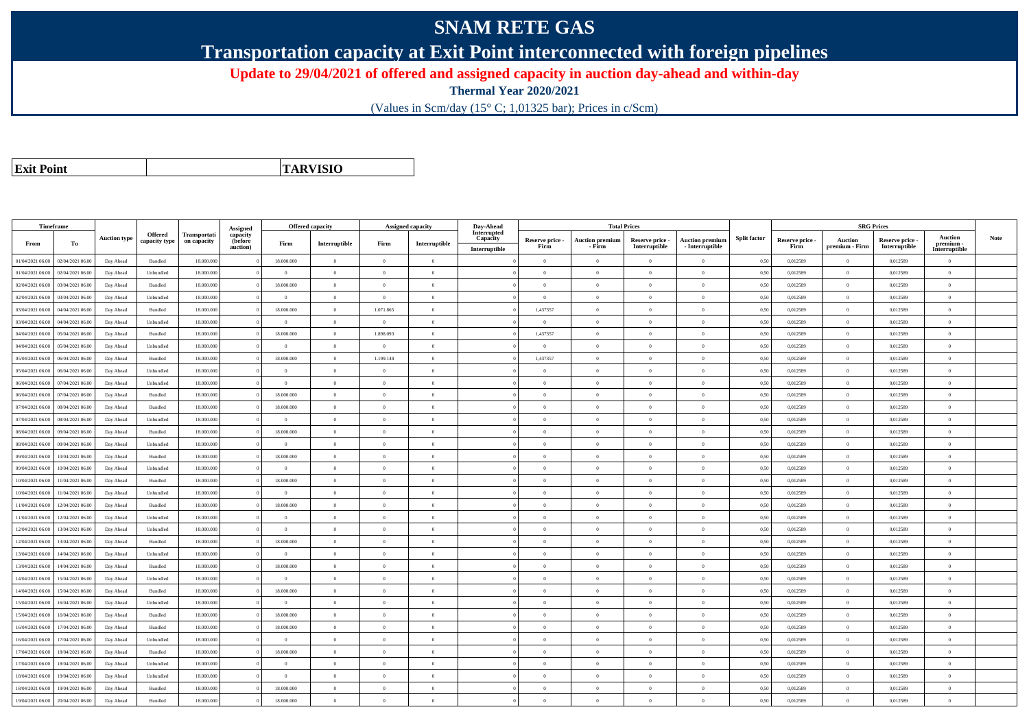# SNAM RETE GAS

## Transportation capacity at Exit Point interconnected with foreign pipelines

**Update to 29/04/2021 of offered and assigned capacity in auction day-ahead and within-day**

**Thermal Year 2020/2021**

(Values in Scm/day (15° C; 1,01325 bar); Prices in c/Scm)

| **Exit Point** | | **TARVISIO** |
|---|---|---|

| Timeframe | | Auction type | Offered capacity type | Transportation capacity | Assigned capacity (before auction) | Offered capacity | | Assigned capacity | | Day-Ahead Interrupted Capacity | Total Prices | | | | Split factor | SRG Prices | | | | Note |
|---|---|---|---|---|---|---|---|---|---|---|---|---|---|---|---|---|---|---|---|---|
| From | To | | | | | Firm | Interruptible | Firm | Interruptible | Interruptible | Reserve price - Firm | Auction premium - Firm | Reserve price - Interruptible | Auction premium - Interruptible | | Reserve price - Firm | Auction premium - Firm | Reserve price - Interruptible | Auction premium - Interruptible | |
| 01/04/2021 06.00 | 02/04/2021 06.00 | Day Ahead | Bundled | 18.000.000 | 0 | 18.000.000 | 0 | 0 | 0 | 0 | 0 | 0 | 0 | 0 | 0,50 | 0,012589 | 0 | 0,012589 | 0 | |
| 01/04/2021 06.00 | 02/04/2021 06.00 | Day Ahead | Unbundled | 18.000.000 | 0 | 0 | 0 | 0 | 0 | 0 | 0 | 0 | 0 | 0 | 0,50 | 0,012589 | 0 | 0,012589 | 0 | |
| 02/04/2021 06.00 | 03/04/2021 06.00 | Day Ahead | Bundled | 18.000.000 | 0 | 18.000.000 | 0 | 0 | 0 | 0 | 0 | 0 | 0 | 0 | 0,50 | 0,012589 | 0 | 0,012589 | 0 | |
| 02/04/2021 06.00 | 03/04/2021 06.00 | Day Ahead | Unbundled | 18.000.000 | 0 | 0 | 0 | 0 | 0 | 0 | 0 | 0 | 0 | 0 | 0,50 | 0,012589 | 0 | 0,012589 | 0 | |
| 03/04/2021 06.00 | 04/04/2021 06.00 | Day Ahead | Bundled | 18.000.000 | 0 | 18.000.000 | 0 | 1.071.865 | 0 | 0 | 1,437357 | 0 | 0 | 0 | 0,50 | 0,012589 | 0 | 0,012589 | 0 | |
| 03/04/2021 06.00 | 04/04/2021 06.00 | Day Ahead | Unbundled | 18.000.000 | 0 | 0 | 0 | 0 | 0 | 0 | 0 | 0 | 0 | 0 | 0,50 | 0,012589 | 0 | 0,012589 | 0 | |
| 04/04/2021 06.00 | 05/04/2021 06.00 | Day Ahead | Bundled | 18.000.000 | 0 | 18.000.000 | 0 | 1.898.093 | 0 | 0 | 1,437357 | 0 | 0 | 0 | 0,50 | 0,012589 | 0 | 0,012589 | 0 | |
| 04/04/2021 06.00 | 05/04/2021 06.00 | Day Ahead | Unbundled | 18.000.000 | 0 | 0 | 0 | 0 | 0 | 0 | 0 | 0 | 0 | 0 | 0,50 | 0,012589 | 0 | 0,012589 | 0 | |
| 05/04/2021 06.00 | 06/04/2021 06.00 | Day Ahead | Bundled | 18.000.000 | 0 | 18.000.000 | 0 | 1.199.148 | 0 | 0 | 1,437357 | 0 | 0 | 0 | 0,50 | 0,012589 | 0 | 0,012589 | 0 | |
| 05/04/2021 06.00 | 06/04/2021 06.00 | Day Ahead | Unbundled | 18.000.000 | 0 | 0 | 0 | 0 | 0 | 0 | 0 | 0 | 0 | 0 | 0,50 | 0,012589 | 0 | 0,012589 | 0 | |
| 06/04/2021 06.00 | 07/04/2021 06.00 | Day Ahead | Unbundled | 18.000.000 | 0 | 0 | 0 | 0 | 0 | 0 | 0 | 0 | 0 | 0 | 0,50 | 0,012589 | 0 | 0,012589 | 0 | |
| 06/04/2021 06.00 | 07/04/2021 06.00 | Day Ahead | Bundled | 18.000.000 | 0 | 18.000.000 | 0 | 0 | 0 | 0 | 0 | 0 | 0 | 0 | 0,50 | 0,012589 | 0 | 0,012589 | 0 | |
| 07/04/2021 06.00 | 08/04/2021 06.00 | Day Ahead | Bundled | 18.000.000 | 0 | 18.000.000 | 0 | 0 | 0 | 0 | 0 | 0 | 0 | 0 | 0,50 | 0,012589 | 0 | 0,012589 | 0 | |
| 07/04/2021 06.00 | 08/04/2021 06.00 | Day Ahead | Unbundled | 18.000.000 | 0 | 0 | 0 | 0 | 0 | 0 | 0 | 0 | 0 | 0 | 0,50 | 0,012589 | 0 | 0,012589 | 0 | |
| 08/04/2021 06.00 | 09/04/2021 06.00 | Day Ahead | Bundled | 18.000.000 | 0 | 18.000.000 | 0 | 0 | 0 | 0 | 0 | 0 | 0 | 0 | 0,50 | 0,012589 | 0 | 0,012589 | 0 | |
| 08/04/2021 06.00 | 09/04/2021 06.00 | Day Ahead | Unbundled | 18.000.000 | 0 | 0 | 0 | 0 | 0 | 0 | 0 | 0 | 0 | 0 | 0,50 | 0,012589 | 0 | 0,012589 | 0 | |
| 09/04/2021 06.00 | 10/04/2021 06.00 | Day Ahead | Bundled | 18.000.000 | 0 | 18.000.000 | 0 | 0 | 0 | 0 | 0 | 0 | 0 | 0 | 0,50 | 0,012589 | 0 | 0,012589 | 0 | |
| 09/04/2021 06.00 | 10/04/2021 06.00 | Day Ahead | Unbundled | 18.000.000 | 0 | 0 | 0 | 0 | 0 | 0 | 0 | 0 | 0 | 0 | 0,50 | 0,012589 | 0 | 0,012589 | 0 | |
| 10/04/2021 06.00 | 11/04/2021 06.00 | Day Ahead | Bundled | 18.000.000 | 0 | 18.000.000 | 0 | 0 | 0 | 0 | 0 | 0 | 0 | 0 | 0,50 | 0,012589 | 0 | 0,012589 | 0 | |
| 10/04/2021 06.00 | 11/04/2021 06.00 | Day Ahead | Unbundled | 18.000.000 | 0 | 0 | 0 | 0 | 0 | 0 | 0 | 0 | 0 | 0 | 0,50 | 0,012589 | 0 | 0,012589 | 0 | |
| 11/04/2021 06.00 | 12/04/2021 06.00 | Day Ahead | Bundled | 18.000.000 | 0 | 18.000.000 | 0 | 0 | 0 | 0 | 0 | 0 | 0 | 0 | 0,50 | 0,012589 | 0 | 0,012589 | 0 | |
| 11/04/2021 06.00 | 12/04/2021 06.00 | Day Ahead | Unbundled | 18.000.000 | 0 | 0 | 0 | 0 | 0 | 0 | 0 | 0 | 0 | 0 | 0,50 | 0,012589 | 0 | 0,012589 | 0 | |
| 12/04/2021 06.00 | 13/04/2021 06.00 | Day Ahead | Unbundled | 18.000.000 | 0 | 0 | 0 | 0 | 0 | 0 | 0 | 0 | 0 | 0 | 0,50 | 0,012589 | 0 | 0,012589 | 0 | |
| 12/04/2021 06.00 | 13/04/2021 06.00 | Day Ahead | Bundled | 18.000.000 | 0 | 18.000.000 | 0 | 0 | 0 | 0 | 0 | 0 | 0 | 0 | 0,50 | 0,012589 | 0 | 0,012589 | 0 | |
| 13/04/2021 06.00 | 14/04/2021 06.00 | Day Ahead | Unbundled | 18.000.000 | 0 | 0 | 0 | 0 | 0 | 0 | 0 | 0 | 0 | 0 | 0,50 | 0,012589 | 0 | 0,012589 | 0 | |
| 13/04/2021 06.00 | 14/04/2021 06.00 | Day Ahead | Bundled | 18.000.000 | 0 | 18.000.000 | 0 | 0 | 0 | 0 | 0 | 0 | 0 | 0 | 0,50 | 0,012589 | 0 | 0,012589 | 0 | |
| 14/04/2021 06.00 | 15/04/2021 06.00 | Day Ahead | Unbundled | 18.000.000 | 0 | 0 | 0 | 0 | 0 | 0 | 0 | 0 | 0 | 0 | 0,50 | 0,012589 | 0 | 0,012589 | 0 | |
| 14/04/2021 06.00 | 15/04/2021 06.00 | Day Ahead | Bundled | 18.000.000 | 0 | 18.000.000 | 0 | 0 | 0 | 0 | 0 | 0 | 0 | 0 | 0,50 | 0,012589 | 0 | 0,012589 | 0 | |
| 15/04/2021 06.00 | 16/04/2021 06.00 | Day Ahead | Unbundled | 18.000.000 | 0 | 0 | 0 | 0 | 0 | 0 | 0 | 0 | 0 | 0 | 0,50 | 0,012589 | 0 | 0,012589 | 0 | |
| 15/04/2021 06.00 | 16/04/2021 06.00 | Day Ahead | Bundled | 18.000.000 | 0 | 18.000.000 | 0 | 0 | 0 | 0 | 0 | 0 | 0 | 0 | 0,50 | 0,012589 | 0 | 0,012589 | 0 | |
| 16/04/2021 06.00 | 17/04/2021 06.00 | Day Ahead | Bundled | 18.000.000 | 0 | 18.000.000 | 0 | 0 | 0 | 0 | 0 | 0 | 0 | 0 | 0,50 | 0,012589 | 0 | 0,012589 | 0 | |
| 16/04/2021 06.00 | 17/04/2021 06.00 | Day Ahead | Unbundled | 18.000.000 | 0 | 0 | 0 | 0 | 0 | 0 | 0 | 0 | 0 | 0 | 0,50 | 0,012589 | 0 | 0,012589 | 0 | |
| 17/04/2021 06.00 | 18/04/2021 06.00 | Day Ahead | Bundled | 18.000.000 | 0 | 18.000.000 | 0 | 0 | 0 | 0 | 0 | 0 | 0 | 0 | 0,50 | 0,012589 | 0 | 0,012589 | 0 | |
| 17/04/2021 06.00 | 18/04/2021 06.00 | Day Ahead | Unbundled | 18.000.000 | 0 | 0 | 0 | 0 | 0 | 0 | 0 | 0 | 0 | 0 | 0,50 | 0,012589 | 0 | 0,012589 | 0 | |
| 18/04/2021 06.00 | 19/04/2021 06.00 | Day Ahead | Unbundled | 18.000.000 | 0 | 0 | 0 | 0 | 0 | 0 | 0 | 0 | 0 | 0 | 0,50 | 0,012589 | 0 | 0,012589 | 0 | |
| 18/04/2021 06.00 | 19/04/2021 06.00 | Day Ahead | Bundled | 18.000.000 | 0 | 18.000.000 | 0 | 0 | 0 | 0 | 0 | 0 | 0 | 0 | 0,50 | 0,012589 | 0 | 0,012589 | 0 | |
| 19/04/2021 06.00 | 20/04/2021 06.00 | Day Ahead | Bundled | 18.000.000 | 0 | 18.000.000 | 0 | 0 | 0 | 0 | 0 | 0 | 0 | 0 | 0,50 | 0,012589 | 0 | 0,012589 | 0 | |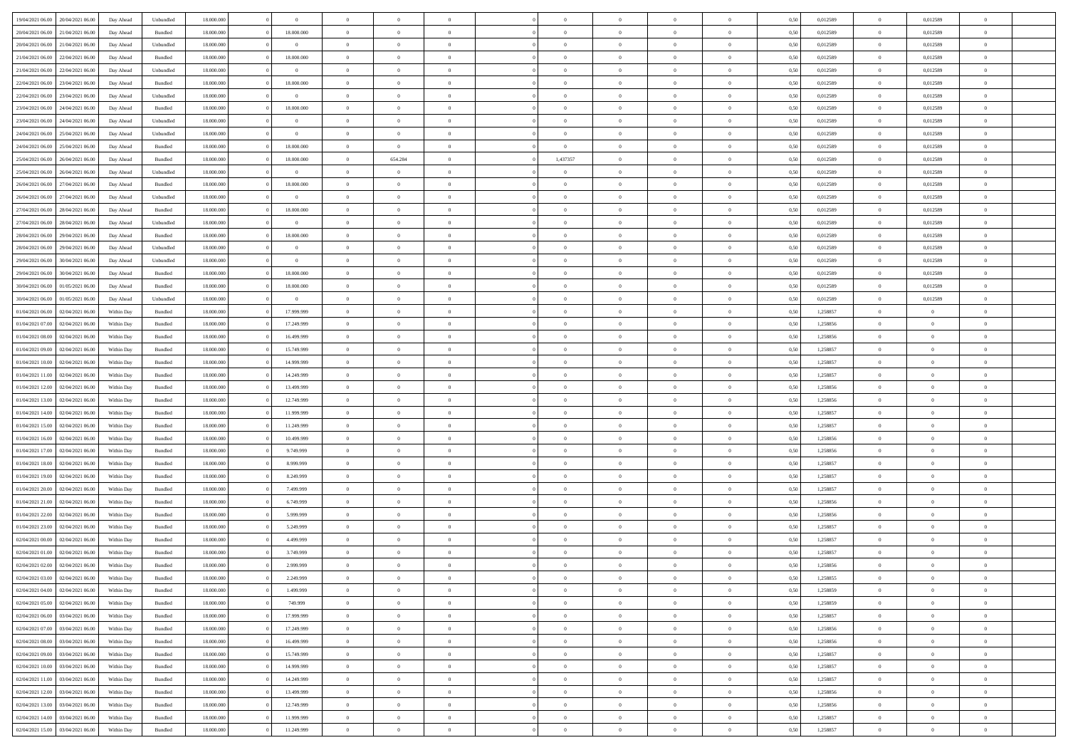| 19/04/2021 06:00 | 20/04/2021 06:00 | Day Ahead | Unbundled | 18.000.000 | 0 | 0 | 0 | 0 | 0 | | 0 | 0 | 0 | 0 | 0,50 | 0,012589 | 0 | 0,012589 | 0 | |
|---|---|---|---|---|---|---|---|---|---|---|---|---|---|---|---|---|---|---|---|---|
| 20/04/2021 06:00 | 21/04/2021 06:00 | Day Ahead | Bundled | 18.000.000 | 0 | 18.000.000 | 0 | 0 | 0 | | 0 | 0 | 0 | 0 | 0,50 | 0,012589 | 0 | 0,012589 | 0 | |
| 20/04/2021 06:00 | 21/04/2021 06:00 | Day Ahead | Unbundled | 18.000.000 | 0 | 0 | 0 | 0 | 0 | | 0 | 0 | 0 | 0 | 0,50 | 0,012589 | 0 | 0,012589 | 0 | |
| 21/04/2021 06:00 | 22/04/2021 06:00 | Day Ahead | Bundled | 18.000.000 | 0 | 18.000.000 | 0 | 0 | 0 | | 0 | 0 | 0 | 0 | 0,50 | 0,012589 | 0 | 0,012589 | 0 | |
| 21/04/2021 06:00 | 22/04/2021 06:00 | Day Ahead | Unbundled | 18.000.000 | 0 | 0 | 0 | 0 | 0 | | 0 | 0 | 0 | 0 | 0,50 | 0,012589 | 0 | 0,012589 | 0 | |
| 22/04/2021 06:00 | 23/04/2021 06:00 | Day Ahead | Bundled | 18.000.000 | 0 | 18.000.000 | 0 | 0 | 0 | | 0 | 0 | 0 | 0 | 0,50 | 0,012589 | 0 | 0,012589 | 0 | |
| 22/04/2021 06:00 | 23/04/2021 06:00 | Day Ahead | Unbundled | 18.000.000 | 0 | 0 | 0 | 0 | 0 | | 0 | 0 | 0 | 0 | 0,50 | 0,012589 | 0 | 0,012589 | 0 | |
| 23/04/2021 06:00 | 24/04/2021 06:00 | Day Ahead | Bundled | 18.000.000 | 0 | 18.000.000 | 0 | 0 | 0 | | 0 | 0 | 0 | 0 | 0,50 | 0,012589 | 0 | 0,012589 | 0 | |
| 23/04/2021 06:00 | 24/04/2021 06:00 | Day Ahead | Unbundled | 18.000.000 | 0 | 0 | 0 | 0 | 0 | | 0 | 0 | 0 | 0 | 0,50 | 0,012589 | 0 | 0,012589 | 0 | |
| 24/04/2021 06:00 | 25/04/2021 06:00 | Day Ahead | Unbundled | 18.000.000 | 0 | 0 | 0 | 0 | 0 | | 0 | 0 | 0 | 0 | 0,50 | 0,012589 | 0 | 0,012589 | 0 | |
| 24/04/2021 06:00 | 25/04/2021 06:00 | Day Ahead | Bundled | 18.000.000 | 0 | 18.000.000 | 0 | 0 | 0 | | 0 | 0 | 0 | 0 | 0,50 | 0,012589 | 0 | 0,012589 | 0 | |
| 25/04/2021 06:00 | 26/04/2021 06:00 | Day Ahead | Bundled | 18.000.000 | 0 | 18.000.000 | 0 | 654.284 | 0 | | 1,437357 | 0 | 0 | 0 | 0,50 | 0,012589 | 0 | 0,012589 | 0 | |
| 25/04/2021 06:00 | 26/04/2021 06:00 | Day Ahead | Unbundled | 18.000.000 | 0 | 0 | 0 | 0 | 0 | | 0 | 0 | 0 | 0 | 0,50 | 0,012589 | 0 | 0,012589 | 0 | |
| 26/04/2021 06:00 | 27/04/2021 06:00 | Day Ahead | Bundled | 18.000.000 | 0 | 18.000.000 | 0 | 0 | 0 | | 0 | 0 | 0 | 0 | 0,50 | 0,012589 | 0 | 0,012589 | 0 | |
| 26/04/2021 06:00 | 27/04/2021 06:00 | Day Ahead | Unbundled | 18.000.000 | 0 | 0 | 0 | 0 | 0 | | 0 | 0 | 0 | 0 | 0,50 | 0,012589 | 0 | 0,012589 | 0 | |
| 27/04/2021 06:00 | 28/04/2021 06:00 | Day Ahead | Bundled | 18.000.000 | 0 | 18.000.000 | 0 | 0 | 0 | | 0 | 0 | 0 | 0 | 0,50 | 0,012589 | 0 | 0,012589 | 0 | |
| 27/04/2021 06:00 | 28/04/2021 06:00 | Day Ahead | Unbundled | 18.000.000 | 0 | 0 | 0 | 0 | 0 | | 0 | 0 | 0 | 0 | 0,50 | 0,012589 | 0 | 0,012589 | 0 | |
| 28/04/2021 06:00 | 29/04/2021 06:00 | Day Ahead | Bundled | 18.000.000 | 0 | 18.000.000 | 0 | 0 | 0 | | 0 | 0 | 0 | 0 | 0,50 | 0,012589 | 0 | 0,012589 | 0 | |
| 28/04/2021 06:00 | 29/04/2021 06:00 | Day Ahead | Unbundled | 18.000.000 | 0 | 0 | 0 | 0 | 0 | | 0 | 0 | 0 | 0 | 0,50 | 0,012589 | 0 | 0,012589 | 0 | |
| 29/04/2021 06:00 | 30/04/2021 06:00 | Day Ahead | Unbundled | 18.000.000 | 0 | 0 | 0 | 0 | 0 | | 0 | 0 | 0 | 0 | 0,50 | 0,012589 | 0 | 0,012589 | 0 | |
| 29/04/2021 06:00 | 30/04/2021 06:00 | Day Ahead | Bundled | 18.000.000 | 0 | 18.000.000 | 0 | 0 | 0 | | 0 | 0 | 0 | 0 | 0,50 | 0,012589 | 0 | 0,012589 | 0 | |
| 30/04/2021 06:00 | 01/05/2021 06:00 | Day Ahead | Bundled | 18.000.000 | 0 | 18.000.000 | 0 | 0 | 0 | | 0 | 0 | 0 | 0 | 0,50 | 0,012589 | 0 | 0,012589 | 0 | |
| 30/04/2021 06:00 | 01/05/2021 06:00 | Day Ahead | Unbundled | 18.000.000 | 0 | 0 | 0 | 0 | 0 | | 0 | 0 | 0 | 0 | 0,50 | 0,012589 | 0 | 0,012589 | 0 | |
| 01/04/2021 06:00 | 02/04/2021 06:00 | Within Day | Bundled | 18.000.000 | 0 | 17.999.999 | 0 | 0 | 0 | | 0 | 0 | 0 | 0 | 0,50 | 1,258857 | 0 | 0 | 0 | |
| 01/04/2021 07:00 | 02/04/2021 06:00 | Within Day | Bundled | 18.000.000 | 0 | 17.249.999 | 0 | 0 | 0 | | 0 | 0 | 0 | 0 | 0,50 | 1,258856 | 0 | 0 | 0 | |
| 01/04/2021 08:00 | 02/04/2021 06:00 | Within Day | Bundled | 18.000.000 | 0 | 16.499.999 | 0 | 0 | 0 | | 0 | 0 | 0 | 0 | 0,50 | 1,258856 | 0 | 0 | 0 | |
| 01/04/2021 09:00 | 02/04/2021 06:00 | Within Day | Bundled | 18.000.000 | 0 | 15.749.999 | 0 | 0 | 0 | | 0 | 0 | 0 | 0 | 0,50 | 1,258857 | 0 | 0 | 0 | |
| 01/04/2021 10:00 | 02/04/2021 06:00 | Within Day | Bundled | 18.000.000 | 0 | 14.999.999 | 0 | 0 | 0 | | 0 | 0 | 0 | 0 | 0,50 | 1,258857 | 0 | 0 | 0 | |
| 01/04/2021 11:00 | 02/04/2021 06:00 | Within Day | Bundled | 18.000.000 | 0 | 14.249.999 | 0 | 0 | 0 | | 0 | 0 | 0 | 0 | 0,50 | 1,258857 | 0 | 0 | 0 | |
| 01/04/2021 12:00 | 02/04/2021 06:00 | Within Day | Bundled | 18.000.000 | 0 | 13.499.999 | 0 | 0 | 0 | | 0 | 0 | 0 | 0 | 0,50 | 1,258856 | 0 | 0 | 0 | |
| 01/04/2021 13:00 | 02/04/2021 06:00 | Within Day | Bundled | 18.000.000 | 0 | 12.749.999 | 0 | 0 | 0 | | 0 | 0 | 0 | 0 | 0,50 | 1,258856 | 0 | 0 | 0 | |
| 01/04/2021 14:00 | 02/04/2021 06:00 | Within Day | Bundled | 18.000.000 | 0 | 11.999.999 | 0 | 0 | 0 | | 0 | 0 | 0 | 0 | 0,50 | 1,258857 | 0 | 0 | 0 | |
| 01/04/2021 15:00 | 02/04/2021 06:00 | Within Day | Bundled | 18.000.000 | 0 | 11.249.999 | 0 | 0 | 0 | | 0 | 0 | 0 | 0 | 0,50 | 1,258857 | 0 | 0 | 0 | |
| 01/04/2021 16:00 | 02/04/2021 06:00 | Within Day | Bundled | 18.000.000 | 0 | 10.499.999 | 0 | 0 | 0 | | 0 | 0 | 0 | 0 | 0,50 | 1,258856 | 0 | 0 | 0 | |
| 01/04/2021 17:00 | 02/04/2021 06:00 | Within Day | Bundled | 18.000.000 | 0 | 9.749.999 | 0 | 0 | 0 | | 0 | 0 | 0 | 0 | 0,50 | 1,258856 | 0 | 0 | 0 | |
| 01/04/2021 18:00 | 02/04/2021 06:00 | Within Day | Bundled | 18.000.000 | 0 | 8.999.999 | 0 | 0 | 0 | | 0 | 0 | 0 | 0 | 0,50 | 1,258857 | 0 | 0 | 0 | |
| 01/04/2021 19:00 | 02/04/2021 06:00 | Within Day | Bundled | 18.000.000 | 0 | 8.249.999 | 0 | 0 | 0 | | 0 | 0 | 0 | 0 | 0,50 | 1,258857 | 0 | 0 | 0 | |
| 01/04/2021 20:00 | 02/04/2021 06:00 | Within Day | Bundled | 18.000.000 | 0 | 7.499.999 | 0 | 0 | 0 | | 0 | 0 | 0 | 0 | 0,50 | 1,258857 | 0 | 0 | 0 | |
| 01/04/2021 21:00 | 02/04/2021 06:00 | Within Day | Bundled | 18.000.000 | 0 | 6.749.999 | 0 | 0 | 0 | | 0 | 0 | 0 | 0 | 0,50 | 1,258856 | 0 | 0 | 0 | |
| 01/04/2021 22:00 | 02/04/2021 06:00 | Within Day | Bundled | 18.000.000 | 0 | 5.999.999 | 0 | 0 | 0 | | 0 | 0 | 0 | 0 | 0,50 | 1,258856 | 0 | 0 | 0 | |
| 01/04/2021 23:00 | 02/04/2021 06:00 | Within Day | Bundled | 18.000.000 | 0 | 5.249.999 | 0 | 0 | 0 | | 0 | 0 | 0 | 0 | 0,50 | 1,258857 | 0 | 0 | 0 | |
| 02/04/2021 00:00 | 02/04/2021 06:00 | Within Day | Bundled | 18.000.000 | 0 | 4.499.999 | 0 | 0 | 0 | | 0 | 0 | 0 | 0 | 0,50 | 1,258857 | 0 | 0 | 0 | |
| 02/04/2021 01:00 | 02/04/2021 06:00 | Within Day | Bundled | 18.000.000 | 0 | 3.749.999 | 0 | 0 | 0 | | 0 | 0 | 0 | 0 | 0,50 | 1,258857 | 0 | 0 | 0 | |
| 02/04/2021 02:00 | 02/04/2021 06:00 | Within Day | Bundled | 18.000.000 | 0 | 2.999.999 | 0 | 0 | 0 | | 0 | 0 | 0 | 0 | 0,50 | 1,258856 | 0 | 0 | 0 | |
| 02/04/2021 03:00 | 02/04/2021 06:00 | Within Day | Bundled | 18.000.000 | 0 | 2.249.999 | 0 | 0 | 0 | | 0 | 0 | 0 | 0 | 0,50 | 1,258855 | 0 | 0 | 0 | |
| 02/04/2021 04:00 | 02/04/2021 06:00 | Within Day | Bundled | 18.000.000 | 0 | 1.499.999 | 0 | 0 | 0 | | 0 | 0 | 0 | 0 | 0,50 | 1,258859 | 0 | 0 | 0 | |
| 02/04/2021 05:00 | 02/04/2021 06:00 | Within Day | Bundled | 18.000.000 | 0 | 749.999 | 0 | 0 | 0 | | 0 | 0 | 0 | 0 | 0,50 | 1,258859 | 0 | 0 | 0 | |
| 02/04/2021 06:00 | 03/04/2021 06:00 | Within Day | Bundled | 18.000.000 | 0 | 17.999.999 | 0 | 0 | 0 | | 0 | 0 | 0 | 0 | 0,50 | 1,258857 | 0 | 0 | 0 | |
| 02/04/2021 07:00 | 03/04/2021 06:00 | Within Day | Bundled | 18.000.000 | 0 | 17.249.999 | 0 | 0 | 0 | | 0 | 0 | 0 | 0 | 0,50 | 1,258856 | 0 | 0 | 0 | |
| 02/04/2021 08:00 | 03/04/2021 06:00 | Within Day | Bundled | 18.000.000 | 0 | 16.499.999 | 0 | 0 | 0 | | 0 | 0 | 0 | 0 | 0,50 | 1,258856 | 0 | 0 | 0 | |
| 02/04/2021 09:00 | 03/04/2021 06:00 | Within Day | Bundled | 18.000.000 | 0 | 15.749.999 | 0 | 0 | 0 | | 0 | 0 | 0 | 0 | 0,50 | 1,258857 | 0 | 0 | 0 | |
| 02/04/2021 10:00 | 03/04/2021 06:00 | Within Day | Bundled | 18.000.000 | 0 | 14.999.999 | 0 | 0 | 0 | | 0 | 0 | 0 | 0 | 0,50 | 1,258857 | 0 | 0 | 0 | |
| 02/04/2021 11:00 | 03/04/2021 06:00 | Within Day | Bundled | 18.000.000 | 0 | 14.249.999 | 0 | 0 | 0 | | 0 | 0 | 0 | 0 | 0,50 | 1,258857 | 0 | 0 | 0 | |
| 02/04/2021 12:00 | 03/04/2021 06:00 | Within Day | Bundled | 18.000.000 | 0 | 13.499.999 | 0 | 0 | 0 | | 0 | 0 | 0 | 0 | 0,50 | 1,258856 | 0 | 0 | 0 | |
| 02/04/2021 13:00 | 03/04/2021 06:00 | Within Day | Bundled | 18.000.000 | 0 | 12.749.999 | 0 | 0 | 0 | | 0 | 0 | 0 | 0 | 0,50 | 1,258856 | 0 | 0 | 0 | |
| 02/04/2021 14:00 | 03/04/2021 06:00 | Within Day | Bundled | 18.000.000 | 0 | 11.999.999 | 0 | 0 | 0 | | 0 | 0 | 0 | 0 | 0,50 | 1,258857 | 0 | 0 | 0 | |
| 02/04/2021 15:00 | 03/04/2021 06:00 | Within Day | Bundled | 18.000.000 | 0 | 11.249.999 | 0 | 0 | 0 | | 0 | 0 | 0 | 0 | 0,50 | 1,258857 | 0 | 0 | 0 | |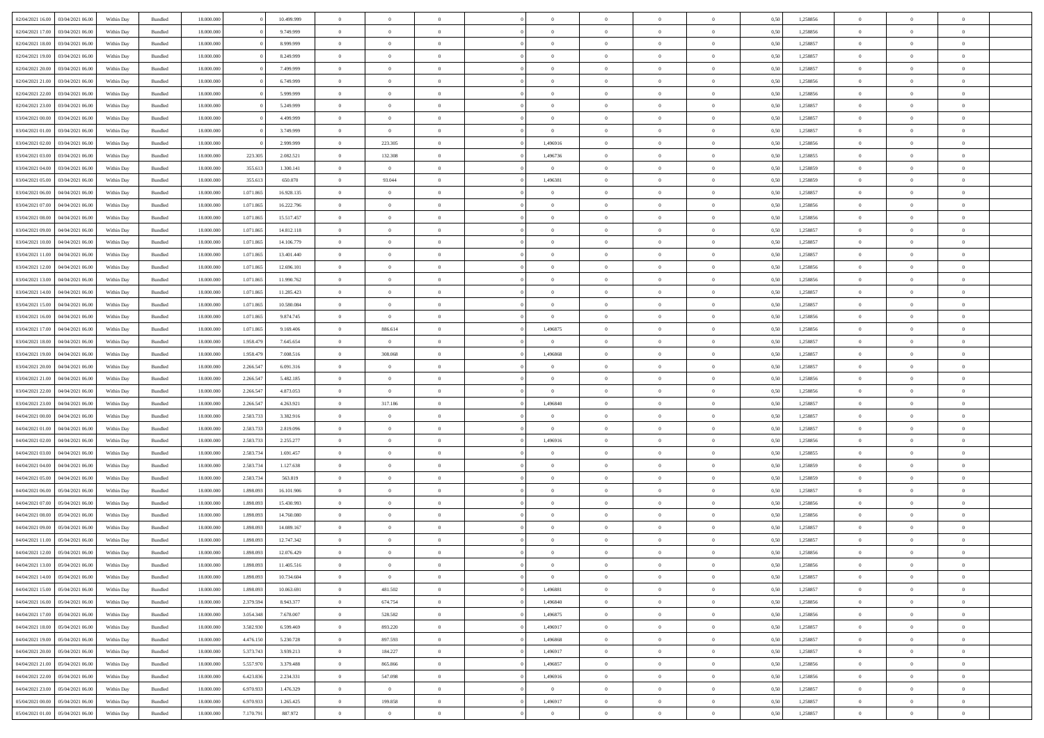| 02/04/2021 16:00 | 03/04/2021 06:00 | Within Day | Bundled | 18.000.000 | 0 | 10.499.999 | 0 | 0 | 0 | | 0 | 0 | 0 | 0 | 0 | 0,50 | 1,258856 | 0 | 0 | 0 | |
|---|---|---|---|---|---|---|---|---|---|---|---|---|---|---|---|---|---|---|---|---|---|
| 02/04/2021 17:00 | 03/04/2021 06:00 | Within Day | Bundled | 18.000.000 | 0 | 9.749.999 | 0 | 0 | 0 | | 0 | 0 | 0 | 0 | 0 | 0,50 | 1,258856 | 0 | 0 | 0 | |
| 02/04/2021 18:00 | 03/04/2021 06:00 | Within Day | Bundled | 18.000.000 | 0 | 8.999.999 | 0 | 0 | 0 | | 0 | 0 | 0 | 0 | 0 | 0,50 | 1,258857 | 0 | 0 | 0 | |
| 02/04/2021 19:00 | 03/04/2021 06:00 | Within Day | Bundled | 18.000.000 | 0 | 8.249.999 | 0 | 0 | 0 | | 0 | 0 | 0 | 0 | 0 | 0,50 | 1,258857 | 0 | 0 | 0 | |
| 02/04/2021 20:00 | 03/04/2021 06:00 | Within Day | Bundled | 18.000.000 | 0 | 7.499.999 | 0 | 0 | 0 | | 0 | 0 | 0 | 0 | 0 | 0,50 | 1,258857 | 0 | 0 | 0 | |
| 02/04/2021 21:00 | 03/04/2021 06:00 | Within Day | Bundled | 18.000.000 | 0 | 6.749.999 | 0 | 0 | 0 | | 0 | 0 | 0 | 0 | 0 | 0,50 | 1,258856 | 0 | 0 | 0 | |
| 02/04/2021 22:00 | 03/04/2021 06:00 | Within Day | Bundled | 18.000.000 | 0 | 5.999.999 | 0 | 0 | 0 | | 0 | 0 | 0 | 0 | 0 | 0,50 | 1,258856 | 0 | 0 | 0 | |
| 02/04/2021 23:00 | 03/04/2021 06:00 | Within Day | Bundled | 18.000.000 | 0 | 5.249.999 | 0 | 0 | 0 | | 0 | 0 | 0 | 0 | 0 | 0,50 | 1,258857 | 0 | 0 | 0 | |
| 03/04/2021 00:00 | 03/04/2021 06:00 | Within Day | Bundled | 18.000.000 | 0 | 4.499.999 | 0 | 0 | 0 | | 0 | 0 | 0 | 0 | 0 | 0,50 | 1,258857 | 0 | 0 | 0 | |
| 03/04/2021 01:00 | 03/04/2021 06:00 | Within Day | Bundled | 18.000.000 | 0 | 3.749.999 | 0 | 0 | 0 | | 0 | 0 | 0 | 0 | 0 | 0,50 | 1,258857 | 0 | 0 | 0 | |
| 03/04/2021 02:00 | 03/04/2021 06:00 | Within Day | Bundled | 18.000.000 | 0 | 2.999.999 | 0 | 223.305 | 0 | | 1,496916 | 0 | 0 | 0 | 0 | 0,50 | 1,258856 | 0 | 0 | 0 | |
| 03/04/2021 03:00 | 03/04/2021 06:00 | Within Day | Bundled | 18.000.000 | 223.305 | 2.082.521 | 0 | 132.308 | 0 | | 1,496736 | 0 | 0 | 0 | 0 | 0,50 | 1,258855 | 0 | 0 | 0 | |
| 03/04/2021 04:00 | 03/04/2021 06:00 | Within Day | Bundled | 18.000.000 | 355.613 | 1.300.141 | 0 | 0 | 0 | | 0 | 0 | 0 | 0 | 0 | 0,50 | 1,258859 | 0 | 0 | 0 | |
| 03/04/2021 05:00 | 03/04/2021 06:00 | Within Day | Bundled | 18.000.000 | 355.613 | 650.070 | 0 | 93.044 | 0 | | 1,496381 | 0 | 0 | 0 | 0 | 0,50 | 1,258859 | 0 | 0 | 0 | |
| 03/04/2021 06:00 | 04/04/2021 06:00 | Within Day | Bundled | 18.000.000 | 1.071.865 | 16.928.135 | 0 | 0 | 0 | | 0 | 0 | 0 | 0 | 0 | 0,50 | 1,258857 | 0 | 0 | 0 | |
| 03/04/2021 07:00 | 04/04/2021 06:00 | Within Day | Bundled | 18.000.000 | 1.071.865 | 16.222.796 | 0 | 0 | 0 | | 0 | 0 | 0 | 0 | 0 | 0,50 | 1,258856 | 0 | 0 | 0 | |
| 03/04/2021 08:00 | 04/04/2021 06:00 | Within Day | Bundled | 18.000.000 | 1.071.865 | 15.517.457 | 0 | 0 | 0 | | 0 | 0 | 0 | 0 | 0 | 0,50 | 1,258856 | 0 | 0 | 0 | |
| 03/04/2021 09:00 | 04/04/2021 06:00 | Within Day | Bundled | 18.000.000 | 1.071.865 | 14.812.118 | 0 | 0 | 0 | | 0 | 0 | 0 | 0 | 0 | 0,50 | 1,258857 | 0 | 0 | 0 | |
| 03/04/2021 10:00 | 04/04/2021 06:00 | Within Day | Bundled | 18.000.000 | 1.071.865 | 14.106.779 | 0 | 0 | 0 | | 0 | 0 | 0 | 0 | 0 | 0,50 | 1,258857 | 0 | 0 | 0 | |
| 03/04/2021 11:00 | 04/04/2021 06:00 | Within Day | Bundled | 18.000.000 | 1.071.865 | 13.401.440 | 0 | 0 | 0 | | 0 | 0 | 0 | 0 | 0 | 0,50 | 1,258857 | 0 | 0 | 0 | |
| 03/04/2021 12:00 | 04/04/2021 06:00 | Within Day | Bundled | 18.000.000 | 1.071.865 | 12.696.101 | 0 | 0 | 0 | | 0 | 0 | 0 | 0 | 0 | 0,50 | 1,258856 | 0 | 0 | 0 | |
| 03/04/2021 13:00 | 04/04/2021 06:00 | Within Day | Bundled | 18.000.000 | 1.071.865 | 11.990.762 | 0 | 0 | 0 | | 0 | 0 | 0 | 0 | 0 | 0,50 | 1,258856 | 0 | 0 | 0 | |
| 03/04/2021 14:00 | 04/04/2021 06:00 | Within Day | Bundled | 18.000.000 | 1.071.865 | 11.285.423 | 0 | 0 | 0 | | 0 | 0 | 0 | 0 | 0 | 0,50 | 1,258857 | 0 | 0 | 0 | |
| 03/04/2021 15:00 | 04/04/2021 06:00 | Within Day | Bundled | 18.000.000 | 1.071.865 | 10.580.084 | 0 | 0 | 0 | | 0 | 0 | 0 | 0 | 0 | 0,50 | 1,258857 | 0 | 0 | 0 | |
| 03/04/2021 16:00 | 04/04/2021 06:00 | Within Day | Bundled | 18.000.000 | 1.071.865 | 9.874.745 | 0 | 0 | 0 | | 0 | 0 | 0 | 0 | 0 | 0,50 | 1,258856 | 0 | 0 | 0 | |
| 03/04/2021 17:00 | 04/04/2021 06:00 | Within Day | Bundled | 18.000.000 | 1.071.865 | 9.169.406 | 0 | 886.614 | 0 | | 1,496875 | 0 | 0 | 0 | 0 | 0,50 | 1,258856 | 0 | 0 | 0 | |
| 03/04/2021 18:00 | 04/04/2021 06:00 | Within Day | Bundled | 18.000.000 | 1.958.479 | 7.645.654 | 0 | 0 | 0 | | 0 | 0 | 0 | 0 | 0 | 0,50 | 1,258857 | 0 | 0 | 0 | |
| 03/04/2021 19:00 | 04/04/2021 06:00 | Within Day | Bundled | 18.000.000 | 1.958.479 | 7.008.516 | 0 | 308.068 | 0 | | 1,496868 | 0 | 0 | 0 | 0 | 0,50 | 1,258857 | 0 | 0 | 0 | |
| 03/04/2021 20:00 | 04/04/2021 06:00 | Within Day | Bundled | 18.000.000 | 2.266.547 | 6.091.316 | 0 | 0 | 0 | | 0 | 0 | 0 | 0 | 0 | 0,50 | 1,258857 | 0 | 0 | 0 | |
| 03/04/2021 21:00 | 04/04/2021 06:00 | Within Day | Bundled | 18.000.000 | 2.266.547 | 5.482.185 | 0 | 0 | 0 | | 0 | 0 | 0 | 0 | 0 | 0,50 | 1,258856 | 0 | 0 | 0 | |
| 03/04/2021 22:00 | 04/04/2021 06:00 | Within Day | Bundled | 18.000.000 | 2.266.547 | 4.873.053 | 0 | 0 | 0 | | 0 | 0 | 0 | 0 | 0 | 0,50 | 1,258856 | 0 | 0 | 0 | |
| 03/04/2021 23:00 | 04/04/2021 06:00 | Within Day | Bundled | 18.000.000 | 2.266.547 | 4.263.921 | 0 | 317.186 | 0 | | 1,496840 | 0 | 0 | 0 | 0 | 0,50 | 1,258857 | 0 | 0 | 0 | |
| 04/04/2021 00:00 | 04/04/2021 06:00 | Within Day | Bundled | 18.000.000 | 2.583.733 | 3.382.916 | 0 | 0 | 0 | | 0 | 0 | 0 | 0 | 0 | 0,50 | 1,258857 | 0 | 0 | 0 | |
| 04/04/2021 01:00 | 04/04/2021 06:00 | Within Day | Bundled | 18.000.000 | 2.583.733 | 2.819.096 | 0 | 0 | 0 | | 0 | 0 | 0 | 0 | 0 | 0,50 | 1,258857 | 0 | 0 | 0 | |
| 04/04/2021 02:00 | 04/04/2021 06:00 | Within Day | Bundled | 18.000.000 | 2.583.733 | 2.255.277 | 0 | 0 | 0 | | 1,496916 | 0 | 0 | 0 | 0 | 0,50 | 1,258856 | 0 | 0 | 0 | |
| 04/04/2021 03:00 | 04/04/2021 06:00 | Within Day | Bundled | 18.000.000 | 2.583.734 | 1.691.457 | 0 | 0 | 0 | | 0 | 0 | 0 | 0 | 0 | 0,50 | 1,258855 | 0 | 0 | 0 | |
| 04/04/2021 04:00 | 04/04/2021 06:00 | Within Day | Bundled | 18.000.000 | 2.583.734 | 1.127.638 | 0 | 0 | 0 | | 0 | 0 | 0 | 0 | 0 | 0,50 | 1,258859 | 0 | 0 | 0 | |
| 04/04/2021 05:00 | 04/04/2021 06:00 | Within Day | Bundled | 18.000.000 | 2.583.734 | 563.819 | 0 | 0 | 0 | | 0 | 0 | 0 | 0 | 0 | 0,50 | 1,258859 | 0 | 0 | 0 | |
| 04/04/2021 06:00 | 05/04/2021 06:00 | Within Day | Bundled | 18.000.000 | 1.898.093 | 16.101.906 | 0 | 0 | 0 | | 0 | 0 | 0 | 0 | 0 | 0,50 | 1,258857 | 0 | 0 | 0 | |
| 04/04/2021 07:00 | 05/04/2021 06:00 | Within Day | Bundled | 18.000.000 | 1.898.093 | 15.430.993 | 0 | 0 | 0 | | 0 | 0 | 0 | 0 | 0 | 0,50 | 1,258856 | 0 | 0 | 0 | |
| 04/04/2021 08:00 | 05/04/2021 06:00 | Within Day | Bundled | 18.000.000 | 1.898.093 | 14.760.080 | 0 | 0 | 0 | | 0 | 0 | 0 | 0 | 0 | 0,50 | 1,258856 | 0 | 0 | 0 | |
| 04/04/2021 09:00 | 05/04/2021 06:00 | Within Day | Bundled | 18.000.000 | 1.898.093 | 14.089.167 | 0 | 0 | 0 | | 0 | 0 | 0 | 0 | 0 | 0,50 | 1,258857 | 0 | 0 | 0 | |
| 04/04/2021 11:00 | 05/04/2021 06:00 | Within Day | Bundled | 18.000.000 | 1.898.093 | 12.747.342 | 0 | 0 | 0 | | 0 | 0 | 0 | 0 | 0 | 0,50 | 1,258857 | 0 | 0 | 0 | |
| 04/04/2021 12:00 | 05/04/2021 06:00 | Within Day | Bundled | 18.000.000 | 1.898.093 | 12.076.429 | 0 | 0 | 0 | | 0 | 0 | 0 | 0 | 0 | 0,50 | 1,258856 | 0 | 0 | 0 | |
| 04/04/2021 13:00 | 05/04/2021 06:00 | Within Day | Bundled | 18.000.000 | 1.898.093 | 11.405.516 | 0 | 0 | 0 | | 0 | 0 | 0 | 0 | 0 | 0,50 | 1,258856 | 0 | 0 | 0 | |
| 04/04/2021 14:00 | 05/04/2021 06:00 | Within Day | Bundled | 18.000.000 | 1.898.093 | 10.734.604 | 0 | 0 | 0 | | 0 | 0 | 0 | 0 | 0 | 0,50 | 1,258857 | 0 | 0 | 0 | |
| 04/04/2021 15:00 | 05/04/2021 06:00 | Within Day | Bundled | 18.000.000 | 1.898.093 | 10.063.691 | 0 | 481.502 | 0 | | 1,496881 | 0 | 0 | 0 | 0 | 0,50 | 1,258857 | 0 | 0 | 0 | |
| 04/04/2021 16:00 | 05/04/2021 06:00 | Within Day | Bundled | 18.000.000 | 2.379.594 | 8.943.377 | 0 | 674.754 | 0 | | 1,496840 | 0 | 0 | 0 | 0 | 0,50 | 1,258856 | 0 | 0 | 0 | |
| 04/04/2021 17:00 | 05/04/2021 06:00 | Within Day | Bundled | 18.000.000 | 3.054.348 | 7.678.007 | 0 | 528.582 | 0 | | 1,496875 | 0 | 0 | 0 | 0 | 0,50 | 1,258856 | 0 | 0 | 0 | |
| 04/04/2021 18:00 | 05/04/2021 06:00 | Within Day | Bundled | 18.000.000 | 3.582.930 | 6.599.469 | 0 | 893.220 | 0 | | 1,496917 | 0 | 0 | 0 | 0 | 0,50 | 1,258857 | 0 | 0 | 0 | |
| 04/04/2021 19:00 | 05/04/2021 06:00 | Within Day | Bundled | 18.000.000 | 4.476.150 | 5.230.728 | 0 | 897.593 | 0 | | 1,496868 | 0 | 0 | 0 | 0 | 0,50 | 1,258857 | 0 | 0 | 0 | |
| 04/04/2021 20:00 | 05/04/2021 06:00 | Within Day | Bundled | 18.000.000 | 5.373.743 | 3.939.213 | 0 | 184.227 | 0 | | 1,496917 | 0 | 0 | 0 | 0 | 0,50 | 1,258857 | 0 | 0 | 0 | |
| 04/04/2021 21:00 | 05/04/2021 06:00 | Within Day | Bundled | 18.000.000 | 5.557.970 | 3.379.488 | 0 | 865.866 | 0 | | 1,496857 | 0 | 0 | 0 | 0 | 0,50 | 1,258856 | 0 | 0 | 0 | |
| 04/04/2021 22:00 | 05/04/2021 06:00 | Within Day | Bundled | 18.000.000 | 6.423.836 | 2.234.331 | 0 | 547.098 | 0 | | 1,496916 | 0 | 0 | 0 | 0 | 0,50 | 1,258856 | 0 | 0 | 0 | |
| 04/04/2021 23:00 | 05/04/2021 06:00 | Within Day | Bundled | 18.000.000 | 6.970.933 | 1.476.329 | 0 | 0 | 0 | | 0 | 0 | 0 | 0 | 0 | 0,50 | 1,258857 | 0 | 0 | 0 | |
| 05/04/2021 00:00 | 05/04/2021 06:00 | Within Day | Bundled | 18.000.000 | 6.970.933 | 1.265.425 | 0 | 199.858 | 0 | | 1,496917 | 0 | 0 | 0 | 0 | 0,50 | 1,258857 | 0 | 0 | 0 | |
| 05/04/2021 01:00 | 05/04/2021 06:00 | Within Day | Bundled | 18.000.000 | 7.170.791 | 887.972 | 0 | 0 | 0 | | 0 | 0 | 0 | 0 | 0 | 0,50 | 1,258857 | 0 | 0 | 0 | |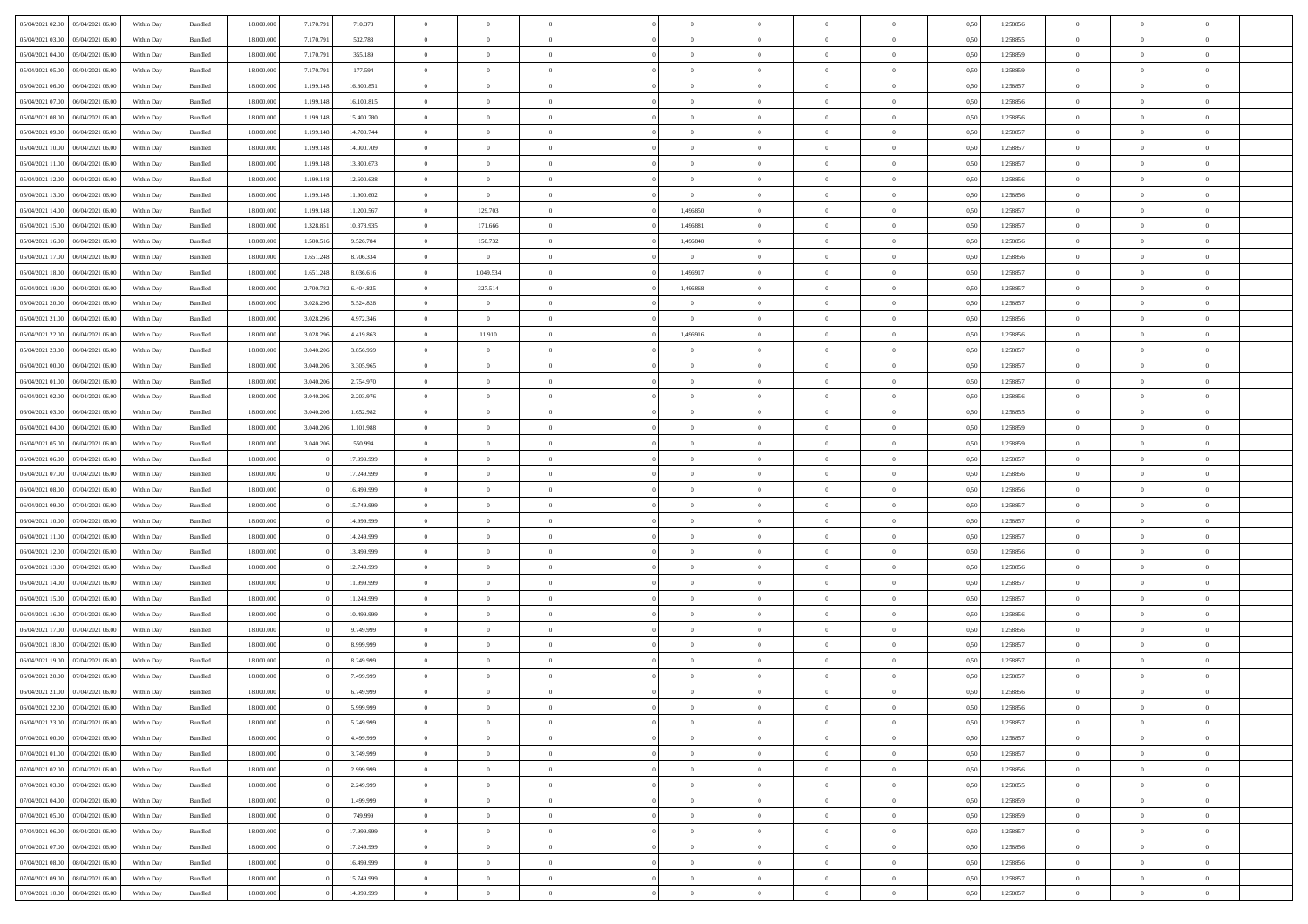| | | | | | | | | | | | | | | | | | | | | |
|---|---|---|---|---|---|---|---|---|---|---|---|---|---|---|---|---|---|---|---|---|
| 05/04/2021 02:00 | 05/04/2021 06:00 | Within Day | Bundled | 18.000.000 | 7.170.791 | 710.378 | 0 | 0 | 0 | | 0 | 0 | 0 | 0 | 0,50 | 1,258856 | 0 | 0 | 0 | |
| 05/04/2021 03:00 | 05/04/2021 06:00 | Within Day | Bundled | 18.000.000 | 7.170.791 | 532.783 | 0 | 0 | 0 | | 0 | 0 | 0 | 0 | 0,50 | 1,258855 | 0 | 0 | 0 | |
| 05/04/2021 04:00 | 05/04/2021 06:00 | Within Day | Bundled | 18.000.000 | 7.170.791 | 355.189 | 0 | 0 | 0 | | 0 | 0 | 0 | 0 | 0,50 | 1,258859 | 0 | 0 | 0 | |
| 05/04/2021 05:00 | 05/04/2021 06:00 | Within Day | Bundled | 18.000.000 | 7.170.791 | 177.594 | 0 | 0 | 0 | | 0 | 0 | 0 | 0 | 0,50 | 1,258859 | 0 | 0 | 0 | |
| 05/04/2021 06:00 | 06/04/2021 06:00 | Within Day | Bundled | 18.000.000 | 1.199.148 | 16.800.851 | 0 | 0 | 0 | | 0 | 0 | 0 | 0 | 0,50 | 1,258857 | 0 | 0 | 0 | |
| 05/04/2021 07:00 | 06/04/2021 06:00 | Within Day | Bundled | 18.000.000 | 1.199.148 | 16.100.815 | 0 | 0 | 0 | | 0 | 0 | 0 | 0 | 0,50 | 1,258856 | 0 | 0 | 0 | |
| 05/04/2021 08:00 | 06/04/2021 06:00 | Within Day | Bundled | 18.000.000 | 1.199.148 | 15.400.780 | 0 | 0 | 0 | | 0 | 0 | 0 | 0 | 0,50 | 1,258856 | 0 | 0 | 0 | |
| 05/04/2021 09:00 | 06/04/2021 06:00 | Within Day | Bundled | 18.000.000 | 1.199.148 | 14.700.744 | 0 | 0 | 0 | | 0 | 0 | 0 | 0 | 0,50 | 1,258857 | 0 | 0 | 0 | |
| 05/04/2021 10:00 | 06/04/2021 06:00 | Within Day | Bundled | 18.000.000 | 1.199.148 | 14.000.709 | 0 | 0 | 0 | | 0 | 0 | 0 | 0 | 0,50 | 1,258857 | 0 | 0 | 0 | |
| 05/04/2021 11:00 | 06/04/2021 06:00 | Within Day | Bundled | 18.000.000 | 1.199.148 | 13.300.673 | 0 | 0 | 0 | | 0 | 0 | 0 | 0 | 0,50 | 1,258857 | 0 | 0 | 0 | |
| 05/04/2021 12:00 | 06/04/2021 06:00 | Within Day | Bundled | 18.000.000 | 1.199.148 | 12.600.638 | 0 | 0 | 0 | | 0 | 0 | 0 | 0 | 0,50 | 1,258856 | 0 | 0 | 0 | |
| 05/04/2021 13:00 | 06/04/2021 06:00 | Within Day | Bundled | 18.000.000 | 1.199.148 | 11.900.602 | 0 | 0 | 0 | | 0 | 0 | 0 | 0 | 0,50 | 1,258856 | 0 | 0 | 0 | |
| 05/04/2021 14:00 | 06/04/2021 06:00 | Within Day | Bundled | 18.000.000 | 1.199.148 | 11.200.567 | 0 | 129.703 | 0 | | 1,496850 | 0 | 0 | 0 | 0,50 | 1,258857 | 0 | 0 | 0 | |
| 05/04/2021 15:00 | 06/04/2021 06:00 | Within Day | Bundled | 18.000.000 | 1.328.851 | 10.378.935 | 0 | 171.666 | 0 | | 1,496881 | 0 | 0 | 0 | 0,50 | 1,258857 | 0 | 0 | 0 | |
| 05/04/2021 16:00 | 06/04/2021 06:00 | Within Day | Bundled | 18.000.000 | 1.500.516 | 9.526.784 | 0 | 150.732 | 0 | | 1,496840 | 0 | 0 | 0 | 0,50 | 1,258856 | 0 | 0 | 0 | |
| 05/04/2021 17:00 | 06/04/2021 06:00 | Within Day | Bundled | 18.000.000 | 1.651.248 | 8.706.334 | 0 | 0 | 0 | | 0 | 0 | 0 | 0 | 0,50 | 1,258856 | 0 | 0 | 0 | |
| 05/04/2021 18:00 | 06/04/2021 06:00 | Within Day | Bundled | 18.000.000 | 1.651.248 | 8.036.616 | 0 | 1.049.534 | 0 | | 1,496917 | 0 | 0 | 0 | 0,50 | 1,258857 | 0 | 0 | 0 | |
| 05/04/2021 19:00 | 06/04/2021 06:00 | Within Day | Bundled | 18.000.000 | 2.700.782 | 6.404.825 | 0 | 327.514 | 0 | | 1,496868 | 0 | 0 | 0 | 0,50 | 1,258857 | 0 | 0 | 0 | |
| 05/04/2021 20:00 | 06/04/2021 06:00 | Within Day | Bundled | 18.000.000 | 3.028.296 | 5.524.828 | 0 | 0 | 0 | | 0 | 0 | 0 | 0 | 0,50 | 1,258857 | 0 | 0 | 0 | |
| 05/04/2021 21:00 | 06/04/2021 06:00 | Within Day | Bundled | 18.000.000 | 3.028.296 | 4.972.346 | 0 | 0 | 0 | | 0 | 0 | 0 | 0 | 0,50 | 1,258856 | 0 | 0 | 0 | |
| 05/04/2021 22:00 | 06/04/2021 06:00 | Within Day | Bundled | 18.000.000 | 3.028.296 | 4.419.863 | 0 | 11.910 | 0 | | 1,496916 | 0 | 0 | 0 | 0,50 | 1,258856 | 0 | 0 | 0 | |
| 05/04/2021 23:00 | 06/04/2021 06:00 | Within Day | Bundled | 18.000.000 | 3.040.206 | 3.856.959 | 0 | 0 | 0 | | 0 | 0 | 0 | 0 | 0,50 | 1,258857 | 0 | 0 | 0 | |
| 06/04/2021 00:00 | 06/04/2021 06:00 | Within Day | Bundled | 18.000.000 | 3.040.206 | 3.305.965 | 0 | 0 | 0 | | 0 | 0 | 0 | 0 | 0,50 | 1,258857 | 0 | 0 | 0 | |
| 06/04/2021 01:00 | 06/04/2021 06:00 | Within Day | Bundled | 18.000.000 | 3.040.206 | 2.754.970 | 0 | 0 | 0 | | 0 | 0 | 0 | 0 | 0,50 | 1,258857 | 0 | 0 | 0 | |
| 06/04/2021 02:00 | 06/04/2021 06:00 | Within Day | Bundled | 18.000.000 | 3.040.206 | 2.203.976 | 0 | 0 | 0 | | 0 | 0 | 0 | 0 | 0,50 | 1,258856 | 0 | 0 | 0 | |
| 06/04/2021 03:00 | 06/04/2021 06:00 | Within Day | Bundled | 18.000.000 | 3.040.206 | 1.652.982 | 0 | 0 | 0 | | 0 | 0 | 0 | 0 | 0,50 | 1,258855 | 0 | 0 | 0 | |
| 06/04/2021 04:00 | 06/04/2021 06:00 | Within Day | Bundled | 18.000.000 | 3.040.206 | 1.101.988 | 0 | 0 | 0 | | 0 | 0 | 0 | 0 | 0,50 | 1,258859 | 0 | 0 | 0 | |
| 06/04/2021 05:00 | 06/04/2021 06:00 | Within Day | Bundled | 18.000.000 | 3.040.206 | 550.994 | 0 | 0 | 0 | | 0 | 0 | 0 | 0 | 0,50 | 1,258859 | 0 | 0 | 0 | |
| 06/04/2021 06:00 | 07/04/2021 06:00 | Within Day | Bundled | 18.000.000 | 0 | 17.999.999 | 0 | 0 | 0 | | 0 | 0 | 0 | 0 | 0,50 | 1,258857 | 0 | 0 | 0 | |
| 06/04/2021 07:00 | 07/04/2021 06:00 | Within Day | Bundled | 18.000.000 | 0 | 17.249.999 | 0 | 0 | 0 | | 0 | 0 | 0 | 0 | 0,50 | 1,258856 | 0 | 0 | 0 | |
| 06/04/2021 08:00 | 07/04/2021 06:00 | Within Day | Bundled | 18.000.000 | 0 | 16.499.999 | 0 | 0 | 0 | | 0 | 0 | 0 | 0 | 0,50 | 1,258856 | 0 | 0 | 0 | |
| 06/04/2021 09:00 | 07/04/2021 06:00 | Within Day | Bundled | 18.000.000 | 0 | 15.749.999 | 0 | 0 | 0 | | 0 | 0 | 0 | 0 | 0,50 | 1,258857 | 0 | 0 | 0 | |
| 06/04/2021 10:00 | 07/04/2021 06:00 | Within Day | Bundled | 18.000.000 | 0 | 14.999.999 | 0 | 0 | 0 | | 0 | 0 | 0 | 0 | 0,50 | 1,258857 | 0 | 0 | 0 | |
| 06/04/2021 11:00 | 07/04/2021 06:00 | Within Day | Bundled | 18.000.000 | 0 | 14.249.999 | 0 | 0 | 0 | | 0 | 0 | 0 | 0 | 0,50 | 1,258857 | 0 | 0 | 0 | |
| 06/04/2021 12:00 | 07/04/2021 06:00 | Within Day | Bundled | 18.000.000 | 0 | 13.499.999 | 0 | 0 | 0 | | 0 | 0 | 0 | 0 | 0,50 | 1,258856 | 0 | 0 | 0 | |
| 06/04/2021 13:00 | 07/04/2021 06:00 | Within Day | Bundled | 18.000.000 | 0 | 12.749.999 | 0 | 0 | 0 | | 0 | 0 | 0 | 0 | 0,50 | 1,258856 | 0 | 0 | 0 | |
| 06/04/2021 14:00 | 07/04/2021 06:00 | Within Day | Bundled | 18.000.000 | 0 | 11.999.999 | 0 | 0 | 0 | | 0 | 0 | 0 | 0 | 0,50 | 1,258857 | 0 | 0 | 0 | |
| 06/04/2021 15:00 | 07/04/2021 06:00 | Within Day | Bundled | 18.000.000 | 0 | 11.249.999 | 0 | 0 | 0 | | 0 | 0 | 0 | 0 | 0,50 | 1,258857 | 0 | 0 | 0 | |
| 06/04/2021 16:00 | 07/04/2021 06:00 | Within Day | Bundled | 18.000.000 | 0 | 10.499.999 | 0 | 0 | 0 | | 0 | 0 | 0 | 0 | 0,50 | 1,258856 | 0 | 0 | 0 | |
| 06/04/2021 17:00 | 07/04/2021 06:00 | Within Day | Bundled | 18.000.000 | 0 | 9.749.999 | 0 | 0 | 0 | | 0 | 0 | 0 | 0 | 0,50 | 1,258856 | 0 | 0 | 0 | |
| 06/04/2021 18:00 | 07/04/2021 06:00 | Within Day | Bundled | 18.000.000 | 0 | 8.999.999 | 0 | 0 | 0 | | 0 | 0 | 0 | 0 | 0,50 | 1,258857 | 0 | 0 | 0 | |
| 06/04/2021 19:00 | 07/04/2021 06:00 | Within Day | Bundled | 18.000.000 | 0 | 8.249.999 | 0 | 0 | 0 | | 0 | 0 | 0 | 0 | 0,50 | 1,258857 | 0 | 0 | 0 | |
| 06/04/2021 20:00 | 07/04/2021 06:00 | Within Day | Bundled | 18.000.000 | 0 | 7.499.999 | 0 | 0 | 0 | | 0 | 0 | 0 | 0 | 0,50 | 1,258857 | 0 | 0 | 0 | |
| 06/04/2021 21:00 | 07/04/2021 06:00 | Within Day | Bundled | 18.000.000 | 0 | 6.749.999 | 0 | 0 | 0 | | 0 | 0 | 0 | 0 | 0,50 | 1,258856 | 0 | 0 | 0 | |
| 06/04/2021 22:00 | 07/04/2021 06:00 | Within Day | Bundled | 18.000.000 | 0 | 5.999.999 | 0 | 0 | 0 | | 0 | 0 | 0 | 0 | 0,50 | 1,258856 | 0 | 0 | 0 | |
| 06/04/2021 23:00 | 07/04/2021 06:00 | Within Day | Bundled | 18.000.000 | 0 | 5.249.999 | 0 | 0 | 0 | | 0 | 0 | 0 | 0 | 0,50 | 1,258857 | 0 | 0 | 0 | |
| 07/04/2021 00:00 | 07/04/2021 06:00 | Within Day | Bundled | 18.000.000 | 0 | 4.499.999 | 0 | 0 | 0 | | 0 | 0 | 0 | 0 | 0,50 | 1,258857 | 0 | 0 | 0 | |
| 07/04/2021 01:00 | 07/04/2021 06:00 | Within Day | Bundled | 18.000.000 | 0 | 3.749.999 | 0 | 0 | 0 | | 0 | 0 | 0 | 0 | 0,50 | 1,258857 | 0 | 0 | 0 | |
| 07/04/2021 02:00 | 07/04/2021 06:00 | Within Day | Bundled | 18.000.000 | 0 | 2.999.999 | 0 | 0 | 0 | | 0 | 0 | 0 | 0 | 0,50 | 1,258856 | 0 | 0 | 0 | |
| 07/04/2021 03:00 | 07/04/2021 06:00 | Within Day | Bundled | 18.000.000 | 0 | 2.249.999 | 0 | 0 | 0 | | 0 | 0 | 0 | 0 | 0,50 | 1,258855 | 0 | 0 | 0 | |
| 07/04/2021 04:00 | 07/04/2021 06:00 | Within Day | Bundled | 18.000.000 | 0 | 1.499.999 | 0 | 0 | 0 | | 0 | 0 | 0 | 0 | 0,50 | 1,258859 | 0 | 0 | 0 | |
| 07/04/2021 05:00 | 07/04/2021 06:00 | Within Day | Bundled | 18.000.000 | 0 | 749.999 | 0 | 0 | 0 | | 0 | 0 | 0 | 0 | 0,50 | 1,258859 | 0 | 0 | 0 | |
| 07/04/2021 06:00 | 08/04/2021 06:00 | Within Day | Bundled | 18.000.000 | 0 | 17.999.999 | 0 | 0 | 0 | | 0 | 0 | 0 | 0 | 0,50 | 1,258857 | 0 | 0 | 0 | |
| 07/04/2021 07:00 | 08/04/2021 06:00 | Within Day | Bundled | 18.000.000 | 0 | 17.249.999 | 0 | 0 | 0 | | 0 | 0 | 0 | 0 | 0,50 | 1,258856 | 0 | 0 | 0 | |
| 07/04/2021 08:00 | 08/04/2021 06:00 | Within Day | Bundled | 18.000.000 | 0 | 16.499.999 | 0 | 0 | 0 | | 0 | 0 | 0 | 0 | 0,50 | 1,258856 | 0 | 0 | 0 | |
| 07/04/2021 09:00 | 08/04/2021 06:00 | Within Day | Bundled | 18.000.000 | 0 | 15.749.999 | 0 | 0 | 0 | | 0 | 0 | 0 | 0 | 0,50 | 1,258857 | 0 | 0 | 0 | |
| 07/04/2021 10:00 | 08/04/2021 06:00 | Within Day | Bundled | 18.000.000 | 0 | 14.999.999 | 0 | 0 | 0 | | 0 | 0 | 0 | 0 | 0,50 | 1,258857 | 0 | 0 | 0 | |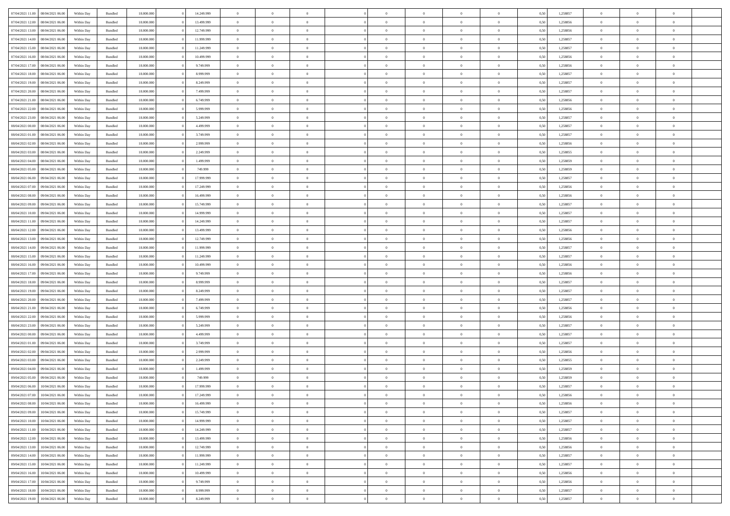| | | | | | | | | | | | | | | | | | | | | |
|---|---|---|---|---|---|---|---|---|---|---|---|---|---|---|---|---|---|---|---|---|
| 07/04/2021 11:00 | 08/04/2021 06:00 | Within Day | Bundled | 18.000.000 | 0 | 14.249.999 | 0 | 0 | 0 | 0 | 0 | 0 | 0 | 0 | 0,50 | 1,258857 | 0 | 0 | 0 | |
| 07/04/2021 12:00 | 08/04/2021 06:00 | Within Day | Bundled | 18.000.000 | 0 | 13.499.999 | 0 | 0 | 0 | 0 | 0 | 0 | 0 | 0 | 0,50 | 1,258856 | 0 | 0 | 0 | |
| 07/04/2021 13:00 | 08/04/2021 06:00 | Within Day | Bundled | 18.000.000 | 0 | 12.749.999 | 0 | 0 | 0 | 0 | 0 | 0 | 0 | 0 | 0,50 | 1,258856 | 0 | 0 | 0 | |
| 07/04/2021 14:00 | 08/04/2021 06:00 | Within Day | Bundled | 18.000.000 | 0 | 11.999.999 | 0 | 0 | 0 | 0 | 0 | 0 | 0 | 0 | 0,50 | 1,258857 | 0 | 0 | 0 | |
| 07/04/2021 15:00 | 08/04/2021 06:00 | Within Day | Bundled | 18.000.000 | 0 | 11.249.999 | 0 | 0 | 0 | 0 | 0 | 0 | 0 | 0 | 0,50 | 1,258857 | 0 | 0 | 0 | |
| 07/04/2021 16:00 | 08/04/2021 06:00 | Within Day | Bundled | 18.000.000 | 0 | 10.499.999 | 0 | 0 | 0 | 0 | 0 | 0 | 0 | 0 | 0,50 | 1,258856 | 0 | 0 | 0 | |
| 07/04/2021 17:00 | 08/04/2021 06:00 | Within Day | Bundled | 18.000.000 | 0 | 9.749.999 | 0 | 0 | 0 | 0 | 0 | 0 | 0 | 0 | 0,50 | 1,258856 | 0 | 0 | 0 | |
| 07/04/2021 18:00 | 08/04/2021 06:00 | Within Day | Bundled | 18.000.000 | 0 | 8.999.999 | 0 | 0 | 0 | 0 | 0 | 0 | 0 | 0 | 0,50 | 1,258857 | 0 | 0 | 0 | |
| 07/04/2021 19:00 | 08/04/2021 06:00 | Within Day | Bundled | 18.000.000 | 0 | 8.249.999 | 0 | 0 | 0 | 0 | 0 | 0 | 0 | 0 | 0,50 | 1,258857 | 0 | 0 | 0 | |
| 07/04/2021 20:00 | 08/04/2021 06:00 | Within Day | Bundled | 18.000.000 | 0 | 7.499.999 | 0 | 0 | 0 | 0 | 0 | 0 | 0 | 0 | 0,50 | 1,258857 | 0 | 0 | 0 | |
| 07/04/2021 21:00 | 08/04/2021 06:00 | Within Day | Bundled | 18.000.000 | 0 | 6.749.999 | 0 | 0 | 0 | 0 | 0 | 0 | 0 | 0 | 0,50 | 1,258856 | 0 | 0 | 0 | |
| 07/04/2021 22:00 | 08/04/2021 06:00 | Within Day | Bundled | 18.000.000 | 0 | 5.999.999 | 0 | 0 | 0 | 0 | 0 | 0 | 0 | 0 | 0,50 | 1,258856 | 0 | 0 | 0 | |
| 07/04/2021 23:00 | 08/04/2021 06:00 | Within Day | Bundled | 18.000.000 | 0 | 5.249.999 | 0 | 0 | 0 | 0 | 0 | 0 | 0 | 0 | 0,50 | 1,258857 | 0 | 0 | 0 | |
| 08/04/2021 00:00 | 08/04/2021 06:00 | Within Day | Bundled | 18.000.000 | 0 | 4.499.999 | 0 | 0 | 0 | 0 | 0 | 0 | 0 | 0 | 0,50 | 1,258857 | 0 | 0 | 0 | |
| 08/04/2021 01:00 | 08/04/2021 06:00 | Within Day | Bundled | 18.000.000 | 0 | 3.749.999 | 0 | 0 | 0 | 0 | 0 | 0 | 0 | 0 | 0,50 | 1,258857 | 0 | 0 | 0 | |
| 08/04/2021 02:00 | 08/04/2021 06:00 | Within Day | Bundled | 18.000.000 | 0 | 2.999.999 | 0 | 0 | 0 | 0 | 0 | 0 | 0 | 0 | 0,50 | 1,258856 | 0 | 0 | 0 | |
| 08/04/2021 03:00 | 08/04/2021 06:00 | Within Day | Bundled | 18.000.000 | 0 | 2.249.999 | 0 | 0 | 0 | 0 | 0 | 0 | 0 | 0 | 0,50 | 1,258855 | 0 | 0 | 0 | |
| 08/04/2021 04:00 | 08/04/2021 06:00 | Within Day | Bundled | 18.000.000 | 0 | 1.499.999 | 0 | 0 | 0 | 0 | 0 | 0 | 0 | 0 | 0,50 | 1,258859 | 0 | 0 | 0 | |
| 08/04/2021 05:00 | 08/04/2021 06:00 | Within Day | Bundled | 18.000.000 | 0 | 749.999 | 0 | 0 | 0 | 0 | 0 | 0 | 0 | 0 | 0,50 | 1,258859 | 0 | 0 | 0 | |
| 08/04/2021 06:00 | 09/04/2021 06:00 | Within Day | Bundled | 18.000.000 | 0 | 17.999.999 | 0 | 0 | 0 | 0 | 0 | 0 | 0 | 0 | 0,50 | 1,258857 | 0 | 0 | 0 | |
| 08/04/2021 07:00 | 09/04/2021 06:00 | Within Day | Bundled | 18.000.000 | 0 | 17.249.999 | 0 | 0 | 0 | 0 | 0 | 0 | 0 | 0 | 0,50 | 1,258856 | 0 | 0 | 0 | |
| 08/04/2021 08:00 | 09/04/2021 06:00 | Within Day | Bundled | 18.000.000 | 0 | 16.499.999 | 0 | 0 | 0 | 0 | 0 | 0 | 0 | 0 | 0,50 | 1,258856 | 0 | 0 | 0 | |
| 08/04/2021 09:00 | 09/04/2021 06:00 | Within Day | Bundled | 18.000.000 | 0 | 15.749.999 | 0 | 0 | 0 | 0 | 0 | 0 | 0 | 0 | 0,50 | 1,258857 | 0 | 0 | 0 | |
| 08/04/2021 10:00 | 09/04/2021 06:00 | Within Day | Bundled | 18.000.000 | 0 | 14.999.999 | 0 | 0 | 0 | 0 | 0 | 0 | 0 | 0 | 0,50 | 1,258857 | 0 | 0 | 0 | |
| 08/04/2021 11:00 | 09/04/2021 06:00 | Within Day | Bundled | 18.000.000 | 0 | 14.249.999 | 0 | 0 | 0 | 0 | 0 | 0 | 0 | 0 | 0,50 | 1,258857 | 0 | 0 | 0 | |
| 08/04/2021 12:00 | 09/04/2021 06:00 | Within Day | Bundled | 18.000.000 | 0 | 13.499.999 | 0 | 0 | 0 | 0 | 0 | 0 | 0 | 0 | 0,50 | 1,258856 | 0 | 0 | 0 | |
| 08/04/2021 13:00 | 09/04/2021 06:00 | Within Day | Bundled | 18.000.000 | 0 | 12.749.999 | 0 | 0 | 0 | 0 | 0 | 0 | 0 | 0 | 0,50 | 1,258856 | 0 | 0 | 0 | |
| 08/04/2021 14:00 | 09/04/2021 06:00 | Within Day | Bundled | 18.000.000 | 0 | 11.999.999 | 0 | 0 | 0 | 0 | 0 | 0 | 0 | 0 | 0,50 | 1,258857 | 0 | 0 | 0 | |
| 08/04/2021 15:00 | 09/04/2021 06:00 | Within Day | Bundled | 18.000.000 | 0 | 11.249.999 | 0 | 0 | 0 | 0 | 0 | 0 | 0 | 0 | 0,50 | 1,258857 | 0 | 0 | 0 | |
| 08/04/2021 16:00 | 09/04/2021 06:00 | Within Day | Bundled | 18.000.000 | 0 | 10.499.999 | 0 | 0 | 0 | 0 | 0 | 0 | 0 | 0 | 0,50 | 1,258856 | 0 | 0 | 0 | |
| 08/04/2021 17:00 | 09/04/2021 06:00 | Within Day | Bundled | 18.000.000 | 0 | 9.749.999 | 0 | 0 | 0 | 0 | 0 | 0 | 0 | 0 | 0,50 | 1,258856 | 0 | 0 | 0 | |
| 08/04/2021 18:00 | 09/04/2021 06:00 | Within Day | Bundled | 18.000.000 | 0 | 8.999.999 | 0 | 0 | 0 | 0 | 0 | 0 | 0 | 0 | 0,50 | 1,258857 | 0 | 0 | 0 | |
| 08/04/2021 19:00 | 09/04/2021 06:00 | Within Day | Bundled | 18.000.000 | 0 | 8.249.999 | 0 | 0 | 0 | 0 | 0 | 0 | 0 | 0 | 0,50 | 1,258857 | 0 | 0 | 0 | |
| 08/04/2021 20:00 | 09/04/2021 06:00 | Within Day | Bundled | 18.000.000 | 0 | 7.499.999 | 0 | 0 | 0 | 0 | 0 | 0 | 0 | 0 | 0,50 | 1,258857 | 0 | 0 | 0 | |
| 08/04/2021 21:00 | 09/04/2021 06:00 | Within Day | Bundled | 18.000.000 | 0 | 6.749.999 | 0 | 0 | 0 | 0 | 0 | 0 | 0 | 0 | 0,50 | 1,258856 | 0 | 0 | 0 | |
| 08/04/2021 22:00 | 09/04/2021 06:00 | Within Day | Bundled | 18.000.000 | 0 | 5.999.999 | 0 | 0 | 0 | 0 | 0 | 0 | 0 | 0 | 0,50 | 1,258856 | 0 | 0 | 0 | |
| 08/04/2021 23:00 | 09/04/2021 06:00 | Within Day | Bundled | 18.000.000 | 0 | 5.249.999 | 0 | 0 | 0 | 0 | 0 | 0 | 0 | 0 | 0,50 | 1,258857 | 0 | 0 | 0 | |
| 09/04/2021 00:00 | 09/04/2021 06:00 | Within Day | Bundled | 18.000.000 | 0 | 4.499.999 | 0 | 0 | 0 | 0 | 0 | 0 | 0 | 0 | 0,50 | 1,258857 | 0 | 0 | 0 | |
| 09/04/2021 01:00 | 09/04/2021 06:00 | Within Day | Bundled | 18.000.000 | 0 | 3.749.999 | 0 | 0 | 0 | 0 | 0 | 0 | 0 | 0 | 0,50 | 1,258857 | 0 | 0 | 0 | |
| 09/04/2021 02:00 | 09/04/2021 06:00 | Within Day | Bundled | 18.000.000 | 0 | 2.999.999 | 0 | 0 | 0 | 0 | 0 | 0 | 0 | 0 | 0,50 | 1,258856 | 0 | 0 | 0 | |
| 09/04/2021 03:00 | 09/04/2021 06:00 | Within Day | Bundled | 18.000.000 | 0 | 2.249.999 | 0 | 0 | 0 | 0 | 0 | 0 | 0 | 0 | 0,50 | 1,258855 | 0 | 0 | 0 | |
| 09/04/2021 04:00 | 09/04/2021 06:00 | Within Day | Bundled | 18.000.000 | 0 | 1.499.999 | 0 | 0 | 0 | 0 | 0 | 0 | 0 | 0 | 0,50 | 1,258859 | 0 | 0 | 0 | |
| 09/04/2021 05:00 | 09/04/2021 06:00 | Within Day | Bundled | 18.000.000 | 0 | 749.999 | 0 | 0 | 0 | 0 | 0 | 0 | 0 | 0 | 0,50 | 1,258859 | 0 | 0 | 0 | |
| 09/04/2021 06:00 | 10/04/2021 06:00 | Within Day | Bundled | 18.000.000 | 0 | 17.999.999 | 0 | 0 | 0 | 0 | 0 | 0 | 0 | 0 | 0,50 | 1,258857 | 0 | 0 | 0 | |
| 09/04/2021 07:00 | 10/04/2021 06:00 | Within Day | Bundled | 18.000.000 | 0 | 17.249.999 | 0 | 0 | 0 | 0 | 0 | 0 | 0 | 0 | 0,50 | 1,258856 | 0 | 0 | 0 | |
| 09/04/2021 08:00 | 10/04/2021 06:00 | Within Day | Bundled | 18.000.000 | 0 | 16.499.999 | 0 | 0 | 0 | 0 | 0 | 0 | 0 | 0 | 0,50 | 1,258856 | 0 | 0 | 0 | |
| 09/04/2021 09:00 | 10/04/2021 06:00 | Within Day | Bundled | 18.000.000 | 0 | 15.749.999 | 0 | 0 | 0 | 0 | 0 | 0 | 0 | 0 | 0,50 | 1,258857 | 0 | 0 | 0 | |
| 09/04/2021 10:00 | 10/04/2021 06:00 | Within Day | Bundled | 18.000.000 | 0 | 14.999.999 | 0 | 0 | 0 | 0 | 0 | 0 | 0 | 0 | 0,50 | 1,258857 | 0 | 0 | 0 | |
| 09/04/2021 11:00 | 10/04/2021 06:00 | Within Day | Bundled | 18.000.000 | 0 | 14.249.999 | 0 | 0 | 0 | 0 | 0 | 0 | 0 | 0 | 0,50 | 1,258857 | 0 | 0 | 0 | |
| 09/04/2021 12:00 | 10/04/2021 06:00 | Within Day | Bundled | 18.000.000 | 0 | 13.499.999 | 0 | 0 | 0 | 0 | 0 | 0 | 0 | 0 | 0,50 | 1,258856 | 0 | 0 | 0 | |
| 09/04/2021 13:00 | 10/04/2021 06:00 | Within Day | Bundled | 18.000.000 | 0 | 12.749.999 | 0 | 0 | 0 | 0 | 0 | 0 | 0 | 0 | 0,50 | 1,258856 | 0 | 0 | 0 | |
| 09/04/2021 14:00 | 10/04/2021 06:00 | Within Day | Bundled | 18.000.000 | 0 | 11.999.999 | 0 | 0 | 0 | 0 | 0 | 0 | 0 | 0 | 0,50 | 1,258857 | 0 | 0 | 0 | |
| 09/04/2021 15:00 | 10/04/2021 06:00 | Within Day | Bundled | 18.000.000 | 0 | 11.249.999 | 0 | 0 | 0 | 0 | 0 | 0 | 0 | 0 | 0,50 | 1,258857 | 0 | 0 | 0 | |
| 09/04/2021 16:00 | 10/04/2021 06:00 | Within Day | Bundled | 18.000.000 | 0 | 10.499.999 | 0 | 0 | 0 | 0 | 0 | 0 | 0 | 0 | 0,50 | 1,258856 | 0 | 0 | 0 | |
| 09/04/2021 17:00 | 10/04/2021 06:00 | Within Day | Bundled | 18.000.000 | 0 | 9.749.999 | 0 | 0 | 0 | 0 | 0 | 0 | 0 | 0 | 0,50 | 1,258856 | 0 | 0 | 0 | |
| 09/04/2021 18:00 | 10/04/2021 06:00 | Within Day | Bundled | 18.000.000 | 0 | 8.999.999 | 0 | 0 | 0 | 0 | 0 | 0 | 0 | 0 | 0,50 | 1,258857 | 0 | 0 | 0 | |
| 09/04/2021 19:00 | 10/04/2021 06:00 | Within Day | Bundled | 18.000.000 | 0 | 8.249.999 | 0 | 0 | 0 | 0 | 0 | 0 | 0 | 0 | 0,50 | 1,258857 | 0 | 0 | 0 | |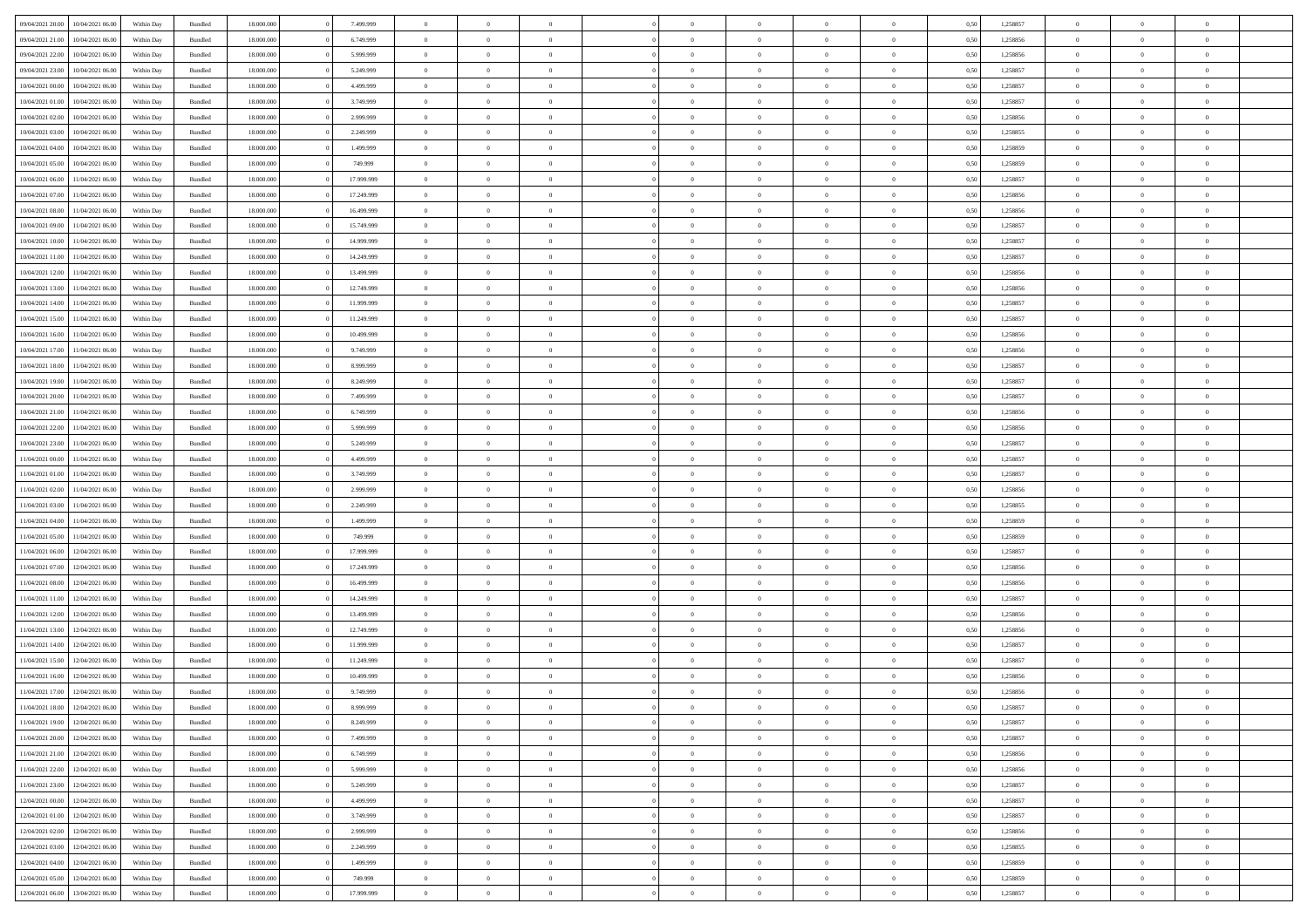| | | | | | | | | | | | | | | | | | | | | | |
|---|---|---|---|---|---|---|---|---|---|---|---|---|---|---|---|---|---|---|---|---|---|
| 09/04/2021 20.00 | 10/04/2021 06.00 | Within Day | Bundled | 18.000.000 | 0 | 7.499.999 | 0 | 0 | 0 | | 0 | 0 | 0 | 0 | 0 | 0,50 | 1,258857 | 0 | 0 | 0 | |
| 09/04/2021 21.00 | 10/04/2021 06.00 | Within Day | Bundled | 18.000.000 | 0 | 6.749.999 | 0 | 0 | 0 | | 0 | 0 | 0 | 0 | 0 | 0,50 | 1,258856 | 0 | 0 | 0 | |
| 09/04/2021 22.00 | 10/04/2021 06.00 | Within Day | Bundled | 18.000.000 | 0 | 5.999.999 | 0 | 0 | 0 | | 0 | 0 | 0 | 0 | 0 | 0,50 | 1,258856 | 0 | 0 | 0 | |
| 09/04/2021 23.00 | 10/04/2021 06.00 | Within Day | Bundled | 18.000.000 | 0 | 5.249.999 | 0 | 0 | 0 | | 0 | 0 | 0 | 0 | 0 | 0,50 | 1,258857 | 0 | 0 | 0 | |
| 10/04/2021 00.00 | 10/04/2021 06.00 | Within Day | Bundled | 18.000.000 | 0 | 4.499.999 | 0 | 0 | 0 | | 0 | 0 | 0 | 0 | 0 | 0,50 | 1,258857 | 0 | 0 | 0 | |
| 10/04/2021 01.00 | 10/04/2021 06.00 | Within Day | Bundled | 18.000.000 | 0 | 3.749.999 | 0 | 0 | 0 | | 0 | 0 | 0 | 0 | 0 | 0,50 | 1,258857 | 0 | 0 | 0 | |
| 10/04/2021 02.00 | 10/04/2021 06.00 | Within Day | Bundled | 18.000.000 | 0 | 2.999.999 | 0 | 0 | 0 | | 0 | 0 | 0 | 0 | 0 | 0,50 | 1,258856 | 0 | 0 | 0 | |
| 10/04/2021 03.00 | 10/04/2021 06.00 | Within Day | Bundled | 18.000.000 | 0 | 2.249.999 | 0 | 0 | 0 | | 0 | 0 | 0 | 0 | 0 | 0,50 | 1,258855 | 0 | 0 | 0 | |
| 10/04/2021 04.00 | 10/04/2021 06.00 | Within Day | Bundled | 18.000.000 | 0 | 1.499.999 | 0 | 0 | 0 | | 0 | 0 | 0 | 0 | 0 | 0,50 | 1,258859 | 0 | 0 | 0 | |
| 10/04/2021 05.00 | 10/04/2021 06.00 | Within Day | Bundled | 18.000.000 | 0 | 749.999 | 0 | 0 | 0 | | 0 | 0 | 0 | 0 | 0 | 0,50 | 1,258859 | 0 | 0 | 0 | |
| 10/04/2021 06.00 | 11/04/2021 06.00 | Within Day | Bundled | 18.000.000 | 0 | 17.999.999 | 0 | 0 | 0 | | 0 | 0 | 0 | 0 | 0 | 0,50 | 1,258857 | 0 | 0 | 0 | |
| 10/04/2021 07.00 | 11/04/2021 06.00 | Within Day | Bundled | 18.000.000 | 0 | 17.249.999 | 0 | 0 | 0 | | 0 | 0 | 0 | 0 | 0 | 0,50 | 1,258856 | 0 | 0 | 0 | |
| 10/04/2021 08.00 | 11/04/2021 06.00 | Within Day | Bundled | 18.000.000 | 0 | 16.499.999 | 0 | 0 | 0 | | 0 | 0 | 0 | 0 | 0 | 0,50 | 1,258856 | 0 | 0 | 0 | |
| 10/04/2021 09.00 | 11/04/2021 06.00 | Within Day | Bundled | 18.000.000 | 0 | 15.749.999 | 0 | 0 | 0 | | 0 | 0 | 0 | 0 | 0 | 0,50 | 1,258857 | 0 | 0 | 0 | |
| 10/04/2021 10.00 | 11/04/2021 06.00 | Within Day | Bundled | 18.000.000 | 0 | 14.999.999 | 0 | 0 | 0 | | 0 | 0 | 0 | 0 | 0 | 0,50 | 1,258857 | 0 | 0 | 0 | |
| 10/04/2021 11.00 | 11/04/2021 06.00 | Within Day | Bundled | 18.000.000 | 0 | 14.249.999 | 0 | 0 | 0 | | 0 | 0 | 0 | 0 | 0 | 0,50 | 1,258857 | 0 | 0 | 0 | |
| 10/04/2021 12.00 | 11/04/2021 06.00 | Within Day | Bundled | 18.000.000 | 0 | 13.499.999 | 0 | 0 | 0 | | 0 | 0 | 0 | 0 | 0 | 0,50 | 1,258856 | 0 | 0 | 0 | |
| 10/04/2021 13.00 | 11/04/2021 06.00 | Within Day | Bundled | 18.000.000 | 0 | 12.749.999 | 0 | 0 | 0 | | 0 | 0 | 0 | 0 | 0 | 0,50 | 1,258856 | 0 | 0 | 0 | |
| 10/04/2021 14.00 | 11/04/2021 06.00 | Within Day | Bundled | 18.000.000 | 0 | 11.999.999 | 0 | 0 | 0 | | 0 | 0 | 0 | 0 | 0 | 0,50 | 1,258857 | 0 | 0 | 0 | |
| 10/04/2021 15.00 | 11/04/2021 06.00 | Within Day | Bundled | 18.000.000 | 0 | 11.249.999 | 0 | 0 | 0 | | 0 | 0 | 0 | 0 | 0 | 0,50 | 1,258857 | 0 | 0 | 0 | |
| 10/04/2021 16.00 | 11/04/2021 06.00 | Within Day | Bundled | 18.000.000 | 0 | 10.499.999 | 0 | 0 | 0 | | 0 | 0 | 0 | 0 | 0 | 0,50 | 1,258856 | 0 | 0 | 0 | |
| 10/04/2021 17.00 | 11/04/2021 06.00 | Within Day | Bundled | 18.000.000 | 0 | 9.749.999 | 0 | 0 | 0 | | 0 | 0 | 0 | 0 | 0 | 0,50 | 1,258856 | 0 | 0 | 0 | |
| 10/04/2021 18.00 | 11/04/2021 06.00 | Within Day | Bundled | 18.000.000 | 0 | 8.999.999 | 0 | 0 | 0 | | 0 | 0 | 0 | 0 | 0 | 0,50 | 1,258857 | 0 | 0 | 0 | |
| 10/04/2021 19.00 | 11/04/2021 06.00 | Within Day | Bundled | 18.000.000 | 0 | 8.249.999 | 0 | 0 | 0 | | 0 | 0 | 0 | 0 | 0 | 0,50 | 1,258857 | 0 | 0 | 0 | |
| 10/04/2021 20.00 | 11/04/2021 06.00 | Within Day | Bundled | 18.000.000 | 0 | 7.499.999 | 0 | 0 | 0 | | 0 | 0 | 0 | 0 | 0 | 0,50 | 1,258857 | 0 | 0 | 0 | |
| 10/04/2021 21.00 | 11/04/2021 06.00 | Within Day | Bundled | 18.000.000 | 0 | 6.749.999 | 0 | 0 | 0 | | 0 | 0 | 0 | 0 | 0 | 0,50 | 1,258856 | 0 | 0 | 0 | |
| 10/04/2021 22.00 | 11/04/2021 06.00 | Within Day | Bundled | 18.000.000 | 0 | 5.999.999 | 0 | 0 | 0 | | 0 | 0 | 0 | 0 | 0 | 0,50 | 1,258856 | 0 | 0 | 0 | |
| 10/04/2021 23.00 | 11/04/2021 06.00 | Within Day | Bundled | 18.000.000 | 0 | 5.249.999 | 0 | 0 | 0 | | 0 | 0 | 0 | 0 | 0 | 0,50 | 1,258857 | 0 | 0 | 0 | |
| 11/04/2021 00.00 | 11/04/2021 06.00 | Within Day | Bundled | 18.000.000 | 0 | 4.499.999 | 0 | 0 | 0 | | 0 | 0 | 0 | 0 | 0 | 0,50 | 1,258857 | 0 | 0 | 0 | |
| 11/04/2021 01.00 | 11/04/2021 06.00 | Within Day | Bundled | 18.000.000 | 0 | 3.749.999 | 0 | 0 | 0 | | 0 | 0 | 0 | 0 | 0 | 0,50 | 1,258857 | 0 | 0 | 0 | |
| 11/04/2021 02.00 | 11/04/2021 06.00 | Within Day | Bundled | 18.000.000 | 0 | 2.999.999 | 0 | 0 | 0 | | 0 | 0 | 0 | 0 | 0 | 0,50 | 1,258856 | 0 | 0 | 0 | |
| 11/04/2021 03.00 | 11/04/2021 06.00 | Within Day | Bundled | 18.000.000 | 0 | 2.249.999 | 0 | 0 | 0 | | 0 | 0 | 0 | 0 | 0 | 0,50 | 1,258855 | 0 | 0 | 0 | |
| 11/04/2021 04.00 | 11/04/2021 06.00 | Within Day | Bundled | 18.000.000 | 0 | 1.499.999 | 0 | 0 | 0 | | 0 | 0 | 0 | 0 | 0 | 0,50 | 1,258859 | 0 | 0 | 0 | |
| 11/04/2021 05.00 | 11/04/2021 06.00 | Within Day | Bundled | 18.000.000 | 0 | 749.999 | 0 | 0 | 0 | | 0 | 0 | 0 | 0 | 0 | 0,50 | 1,258859 | 0 | 0 | 0 | |
| 11/04/2021 06.00 | 12/04/2021 06.00 | Within Day | Bundled | 18.000.000 | 0 | 17.999.999 | 0 | 0 | 0 | | 0 | 0 | 0 | 0 | 0 | 0,50 | 1,258857 | 0 | 0 | 0 | |
| 11/04/2021 07.00 | 12/04/2021 06.00 | Within Day | Bundled | 18.000.000 | 0 | 17.249.999 | 0 | 0 | 0 | | 0 | 0 | 0 | 0 | 0 | 0,50 | 1,258856 | 0 | 0 | 0 | |
| 11/04/2021 08.00 | 12/04/2021 06.00 | Within Day | Bundled | 18.000.000 | 0 | 16.499.999 | 0 | 0 | 0 | | 0 | 0 | 0 | 0 | 0 | 0,50 | 1,258856 | 0 | 0 | 0 | |
| 11/04/2021 11.00 | 12/04/2021 06.00 | Within Day | Bundled | 18.000.000 | 0 | 14.249.999 | 0 | 0 | 0 | | 0 | 0 | 0 | 0 | 0 | 0,50 | 1,258857 | 0 | 0 | 0 | |
| 11/04/2021 12.00 | 12/04/2021 06.00 | Within Day | Bundled | 18.000.000 | 0 | 13.499.999 | 0 | 0 | 0 | | 0 | 0 | 0 | 0 | 0 | 0,50 | 1,258856 | 0 | 0 | 0 | |
| 11/04/2021 13.00 | 12/04/2021 06.00 | Within Day | Bundled | 18.000.000 | 0 | 12.749.999 | 0 | 0 | 0 | | 0 | 0 | 0 | 0 | 0 | 0,50 | 1,258856 | 0 | 0 | 0 | |
| 11/04/2021 14.00 | 12/04/2021 06.00 | Within Day | Bundled | 18.000.000 | 0 | 11.999.999 | 0 | 0 | 0 | | 0 | 0 | 0 | 0 | 0 | 0,50 | 1,258857 | 0 | 0 | 0 | |
| 11/04/2021 15.00 | 12/04/2021 06.00 | Within Day | Bundled | 18.000.000 | 0 | 11.249.999 | 0 | 0 | 0 | | 0 | 0 | 0 | 0 | 0 | 0,50 | 1,258857 | 0 | 0 | 0 | |
| 11/04/2021 16.00 | 12/04/2021 06.00 | Within Day | Bundled | 18.000.000 | 0 | 10.499.999 | 0 | 0 | 0 | | 0 | 0 | 0 | 0 | 0 | 0,50 | 1,258856 | 0 | 0 | 0 | |
| 11/04/2021 17.00 | 12/04/2021 06.00 | Within Day | Bundled | 18.000.000 | 0 | 9.749.999 | 0 | 0 | 0 | | 0 | 0 | 0 | 0 | 0 | 0,50 | 1,258856 | 0 | 0 | 0 | |
| 11/04/2021 18.00 | 12/04/2021 06.00 | Within Day | Bundled | 18.000.000 | 0 | 8.999.999 | 0 | 0 | 0 | | 0 | 0 | 0 | 0 | 0 | 0,50 | 1,258857 | 0 | 0 | 0 | |
| 11/04/2021 19.00 | 12/04/2021 06.00 | Within Day | Bundled | 18.000.000 | 0 | 8.249.999 | 0 | 0 | 0 | | 0 | 0 | 0 | 0 | 0 | 0,50 | 1,258857 | 0 | 0 | 0 | |
| 11/04/2021 20.00 | 12/04/2021 06.00 | Within Day | Bundled | 18.000.000 | 0 | 7.499.999 | 0 | 0 | 0 | | 0 | 0 | 0 | 0 | 0 | 0,50 | 1,258857 | 0 | 0 | 0 | |
| 11/04/2021 21.00 | 12/04/2021 06.00 | Within Day | Bundled | 18.000.000 | 0 | 6.749.999 | 0 | 0 | 0 | | 0 | 0 | 0 | 0 | 0 | 0,50 | 1,258856 | 0 | 0 | 0 | |
| 11/04/2021 22.00 | 12/04/2021 06.00 | Within Day | Bundled | 18.000.000 | 0 | 5.999.999 | 0 | 0 | 0 | | 0 | 0 | 0 | 0 | 0 | 0,50 | 1,258856 | 0 | 0 | 0 | |
| 11/04/2021 23.00 | 12/04/2021 06.00 | Within Day | Bundled | 18.000.000 | 0 | 5.249.999 | 0 | 0 | 0 | | 0 | 0 | 0 | 0 | 0 | 0,50 | 1,258857 | 0 | 0 | 0 | |
| 12/04/2021 00.00 | 12/04/2021 06.00 | Within Day | Bundled | 18.000.000 | 0 | 4.499.999 | 0 | 0 | 0 | | 0 | 0 | 0 | 0 | 0 | 0,50 | 1,258857 | 0 | 0 | 0 | |
| 12/04/2021 01.00 | 12/04/2021 06.00 | Within Day | Bundled | 18.000.000 | 0 | 3.749.999 | 0 | 0 | 0 | | 0 | 0 | 0 | 0 | 0 | 0,50 | 1,258857 | 0 | 0 | 0 | |
| 12/04/2021 02.00 | 12/04/2021 06.00 | Within Day | Bundled | 18.000.000 | 0 | 2.999.999 | 0 | 0 | 0 | | 0 | 0 | 0 | 0 | 0 | 0,50 | 1,258856 | 0 | 0 | 0 | |
| 12/04/2021 03.00 | 12/04/2021 06.00 | Within Day | Bundled | 18.000.000 | 0 | 2.249.999 | 0 | 0 | 0 | | 0 | 0 | 0 | 0 | 0 | 0,50 | 1,258855 | 0 | 0 | 0 | |
| 12/04/2021 04.00 | 12/04/2021 06.00 | Within Day | Bundled | 18.000.000 | 0 | 1.499.999 | 0 | 0 | 0 | | 0 | 0 | 0 | 0 | 0 | 0,50 | 1,258859 | 0 | 0 | 0 | |
| 12/04/2021 05.00 | 12/04/2021 06.00 | Within Day | Bundled | 18.000.000 | 0 | 749.999 | 0 | 0 | 0 | | 0 | 0 | 0 | 0 | 0 | 0,50 | 1,258859 | 0 | 0 | 0 | |
| 12/04/2021 06.00 | 13/04/2021 06.00 | Within Day | Bundled | 18.000.000 | 0 | 17.999.999 | 0 | 0 | 0 | | 0 | 0 | 0 | 0 | 0 | 0,50 | 1,258857 | 0 | 0 | 0 | |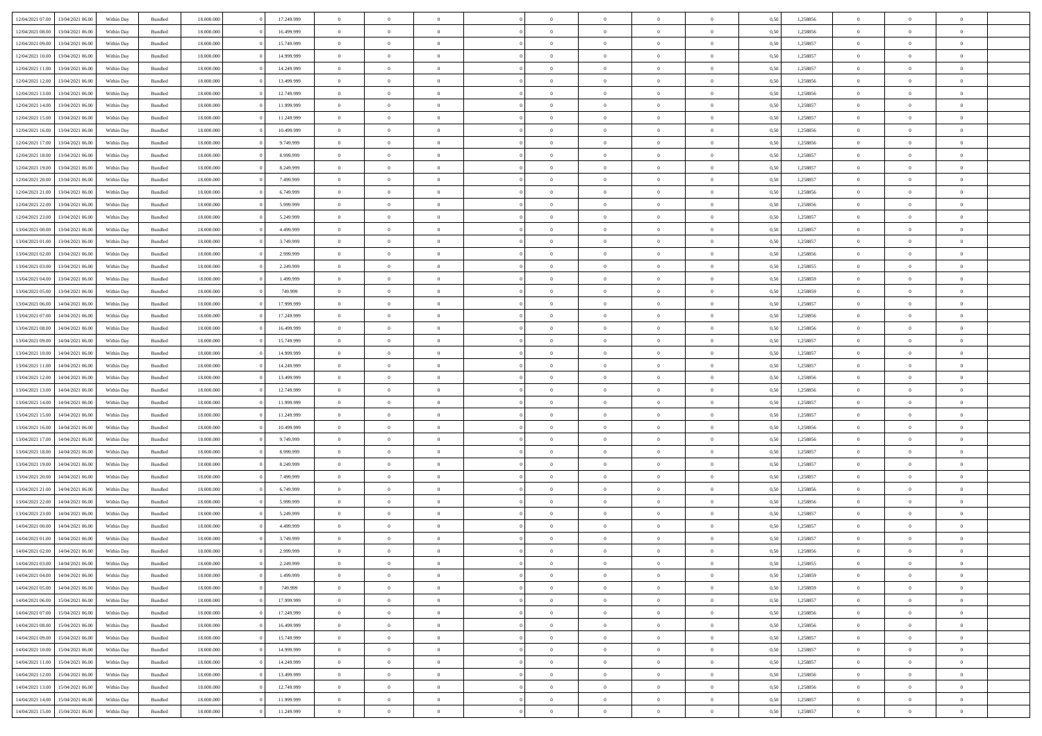| | | | | | | | | | | | | | | | | | | | | |
|---|---|---|---|---|---|---|---|---|---|---|---|---|---|---|---|---|---|---|---|---|
| 12/04/2021 07:00 | 13/04/2021 06:00 | Within Day | Bundled | 18.000.000 | 0 | 17.249.999 | 0 | 0 | 0 | | 0 | 0 | 0 | 0 | 0,50 | 1,258856 | 0 | 0 | 0 | |
| 12/04/2021 08:00 | 13/04/2021 06:00 | Within Day | Bundled | 18.000.000 | 0 | 16.499.999 | 0 | 0 | 0 | | 0 | 0 | 0 | 0 | 0,50 | 1,258856 | 0 | 0 | 0 | |
| 12/04/2021 09:00 | 13/04/2021 06:00 | Within Day | Bundled | 18.000.000 | 0 | 15.749.999 | 0 | 0 | 0 | | 0 | 0 | 0 | 0 | 0,50 | 1,258857 | 0 | 0 | 0 | |
| 12/04/2021 10:00 | 13/04/2021 06:00 | Within Day | Bundled | 18.000.000 | 0 | 14.999.999 | 0 | 0 | 0 | | 0 | 0 | 0 | 0 | 0,50 | 1,258857 | 0 | 0 | 0 | |
| 12/04/2021 11:00 | 13/04/2021 06:00 | Within Day | Bundled | 18.000.000 | 0 | 14.249.999 | 0 | 0 | 0 | | 0 | 0 | 0 | 0 | 0,50 | 1,258857 | 0 | 0 | 0 | |
| 12/04/2021 12:00 | 13/04/2021 06:00 | Within Day | Bundled | 18.000.000 | 0 | 13.499.999 | 0 | 0 | 0 | | 0 | 0 | 0 | 0 | 0,50 | 1,258856 | 0 | 0 | 0 | |
| 12/04/2021 13:00 | 13/04/2021 06:00 | Within Day | Bundled | 18.000.000 | 0 | 12.749.999 | 0 | 0 | 0 | | 0 | 0 | 0 | 0 | 0,50 | 1,258856 | 0 | 0 | 0 | |
| 12/04/2021 14:00 | 13/04/2021 06:00 | Within Day | Bundled | 18.000.000 | 0 | 11.999.999 | 0 | 0 | 0 | | 0 | 0 | 0 | 0 | 0,50 | 1,258857 | 0 | 0 | 0 | |
| 12/04/2021 15:00 | 13/04/2021 06:00 | Within Day | Bundled | 18.000.000 | 0 | 11.249.999 | 0 | 0 | 0 | | 0 | 0 | 0 | 0 | 0,50 | 1,258857 | 0 | 0 | 0 | |
| 12/04/2021 16:00 | 13/04/2021 06:00 | Within Day | Bundled | 18.000.000 | 0 | 10.499.999 | 0 | 0 | 0 | | 0 | 0 | 0 | 0 | 0,50 | 1,258856 | 0 | 0 | 0 | |
| 12/04/2021 17:00 | 13/04/2021 06:00 | Within Day | Bundled | 18.000.000 | 0 | 9.749.999 | 0 | 0 | 0 | | 0 | 0 | 0 | 0 | 0,50 | 1,258856 | 0 | 0 | 0 | |
| 12/04/2021 18:00 | 13/04/2021 06:00 | Within Day | Bundled | 18.000.000 | 0 | 8.999.999 | 0 | 0 | 0 | | 0 | 0 | 0 | 0 | 0,50 | 1,258857 | 0 | 0 | 0 | |
| 12/04/2021 19:00 | 13/04/2021 06:00 | Within Day | Bundled | 18.000.000 | 0 | 8.249.999 | 0 | 0 | 0 | | 0 | 0 | 0 | 0 | 0,50 | 1,258857 | 0 | 0 | 0 | |
| 12/04/2021 20:00 | 13/04/2021 06:00 | Within Day | Bundled | 18.000.000 | 0 | 7.499.999 | 0 | 0 | 0 | | 0 | 0 | 0 | 0 | 0,50 | 1,258857 | 0 | 0 | 0 | |
| 12/04/2021 21:00 | 13/04/2021 06:00 | Within Day | Bundled | 18.000.000 | 0 | 6.749.999 | 0 | 0 | 0 | | 0 | 0 | 0 | 0 | 0,50 | 1,258856 | 0 | 0 | 0 | |
| 12/04/2021 22:00 | 13/04/2021 06:00 | Within Day | Bundled | 18.000.000 | 0 | 5.999.999 | 0 | 0 | 0 | | 0 | 0 | 0 | 0 | 0,50 | 1,258856 | 0 | 0 | 0 | |
| 12/04/2021 23:00 | 13/04/2021 06:00 | Within Day | Bundled | 18.000.000 | 0 | 5.249.999 | 0 | 0 | 0 | | 0 | 0 | 0 | 0 | 0,50 | 1,258857 | 0 | 0 | 0 | |
| 13/04/2021 00:00 | 13/04/2021 06:00 | Within Day | Bundled | 18.000.000 | 0 | 4.499.999 | 0 | 0 | 0 | | 0 | 0 | 0 | 0 | 0,50 | 1,258857 | 0 | 0 | 0 | |
| 13/04/2021 01:00 | 13/04/2021 06:00 | Within Day | Bundled | 18.000.000 | 0 | 3.749.999 | 0 | 0 | 0 | | 0 | 0 | 0 | 0 | 0,50 | 1,258857 | 0 | 0 | 0 | |
| 13/04/2021 02:00 | 13/04/2021 06:00 | Within Day | Bundled | 18.000.000 | 0 | 2.999.999 | 0 | 0 | 0 | | 0 | 0 | 0 | 0 | 0,50 | 1,258856 | 0 | 0 | 0 | |
| 13/04/2021 03:00 | 13/04/2021 06:00 | Within Day | Bundled | 18.000.000 | 0 | 2.249.999 | 0 | 0 | 0 | | 0 | 0 | 0 | 0 | 0,50 | 1,258855 | 0 | 0 | 0 | |
| 13/04/2021 04:00 | 13/04/2021 06:00 | Within Day | Bundled | 18.000.000 | 0 | 1.499.999 | 0 | 0 | 0 | | 0 | 0 | 0 | 0 | 0,50 | 1,258859 | 0 | 0 | 0 | |
| 13/04/2021 05:00 | 13/04/2021 06:00 | Within Day | Bundled | 18.000.000 | 0 | 749.999 | 0 | 0 | 0 | | 0 | 0 | 0 | 0 | 0,50 | 1,258859 | 0 | 0 | 0 | |
| 13/04/2021 06:00 | 14/04/2021 06:00 | Within Day | Bundled | 18.000.000 | 0 | 17.999.999 | 0 | 0 | 0 | | 0 | 0 | 0 | 0 | 0,50 | 1,258857 | 0 | 0 | 0 | |
| 13/04/2021 07:00 | 14/04/2021 06:00 | Within Day | Bundled | 18.000.000 | 0 | 17.249.999 | 0 | 0 | 0 | | 0 | 0 | 0 | 0 | 0,50 | 1,258856 | 0 | 0 | 0 | |
| 13/04/2021 08:00 | 14/04/2021 06:00 | Within Day | Bundled | 18.000.000 | 0 | 16.499.999 | 0 | 0 | 0 | | 0 | 0 | 0 | 0 | 0,50 | 1,258856 | 0 | 0 | 0 | |
| 13/04/2021 09:00 | 14/04/2021 06:00 | Within Day | Bundled | 18.000.000 | 0 | 15.749.999 | 0 | 0 | 0 | | 0 | 0 | 0 | 0 | 0,50 | 1,258857 | 0 | 0 | 0 | |
| 13/04/2021 10:00 | 14/04/2021 06:00 | Within Day | Bundled | 18.000.000 | 0 | 14.999.999 | 0 | 0 | 0 | | 0 | 0 | 0 | 0 | 0,50 | 1,258857 | 0 | 0 | 0 | |
| 13/04/2021 11:00 | 14/04/2021 06:00 | Within Day | Bundled | 18.000.000 | 0 | 14.249.999 | 0 | 0 | 0 | | 0 | 0 | 0 | 0 | 0,50 | 1,258857 | 0 | 0 | 0 | |
| 13/04/2021 12:00 | 14/04/2021 06:00 | Within Day | Bundled | 18.000.000 | 0 | 13.499.999 | 0 | 0 | 0 | | 0 | 0 | 0 | 0 | 0,50 | 1,258856 | 0 | 0 | 0 | |
| 13/04/2021 13:00 | 14/04/2021 06:00 | Within Day | Bundled | 18.000.000 | 0 | 12.749.999 | 0 | 0 | 0 | | 0 | 0 | 0 | 0 | 0,50 | 1,258856 | 0 | 0 | 0 | |
| 13/04/2021 14:00 | 14/04/2021 06:00 | Within Day | Bundled | 18.000.000 | 0 | 11.999.999 | 0 | 0 | 0 | | 0 | 0 | 0 | 0 | 0,50 | 1,258857 | 0 | 0 | 0 | |
| 13/04/2021 15:00 | 14/04/2021 06:00 | Within Day | Bundled | 18.000.000 | 0 | 11.249.999 | 0 | 0 | 0 | | 0 | 0 | 0 | 0 | 0,50 | 1,258857 | 0 | 0 | 0 | |
| 13/04/2021 16:00 | 14/04/2021 06:00 | Within Day | Bundled | 18.000.000 | 0 | 10.499.999 | 0 | 0 | 0 | | 0 | 0 | 0 | 0 | 0,50 | 1,258856 | 0 | 0 | 0 | |
| 13/04/2021 17:00 | 14/04/2021 06:00 | Within Day | Bundled | 18.000.000 | 0 | 9.749.999 | 0 | 0 | 0 | | 0 | 0 | 0 | 0 | 0,50 | 1,258856 | 0 | 0 | 0 | |
| 13/04/2021 18:00 | 14/04/2021 06:00 | Within Day | Bundled | 18.000.000 | 0 | 8.999.999 | 0 | 0 | 0 | | 0 | 0 | 0 | 0 | 0,50 | 1,258857 | 0 | 0 | 0 | |
| 13/04/2021 19:00 | 14/04/2021 06:00 | Within Day | Bundled | 18.000.000 | 0 | 8.249.999 | 0 | 0 | 0 | | 0 | 0 | 0 | 0 | 0,50 | 1,258857 | 0 | 0 | 0 | |
| 13/04/2021 20:00 | 14/04/2021 06:00 | Within Day | Bundled | 18.000.000 | 0 | 7.499.999 | 0 | 0 | 0 | | 0 | 0 | 0 | 0 | 0,50 | 1,258857 | 0 | 0 | 0 | |
| 13/04/2021 21:00 | 14/04/2021 06:00 | Within Day | Bundled | 18.000.000 | 0 | 6.749.999 | 0 | 0 | 0 | | 0 | 0 | 0 | 0 | 0,50 | 1,258856 | 0 | 0 | 0 | |
| 13/04/2021 22:00 | 14/04/2021 06:00 | Within Day | Bundled | 18.000.000 | 0 | 5.999.999 | 0 | 0 | 0 | | 0 | 0 | 0 | 0 | 0,50 | 1,258856 | 0 | 0 | 0 | |
| 13/04/2021 23:00 | 14/04/2021 06:00 | Within Day | Bundled | 18.000.000 | 0 | 5.249.999 | 0 | 0 | 0 | | 0 | 0 | 0 | 0 | 0,50 | 1,258857 | 0 | 0 | 0 | |
| 14/04/2021 00:00 | 14/04/2021 06:00 | Within Day | Bundled | 18.000.000 | 0 | 4.499.999 | 0 | 0 | 0 | | 0 | 0 | 0 | 0 | 0,50 | 1,258857 | 0 | 0 | 0 | |
| 14/04/2021 01:00 | 14/04/2021 06:00 | Within Day | Bundled | 18.000.000 | 0 | 3.749.999 | 0 | 0 | 0 | | 0 | 0 | 0 | 0 | 0,50 | 1,258857 | 0 | 0 | 0 | |
| 14/04/2021 02:00 | 14/04/2021 06:00 | Within Day | Bundled | 18.000.000 | 0 | 2.999.999 | 0 | 0 | 0 | | 0 | 0 | 0 | 0 | 0,50 | 1,258856 | 0 | 0 | 0 | |
| 14/04/2021 03:00 | 14/04/2021 06:00 | Within Day | Bundled | 18.000.000 | 0 | 2.249.999 | 0 | 0 | 0 | | 0 | 0 | 0 | 0 | 0,50 | 1,258855 | 0 | 0 | 0 | |
| 14/04/2021 04:00 | 14/04/2021 06:00 | Within Day | Bundled | 18.000.000 | 0 | 1.499.999 | 0 | 0 | 0 | | 0 | 0 | 0 | 0 | 0,50 | 1,258859 | 0 | 0 | 0 | |
| 14/04/2021 05:00 | 14/04/2021 06:00 | Within Day | Bundled | 18.000.000 | 0 | 749.999 | 0 | 0 | 0 | | 0 | 0 | 0 | 0 | 0,50 | 1,258859 | 0 | 0 | 0 | |
| 14/04/2021 06:00 | 15/04/2021 06:00 | Within Day | Bundled | 18.000.000 | 0 | 17.999.999 | 0 | 0 | 0 | | 0 | 0 | 0 | 0 | 0,50 | 1,258857 | 0 | 0 | 0 | |
| 14/04/2021 07:00 | 15/04/2021 06:00 | Within Day | Bundled | 18.000.000 | 0 | 17.249.999 | 0 | 0 | 0 | | 0 | 0 | 0 | 0 | 0,50 | 1,258856 | 0 | 0 | 0 | |
| 14/04/2021 08:00 | 15/04/2021 06:00 | Within Day | Bundled | 18.000.000 | 0 | 16.499.999 | 0 | 0 | 0 | | 0 | 0 | 0 | 0 | 0,50 | 1,258856 | 0 | 0 | 0 | |
| 14/04/2021 09:00 | 15/04/2021 06:00 | Within Day | Bundled | 18.000.000 | 0 | 15.749.999 | 0 | 0 | 0 | | 0 | 0 | 0 | 0 | 0,50 | 1,258857 | 0 | 0 | 0 | |
| 14/04/2021 10:00 | 15/04/2021 06:00 | Within Day | Bundled | 18.000.000 | 0 | 14.999.999 | 0 | 0 | 0 | | 0 | 0 | 0 | 0 | 0,50 | 1,258857 | 0 | 0 | 0 | |
| 14/04/2021 11:00 | 15/04/2021 06:00 | Within Day | Bundled | 18.000.000 | 0 | 14.249.999 | 0 | 0 | 0 | | 0 | 0 | 0 | 0 | 0,50 | 1,258857 | 0 | 0 | 0 | |
| 14/04/2021 12:00 | 15/04/2021 06:00 | Within Day | Bundled | 18.000.000 | 0 | 13.499.999 | 0 | 0 | 0 | | 0 | 0 | 0 | 0 | 0,50 | 1,258856 | 0 | 0 | 0 | |
| 14/04/2021 13:00 | 15/04/2021 06:00 | Within Day | Bundled | 18.000.000 | 0 | 12.749.999 | 0 | 0 | 0 | | 0 | 0 | 0 | 0 | 0,50 | 1,258856 | 0 | 0 | 0 | |
| 14/04/2021 14:00 | 15/04/2021 06:00 | Within Day | Bundled | 18.000.000 | 0 | 11.999.999 | 0 | 0 | 0 | | 0 | 0 | 0 | 0 | 0,50 | 1,258857 | 0 | 0 | 0 | |
| 14/04/2021 15:00 | 15/04/2021 06:00 | Within Day | Bundled | 18.000.000 | 0 | 11.249.999 | 0 | 0 | 0 | | 0 | 0 | 0 | 0 | 0,50 | 1,258857 | 0 | 0 | 0 | |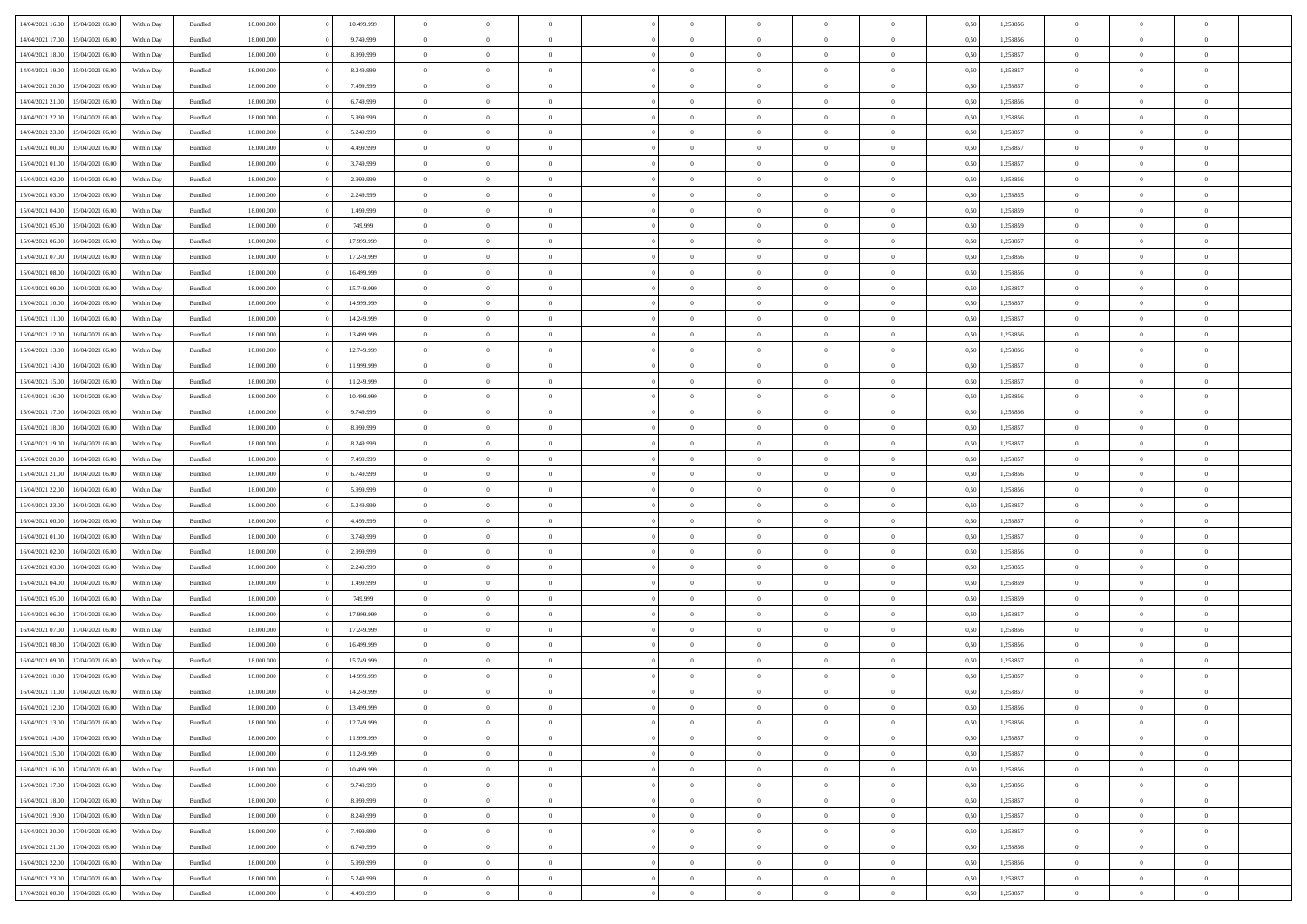| | | | | | | | | | | | | | | | | | | | | |
|---|---|---|---|---|---|---|---|---|---|---|---|---|---|---|---|---|---|---|---|---|
| 14/04/2021 16.00 | 15/04/2021 06.00 | Within Day | Bundled | 18.000.000 | 0 | 10.499.999 | 0 | 0 | 0 | 0 | 0 | 0 | 0 | 0 | 0,50 | 1,258856 | 0 | 0 | 0 | |
| 14/04/2021 17.00 | 15/04/2021 06.00 | Within Day | Bundled | 18.000.000 | 0 | 9.749.999 | 0 | 0 | 0 | 0 | 0 | 0 | 0 | 0 | 0,50 | 1,258856 | 0 | 0 | 0 | |
| 14/04/2021 18.00 | 15/04/2021 06.00 | Within Day | Bundled | 18.000.000 | 0 | 8.999.999 | 0 | 0 | 0 | 0 | 0 | 0 | 0 | 0 | 0,50 | 1,258857 | 0 | 0 | 0 | |
| 14/04/2021 19.00 | 15/04/2021 06.00 | Within Day | Bundled | 18.000.000 | 0 | 8.249.999 | 0 | 0 | 0 | 0 | 0 | 0 | 0 | 0 | 0,50 | 1,258857 | 0 | 0 | 0 | |
| 14/04/2021 20.00 | 15/04/2021 06.00 | Within Day | Bundled | 18.000.000 | 0 | 7.499.999 | 0 | 0 | 0 | 0 | 0 | 0 | 0 | 0 | 0,50 | 1,258857 | 0 | 0 | 0 | |
| 14/04/2021 21.00 | 15/04/2021 06.00 | Within Day | Bundled | 18.000.000 | 0 | 6.749.999 | 0 | 0 | 0 | 0 | 0 | 0 | 0 | 0 | 0,50 | 1,258856 | 0 | 0 | 0 | |
| 14/04/2021 22.00 | 15/04/2021 06.00 | Within Day | Bundled | 18.000.000 | 0 | 5.999.999 | 0 | 0 | 0 | 0 | 0 | 0 | 0 | 0 | 0,50 | 1,258856 | 0 | 0 | 0 | |
| 14/04/2021 23.00 | 15/04/2021 06.00 | Within Day | Bundled | 18.000.000 | 0 | 5.249.999 | 0 | 0 | 0 | 0 | 0 | 0 | 0 | 0 | 0,50 | 1,258857 | 0 | 0 | 0 | |
| 15/04/2021 00.00 | 15/04/2021 06.00 | Within Day | Bundled | 18.000.000 | 0 | 4.499.999 | 0 | 0 | 0 | 0 | 0 | 0 | 0 | 0 | 0,50 | 1,258857 | 0 | 0 | 0 | |
| 15/04/2021 01.00 | 15/04/2021 06.00 | Within Day | Bundled | 18.000.000 | 0 | 3.749.999 | 0 | 0 | 0 | 0 | 0 | 0 | 0 | 0 | 0,50 | 1,258857 | 0 | 0 | 0 | |
| 15/04/2021 02.00 | 15/04/2021 06.00 | Within Day | Bundled | 18.000.000 | 0 | 2.999.999 | 0 | 0 | 0 | 0 | 0 | 0 | 0 | 0 | 0,50 | 1,258856 | 0 | 0 | 0 | |
| 15/04/2021 03.00 | 15/04/2021 06.00 | Within Day | Bundled | 18.000.000 | 0 | 2.249.999 | 0 | 0 | 0 | 0 | 0 | 0 | 0 | 0 | 0,50 | 1,258855 | 0 | 0 | 0 | |
| 15/04/2021 04.00 | 15/04/2021 06.00 | Within Day | Bundled | 18.000.000 | 0 | 1.499.999 | 0 | 0 | 0 | 0 | 0 | 0 | 0 | 0 | 0,50 | 1,258859 | 0 | 0 | 0 | |
| 15/04/2021 05.00 | 15/04/2021 06.00 | Within Day | Bundled | 18.000.000 | 0 | 749.999 | 0 | 0 | 0 | 0 | 0 | 0 | 0 | 0 | 0,50 | 1,258859 | 0 | 0 | 0 | |
| 15/04/2021 06.00 | 16/04/2021 06.00 | Within Day | Bundled | 18.000.000 | 0 | 17.999.999 | 0 | 0 | 0 | 0 | 0 | 0 | 0 | 0 | 0,50 | 1,258857 | 0 | 0 | 0 | |
| 15/04/2021 07.00 | 16/04/2021 06.00 | Within Day | Bundled | 18.000.000 | 0 | 17.249.999 | 0 | 0 | 0 | 0 | 0 | 0 | 0 | 0 | 0,50 | 1,258856 | 0 | 0 | 0 | |
| 15/04/2021 08.00 | 16/04/2021 06.00 | Within Day | Bundled | 18.000.000 | 0 | 16.499.999 | 0 | 0 | 0 | 0 | 0 | 0 | 0 | 0 | 0,50 | 1,258856 | 0 | 0 | 0 | |
| 15/04/2021 09.00 | 16/04/2021 06.00 | Within Day | Bundled | 18.000.000 | 0 | 15.749.999 | 0 | 0 | 0 | 0 | 0 | 0 | 0 | 0 | 0,50 | 1,258857 | 0 | 0 | 0 | |
| 15/04/2021 10.00 | 16/04/2021 06.00 | Within Day | Bundled | 18.000.000 | 0 | 14.999.999 | 0 | 0 | 0 | 0 | 0 | 0 | 0 | 0 | 0,50 | 1,258857 | 0 | 0 | 0 | |
| 15/04/2021 11.00 | 16/04/2021 06.00 | Within Day | Bundled | 18.000.000 | 0 | 14.249.999 | 0 | 0 | 0 | 0 | 0 | 0 | 0 | 0 | 0,50 | 1,258857 | 0 | 0 | 0 | |
| 15/04/2021 12.00 | 16/04/2021 06.00 | Within Day | Bundled | 18.000.000 | 0 | 13.499.999 | 0 | 0 | 0 | 0 | 0 | 0 | 0 | 0 | 0,50 | 1,258856 | 0 | 0 | 0 | |
| 15/04/2021 13.00 | 16/04/2021 06.00 | Within Day | Bundled | 18.000.000 | 0 | 12.749.999 | 0 | 0 | 0 | 0 | 0 | 0 | 0 | 0 | 0,50 | 1,258856 | 0 | 0 | 0 | |
| 15/04/2021 14.00 | 16/04/2021 06.00 | Within Day | Bundled | 18.000.000 | 0 | 11.999.999 | 0 | 0 | 0 | 0 | 0 | 0 | 0 | 0 | 0,50 | 1,258857 | 0 | 0 | 0 | |
| 15/04/2021 15.00 | 16/04/2021 06.00 | Within Day | Bundled | 18.000.000 | 0 | 11.249.999 | 0 | 0 | 0 | 0 | 0 | 0 | 0 | 0 | 0,50 | 1,258857 | 0 | 0 | 0 | |
| 15/04/2021 16.00 | 16/04/2021 06.00 | Within Day | Bundled | 18.000.000 | 0 | 10.499.999 | 0 | 0 | 0 | 0 | 0 | 0 | 0 | 0 | 0,50 | 1,258856 | 0 | 0 | 0 | |
| 15/04/2021 17.00 | 16/04/2021 06.00 | Within Day | Bundled | 18.000.000 | 0 | 9.749.999 | 0 | 0 | 0 | 0 | 0 | 0 | 0 | 0 | 0,50 | 1,258856 | 0 | 0 | 0 | |
| 15/04/2021 18.00 | 16/04/2021 06.00 | Within Day | Bundled | 18.000.000 | 0 | 8.999.999 | 0 | 0 | 0 | 0 | 0 | 0 | 0 | 0 | 0,50 | 1,258857 | 0 | 0 | 0 | |
| 15/04/2021 19.00 | 16/04/2021 06.00 | Within Day | Bundled | 18.000.000 | 0 | 8.249.999 | 0 | 0 | 0 | 0 | 0 | 0 | 0 | 0 | 0,50 | 1,258857 | 0 | 0 | 0 | |
| 15/04/2021 20.00 | 16/04/2021 06.00 | Within Day | Bundled | 18.000.000 | 0 | 7.499.999 | 0 | 0 | 0 | 0 | 0 | 0 | 0 | 0 | 0,50 | 1,258857 | 0 | 0 | 0 | |
| 15/04/2021 21.00 | 16/04/2021 06.00 | Within Day | Bundled | 18.000.000 | 0 | 6.749.999 | 0 | 0 | 0 | 0 | 0 | 0 | 0 | 0 | 0,50 | 1,258856 | 0 | 0 | 0 | |
| 15/04/2021 22.00 | 16/04/2021 06.00 | Within Day | Bundled | 18.000.000 | 0 | 5.999.999 | 0 | 0 | 0 | 0 | 0 | 0 | 0 | 0 | 0,50 | 1,258856 | 0 | 0 | 0 | |
| 15/04/2021 23.00 | 16/04/2021 06.00 | Within Day | Bundled | 18.000.000 | 0 | 5.249.999 | 0 | 0 | 0 | 0 | 0 | 0 | 0 | 0 | 0,50 | 1,258857 | 0 | 0 | 0 | |
| 16/04/2021 00.00 | 16/04/2021 06.00 | Within Day | Bundled | 18.000.000 | 0 | 4.499.999 | 0 | 0 | 0 | 0 | 0 | 0 | 0 | 0 | 0,50 | 1,258857 | 0 | 0 | 0 | |
| 16/04/2021 01.00 | 16/04/2021 06.00 | Within Day | Bundled | 18.000.000 | 0 | 3.749.999 | 0 | 0 | 0 | 0 | 0 | 0 | 0 | 0 | 0,50 | 1,258857 | 0 | 0 | 0 | |
| 16/04/2021 02.00 | 16/04/2021 06.00 | Within Day | Bundled | 18.000.000 | 0 | 2.999.999 | 0 | 0 | 0 | 0 | 0 | 0 | 0 | 0 | 0,50 | 1,258856 | 0 | 0 | 0 | |
| 16/04/2021 03.00 | 16/04/2021 06.00 | Within Day | Bundled | 18.000.000 | 0 | 2.249.999 | 0 | 0 | 0 | 0 | 0 | 0 | 0 | 0 | 0,50 | 1,258855 | 0 | 0 | 0 | |
| 16/04/2021 04.00 | 16/04/2021 06.00 | Within Day | Bundled | 18.000.000 | 0 | 1.499.999 | 0 | 0 | 0 | 0 | 0 | 0 | 0 | 0 | 0,50 | 1,258859 | 0 | 0 | 0 | |
| 16/04/2021 05.00 | 16/04/2021 06.00 | Within Day | Bundled | 18.000.000 | 0 | 749.999 | 0 | 0 | 0 | 0 | 0 | 0 | 0 | 0 | 0,50 | 1,258859 | 0 | 0 | 0 | |
| 16/04/2021 06.00 | 17/04/2021 06.00 | Within Day | Bundled | 18.000.000 | 0 | 17.999.999 | 0 | 0 | 0 | 0 | 0 | 0 | 0 | 0 | 0,50 | 1,258857 | 0 | 0 | 0 | |
| 16/04/2021 07.00 | 17/04/2021 06.00 | Within Day | Bundled | 18.000.000 | 0 | 17.249.999 | 0 | 0 | 0 | 0 | 0 | 0 | 0 | 0 | 0,50 | 1,258856 | 0 | 0 | 0 | |
| 16/04/2021 08.00 | 17/04/2021 06.00 | Within Day | Bundled | 18.000.000 | 0 | 16.499.999 | 0 | 0 | 0 | 0 | 0 | 0 | 0 | 0 | 0,50 | 1,258856 | 0 | 0 | 0 | |
| 16/04/2021 09.00 | 17/04/2021 06.00 | Within Day | Bundled | 18.000.000 | 0 | 15.749.999 | 0 | 0 | 0 | 0 | 0 | 0 | 0 | 0 | 0,50 | 1,258857 | 0 | 0 | 0 | |
| 16/04/2021 10.00 | 17/04/2021 06.00 | Within Day | Bundled | 18.000.000 | 0 | 14.999.999 | 0 | 0 | 0 | 0 | 0 | 0 | 0 | 0 | 0,50 | 1,258857 | 0 | 0 | 0 | |
| 16/04/2021 11.00 | 17/04/2021 06.00 | Within Day | Bundled | 18.000.000 | 0 | 14.249.999 | 0 | 0 | 0 | 0 | 0 | 0 | 0 | 0 | 0,50 | 1,258857 | 0 | 0 | 0 | |
| 16/04/2021 12.00 | 17/04/2021 06.00 | Within Day | Bundled | 18.000.000 | 0 | 13.499.999 | 0 | 0 | 0 | 0 | 0 | 0 | 0 | 0 | 0,50 | 1,258856 | 0 | 0 | 0 | |
| 16/04/2021 13.00 | 17/04/2021 06.00 | Within Day | Bundled | 18.000.000 | 0 | 12.749.999 | 0 | 0 | 0 | 0 | 0 | 0 | 0 | 0 | 0,50 | 1,258856 | 0 | 0 | 0 | |
| 16/04/2021 14.00 | 17/04/2021 06.00 | Within Day | Bundled | 18.000.000 | 0 | 11.999.999 | 0 | 0 | 0 | 0 | 0 | 0 | 0 | 0 | 0,50 | 1,258857 | 0 | 0 | 0 | |
| 16/04/2021 15.00 | 17/04/2021 06.00 | Within Day | Bundled | 18.000.000 | 0 | 11.249.999 | 0 | 0 | 0 | 0 | 0 | 0 | 0 | 0 | 0,50 | 1,258857 | 0 | 0 | 0 | |
| 16/04/2021 16.00 | 17/04/2021 06.00 | Within Day | Bundled | 18.000.000 | 0 | 10.499.999 | 0 | 0 | 0 | 0 | 0 | 0 | 0 | 0 | 0,50 | 1,258856 | 0 | 0 | 0 | |
| 16/04/2021 17.00 | 17/04/2021 06.00 | Within Day | Bundled | 18.000.000 | 0 | 9.749.999 | 0 | 0 | 0 | 0 | 0 | 0 | 0 | 0 | 0,50 | 1,258856 | 0 | 0 | 0 | |
| 16/04/2021 18.00 | 17/04/2021 06.00 | Within Day | Bundled | 18.000.000 | 0 | 8.999.999 | 0 | 0 | 0 | 0 | 0 | 0 | 0 | 0 | 0,50 | 1,258857 | 0 | 0 | 0 | |
| 16/04/2021 19.00 | 17/04/2021 06.00 | Within Day | Bundled | 18.000.000 | 0 | 8.249.999 | 0 | 0 | 0 | 0 | 0 | 0 | 0 | 0 | 0,50 | 1,258857 | 0 | 0 | 0 | |
| 16/04/2021 20.00 | 17/04/2021 06.00 | Within Day | Bundled | 18.000.000 | 0 | 7.499.999 | 0 | 0 | 0 | 0 | 0 | 0 | 0 | 0 | 0,50 | 1,258857 | 0 | 0 | 0 | |
| 16/04/2021 21.00 | 17/04/2021 06.00 | Within Day | Bundled | 18.000.000 | 0 | 6.749.999 | 0 | 0 | 0 | 0 | 0 | 0 | 0 | 0 | 0,50 | 1,258856 | 0 | 0 | 0 | |
| 16/04/2021 22.00 | 17/04/2021 06.00 | Within Day | Bundled | 18.000.000 | 0 | 5.999.999 | 0 | 0 | 0 | 0 | 0 | 0 | 0 | 0 | 0,50 | 1,258856 | 0 | 0 | 0 | |
| 16/04/2021 23.00 | 17/04/2021 06.00 | Within Day | Bundled | 18.000.000 | 0 | 5.249.999 | 0 | 0 | 0 | 0 | 0 | 0 | 0 | 0 | 0,50 | 1,258857 | 0 | 0 | 0 | |
| 17/04/2021 00.00 | 17/04/2021 06.00 | Within Day | Bundled | 18.000.000 | 0 | 4.499.999 | 0 | 0 | 0 | 0 | 0 | 0 | 0 | 0 | 0,50 | 1,258857 | 0 | 0 | 0 | |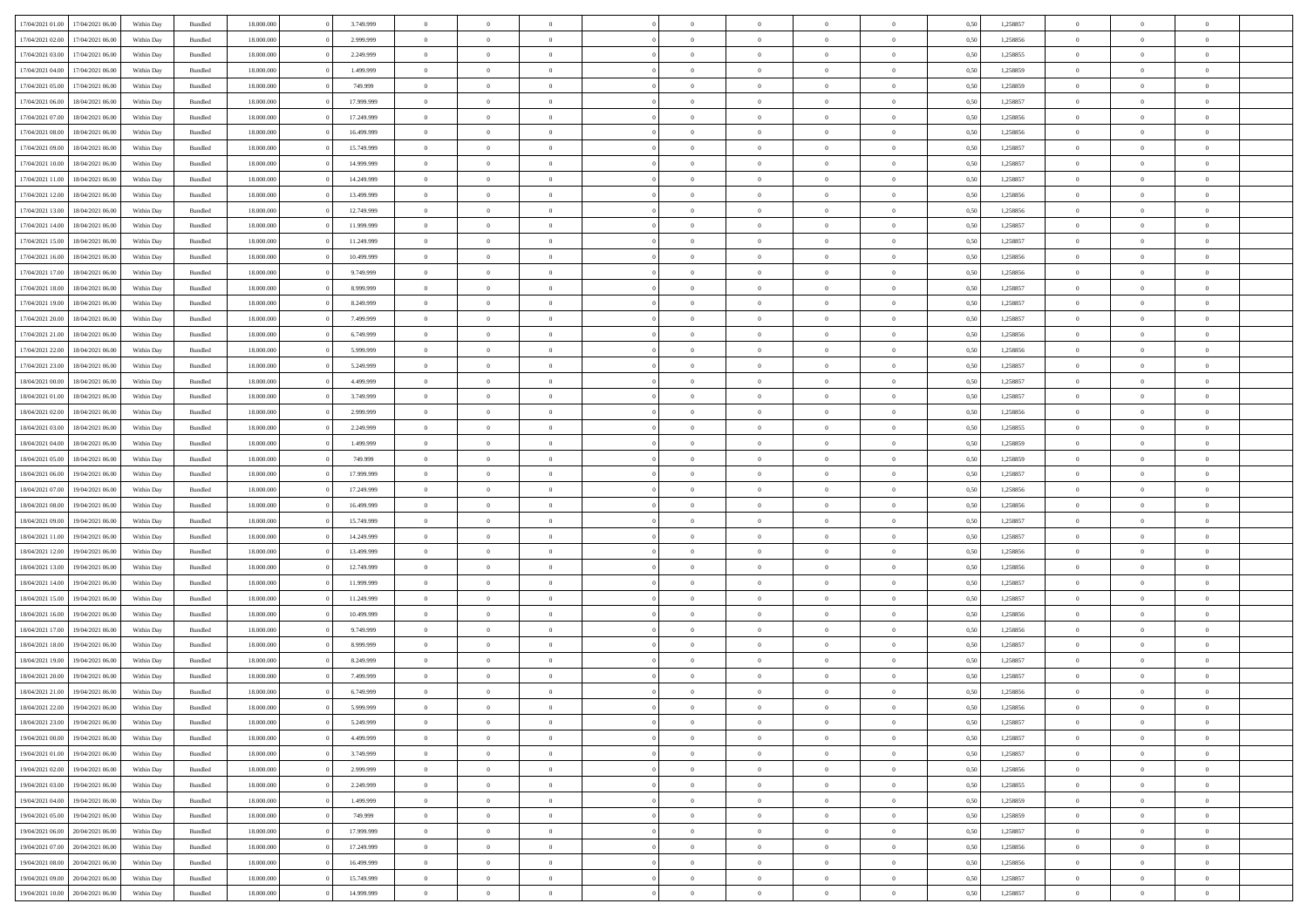| | | | | | | | | | | | | | | | | | | | | |
|---|---|---|---|---|---|---|---|---|---|---|---|---|---|---|---|---|---|---|---|---|
| 17/04/2021 01:00 | 17/04/2021 06:00 | Within Day | Bundled | 18.000.000 | 0 | 3.749.999 | 0 | 0 | 0 | 0 | 0 | 0 | 0 | 0 | 0,50 | 1,258857 | 0 | 0 | 0 | |
| 17/04/2021 02:00 | 17/04/2021 06:00 | Within Day | Bundled | 18.000.000 | 0 | 2.999.999 | 0 | 0 | 0 | 0 | 0 | 0 | 0 | 0 | 0,50 | 1,258856 | 0 | 0 | 0 | |
| 17/04/2021 03:00 | 17/04/2021 06:00 | Within Day | Bundled | 18.000.000 | 0 | 2.249.999 | 0 | 0 | 0 | 0 | 0 | 0 | 0 | 0 | 0,50 | 1,258855 | 0 | 0 | 0 | |
| 17/04/2021 04:00 | 17/04/2021 06:00 | Within Day | Bundled | 18.000.000 | 0 | 1.499.999 | 0 | 0 | 0 | 0 | 0 | 0 | 0 | 0 | 0,50 | 1,258859 | 0 | 0 | 0 | |
| 17/04/2021 05:00 | 17/04/2021 06:00 | Within Day | Bundled | 18.000.000 | 0 | 749.999 | 0 | 0 | 0 | 0 | 0 | 0 | 0 | 0 | 0,50 | 1,258859 | 0 | 0 | 0 | |
| 17/04/2021 06:00 | 18/04/2021 06:00 | Within Day | Bundled | 18.000.000 | 0 | 17.999.999 | 0 | 0 | 0 | 0 | 0 | 0 | 0 | 0 | 0,50 | 1,258857 | 0 | 0 | 0 | |
| 17/04/2021 07:00 | 18/04/2021 06:00 | Within Day | Bundled | 18.000.000 | 0 | 17.249.999 | 0 | 0 | 0 | 0 | 0 | 0 | 0 | 0 | 0,50 | 1,258856 | 0 | 0 | 0 | |
| 17/04/2021 08:00 | 18/04/2021 06:00 | Within Day | Bundled | 18.000.000 | 0 | 16.499.999 | 0 | 0 | 0 | 0 | 0 | 0 | 0 | 0 | 0,50 | 1,258856 | 0 | 0 | 0 | |
| 17/04/2021 09:00 | 18/04/2021 06:00 | Within Day | Bundled | 18.000.000 | 0 | 15.749.999 | 0 | 0 | 0 | 0 | 0 | 0 | 0 | 0 | 0,50 | 1,258857 | 0 | 0 | 0 | |
| 17/04/2021 10:00 | 18/04/2021 06:00 | Within Day | Bundled | 18.000.000 | 0 | 14.999.999 | 0 | 0 | 0 | 0 | 0 | 0 | 0 | 0 | 0,50 | 1,258857 | 0 | 0 | 0 | |
| 17/04/2021 11:00 | 18/04/2021 06:00 | Within Day | Bundled | 18.000.000 | 0 | 14.249.999 | 0 | 0 | 0 | 0 | 0 | 0 | 0 | 0 | 0,50 | 1,258857 | 0 | 0 | 0 | |
| 17/04/2021 12:00 | 18/04/2021 06:00 | Within Day | Bundled | 18.000.000 | 0 | 13.499.999 | 0 | 0 | 0 | 0 | 0 | 0 | 0 | 0 | 0,50 | 1,258856 | 0 | 0 | 0 | |
| 17/04/2021 13:00 | 18/04/2021 06:00 | Within Day | Bundled | 18.000.000 | 0 | 12.749.999 | 0 | 0 | 0 | 0 | 0 | 0 | 0 | 0 | 0,50 | 1,258856 | 0 | 0 | 0 | |
| 17/04/2021 14:00 | 18/04/2021 06:00 | Within Day | Bundled | 18.000.000 | 0 | 11.999.999 | 0 | 0 | 0 | 0 | 0 | 0 | 0 | 0 | 0,50 | 1,258857 | 0 | 0 | 0 | |
| 17/04/2021 15:00 | 18/04/2021 06:00 | Within Day | Bundled | 18.000.000 | 0 | 11.249.999 | 0 | 0 | 0 | 0 | 0 | 0 | 0 | 0 | 0,50 | 1,258857 | 0 | 0 | 0 | |
| 17/04/2021 16:00 | 18/04/2021 06:00 | Within Day | Bundled | 18.000.000 | 0 | 10.499.999 | 0 | 0 | 0 | 0 | 0 | 0 | 0 | 0 | 0,50 | 1,258856 | 0 | 0 | 0 | |
| 17/04/2021 17:00 | 18/04/2021 06:00 | Within Day | Bundled | 18.000.000 | 0 | 9.749.999 | 0 | 0 | 0 | 0 | 0 | 0 | 0 | 0 | 0,50 | 1,258856 | 0 | 0 | 0 | |
| 17/04/2021 18:00 | 18/04/2021 06:00 | Within Day | Bundled | 18.000.000 | 0 | 8.999.999 | 0 | 0 | 0 | 0 | 0 | 0 | 0 | 0 | 0,50 | 1,258857 | 0 | 0 | 0 | |
| 17/04/2021 19:00 | 18/04/2021 06:00 | Within Day | Bundled | 18.000.000 | 0 | 8.249.999 | 0 | 0 | 0 | 0 | 0 | 0 | 0 | 0 | 0,50 | 1,258857 | 0 | 0 | 0 | |
| 17/04/2021 20:00 | 18/04/2021 06:00 | Within Day | Bundled | 18.000.000 | 0 | 7.499.999 | 0 | 0 | 0 | 0 | 0 | 0 | 0 | 0 | 0,50 | 1,258857 | 0 | 0 | 0 | |
| 17/04/2021 21:00 | 18/04/2021 06:00 | Within Day | Bundled | 18.000.000 | 0 | 6.749.999 | 0 | 0 | 0 | 0 | 0 | 0 | 0 | 0 | 0,50 | 1,258856 | 0 | 0 | 0 | |
| 17/04/2021 22:00 | 18/04/2021 06:00 | Within Day | Bundled | 18.000.000 | 0 | 5.999.999 | 0 | 0 | 0 | 0 | 0 | 0 | 0 | 0 | 0,50 | 1,258856 | 0 | 0 | 0 | |
| 17/04/2021 23:00 | 18/04/2021 06:00 | Within Day | Bundled | 18.000.000 | 0 | 5.249.999 | 0 | 0 | 0 | 0 | 0 | 0 | 0 | 0 | 0,50 | 1,258857 | 0 | 0 | 0 | |
| 18/04/2021 00:00 | 18/04/2021 06:00 | Within Day | Bundled | 18.000.000 | 0 | 4.499.999 | 0 | 0 | 0 | 0 | 0 | 0 | 0 | 0 | 0,50 | 1,258857 | 0 | 0 | 0 | |
| 18/04/2021 01:00 | 18/04/2021 06:00 | Within Day | Bundled | 18.000.000 | 0 | 3.749.999 | 0 | 0 | 0 | 0 | 0 | 0 | 0 | 0 | 0,50 | 1,258857 | 0 | 0 | 0 | |
| 18/04/2021 02:00 | 18/04/2021 06:00 | Within Day | Bundled | 18.000.000 | 0 | 2.999.999 | 0 | 0 | 0 | 0 | 0 | 0 | 0 | 0 | 0,50 | 1,258856 | 0 | 0 | 0 | |
| 18/04/2021 03:00 | 18/04/2021 06:00 | Within Day | Bundled | 18.000.000 | 0 | 2.249.999 | 0 | 0 | 0 | 0 | 0 | 0 | 0 | 0 | 0,50 | 1,258855 | 0 | 0 | 0 | |
| 18/04/2021 04:00 | 18/04/2021 06:00 | Within Day | Bundled | 18.000.000 | 0 | 1.499.999 | 0 | 0 | 0 | 0 | 0 | 0 | 0 | 0 | 0,50 | 1,258859 | 0 | 0 | 0 | |
| 18/04/2021 05:00 | 18/04/2021 06:00 | Within Day | Bundled | 18.000.000 | 0 | 749.999 | 0 | 0 | 0 | 0 | 0 | 0 | 0 | 0 | 0,50 | 1,258859 | 0 | 0 | 0 | |
| 18/04/2021 06:00 | 19/04/2021 06:00 | Within Day | Bundled | 18.000.000 | 0 | 17.999.999 | 0 | 0 | 0 | 0 | 0 | 0 | 0 | 0 | 0,50 | 1,258857 | 0 | 0 | 0 | |
| 18/04/2021 07:00 | 19/04/2021 06:00 | Within Day | Bundled | 18.000.000 | 0 | 17.249.999 | 0 | 0 | 0 | 0 | 0 | 0 | 0 | 0 | 0,50 | 1,258856 | 0 | 0 | 0 | |
| 18/04/2021 08:00 | 19/04/2021 06:00 | Within Day | Bundled | 18.000.000 | 0 | 16.499.999 | 0 | 0 | 0 | 0 | 0 | 0 | 0 | 0 | 0,50 | 1,258856 | 0 | 0 | 0 | |
| 18/04/2021 09:00 | 19/04/2021 06:00 | Within Day | Bundled | 18.000.000 | 0 | 15.749.999 | 0 | 0 | 0 | 0 | 0 | 0 | 0 | 0 | 0,50 | 1,258857 | 0 | 0 | 0 | |
| 18/04/2021 11:00 | 19/04/2021 06:00 | Within Day | Bundled | 18.000.000 | 0 | 14.249.999 | 0 | 0 | 0 | 0 | 0 | 0 | 0 | 0 | 0,50 | 1,258857 | 0 | 0 | 0 | |
| 18/04/2021 12:00 | 19/04/2021 06:00 | Within Day | Bundled | 18.000.000 | 0 | 13.499.999 | 0 | 0 | 0 | 0 | 0 | 0 | 0 | 0 | 0,50 | 1,258856 | 0 | 0 | 0 | |
| 18/04/2021 13:00 | 19/04/2021 06:00 | Within Day | Bundled | 18.000.000 | 0 | 12.749.999 | 0 | 0 | 0 | 0 | 0 | 0 | 0 | 0 | 0,50 | 1,258856 | 0 | 0 | 0 | |
| 18/04/2021 14:00 | 19/04/2021 06:00 | Within Day | Bundled | 18.000.000 | 0 | 11.999.999 | 0 | 0 | 0 | 0 | 0 | 0 | 0 | 0 | 0,50 | 1,258857 | 0 | 0 | 0 | |
| 18/04/2021 15:00 | 19/04/2021 06:00 | Within Day | Bundled | 18.000.000 | 0 | 11.249.999 | 0 | 0 | 0 | 0 | 0 | 0 | 0 | 0 | 0,50 | 1,258857 | 0 | 0 | 0 | |
| 18/04/2021 16:00 | 19/04/2021 06:00 | Within Day | Bundled | 18.000.000 | 0 | 10.499.999 | 0 | 0 | 0 | 0 | 0 | 0 | 0 | 0 | 0,50 | 1,258856 | 0 | 0 | 0 | |
| 18/04/2021 17:00 | 19/04/2021 06:00 | Within Day | Bundled | 18.000.000 | 0 | 9.749.999 | 0 | 0 | 0 | 0 | 0 | 0 | 0 | 0 | 0,50 | 1,258856 | 0 | 0 | 0 | |
| 18/04/2021 18:00 | 19/04/2021 06:00 | Within Day | Bundled | 18.000.000 | 0 | 8.999.999 | 0 | 0 | 0 | 0 | 0 | 0 | 0 | 0 | 0,50 | 1,258857 | 0 | 0 | 0 | |
| 18/04/2021 19:00 | 19/04/2021 06:00 | Within Day | Bundled | 18.000.000 | 0 | 8.249.999 | 0 | 0 | 0 | 0 | 0 | 0 | 0 | 0 | 0,50 | 1,258857 | 0 | 0 | 0 | |
| 18/04/2021 20:00 | 19/04/2021 06:00 | Within Day | Bundled | 18.000.000 | 0 | 7.499.999 | 0 | 0 | 0 | 0 | 0 | 0 | 0 | 0 | 0,50 | 1,258857 | 0 | 0 | 0 | |
| 18/04/2021 21:00 | 19/04/2021 06:00 | Within Day | Bundled | 18.000.000 | 0 | 6.749.999 | 0 | 0 | 0 | 0 | 0 | 0 | 0 | 0 | 0,50 | 1,258856 | 0 | 0 | 0 | |
| 18/04/2021 22:00 | 19/04/2021 06:00 | Within Day | Bundled | 18.000.000 | 0 | 5.999.999 | 0 | 0 | 0 | 0 | 0 | 0 | 0 | 0 | 0,50 | 1,258856 | 0 | 0 | 0 | |
| 18/04/2021 23:00 | 19/04/2021 06:00 | Within Day | Bundled | 18.000.000 | 0 | 5.249.999 | 0 | 0 | 0 | 0 | 0 | 0 | 0 | 0 | 0,50 | 1,258857 | 0 | 0 | 0 | |
| 19/04/2021 00:00 | 19/04/2021 06:00 | Within Day | Bundled | 18.000.000 | 0 | 4.499.999 | 0 | 0 | 0 | 0 | 0 | 0 | 0 | 0 | 0,50 | 1,258857 | 0 | 0 | 0 | |
| 19/04/2021 01:00 | 19/04/2021 06:00 | Within Day | Bundled | 18.000.000 | 0 | 3.749.999 | 0 | 0 | 0 | 0 | 0 | 0 | 0 | 0 | 0,50 | 1,258857 | 0 | 0 | 0 | |
| 19/04/2021 02:00 | 19/04/2021 06:00 | Within Day | Bundled | 18.000.000 | 0 | 2.999.999 | 0 | 0 | 0 | 0 | 0 | 0 | 0 | 0 | 0,50 | 1,258856 | 0 | 0 | 0 | |
| 19/04/2021 03:00 | 19/04/2021 06:00 | Within Day | Bundled | 18.000.000 | 0 | 2.249.999 | 0 | 0 | 0 | 0 | 0 | 0 | 0 | 0 | 0,50 | 1,258855 | 0 | 0 | 0 | |
| 19/04/2021 04:00 | 19/04/2021 06:00 | Within Day | Bundled | 18.000.000 | 0 | 1.499.999 | 0 | 0 | 0 | 0 | 0 | 0 | 0 | 0 | 0,50 | 1,258859 | 0 | 0 | 0 | |
| 19/04/2021 05:00 | 19/04/2021 06:00 | Within Day | Bundled | 18.000.000 | 0 | 749.999 | 0 | 0 | 0 | 0 | 0 | 0 | 0 | 0 | 0,50 | 1,258859 | 0 | 0 | 0 | |
| 19/04/2021 06:00 | 20/04/2021 06:00 | Within Day | Bundled | 18.000.000 | 0 | 17.999.999 | 0 | 0 | 0 | 0 | 0 | 0 | 0 | 0 | 0,50 | 1,258857 | 0 | 0 | 0 | |
| 19/04/2021 07:00 | 20/04/2021 06:00 | Within Day | Bundled | 18.000.000 | 0 | 17.249.999 | 0 | 0 | 0 | 0 | 0 | 0 | 0 | 0 | 0,50 | 1,258856 | 0 | 0 | 0 | |
| 19/04/2021 08:00 | 20/04/2021 06:00 | Within Day | Bundled | 18.000.000 | 0 | 16.499.999 | 0 | 0 | 0 | 0 | 0 | 0 | 0 | 0 | 0,50 | 1,258856 | 0 | 0 | 0 | |
| 19/04/2021 09:00 | 20/04/2021 06:00 | Within Day | Bundled | 18.000.000 | 0 | 15.749.999 | 0 | 0 | 0 | 0 | 0 | 0 | 0 | 0 | 0,50 | 1,258857 | 0 | 0 | 0 | |
| 19/04/2021 10:00 | 20/04/2021 06:00 | Within Day | Bundled | 18.000.000 | 0 | 14.999.999 | 0 | 0 | 0 | 0 | 0 | 0 | 0 | 0 | 0,50 | 1,258857 | 0 | 0 | 0 | |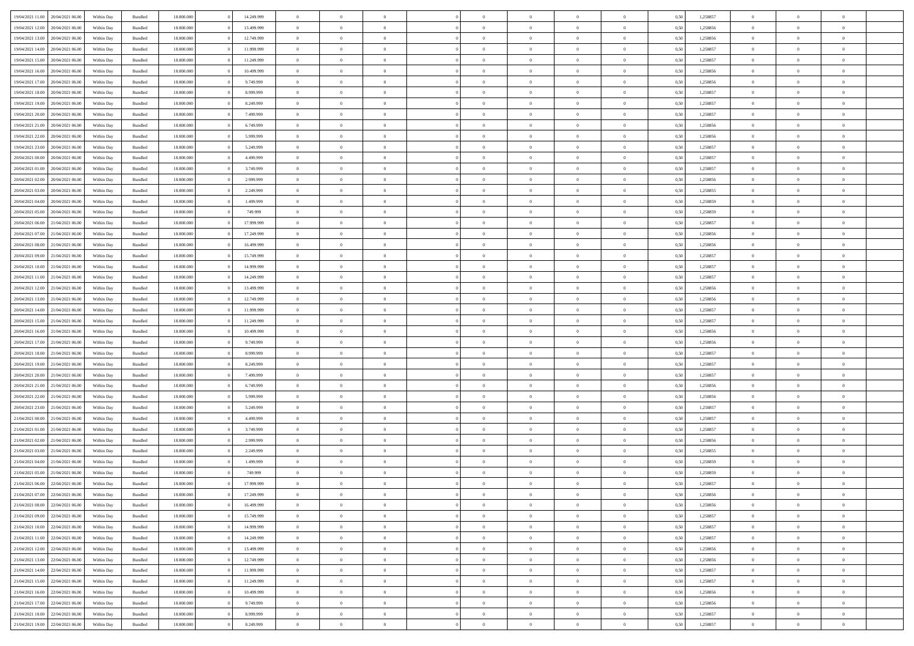| | | | | | | | | | | | | | | | | | | | | |
|---|---|---|---|---|---|---|---|---|---|---|---|---|---|---|---|---|---|---|---|---|
| 19/04/2021 11:00 | 20/04/2021 06:00 | Within Day | Bundled | 18.000.000 | 0 | 14.249.999 | 0 | 0 | 0 | | 0 | 0 | 0 | 0 | 0,50 | 1,258857 | 0 | 0 | 0 | |
| 19/04/2021 12:00 | 20/04/2021 06:00 | Within Day | Bundled | 18.000.000 | 0 | 13.499.999 | 0 | 0 | 0 | | 0 | 0 | 0 | 0 | 0,50 | 1,258856 | 0 | 0 | 0 | |
| 19/04/2021 13:00 | 20/04/2021 06:00 | Within Day | Bundled | 18.000.000 | 0 | 12.749.999 | 0 | 0 | 0 | | 0 | 0 | 0 | 0 | 0,50 | 1,258856 | 0 | 0 | 0 | |
| 19/04/2021 14:00 | 20/04/2021 06:00 | Within Day | Bundled | 18.000.000 | 0 | 11.999.999 | 0 | 0 | 0 | | 0 | 0 | 0 | 0 | 0,50 | 1,258857 | 0 | 0 | 0 | |
| 19/04/2021 15:00 | 20/04/2021 06:00 | Within Day | Bundled | 18.000.000 | 0 | 11.249.999 | 0 | 0 | 0 | | 0 | 0 | 0 | 0 | 0,50 | 1,258857 | 0 | 0 | 0 | |
| 19/04/2021 16:00 | 20/04/2021 06:00 | Within Day | Bundled | 18.000.000 | 0 | 10.499.999 | 0 | 0 | 0 | | 0 | 0 | 0 | 0 | 0,50 | 1,258856 | 0 | 0 | 0 | |
| 19/04/2021 17:00 | 20/04/2021 06:00 | Within Day | Bundled | 18.000.000 | 0 | 9.749.999 | 0 | 0 | 0 | | 0 | 0 | 0 | 0 | 0,50 | 1,258856 | 0 | 0 | 0 | |
| 19/04/2021 18:00 | 20/04/2021 06:00 | Within Day | Bundled | 18.000.000 | 0 | 8.999.999 | 0 | 0 | 0 | | 0 | 0 | 0 | 0 | 0,50 | 1,258857 | 0 | 0 | 0 | |
| 19/04/2021 19:00 | 20/04/2021 06:00 | Within Day | Bundled | 18.000.000 | 0 | 8.249.999 | 0 | 0 | 0 | | 0 | 0 | 0 | 0 | 0,50 | 1,258857 | 0 | 0 | 0 | |
| 19/04/2021 20:00 | 20/04/2021 06:00 | Within Day | Bundled | 18.000.000 | 0 | 7.499.999 | 0 | 0 | 0 | | 0 | 0 | 0 | 0 | 0,50 | 1,258857 | 0 | 0 | 0 | |
| 19/04/2021 21:00 | 20/04/2021 06:00 | Within Day | Bundled | 18.000.000 | 0 | 6.749.999 | 0 | 0 | 0 | | 0 | 0 | 0 | 0 | 0,50 | 1,258856 | 0 | 0 | 0 | |
| 19/04/2021 22:00 | 20/04/2021 06:00 | Within Day | Bundled | 18.000.000 | 0 | 5.999.999 | 0 | 0 | 0 | | 0 | 0 | 0 | 0 | 0,50 | 1,258856 | 0 | 0 | 0 | |
| 19/04/2021 23:00 | 20/04/2021 06:00 | Within Day | Bundled | 18.000.000 | 0 | 5.249.999 | 0 | 0 | 0 | | 0 | 0 | 0 | 0 | 0,50 | 1,258857 | 0 | 0 | 0 | |
| 20/04/2021 00:00 | 20/04/2021 06:00 | Within Day | Bundled | 18.000.000 | 0 | 4.499.999 | 0 | 0 | 0 | | 0 | 0 | 0 | 0 | 0,50 | 1,258857 | 0 | 0 | 0 | |
| 20/04/2021 01:00 | 20/04/2021 06:00 | Within Day | Bundled | 18.000.000 | 0 | 3.749.999 | 0 | 0 | 0 | | 0 | 0 | 0 | 0 | 0,50 | 1,258857 | 0 | 0 | 0 | |
| 20/04/2021 02:00 | 20/04/2021 06:00 | Within Day | Bundled | 18.000.000 | 0 | 2.999.999 | 0 | 0 | 0 | | 0 | 0 | 0 | 0 | 0,50 | 1,258856 | 0 | 0 | 0 | |
| 20/04/2021 03:00 | 20/04/2021 06:00 | Within Day | Bundled | 18.000.000 | 0 | 2.249.999 | 0 | 0 | 0 | | 0 | 0 | 0 | 0 | 0,50 | 1,258855 | 0 | 0 | 0 | |
| 20/04/2021 04:00 | 20/04/2021 06:00 | Within Day | Bundled | 18.000.000 | 0 | 1.499.999 | 0 | 0 | 0 | | 0 | 0 | 0 | 0 | 0,50 | 1,258859 | 0 | 0 | 0 | |
| 20/04/2021 05:00 | 20/04/2021 06:00 | Within Day | Bundled | 18.000.000 | 0 | 749.999 | 0 | 0 | 0 | | 0 | 0 | 0 | 0 | 0,50 | 1,258859 | 0 | 0 | 0 | |
| 20/04/2021 06:00 | 21/04/2021 06:00 | Within Day | Bundled | 18.000.000 | 0 | 17.999.999 | 0 | 0 | 0 | | 0 | 0 | 0 | 0 | 0,50 | 1,258857 | 0 | 0 | 0 | |
| 20/04/2021 07:00 | 21/04/2021 06:00 | Within Day | Bundled | 18.000.000 | 0 | 17.249.999 | 0 | 0 | 0 | | 0 | 0 | 0 | 0 | 0,50 | 1,258856 | 0 | 0 | 0 | |
| 20/04/2021 08:00 | 21/04/2021 06:00 | Within Day | Bundled | 18.000.000 | 0 | 16.499.999 | 0 | 0 | 0 | | 0 | 0 | 0 | 0 | 0,50 | 1,258856 | 0 | 0 | 0 | |
| 20/04/2021 09:00 | 21/04/2021 06:00 | Within Day | Bundled | 18.000.000 | 0 | 15.749.999 | 0 | 0 | 0 | | 0 | 0 | 0 | 0 | 0,50 | 1,258857 | 0 | 0 | 0 | |
| 20/04/2021 10:00 | 21/04/2021 06:00 | Within Day | Bundled | 18.000.000 | 0 | 14.999.999 | 0 | 0 | 0 | | 0 | 0 | 0 | 0 | 0,50 | 1,258857 | 0 | 0 | 0 | |
| 20/04/2021 11:00 | 21/04/2021 06:00 | Within Day | Bundled | 18.000.000 | 0 | 14.249.999 | 0 | 0 | 0 | | 0 | 0 | 0 | 0 | 0,50 | 1,258857 | 0 | 0 | 0 | |
| 20/04/2021 12:00 | 21/04/2021 06:00 | Within Day | Bundled | 18.000.000 | 0 | 13.499.999 | 0 | 0 | 0 | | 0 | 0 | 0 | 0 | 0,50 | 1,258856 | 0 | 0 | 0 | |
| 20/04/2021 13:00 | 21/04/2021 06:00 | Within Day | Bundled | 18.000.000 | 0 | 12.749.999 | 0 | 0 | 0 | | 0 | 0 | 0 | 0 | 0,50 | 1,258856 | 0 | 0 | 0 | |
| 20/04/2021 14:00 | 21/04/2021 06:00 | Within Day | Bundled | 18.000.000 | 0 | 11.999.999 | 0 | 0 | 0 | | 0 | 0 | 0 | 0 | 0,50 | 1,258857 | 0 | 0 | 0 | |
| 20/04/2021 15:00 | 21/04/2021 06:00 | Within Day | Bundled | 18.000.000 | 0 | 11.249.999 | 0 | 0 | 0 | | 0 | 0 | 0 | 0 | 0,50 | 1,258857 | 0 | 0 | 0 | |
| 20/04/2021 16:00 | 21/04/2021 06:00 | Within Day | Bundled | 18.000.000 | 0 | 10.499.999 | 0 | 0 | 0 | | 0 | 0 | 0 | 0 | 0,50 | 1,258856 | 0 | 0 | 0 | |
| 20/04/2021 17:00 | 21/04/2021 06:00 | Within Day | Bundled | 18.000.000 | 0 | 9.749.999 | 0 | 0 | 0 | | 0 | 0 | 0 | 0 | 0,50 | 1,258856 | 0 | 0 | 0 | |
| 20/04/2021 18:00 | 21/04/2021 06:00 | Within Day | Bundled | 18.000.000 | 0 | 8.999.999 | 0 | 0 | 0 | | 0 | 0 | 0 | 0 | 0,50 | 1,258857 | 0 | 0 | 0 | |
| 20/04/2021 19:00 | 21/04/2021 06:00 | Within Day | Bundled | 18.000.000 | 0 | 8.249.999 | 0 | 0 | 0 | | 0 | 0 | 0 | 0 | 0,50 | 1,258857 | 0 | 0 | 0 | |
| 20/04/2021 20:00 | 21/04/2021 06:00 | Within Day | Bundled | 18.000.000 | 0 | 7.499.999 | 0 | 0 | 0 | | 0 | 0 | 0 | 0 | 0,50 | 1,258857 | 0 | 0 | 0 | |
| 20/04/2021 21:00 | 21/04/2021 06:00 | Within Day | Bundled | 18.000.000 | 0 | 6.749.999 | 0 | 0 | 0 | | 0 | 0 | 0 | 0 | 0,50 | 1,258856 | 0 | 0 | 0 | |
| 20/04/2021 22:00 | 21/04/2021 06:00 | Within Day | Bundled | 18.000.000 | 0 | 5.999.999 | 0 | 0 | 0 | | 0 | 0 | 0 | 0 | 0,50 | 1,258856 | 0 | 0 | 0 | |
| 20/04/2021 23:00 | 21/04/2021 06:00 | Within Day | Bundled | 18.000.000 | 0 | 5.249.999 | 0 | 0 | 0 | | 0 | 0 | 0 | 0 | 0,50 | 1,258857 | 0 | 0 | 0 | |
| 21/04/2021 00:00 | 21/04/2021 06:00 | Within Day | Bundled | 18.000.000 | 0 | 4.499.999 | 0 | 0 | 0 | | 0 | 0 | 0 | 0 | 0,50 | 1,258857 | 0 | 0 | 0 | |
| 21/04/2021 01:00 | 21/04/2021 06:00 | Within Day | Bundled | 18.000.000 | 0 | 3.749.999 | 0 | 0 | 0 | | 0 | 0 | 0 | 0 | 0,50 | 1,258857 | 0 | 0 | 0 | |
| 21/04/2021 02:00 | 21/04/2021 06:00 | Within Day | Bundled | 18.000.000 | 0 | 2.999.999 | 0 | 0 | 0 | | 0 | 0 | 0 | 0 | 0,50 | 1,258856 | 0 | 0 | 0 | |
| 21/04/2021 03:00 | 21/04/2021 06:00 | Within Day | Bundled | 18.000.000 | 0 | 2.249.999 | 0 | 0 | 0 | | 0 | 0 | 0 | 0 | 0,50 | 1,258855 | 0 | 0 | 0 | |
| 21/04/2021 04:00 | 21/04/2021 06:00 | Within Day | Bundled | 18.000.000 | 0 | 1.499.999 | 0 | 0 | 0 | | 0 | 0 | 0 | 0 | 0,50 | 1,258859 | 0 | 0 | 0 | |
| 21/04/2021 05:00 | 21/04/2021 06:00 | Within Day | Bundled | 18.000.000 | 0 | 749.999 | 0 | 0 | 0 | | 0 | 0 | 0 | 0 | 0,50 | 1,258859 | 0 | 0 | 0 | |
| 21/04/2021 06:00 | 22/04/2021 06:00 | Within Day | Bundled | 18.000.000 | 0 | 17.999.999 | 0 | 0 | 0 | | 0 | 0 | 0 | 0 | 0,50 | 1,258857 | 0 | 0 | 0 | |
| 21/04/2021 07:00 | 22/04/2021 06:00 | Within Day | Bundled | 18.000.000 | 0 | 17.249.999 | 0 | 0 | 0 | | 0 | 0 | 0 | 0 | 0,50 | 1,258856 | 0 | 0 | 0 | |
| 21/04/2021 08:00 | 22/04/2021 06:00 | Within Day | Bundled | 18.000.000 | 0 | 16.499.999 | 0 | 0 | 0 | | 0 | 0 | 0 | 0 | 0,50 | 1,258856 | 0 | 0 | 0 | |
| 21/04/2021 09:00 | 22/04/2021 06:00 | Within Day | Bundled | 18.000.000 | 0 | 15.749.999 | 0 | 0 | 0 | | 0 | 0 | 0 | 0 | 0,50 | 1,258857 | 0 | 0 | 0 | |
| 21/04/2021 10:00 | 22/04/2021 06:00 | Within Day | Bundled | 18.000.000 | 0 | 14.999.999 | 0 | 0 | 0 | | 0 | 0 | 0 | 0 | 0,50 | 1,258857 | 0 | 0 | 0 | |
| 21/04/2021 11:00 | 22/04/2021 06:00 | Within Day | Bundled | 18.000.000 | 0 | 14.249.999 | 0 | 0 | 0 | | 0 | 0 | 0 | 0 | 0,50 | 1,258857 | 0 | 0 | 0 | |
| 21/04/2021 12:00 | 22/04/2021 06:00 | Within Day | Bundled | 18.000.000 | 0 | 13.499.999 | 0 | 0 | 0 | | 0 | 0 | 0 | 0 | 0,50 | 1,258856 | 0 | 0 | 0 | |
| 21/04/2021 13:00 | 22/04/2021 06:00 | Within Day | Bundled | 18.000.000 | 0 | 12.749.999 | 0 | 0 | 0 | | 0 | 0 | 0 | 0 | 0,50 | 1,258856 | 0 | 0 | 0 | |
| 21/04/2021 14:00 | 22/04/2021 06:00 | Within Day | Bundled | 18.000.000 | 0 | 11.999.999 | 0 | 0 | 0 | | 0 | 0 | 0 | 0 | 0,50 | 1,258857 | 0 | 0 | 0 | |
| 21/04/2021 15:00 | 22/04/2021 06:00 | Within Day | Bundled | 18.000.000 | 0 | 11.249.999 | 0 | 0 | 0 | | 0 | 0 | 0 | 0 | 0,50 | 1,258857 | 0 | 0 | 0 | |
| 21/04/2021 16:00 | 22/04/2021 06:00 | Within Day | Bundled | 18.000.000 | 0 | 10.499.999 | 0 | 0 | 0 | | 0 | 0 | 0 | 0 | 0,50 | 1,258856 | 0 | 0 | 0 | |
| 21/04/2021 17:00 | 22/04/2021 06:00 | Within Day | Bundled | 18.000.000 | 0 | 9.749.999 | 0 | 0 | 0 | | 0 | 0 | 0 | 0 | 0,50 | 1,258856 | 0 | 0 | 0 | |
| 21/04/2021 18:00 | 22/04/2021 06:00 | Within Day | Bundled | 18.000.000 | 0 | 8.999.999 | 0 | 0 | 0 | | 0 | 0 | 0 | 0 | 0,50 | 1,258857 | 0 | 0 | 0 | |
| 21/04/2021 19:00 | 22/04/2021 06:00 | Within Day | Bundled | 18.000.000 | 0 | 8.249.999 | 0 | 0 | 0 | | 0 | 0 | 0 | 0 | 0,50 | 1,258857 | 0 | 0 | 0 | |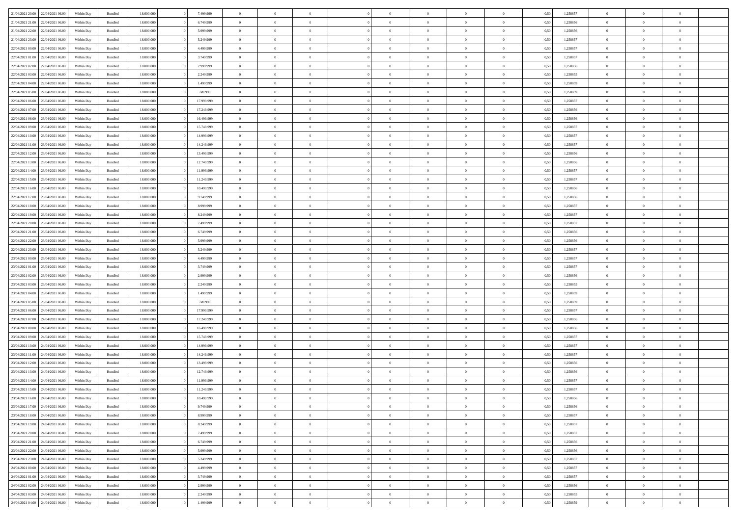| | | | | | | | | | | | | | | | | | | | | |
|---|---|---|---|---|---|---|---|---|---|---|---|---|---|---|---|---|---|---|---|---|
| 21/04/2021 20:00 | 22/04/2021 06:00 | Within Day | Bundled | 18.000.000 | 0 | 7.499.999 | 0 | 0 | 0 | | 0 | 0 | 0 | 0 | 0,50 | 1,258857 | 0 | 0 | 0 | |
| 21/04/2021 21:00 | 22/04/2021 06:00 | Within Day | Bundled | 18.000.000 | 0 | 6.749.999 | 0 | 0 | 0 | | 0 | 0 | 0 | 0 | 0,50 | 1,258856 | 0 | 0 | 0 | |
| 21/04/2021 22:00 | 22/04/2021 06:00 | Within Day | Bundled | 18.000.000 | 0 | 5.999.999 | 0 | 0 | 0 | | 0 | 0 | 0 | 0 | 0,50 | 1,258856 | 0 | 0 | 0 | |
| 21/04/2021 23:00 | 22/04/2021 06:00 | Within Day | Bundled | 18.000.000 | 0 | 5.249.999 | 0 | 0 | 0 | | 0 | 0 | 0 | 0 | 0,50 | 1,258857 | 0 | 0 | 0 | |
| 22/04/2021 00:00 | 22/04/2021 06:00 | Within Day | Bundled | 18.000.000 | 0 | 4.499.999 | 0 | 0 | 0 | | 0 | 0 | 0 | 0 | 0,50 | 1,258857 | 0 | 0 | 0 | |
| 22/04/2021 01:00 | 22/04/2021 06:00 | Within Day | Bundled | 18.000.000 | 0 | 3.749.999 | 0 | 0 | 0 | | 0 | 0 | 0 | 0 | 0,50 | 1,258857 | 0 | 0 | 0 | |
| 22/04/2021 02:00 | 22/04/2021 06:00 | Within Day | Bundled | 18.000.000 | 0 | 2.999.999 | 0 | 0 | 0 | | 0 | 0 | 0 | 0 | 0,50 | 1,258856 | 0 | 0 | 0 | |
| 22/04/2021 03:00 | 22/04/2021 06:00 | Within Day | Bundled | 18.000.000 | 0 | 2.249.999 | 0 | 0 | 0 | | 0 | 0 | 0 | 0 | 0,50 | 1,258855 | 0 | 0 | 0 | |
| 22/04/2021 04:00 | 22/04/2021 06:00 | Within Day | Bundled | 18.000.000 | 0 | 1.499.999 | 0 | 0 | 0 | | 0 | 0 | 0 | 0 | 0,50 | 1,258859 | 0 | 0 | 0 | |
| 22/04/2021 05:00 | 22/04/2021 06:00 | Within Day | Bundled | 18.000.000 | 0 | 749.999 | 0 | 0 | 0 | | 0 | 0 | 0 | 0 | 0,50 | 1,258859 | 0 | 0 | 0 | |
| 22/04/2021 06:00 | 23/04/2021 06:00 | Within Day | Bundled | 18.000.000 | 0 | 17.999.999 | 0 | 0 | 0 | | 0 | 0 | 0 | 0 | 0,50 | 1,258857 | 0 | 0 | 0 | |
| 22/04/2021 07:00 | 23/04/2021 06:00 | Within Day | Bundled | 18.000.000 | 0 | 17.249.999 | 0 | 0 | 0 | | 0 | 0 | 0 | 0 | 0,50 | 1,258856 | 0 | 0 | 0 | |
| 22/04/2021 08:00 | 23/04/2021 06:00 | Within Day | Bundled | 18.000.000 | 0 | 16.499.999 | 0 | 0 | 0 | | 0 | 0 | 0 | 0 | 0,50 | 1,258856 | 0 | 0 | 0 | |
| 22/04/2021 09:00 | 23/04/2021 06:00 | Within Day | Bundled | 18.000.000 | 0 | 15.749.999 | 0 | 0 | 0 | | 0 | 0 | 0 | 0 | 0,50 | 1,258857 | 0 | 0 | 0 | |
| 22/04/2021 10:00 | 23/04/2021 06:00 | Within Day | Bundled | 18.000.000 | 0 | 14.999.999 | 0 | 0 | 0 | | 0 | 0 | 0 | 0 | 0,50 | 1,258857 | 0 | 0 | 0 | |
| 22/04/2021 11:00 | 23/04/2021 06:00 | Within Day | Bundled | 18.000.000 | 0 | 14.249.999 | 0 | 0 | 0 | | 0 | 0 | 0 | 0 | 0,50 | 1,258857 | 0 | 0 | 0 | |
| 22/04/2021 12:00 | 23/04/2021 06:00 | Within Day | Bundled | 18.000.000 | 0 | 13.499.999 | 0 | 0 | 0 | | 0 | 0 | 0 | 0 | 0,50 | 1,258856 | 0 | 0 | 0 | |
| 22/04/2021 13:00 | 23/04/2021 06:00 | Within Day | Bundled | 18.000.000 | 0 | 12.749.999 | 0 | 0 | 0 | | 0 | 0 | 0 | 0 | 0,50 | 1,258856 | 0 | 0 | 0 | |
| 22/04/2021 14:00 | 23/04/2021 06:00 | Within Day | Bundled | 18.000.000 | 0 | 11.999.999 | 0 | 0 | 0 | | 0 | 0 | 0 | 0 | 0,50 | 1,258857 | 0 | 0 | 0 | |
| 22/04/2021 15:00 | 23/04/2021 06:00 | Within Day | Bundled | 18.000.000 | 0 | 11.249.999 | 0 | 0 | 0 | | 0 | 0 | 0 | 0 | 0,50 | 1,258857 | 0 | 0 | 0 | |
| 22/04/2021 16:00 | 23/04/2021 06:00 | Within Day | Bundled | 18.000.000 | 0 | 10.499.999 | 0 | 0 | 0 | | 0 | 0 | 0 | 0 | 0,50 | 1,258856 | 0 | 0 | 0 | |
| 22/04/2021 17:00 | 23/04/2021 06:00 | Within Day | Bundled | 18.000.000 | 0 | 9.749.999 | 0 | 0 | 0 | | 0 | 0 | 0 | 0 | 0,50 | 1,258856 | 0 | 0 | 0 | |
| 22/04/2021 18:00 | 23/04/2021 06:00 | Within Day | Bundled | 18.000.000 | 0 | 8.999.999 | 0 | 0 | 0 | | 0 | 0 | 0 | 0 | 0,50 | 1,258857 | 0 | 0 | 0 | |
| 22/04/2021 19:00 | 23/04/2021 06:00 | Within Day | Bundled | 18.000.000 | 0 | 8.249.999 | 0 | 0 | 0 | | 0 | 0 | 0 | 0 | 0,50 | 1,258857 | 0 | 0 | 0 | |
| 22/04/2021 20:00 | 23/04/2021 06:00 | Within Day | Bundled | 18.000.000 | 0 | 7.499.999 | 0 | 0 | 0 | | 0 | 0 | 0 | 0 | 0,50 | 1,258857 | 0 | 0 | 0 | |
| 22/04/2021 21:00 | 23/04/2021 06:00 | Within Day | Bundled | 18.000.000 | 0 | 6.749.999 | 0 | 0 | 0 | | 0 | 0 | 0 | 0 | 0,50 | 1,258856 | 0 | 0 | 0 | |
| 22/04/2021 22:00 | 23/04/2021 06:00 | Within Day | Bundled | 18.000.000 | 0 | 5.999.999 | 0 | 0 | 0 | | 0 | 0 | 0 | 0 | 0,50 | 1,258856 | 0 | 0 | 0 | |
| 22/04/2021 23:00 | 23/04/2021 06:00 | Within Day | Bundled | 18.000.000 | 0 | 5.249.999 | 0 | 0 | 0 | | 0 | 0 | 0 | 0 | 0,50 | 1,258857 | 0 | 0 | 0 | |
| 23/04/2021 00:00 | 23/04/2021 06:00 | Within Day | Bundled | 18.000.000 | 0 | 4.499.999 | 0 | 0 | 0 | | 0 | 0 | 0 | 0 | 0,50 | 1,258857 | 0 | 0 | 0 | |
| 23/04/2021 01:00 | 23/04/2021 06:00 | Within Day | Bundled | 18.000.000 | 0 | 3.749.999 | 0 | 0 | 0 | | 0 | 0 | 0 | 0 | 0,50 | 1,258857 | 0 | 0 | 0 | |
| 23/04/2021 02:00 | 23/04/2021 06:00 | Within Day | Bundled | 18.000.000 | 0 | 2.999.999 | 0 | 0 | 0 | | 0 | 0 | 0 | 0 | 0,50 | 1,258856 | 0 | 0 | 0 | |
| 23/04/2021 03:00 | 23/04/2021 06:00 | Within Day | Bundled | 18.000.000 | 0 | 2.249.999 | 0 | 0 | 0 | | 0 | 0 | 0 | 0 | 0,50 | 1,258855 | 0 | 0 | 0 | |
| 23/04/2021 04:00 | 23/04/2021 06:00 | Within Day | Bundled | 18.000.000 | 0 | 1.499.999 | 0 | 0 | 0 | | 0 | 0 | 0 | 0 | 0,50 | 1,258859 | 0 | 0 | 0 | |
| 23/04/2021 05:00 | 23/04/2021 06:00 | Within Day | Bundled | 18.000.000 | 0 | 749.999 | 0 | 0 | 0 | | 0 | 0 | 0 | 0 | 0,50 | 1,258859 | 0 | 0 | 0 | |
| 23/04/2021 06:00 | 24/04/2021 06:00 | Within Day | Bundled | 18.000.000 | 0 | 17.999.999 | 0 | 0 | 0 | | 0 | 0 | 0 | 0 | 0,50 | 1,258857 | 0 | 0 | 0 | |
| 23/04/2021 07:00 | 24/04/2021 06:00 | Within Day | Bundled | 18.000.000 | 0 | 17.249.999 | 0 | 0 | 0 | | 0 | 0 | 0 | 0 | 0,50 | 1,258856 | 0 | 0 | 0 | |
| 23/04/2021 08:00 | 24/04/2021 06:00 | Within Day | Bundled | 18.000.000 | 0 | 16.499.999 | 0 | 0 | 0 | | 0 | 0 | 0 | 0 | 0,50 | 1,258856 | 0 | 0 | 0 | |
| 23/04/2021 09:00 | 24/04/2021 06:00 | Within Day | Bundled | 18.000.000 | 0 | 15.749.999 | 0 | 0 | 0 | | 0 | 0 | 0 | 0 | 0,50 | 1,258857 | 0 | 0 | 0 | |
| 23/04/2021 10:00 | 24/04/2021 06:00 | Within Day | Bundled | 18.000.000 | 0 | 14.999.999 | 0 | 0 | 0 | | 0 | 0 | 0 | 0 | 0,50 | 1,258857 | 0 | 0 | 0 | |
| 23/04/2021 11:00 | 24/04/2021 06:00 | Within Day | Bundled | 18.000.000 | 0 | 14.249.999 | 0 | 0 | 0 | | 0 | 0 | 0 | 0 | 0,50 | 1,258857 | 0 | 0 | 0 | |
| 23/04/2021 12:00 | 24/04/2021 06:00 | Within Day | Bundled | 18.000.000 | 0 | 13.499.999 | 0 | 0 | 0 | | 0 | 0 | 0 | 0 | 0,50 | 1,258856 | 0 | 0 | 0 | |
| 23/04/2021 13:00 | 24/04/2021 06:00 | Within Day | Bundled | 18.000.000 | 0 | 12.749.999 | 0 | 0 | 0 | | 0 | 0 | 0 | 0 | 0,50 | 1,258856 | 0 | 0 | 0 | |
| 23/04/2021 14:00 | 24/04/2021 06:00 | Within Day | Bundled | 18.000.000 | 0 | 11.999.999 | 0 | 0 | 0 | | 0 | 0 | 0 | 0 | 0,50 | 1,258857 | 0 | 0 | 0 | |
| 23/04/2021 15:00 | 24/04/2021 06:00 | Within Day | Bundled | 18.000.000 | 0 | 11.249.999 | 0 | 0 | 0 | | 0 | 0 | 0 | 0 | 0,50 | 1,258857 | 0 | 0 | 0 | |
| 23/04/2021 16:00 | 24/04/2021 06:00 | Within Day | Bundled | 18.000.000 | 0 | 10.499.999 | 0 | 0 | 0 | | 0 | 0 | 0 | 0 | 0,50 | 1,258856 | 0 | 0 | 0 | |
| 23/04/2021 17:00 | 24/04/2021 06:00 | Within Day | Bundled | 18.000.000 | 0 | 9.749.999 | 0 | 0 | 0 | | 0 | 0 | 0 | 0 | 0,50 | 1,258856 | 0 | 0 | 0 | |
| 23/04/2021 18:00 | 24/04/2021 06:00 | Within Day | Bundled | 18.000.000 | 0 | 8.999.999 | 0 | 0 | 0 | | 0 | 0 | 0 | 0 | 0,50 | 1,258857 | 0 | 0 | 0 | |
| 23/04/2021 19:00 | 24/04/2021 06:00 | Within Day | Bundled | 18.000.000 | 0 | 8.249.999 | 0 | 0 | 0 | | 0 | 0 | 0 | 0 | 0,50 | 1,258857 | 0 | 0 | 0 | |
| 23/04/2021 20:00 | 24/04/2021 06:00 | Within Day | Bundled | 18.000.000 | 0 | 7.499.999 | 0 | 0 | 0 | | 0 | 0 | 0 | 0 | 0,50 | 1,258857 | 0 | 0 | 0 | |
| 23/04/2021 21:00 | 24/04/2021 06:00 | Within Day | Bundled | 18.000.000 | 0 | 6.749.999 | 0 | 0 | 0 | | 0 | 0 | 0 | 0 | 0,50 | 1,258856 | 0 | 0 | 0 | |
| 23/04/2021 22:00 | 24/04/2021 06:00 | Within Day | Bundled | 18.000.000 | 0 | 5.999.999 | 0 | 0 | 0 | | 0 | 0 | 0 | 0 | 0,50 | 1,258856 | 0 | 0 | 0 | |
| 23/04/2021 23:00 | 24/04/2021 06:00 | Within Day | Bundled | 18.000.000 | 0 | 5.249.999 | 0 | 0 | 0 | | 0 | 0 | 0 | 0 | 0,50 | 1,258857 | 0 | 0 | 0 | |
| 24/04/2021 00:00 | 24/04/2021 06:00 | Within Day | Bundled | 18.000.000 | 0 | 4.499.999 | 0 | 0 | 0 | | 0 | 0 | 0 | 0 | 0,50 | 1,258857 | 0 | 0 | 0 | |
| 24/04/2021 01:00 | 24/04/2021 06:00 | Within Day | Bundled | 18.000.000 | 0 | 3.749.999 | 0 | 0 | 0 | | 0 | 0 | 0 | 0 | 0,50 | 1,258857 | 0 | 0 | 0 | |
| 24/04/2021 02:00 | 24/04/2021 06:00 | Within Day | Bundled | 18.000.000 | 0 | 2.999.999 | 0 | 0 | 0 | | 0 | 0 | 0 | 0 | 0,50 | 1,258856 | 0 | 0 | 0 | |
| 24/04/2021 03:00 | 24/04/2021 06:00 | Within Day | Bundled | 18.000.000 | 0 | 2.249.999 | 0 | 0 | 0 | | 0 | 0 | 0 | 0 | 0,50 | 1,258855 | 0 | 0 | 0 | |
| 24/04/2021 04:00 | 24/04/2021 06:00 | Within Day | Bundled | 18.000.000 | 0 | 1.499.999 | 0 | 0 | 0 | | 0 | 0 | 0 | 0 | 0,50 | 1,258859 | 0 | 0 | 0 | |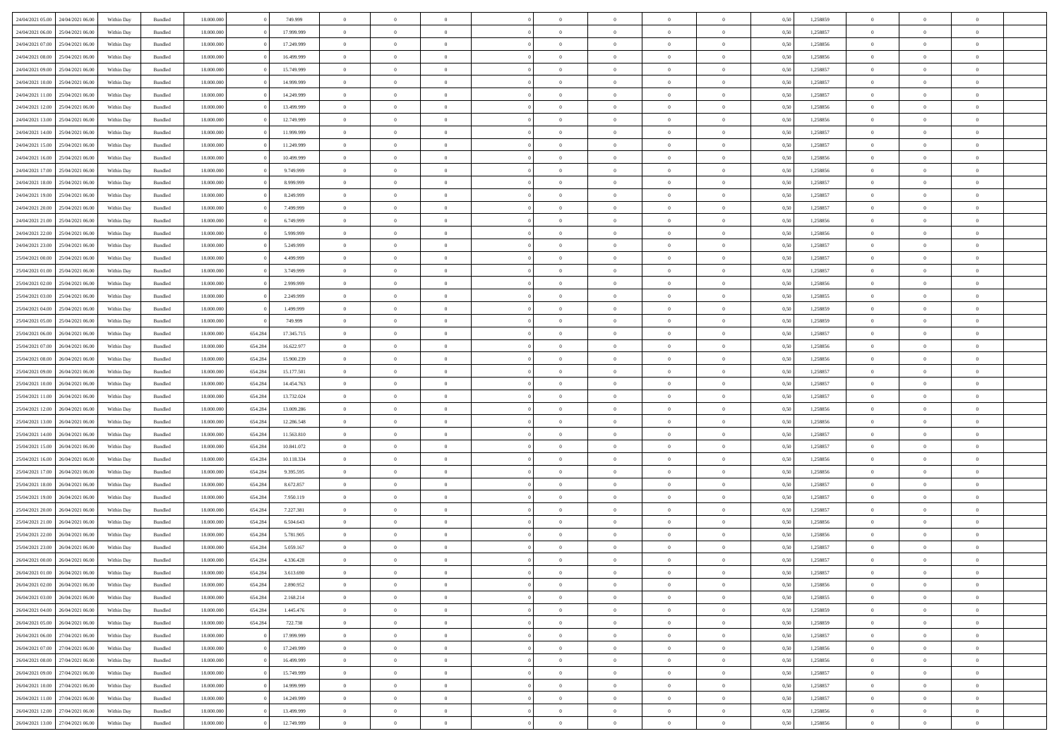| | | | | | | | | | | | | | | | | | | | | |
|---|---|---|---|---|---|---|---|---|---|---|---|---|---|---|---|---|---|---|---|---|
| 24/04/2021 05.00 | 24/04/2021 06.00 | Within Day | Bundled | 18.000.000 | 0 | 749.999 | 0 | 0 | 0 | | 0 | 0 | 0 | 0 | 0 | 0,50 | 1,258859 | 0 | 0 | 0 |
| 24/04/2021 06.00 | 25/04/2021 06.00 | Within Day | Bundled | 18.000.000 | 0 | 17.999.999 | 0 | 0 | 0 | | 0 | 0 | 0 | 0 | 0 | 0,50 | 1,258857 | 0 | 0 | 0 |
| 24/04/2021 07.00 | 25/04/2021 06.00 | Within Day | Bundled | 18.000.000 | 0 | 17.249.999 | 0 | 0 | 0 | | 0 | 0 | 0 | 0 | 0 | 0,50 | 1,258856 | 0 | 0 | 0 |
| 24/04/2021 08.00 | 25/04/2021 06.00 | Within Day | Bundled | 18.000.000 | 0 | 16.499.999 | 0 | 0 | 0 | | 0 | 0 | 0 | 0 | 0 | 0,50 | 1,258856 | 0 | 0 | 0 |
| 24/04/2021 09.00 | 25/04/2021 06.00 | Within Day | Bundled | 18.000.000 | 0 | 15.749.999 | 0 | 0 | 0 | | 0 | 0 | 0 | 0 | 0 | 0,50 | 1,258857 | 0 | 0 | 0 |
| 24/04/2021 10.00 | 25/04/2021 06.00 | Within Day | Bundled | 18.000.000 | 0 | 14.999.999 | 0 | 0 | 0 | | 0 | 0 | 0 | 0 | 0 | 0,50 | 1,258857 | 0 | 0 | 0 |
| 24/04/2021 11.00 | 25/04/2021 06.00 | Within Day | Bundled | 18.000.000 | 0 | 14.249.999 | 0 | 0 | 0 | | 0 | 0 | 0 | 0 | 0 | 0,50 | 1,258857 | 0 | 0 | 0 |
| 24/04/2021 12.00 | 25/04/2021 06.00 | Within Day | Bundled | 18.000.000 | 0 | 13.499.999 | 0 | 0 | 0 | | 0 | 0 | 0 | 0 | 0 | 0,50 | 1,258856 | 0 | 0 | 0 |
| 24/04/2021 13.00 | 25/04/2021 06.00 | Within Day | Bundled | 18.000.000 | 0 | 12.749.999 | 0 | 0 | 0 | | 0 | 0 | 0 | 0 | 0 | 0,50 | 1,258856 | 0 | 0 | 0 |
| 24/04/2021 14.00 | 25/04/2021 06.00 | Within Day | Bundled | 18.000.000 | 0 | 11.999.999 | 0 | 0 | 0 | | 0 | 0 | 0 | 0 | 0 | 0,50 | 1,258857 | 0 | 0 | 0 |
| 24/04/2021 15.00 | 25/04/2021 06.00 | Within Day | Bundled | 18.000.000 | 0 | 11.249.999 | 0 | 0 | 0 | | 0 | 0 | 0 | 0 | 0 | 0,50 | 1,258857 | 0 | 0 | 0 |
| 24/04/2021 16.00 | 25/04/2021 06.00 | Within Day | Bundled | 18.000.000 | 0 | 10.499.999 | 0 | 0 | 0 | | 0 | 0 | 0 | 0 | 0 | 0,50 | 1,258856 | 0 | 0 | 0 |
| 24/04/2021 17.00 | 25/04/2021 06.00 | Within Day | Bundled | 18.000.000 | 0 | 9.749.999 | 0 | 0 | 0 | | 0 | 0 | 0 | 0 | 0 | 0,50 | 1,258856 | 0 | 0 | 0 |
| 24/04/2021 18.00 | 25/04/2021 06.00 | Within Day | Bundled | 18.000.000 | 0 | 8.999.999 | 0 | 0 | 0 | | 0 | 0 | 0 | 0 | 0 | 0,50 | 1,258857 | 0 | 0 | 0 |
| 24/04/2021 19.00 | 25/04/2021 06.00 | Within Day | Bundled | 18.000.000 | 0 | 8.249.999 | 0 | 0 | 0 | | 0 | 0 | 0 | 0 | 0 | 0,50 | 1,258857 | 0 | 0 | 0 |
| 24/04/2021 20.00 | 25/04/2021 06.00 | Within Day | Bundled | 18.000.000 | 0 | 7.499.999 | 0 | 0 | 0 | | 0 | 0 | 0 | 0 | 0 | 0,50 | 1,258857 | 0 | 0 | 0 |
| 24/04/2021 21.00 | 25/04/2021 06.00 | Within Day | Bundled | 18.000.000 | 0 | 6.749.999 | 0 | 0 | 0 | | 0 | 0 | 0 | 0 | 0 | 0,50 | 1,258856 | 0 | 0 | 0 |
| 24/04/2021 22.00 | 25/04/2021 06.00 | Within Day | Bundled | 18.000.000 | 0 | 5.999.999 | 0 | 0 | 0 | | 0 | 0 | 0 | 0 | 0 | 0,50 | 1,258856 | 0 | 0 | 0 |
| 24/04/2021 23.00 | 25/04/2021 06.00 | Within Day | Bundled | 18.000.000 | 0 | 5.249.999 | 0 | 0 | 0 | | 0 | 0 | 0 | 0 | 0 | 0,50 | 1,258857 | 0 | 0 | 0 |
| 25/04/2021 00.00 | 25/04/2021 06.00 | Within Day | Bundled | 18.000.000 | 0 | 4.499.999 | 0 | 0 | 0 | | 0 | 0 | 0 | 0 | 0 | 0,50 | 1,258857 | 0 | 0 | 0 |
| 25/04/2021 01.00 | 25/04/2021 06.00 | Within Day | Bundled | 18.000.000 | 0 | 3.749.999 | 0 | 0 | 0 | | 0 | 0 | 0 | 0 | 0 | 0,50 | 1,258857 | 0 | 0 | 0 |
| 25/04/2021 02.00 | 25/04/2021 06.00 | Within Day | Bundled | 18.000.000 | 0 | 2.999.999 | 0 | 0 | 0 | | 0 | 0 | 0 | 0 | 0 | 0,50 | 1,258856 | 0 | 0 | 0 |
| 25/04/2021 03.00 | 25/04/2021 06.00 | Within Day | Bundled | 18.000.000 | 0 | 2.249.999 | 0 | 0 | 0 | | 0 | 0 | 0 | 0 | 0 | 0,50 | 1,258855 | 0 | 0 | 0 |
| 25/04/2021 04.00 | 25/04/2021 06.00 | Within Day | Bundled | 18.000.000 | 0 | 1.499.999 | 0 | 0 | 0 | | 0 | 0 | 0 | 0 | 0 | 0,50 | 1,258859 | 0 | 0 | 0 |
| 25/04/2021 05.00 | 25/04/2021 06.00 | Within Day | Bundled | 18.000.000 | 0 | 749.999 | 0 | 0 | 0 | | 0 | 0 | 0 | 0 | 0 | 0,50 | 1,258859 | 0 | 0 | 0 |
| 25/04/2021 06.00 | 26/04/2021 06.00 | Within Day | Bundled | 18.000.000 | 654.284 | 17.345.715 | 0 | 0 | 0 | | 0 | 0 | 0 | 0 | 0 | 0,50 | 1,258857 | 0 | 0 | 0 |
| 25/04/2021 07.00 | 26/04/2021 06.00 | Within Day | Bundled | 18.000.000 | 654.284 | 16.622.977 | 0 | 0 | 0 | | 0 | 0 | 0 | 0 | 0 | 0,50 | 1,258856 | 0 | 0 | 0 |
| 25/04/2021 08.00 | 26/04/2021 06.00 | Within Day | Bundled | 18.000.000 | 654.284 | 15.900.239 | 0 | 0 | 0 | | 0 | 0 | 0 | 0 | 0 | 0,50 | 1,258856 | 0 | 0 | 0 |
| 25/04/2021 09.00 | 26/04/2021 06.00 | Within Day | Bundled | 18.000.000 | 654.284 | 15.177.501 | 0 | 0 | 0 | | 0 | 0 | 0 | 0 | 0 | 0,50 | 1,258857 | 0 | 0 | 0 |
| 25/04/2021 10.00 | 26/04/2021 06.00 | Within Day | Bundled | 18.000.000 | 654.284 | 14.454.763 | 0 | 0 | 0 | | 0 | 0 | 0 | 0 | 0 | 0,50 | 1,258857 | 0 | 0 | 0 |
| 25/04/2021 11.00 | 26/04/2021 06.00 | Within Day | Bundled | 18.000.000 | 654.284 | 13.732.024 | 0 | 0 | 0 | | 0 | 0 | 0 | 0 | 0 | 0,50 | 1,258857 | 0 | 0 | 0 |
| 25/04/2021 12.00 | 26/04/2021 06.00 | Within Day | Bundled | 18.000.000 | 654.284 | 13.009.286 | 0 | 0 | 0 | | 0 | 0 | 0 | 0 | 0 | 0,50 | 1,258856 | 0 | 0 | 0 |
| 25/04/2021 13.00 | 26/04/2021 06.00 | Within Day | Bundled | 18.000.000 | 654.284 | 12.286.548 | 0 | 0 | 0 | | 0 | 0 | 0 | 0 | 0 | 0,50 | 1,258856 | 0 | 0 | 0 |
| 25/04/2021 14.00 | 26/04/2021 06.00 | Within Day | Bundled | 18.000.000 | 654.284 | 11.563.810 | 0 | 0 | 0 | | 0 | 0 | 0 | 0 | 0 | 0,50 | 1,258857 | 0 | 0 | 0 |
| 25/04/2021 15.00 | 26/04/2021 06.00 | Within Day | Bundled | 18.000.000 | 654.284 | 10.841.072 | 0 | 0 | 0 | | 0 | 0 | 0 | 0 | 0 | 0,50 | 1,258857 | 0 | 0 | 0 |
| 25/04/2021 16.00 | 26/04/2021 06.00 | Within Day | Bundled | 18.000.000 | 654.284 | 10.118.334 | 0 | 0 | 0 | | 0 | 0 | 0 | 0 | 0 | 0,50 | 1,258856 | 0 | 0 | 0 |
| 25/04/2021 17.00 | 26/04/2021 06.00 | Within Day | Bundled | 18.000.000 | 654.284 | 9.395.595 | 0 | 0 | 0 | | 0 | 0 | 0 | 0 | 0 | 0,50 | 1,258856 | 0 | 0 | 0 |
| 25/04/2021 18.00 | 26/04/2021 06.00 | Within Day | Bundled | 18.000.000 | 654.284 | 8.672.857 | 0 | 0 | 0 | | 0 | 0 | 0 | 0 | 0 | 0,50 | 1,258857 | 0 | 0 | 0 |
| 25/04/2021 19.00 | 26/04/2021 06.00 | Within Day | Bundled | 18.000.000 | 654.284 | 7.950.119 | 0 | 0 | 0 | | 0 | 0 | 0 | 0 | 0 | 0,50 | 1,258857 | 0 | 0 | 0 |
| 25/04/2021 20.00 | 26/04/2021 06.00 | Within Day | Bundled | 18.000.000 | 654.284 | 7.227.381 | 0 | 0 | 0 | | 0 | 0 | 0 | 0 | 0 | 0,50 | 1,258857 | 0 | 0 | 0 |
| 25/04/2021 21.00 | 26/04/2021 06.00 | Within Day | Bundled | 18.000.000 | 654.284 | 6.504.643 | 0 | 0 | 0 | | 0 | 0 | 0 | 0 | 0 | 0,50 | 1,258856 | 0 | 0 | 0 |
| 25/04/2021 22.00 | 26/04/2021 06.00 | Within Day | Bundled | 18.000.000 | 654.284 | 5.781.905 | 0 | 0 | 0 | | 0 | 0 | 0 | 0 | 0 | 0,50 | 1,258856 | 0 | 0 | 0 |
| 25/04/2021 23.00 | 26/04/2021 06.00 | Within Day | Bundled | 18.000.000 | 654.284 | 5.059.167 | 0 | 0 | 0 | | 0 | 0 | 0 | 0 | 0 | 0,50 | 1,258857 | 0 | 0 | 0 |
| 26/04/2021 00.00 | 26/04/2021 06.00 | Within Day | Bundled | 18.000.000 | 654.284 | 4.336.428 | 0 | 0 | 0 | | 0 | 0 | 0 | 0 | 0 | 0,50 | 1,258857 | 0 | 0 | 0 |
| 26/04/2021 01.00 | 26/04/2021 06.00 | Within Day | Bundled | 18.000.000 | 654.284 | 3.613.690 | 0 | 0 | 0 | | 0 | 0 | 0 | 0 | 0 | 0,50 | 1,258857 | 0 | 0 | 0 |
| 26/04/2021 02.00 | 26/04/2021 06.00 | Within Day | Bundled | 18.000.000 | 654.284 | 2.890.952 | 0 | 0 | 0 | | 0 | 0 | 0 | 0 | 0 | 0,50 | 1,258856 | 0 | 0 | 0 |
| 26/04/2021 03.00 | 26/04/2021 06.00 | Within Day | Bundled | 18.000.000 | 654.284 | 2.168.214 | 0 | 0 | 0 | | 0 | 0 | 0 | 0 | 0 | 0,50 | 1,258855 | 0 | 0 | 0 |
| 26/04/2021 04.00 | 26/04/2021 06.00 | Within Day | Bundled | 18.000.000 | 654.284 | 1.445.476 | 0 | 0 | 0 | | 0 | 0 | 0 | 0 | 0 | 0,50 | 1,258859 | 0 | 0 | 0 |
| 26/04/2021 05.00 | 26/04/2021 06.00 | Within Day | Bundled | 18.000.000 | 654.284 | 722.738 | 0 | 0 | 0 | | 0 | 0 | 0 | 0 | 0 | 0,50 | 1,258859 | 0 | 0 | 0 |
| 26/04/2021 06.00 | 27/04/2021 06.00 | Within Day | Bundled | 18.000.000 | 0 | 17.999.999 | 0 | 0 | 0 | | 0 | 0 | 0 | 0 | 0 | 0,50 | 1,258857 | 0 | 0 | 0 |
| 26/04/2021 07.00 | 27/04/2021 06.00 | Within Day | Bundled | 18.000.000 | 0 | 17.249.999 | 0 | 0 | 0 | | 0 | 0 | 0 | 0 | 0 | 0,50 | 1,258856 | 0 | 0 | 0 |
| 26/04/2021 08.00 | 27/04/2021 06.00 | Within Day | Bundled | 18.000.000 | 0 | 16.499.999 | 0 | 0 | 0 | | 0 | 0 | 0 | 0 | 0 | 0,50 | 1,258856 | 0 | 0 | 0 |
| 26/04/2021 09.00 | 27/04/2021 06.00 | Within Day | Bundled | 18.000.000 | 0 | 15.749.999 | 0 | 0 | 0 | | 0 | 0 | 0 | 0 | 0 | 0,50 | 1,258857 | 0 | 0 | 0 |
| 26/04/2021 10.00 | 27/04/2021 06.00 | Within Day | Bundled | 18.000.000 | 0 | 14.999.999 | 0 | 0 | 0 | | 0 | 0 | 0 | 0 | 0 | 0,50 | 1,258857 | 0 | 0 | 0 |
| 26/04/2021 11.00 | 27/04/2021 06.00 | Within Day | Bundled | 18.000.000 | 0 | 14.249.999 | 0 | 0 | 0 | | 0 | 0 | 0 | 0 | 0 | 0,50 | 1,258857 | 0 | 0 | 0 |
| 26/04/2021 12.00 | 27/04/2021 06.00 | Within Day | Bundled | 18.000.000 | 0 | 13.499.999 | 0 | 0 | 0 | | 0 | 0 | 0 | 0 | 0 | 0,50 | 1,258856 | 0 | 0 | 0 |
| 26/04/2021 13.00 | 27/04/2021 06.00 | Within Day | Bundled | 18.000.000 | 0 | 12.749.999 | 0 | 0 | 0 | | 0 | 0 | 0 | 0 | 0 | 0,50 | 1,258856 | 0 | 0 | 0 |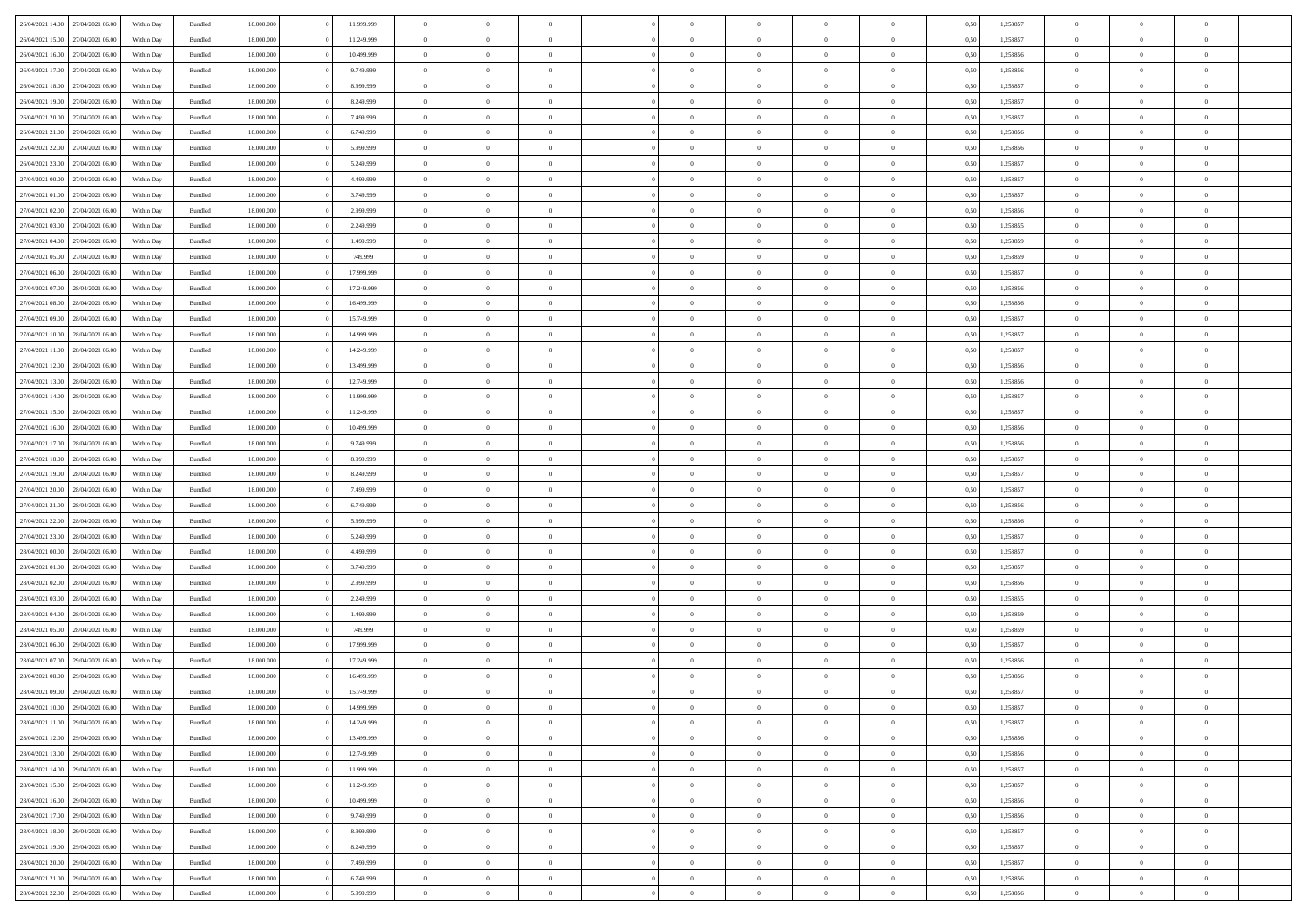| | | | | | | | | | | | | | | | | | | | | |
|---|---|---|---|---|---|---|---|---|---|---|---|---|---|---|---|---|---|---|---|---|
| 26/04/2021 14:00 | 27/04/2021 06:00 | Within Day | Bundled | 18.000.000 | 0 | 11.999.999 | 0 | 0 | 0 | | 0 | 0 | 0 | 0 | 0 | 0,50 | 1,258857 | 0 | 0 | 0 |
| 26/04/2021 15:00 | 27/04/2021 06:00 | Within Day | Bundled | 18.000.000 | 0 | 11.249.999 | 0 | 0 | 0 | | 0 | 0 | 0 | 0 | 0 | 0,50 | 1,258857 | 0 | 0 | 0 |
| 26/04/2021 16:00 | 27/04/2021 06:00 | Within Day | Bundled | 18.000.000 | 0 | 10.499.999 | 0 | 0 | 0 | | 0 | 0 | 0 | 0 | 0 | 0,50 | 1,258856 | 0 | 0 | 0 |
| 26/04/2021 17:00 | 27/04/2021 06:00 | Within Day | Bundled | 18.000.000 | 0 | 9.749.999 | 0 | 0 | 0 | | 0 | 0 | 0 | 0 | 0 | 0,50 | 1,258856 | 0 | 0 | 0 |
| 26/04/2021 18:00 | 27/04/2021 06:00 | Within Day | Bundled | 18.000.000 | 0 | 8.999.999 | 0 | 0 | 0 | | 0 | 0 | 0 | 0 | 0 | 0,50 | 1,258857 | 0 | 0 | 0 |
| 26/04/2021 19:00 | 27/04/2021 06:00 | Within Day | Bundled | 18.000.000 | 0 | 8.249.999 | 0 | 0 | 0 | | 0 | 0 | 0 | 0 | 0 | 0,50 | 1,258857 | 0 | 0 | 0 |
| 26/04/2021 20:00 | 27/04/2021 06:00 | Within Day | Bundled | 18.000.000 | 0 | 7.499.999 | 0 | 0 | 0 | | 0 | 0 | 0 | 0 | 0 | 0,50 | 1,258857 | 0 | 0 | 0 |
| 26/04/2021 21:00 | 27/04/2021 06:00 | Within Day | Bundled | 18.000.000 | 0 | 6.749.999 | 0 | 0 | 0 | | 0 | 0 | 0 | 0 | 0 | 0,50 | 1,258856 | 0 | 0 | 0 |
| 26/04/2021 22:00 | 27/04/2021 06:00 | Within Day | Bundled | 18.000.000 | 0 | 5.999.999 | 0 | 0 | 0 | | 0 | 0 | 0 | 0 | 0 | 0,50 | 1,258856 | 0 | 0 | 0 |
| 26/04/2021 23:00 | 27/04/2021 06:00 | Within Day | Bundled | 18.000.000 | 0 | 5.249.999 | 0 | 0 | 0 | | 0 | 0 | 0 | 0 | 0 | 0,50 | 1,258857 | 0 | 0 | 0 |
| 27/04/2021 00:00 | 27/04/2021 06:00 | Within Day | Bundled | 18.000.000 | 0 | 4.499.999 | 0 | 0 | 0 | | 0 | 0 | 0 | 0 | 0 | 0,50 | 1,258857 | 0 | 0 | 0 |
| 27/04/2021 01:00 | 27/04/2021 06:00 | Within Day | Bundled | 18.000.000 | 0 | 3.749.999 | 0 | 0 | 0 | | 0 | 0 | 0 | 0 | 0 | 0,50 | 1,258857 | 0 | 0 | 0 |
| 27/04/2021 02:00 | 27/04/2021 06:00 | Within Day | Bundled | 18.000.000 | 0 | 2.999.999 | 0 | 0 | 0 | | 0 | 0 | 0 | 0 | 0 | 0,50 | 1,258856 | 0 | 0 | 0 |
| 27/04/2021 03:00 | 27/04/2021 06:00 | Within Day | Bundled | 18.000.000 | 0 | 2.249.999 | 0 | 0 | 0 | | 0 | 0 | 0 | 0 | 0 | 0,50 | 1,258855 | 0 | 0 | 0 |
| 27/04/2021 04:00 | 27/04/2021 06:00 | Within Day | Bundled | 18.000.000 | 0 | 1.499.999 | 0 | 0 | 0 | | 0 | 0 | 0 | 0 | 0 | 0,50 | 1,258859 | 0 | 0 | 0 |
| 27/04/2021 05:00 | 27/04/2021 06:00 | Within Day | Bundled | 18.000.000 | 0 | 749.999 | 0 | 0 | 0 | | 0 | 0 | 0 | 0 | 0 | 0,50 | 1,258859 | 0 | 0 | 0 |
| 27/04/2021 06:00 | 28/04/2021 06:00 | Within Day | Bundled | 18.000.000 | 0 | 17.999.999 | 0 | 0 | 0 | | 0 | 0 | 0 | 0 | 0 | 0,50 | 1,258857 | 0 | 0 | 0 |
| 27/04/2021 07:00 | 28/04/2021 06:00 | Within Day | Bundled | 18.000.000 | 0 | 17.249.999 | 0 | 0 | 0 | | 0 | 0 | 0 | 0 | 0 | 0,50 | 1,258856 | 0 | 0 | 0 |
| 27/04/2021 08:00 | 28/04/2021 06:00 | Within Day | Bundled | 18.000.000 | 0 | 16.499.999 | 0 | 0 | 0 | | 0 | 0 | 0 | 0 | 0 | 0,50 | 1,258856 | 0 | 0 | 0 |
| 27/04/2021 09:00 | 28/04/2021 06:00 | Within Day | Bundled | 18.000.000 | 0 | 15.749.999 | 0 | 0 | 0 | | 0 | 0 | 0 | 0 | 0 | 0,50 | 1,258857 | 0 | 0 | 0 |
| 27/04/2021 10:00 | 28/04/2021 06:00 | Within Day | Bundled | 18.000.000 | 0 | 14.999.999 | 0 | 0 | 0 | | 0 | 0 | 0 | 0 | 0 | 0,50 | 1,258857 | 0 | 0 | 0 |
| 27/04/2021 11:00 | 28/04/2021 06:00 | Within Day | Bundled | 18.000.000 | 0 | 14.249.999 | 0 | 0 | 0 | | 0 | 0 | 0 | 0 | 0 | 0,50 | 1,258857 | 0 | 0 | 0 |
| 27/04/2021 12:00 | 28/04/2021 06:00 | Within Day | Bundled | 18.000.000 | 0 | 13.499.999 | 0 | 0 | 0 | | 0 | 0 | 0 | 0 | 0 | 0,50 | 1,258856 | 0 | 0 | 0 |
| 27/04/2021 13:00 | 28/04/2021 06:00 | Within Day | Bundled | 18.000.000 | 0 | 12.749.999 | 0 | 0 | 0 | | 0 | 0 | 0 | 0 | 0 | 0,50 | 1,258856 | 0 | 0 | 0 |
| 27/04/2021 14:00 | 28/04/2021 06:00 | Within Day | Bundled | 18.000.000 | 0 | 11.999.999 | 0 | 0 | 0 | | 0 | 0 | 0 | 0 | 0 | 0,50 | 1,258857 | 0 | 0 | 0 |
| 27/04/2021 15:00 | 28/04/2021 06:00 | Within Day | Bundled | 18.000.000 | 0 | 11.249.999 | 0 | 0 | 0 | | 0 | 0 | 0 | 0 | 0 | 0,50 | 1,258857 | 0 | 0 | 0 |
| 27/04/2021 16:00 | 28/04/2021 06:00 | Within Day | Bundled | 18.000.000 | 0 | 10.499.999 | 0 | 0 | 0 | | 0 | 0 | 0 | 0 | 0 | 0,50 | 1,258856 | 0 | 0 | 0 |
| 27/04/2021 17:00 | 28/04/2021 06:00 | Within Day | Bundled | 18.000.000 | 0 | 9.749.999 | 0 | 0 | 0 | | 0 | 0 | 0 | 0 | 0 | 0,50 | 1,258856 | 0 | 0 | 0 |
| 27/04/2021 18:00 | 28/04/2021 06:00 | Within Day | Bundled | 18.000.000 | 0 | 8.999.999 | 0 | 0 | 0 | | 0 | 0 | 0 | 0 | 0 | 0,50 | 1,258857 | 0 | 0 | 0 |
| 27/04/2021 19:00 | 28/04/2021 06:00 | Within Day | Bundled | 18.000.000 | 0 | 8.249.999 | 0 | 0 | 0 | | 0 | 0 | 0 | 0 | 0 | 0,50 | 1,258857 | 0 | 0 | 0 |
| 27/04/2021 20:00 | 28/04/2021 06:00 | Within Day | Bundled | 18.000.000 | 0 | 7.499.999 | 0 | 0 | 0 | | 0 | 0 | 0 | 0 | 0 | 0,50 | 1,258857 | 0 | 0 | 0 |
| 27/04/2021 21:00 | 28/04/2021 06:00 | Within Day | Bundled | 18.000.000 | 0 | 6.749.999 | 0 | 0 | 0 | | 0 | 0 | 0 | 0 | 0 | 0,50 | 1,258856 | 0 | 0 | 0 |
| 27/04/2021 22:00 | 28/04/2021 06:00 | Within Day | Bundled | 18.000.000 | 0 | 5.999.999 | 0 | 0 | 0 | | 0 | 0 | 0 | 0 | 0 | 0,50 | 1,258856 | 0 | 0 | 0 |
| 27/04/2021 23:00 | 28/04/2021 06:00 | Within Day | Bundled | 18.000.000 | 0 | 5.249.999 | 0 | 0 | 0 | | 0 | 0 | 0 | 0 | 0 | 0,50 | 1,258857 | 0 | 0 | 0 |
| 28/04/2021 00:00 | 28/04/2021 06:00 | Within Day | Bundled | 18.000.000 | 0 | 4.499.999 | 0 | 0 | 0 | | 0 | 0 | 0 | 0 | 0 | 0,50 | 1,258857 | 0 | 0 | 0 |
| 28/04/2021 01:00 | 28/04/2021 06:00 | Within Day | Bundled | 18.000.000 | 0 | 3.749.999 | 0 | 0 | 0 | | 0 | 0 | 0 | 0 | 0 | 0,50 | 1,258857 | 0 | 0 | 0 |
| 28/04/2021 02:00 | 28/04/2021 06:00 | Within Day | Bundled | 18.000.000 | 0 | 2.999.999 | 0 | 0 | 0 | | 0 | 0 | 0 | 0 | 0 | 0,50 | 1,258856 | 0 | 0 | 0 |
| 28/04/2021 03:00 | 28/04/2021 06:00 | Within Day | Bundled | 18.000.000 | 0 | 2.249.999 | 0 | 0 | 0 | | 0 | 0 | 0 | 0 | 0 | 0,50 | 1,258855 | 0 | 0 | 0 |
| 28/04/2021 04:00 | 28/04/2021 06:00 | Within Day | Bundled | 18.000.000 | 0 | 1.499.999 | 0 | 0 | 0 | | 0 | 0 | 0 | 0 | 0 | 0,50 | 1,258859 | 0 | 0 | 0 |
| 28/04/2021 05:00 | 28/04/2021 06:00 | Within Day | Bundled | 18.000.000 | 0 | 749.999 | 0 | 0 | 0 | | 0 | 0 | 0 | 0 | 0 | 0,50 | 1,258859 | 0 | 0 | 0 |
| 28/04/2021 06:00 | 29/04/2021 06:00 | Within Day | Bundled | 18.000.000 | 0 | 17.999.999 | 0 | 0 | 0 | | 0 | 0 | 0 | 0 | 0 | 0,50 | 1,258857 | 0 | 0 | 0 |
| 28/04/2021 07:00 | 29/04/2021 06:00 | Within Day | Bundled | 18.000.000 | 0 | 17.249.999 | 0 | 0 | 0 | | 0 | 0 | 0 | 0 | 0 | 0,50 | 1,258856 | 0 | 0 | 0 |
| 28/04/2021 08:00 | 29/04/2021 06:00 | Within Day | Bundled | 18.000.000 | 0 | 16.499.999 | 0 | 0 | 0 | | 0 | 0 | 0 | 0 | 0 | 0,50 | 1,258856 | 0 | 0 | 0 |
| 28/04/2021 09:00 | 29/04/2021 06:00 | Within Day | Bundled | 18.000.000 | 0 | 15.749.999 | 0 | 0 | 0 | | 0 | 0 | 0 | 0 | 0 | 0,50 | 1,258857 | 0 | 0 | 0 |
| 28/04/2021 10:00 | 29/04/2021 06:00 | Within Day | Bundled | 18.000.000 | 0 | 14.999.999 | 0 | 0 | 0 | | 0 | 0 | 0 | 0 | 0 | 0,50 | 1,258857 | 0 | 0 | 0 |
| 28/04/2021 11:00 | 29/04/2021 06:00 | Within Day | Bundled | 18.000.000 | 0 | 14.249.999 | 0 | 0 | 0 | | 0 | 0 | 0 | 0 | 0 | 0,50 | 1,258857 | 0 | 0 | 0 |
| 28/04/2021 12:00 | 29/04/2021 06:00 | Within Day | Bundled | 18.000.000 | 0 | 13.499.999 | 0 | 0 | 0 | | 0 | 0 | 0 | 0 | 0 | 0,50 | 1,258856 | 0 | 0 | 0 |
| 28/04/2021 13:00 | 29/04/2021 06:00 | Within Day | Bundled | 18.000.000 | 0 | 12.749.999 | 0 | 0 | 0 | | 0 | 0 | 0 | 0 | 0 | 0,50 | 1,258856 | 0 | 0 | 0 |
| 28/04/2021 14:00 | 29/04/2021 06:00 | Within Day | Bundled | 18.000.000 | 0 | 11.999.999 | 0 | 0 | 0 | | 0 | 0 | 0 | 0 | 0 | 0,50 | 1,258857 | 0 | 0 | 0 |
| 28/04/2021 15:00 | 29/04/2021 06:00 | Within Day | Bundled | 18.000.000 | 0 | 11.249.999 | 0 | 0 | 0 | | 0 | 0 | 0 | 0 | 0 | 0,50 | 1,258857 | 0 | 0 | 0 |
| 28/04/2021 16:00 | 29/04/2021 06:00 | Within Day | Bundled | 18.000.000 | 0 | 10.499.999 | 0 | 0 | 0 | | 0 | 0 | 0 | 0 | 0 | 0,50 | 1,258856 | 0 | 0 | 0 |
| 28/04/2021 17:00 | 29/04/2021 06:00 | Within Day | Bundled | 18.000.000 | 0 | 9.749.999 | 0 | 0 | 0 | | 0 | 0 | 0 | 0 | 0 | 0,50 | 1,258856 | 0 | 0 | 0 |
| 28/04/2021 18:00 | 29/04/2021 06:00 | Within Day | Bundled | 18.000.000 | 0 | 8.999.999 | 0 | 0 | 0 | | 0 | 0 | 0 | 0 | 0 | 0,50 | 1,258857 | 0 | 0 | 0 |
| 28/04/2021 19:00 | 29/04/2021 06:00 | Within Day | Bundled | 18.000.000 | 0 | 8.249.999 | 0 | 0 | 0 | | 0 | 0 | 0 | 0 | 0 | 0,50 | 1,258857 | 0 | 0 | 0 |
| 28/04/2021 20:00 | 29/04/2021 06:00 | Within Day | Bundled | 18.000.000 | 0 | 7.499.999 | 0 | 0 | 0 | | 0 | 0 | 0 | 0 | 0 | 0,50 | 1,258857 | 0 | 0 | 0 |
| 28/04/2021 21:00 | 29/04/2021 06:00 | Within Day | Bundled | 18.000.000 | 0 | 6.749.999 | 0 | 0 | 0 | | 0 | 0 | 0 | 0 | 0 | 0,50 | 1,258856 | 0 | 0 | 0 |
| 28/04/2021 22:00 | 29/04/2021 06:00 | Within Day | Bundled | 18.000.000 | 0 | 5.999.999 | 0 | 0 | 0 | | 0 | 0 | 0 | 0 | 0 | 0,50 | 1,258856 | 0 | 0 | 0 |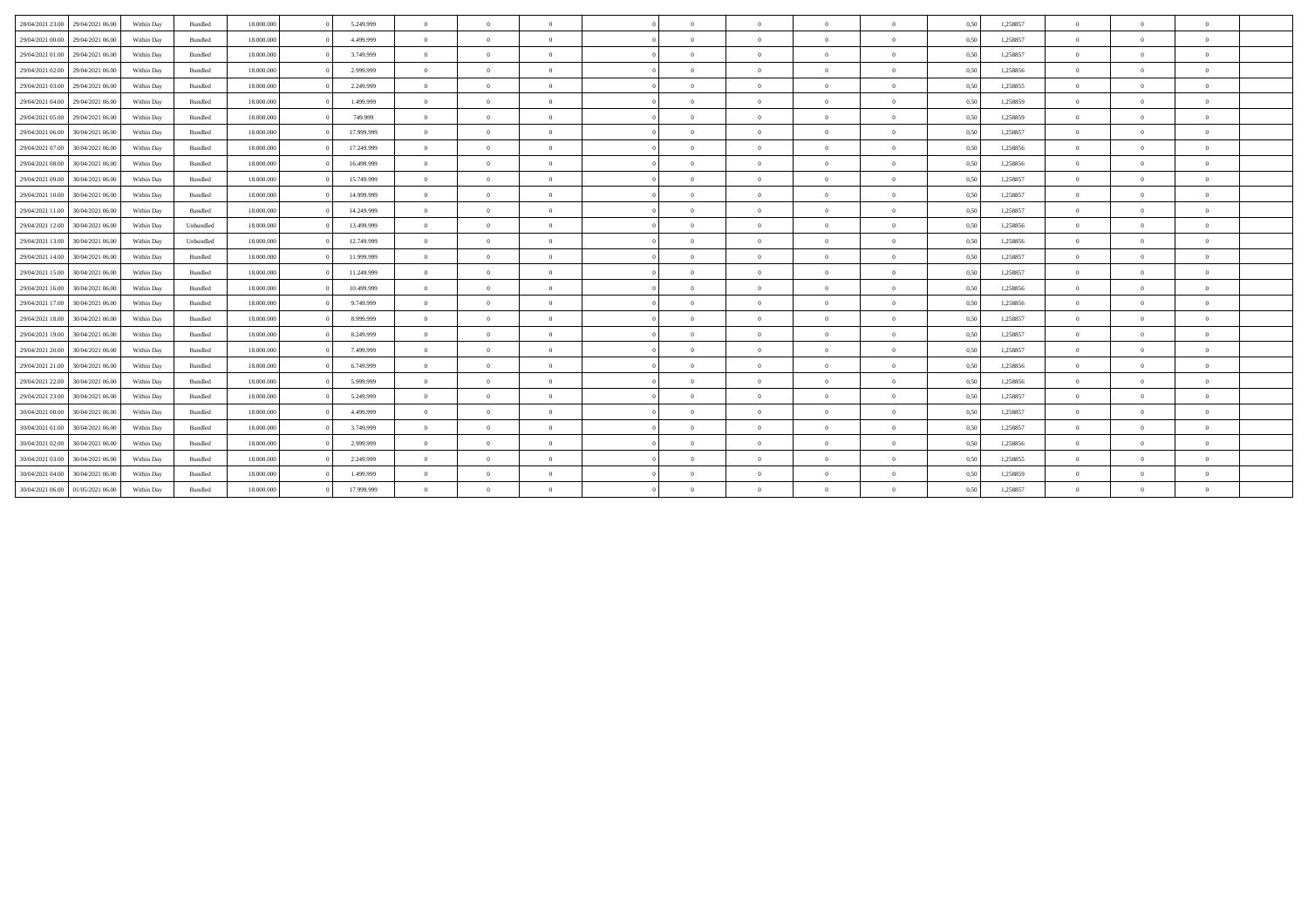| | | | | | | | | | | | | | | | | | | | | | |
|---|---|---|---|---|---|---|---|---|---|---|---|---|---|---|---|---|---|---|---|---|---|
| 28/04/2021 23.00 | 29/04/2021 06.00 | Within Day | Bundled | 18.000.000 | 0 | 5.249.999 | 0 | 0 | 0 | | 0 | 0 | 0 | 0 | 0 | 0,50 | 1,258857 | 0 | 0 | 0 | |
| 29/04/2021 00.00 | 29/04/2021 06.00 | Within Day | Bundled | 18.000.000 | 0 | 4.499.999 | 0 | 0 | 0 | | 0 | 0 | 0 | 0 | 0 | 0,50 | 1,258857 | 0 | 0 | 0 | |
| 29/04/2021 01.00 | 29/04/2021 06.00 | Within Day | Bundled | 18.000.000 | 0 | 3.749.999 | 0 | 0 | 0 | | 0 | 0 | 0 | 0 | 0 | 0,50 | 1,258857 | 0 | 0 | 0 | |
| 29/04/2021 02.00 | 29/04/2021 06.00 | Within Day | Bundled | 18.000.000 | 0 | 2.999.999 | 0 | 0 | 0 | | 0 | 0 | 0 | 0 | 0 | 0,50 | 1,258856 | 0 | 0 | 0 | |
| 29/04/2021 03.00 | 29/04/2021 06.00 | Within Day | Bundled | 18.000.000 | 0 | 2.249.999 | 0 | 0 | 0 | | 0 | 0 | 0 | 0 | 0 | 0,50 | 1,258855 | 0 | 0 | 0 | |
| 29/04/2021 04.00 | 29/04/2021 06.00 | Within Day | Bundled | 18.000.000 | 0 | 1.499.999 | 0 | 0 | 0 | | 0 | 0 | 0 | 0 | 0 | 0,50 | 1,258859 | 0 | 0 | 0 | |
| 29/04/2021 05.00 | 29/04/2021 06.00 | Within Day | Bundled | 18.000.000 | 0 | 749.999 | 0 | 0 | 0 | | 0 | 0 | 0 | 0 | 0 | 0,50 | 1,258859 | 0 | 0 | 0 | |
| 29/04/2021 06.00 | 30/04/2021 06.00 | Within Day | Bundled | 18.000.000 | 0 | 17.999.999 | 0 | 0 | 0 | | 0 | 0 | 0 | 0 | 0 | 0,50 | 1,258857 | 0 | 0 | 0 | |
| 29/04/2021 07.00 | 30/04/2021 06.00 | Within Day | Bundled | 18.000.000 | 0 | 17.249.999 | 0 | 0 | 0 | | 0 | 0 | 0 | 0 | 0 | 0,50 | 1,258856 | 0 | 0 | 0 | |
| 29/04/2021 08.00 | 30/04/2021 06.00 | Within Day | Bundled | 18.000.000 | 0 | 16.499.999 | 0 | 0 | 0 | | 0 | 0 | 0 | 0 | 0 | 0,50 | 1,258856 | 0 | 0 | 0 | |
| 29/04/2021 09.00 | 30/04/2021 06.00 | Within Day | Bundled | 18.000.000 | 0 | 15.749.999 | 0 | 0 | 0 | | 0 | 0 | 0 | 0 | 0 | 0,50 | 1,258857 | 0 | 0 | 0 | |
| 29/04/2021 10.00 | 30/04/2021 06.00 | Within Day | Bundled | 18.000.000 | 0 | 14.999.999 | 0 | 0 | 0 | | 0 | 0 | 0 | 0 | 0 | 0,50 | 1,258857 | 0 | 0 | 0 | |
| 29/04/2021 11.00 | 30/04/2021 06.00 | Within Day | Bundled | 18.000.000 | 0 | 14.249.999 | 0 | 0 | 0 | | 0 | 0 | 0 | 0 | 0 | 0,50 | 1,258857 | 0 | 0 | 0 | |
| 29/04/2021 12.00 | 30/04/2021 06.00 | Within Day | Unbundled | 18.000.000 | 0 | 13.499.999 | 0 | 0 | 0 | | 0 | 0 | 0 | 0 | 0 | 0,50 | 1,258856 | 0 | 0 | 0 | |
| 29/04/2021 13.00 | 30/04/2021 06.00 | Within Day | Unbundled | 18.000.000 | 0 | 12.749.999 | 0 | 0 | 0 | | 0 | 0 | 0 | 0 | 0 | 0,50 | 1,258856 | 0 | 0 | 0 | |
| 29/04/2021 14.00 | 30/04/2021 06.00 | Within Day | Bundled | 18.000.000 | 0 | 11.999.999 | 0 | 0 | 0 | | 0 | 0 | 0 | 0 | 0 | 0,50 | 1,258857 | 0 | 0 | 0 | |
| 29/04/2021 15.00 | 30/04/2021 06.00 | Within Day | Bundled | 18.000.000 | 0 | 11.249.999 | 0 | 0 | 0 | | 0 | 0 | 0 | 0 | 0 | 0,50 | 1,258857 | 0 | 0 | 0 | |
| 29/04/2021 16.00 | 30/04/2021 06.00 | Within Day | Bundled | 18.000.000 | 0 | 10.499.999 | 0 | 0 | 0 | | 0 | 0 | 0 | 0 | 0 | 0,50 | 1,258856 | 0 | 0 | 0 | |
| 29/04/2021 17.00 | 30/04/2021 06.00 | Within Day | Bundled | 18.000.000 | 0 | 9.749.999 | 0 | 0 | 0 | | 0 | 0 | 0 | 0 | 0 | 0,50 | 1,258856 | 0 | 0 | 0 | |
| 29/04/2021 18.00 | 30/04/2021 06.00 | Within Day | Bundled | 18.000.000 | 0 | 8.999.999 | 0 | 0 | 0 | | 0 | 0 | 0 | 0 | 0 | 0,50 | 1,258857 | 0 | 0 | 0 | |
| 29/04/2021 19.00 | 30/04/2021 06.00 | Within Day | Bundled | 18.000.000 | 0 | 8.249.999 | 0 | 0 | 0 | | 0 | 0 | 0 | 0 | 0 | 0,50 | 1,258857 | 0 | 0 | 0 | |
| 29/04/2021 20.00 | 30/04/2021 06.00 | Within Day | Bundled | 18.000.000 | 0 | 7.499.999 | 0 | 0 | 0 | | 0 | 0 | 0 | 0 | 0 | 0,50 | 1,258857 | 0 | 0 | 0 | |
| 29/04/2021 21.00 | 30/04/2021 06.00 | Within Day | Bundled | 18.000.000 | 0 | 6.749.999 | 0 | 0 | 0 | | 0 | 0 | 0 | 0 | 0 | 0,50 | 1,258856 | 0 | 0 | 0 | |
| 29/04/2021 22.00 | 30/04/2021 06.00 | Within Day | Bundled | 18.000.000 | 0 | 5.999.999 | 0 | 0 | 0 | | 0 | 0 | 0 | 0 | 0 | 0,50 | 1,258856 | 0 | 0 | 0 | |
| 29/04/2021 23.00 | 30/04/2021 06.00 | Within Day | Bundled | 18.000.000 | 0 | 5.249.999 | 0 | 0 | 0 | | 0 | 0 | 0 | 0 | 0 | 0,50 | 1,258857 | 0 | 0 | 0 | |
| 30/04/2021 00.00 | 30/04/2021 06.00 | Within Day | Bundled | 18.000.000 | 0 | 4.499.999 | 0 | 0 | 0 | | 0 | 0 | 0 | 0 | 0 | 0,50 | 1,258857 | 0 | 0 | 0 | |
| 30/04/2021 01.00 | 30/04/2021 06.00 | Within Day | Bundled | 18.000.000 | 0 | 3.749.999 | 0 | 0 | 0 | | 0 | 0 | 0 | 0 | 0 | 0,50 | 1,258857 | 0 | 0 | 0 | |
| 30/04/2021 02.00 | 30/04/2021 06.00 | Within Day | Bundled | 18.000.000 | 0 | 2.999.999 | 0 | 0 | 0 | | 0 | 0 | 0 | 0 | 0 | 0,50 | 1,258856 | 0 | 0 | 0 | |
| 30/04/2021 03.00 | 30/04/2021 06.00 | Within Day | Bundled | 18.000.000 | 0 | 2.249.999 | 0 | 0 | 0 | | 0 | 0 | 0 | 0 | 0 | 0,50 | 1,258855 | 0 | 0 | 0 | |
| 30/04/2021 04.00 | 30/04/2021 06.00 | Within Day | Bundled | 18.000.000 | 0 | 1.499.999 | 0 | 0 | 0 | | 0 | 0 | 0 | 0 | 0 | 0,50 | 1,258859 | 0 | 0 | 0 | |
| 30/04/2021 06.00 | 01/05/2021 06.00 | Within Day | Bundled | 18.000.000 | 0 | 17.999.999 | 0 | 0 | 0 | | 0 | 0 | 0 | 0 | 0 | 0,50 | 1,258857 | 0 | 0 | 0 | |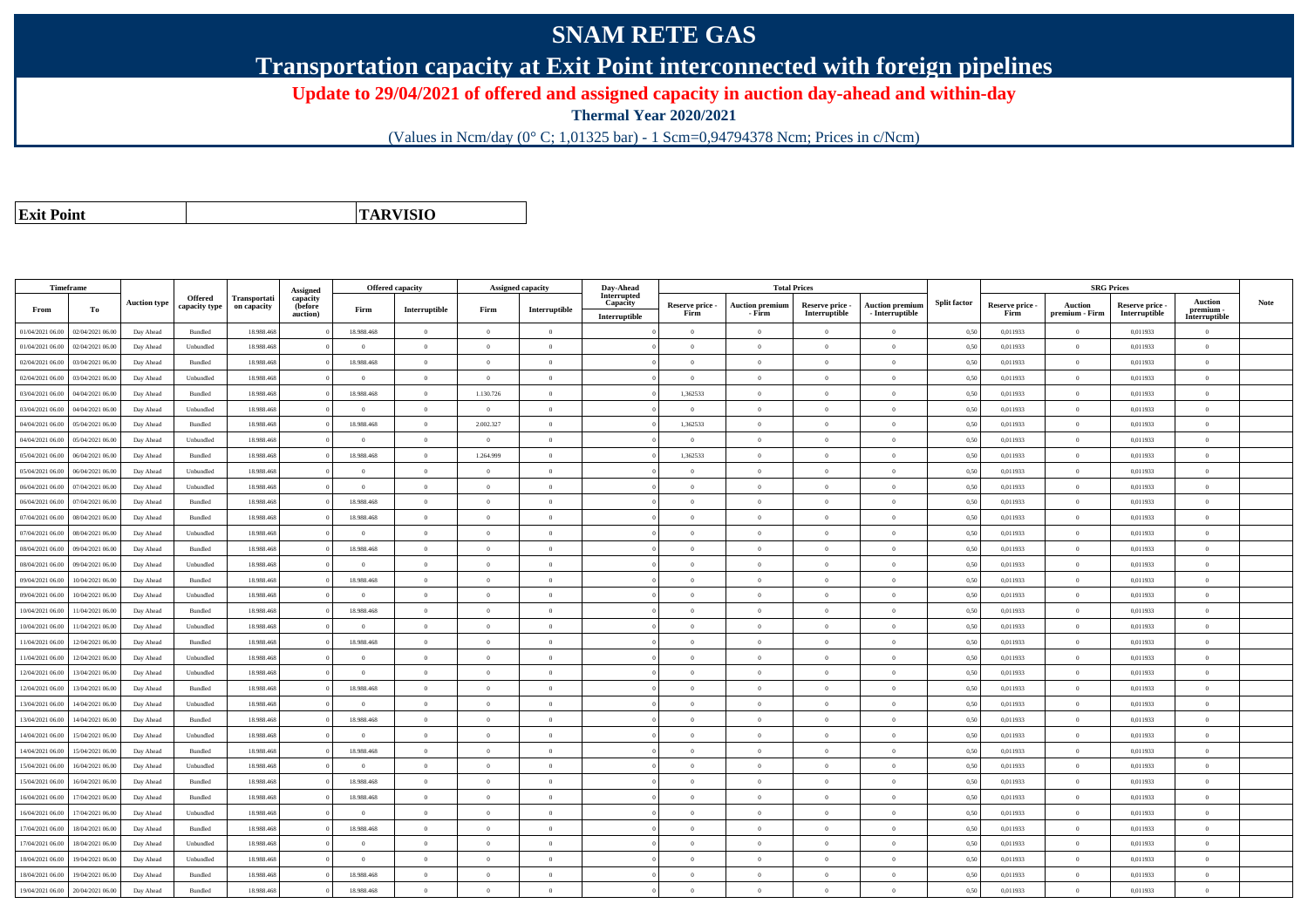# SNAM RETE GAS

## Transportation capacity at Exit Point interconnected with foreign pipelines

### Update to 29/04/2021 of offered and assigned capacity in auction day-ahead and within-day

**Thermal Year 2020/2021**

(Values in Ncm/day (0° C; 1,01325 bar) - 1 Scm=0,94794378 Ncm; Prices in c/Ncm)

| Exit Point | TARVISIO |
|---|---|

| Timeframe | | Auction type | Offered capacity type | Transportation capacity | Assigned capacity (before auction) | Offered capacity | | Assigned capacity | | Day-Ahead Interrupted Capacity | Total Prices | | | | Split factor | SRG Prices | | | | Note |
|---|---|---|---|---|---|---|---|---|---|---|---|---|---|---|---|---|---|---|---|---|
| From | To | | | | | Firm | Interruptible | Firm | Interruptible | Interruptible | Reserve price - Firm | Auction premium - Firm | Reserve price - Interruptible | Auction premium - Interruptible | | Reserve price - Firm | Auction premium - Firm | Reserve price - Interruptible | Auction premium - Interruptible | |
| 01/04/2021 06.00 | 02/04/2021 06.00 | Day Ahead | Bundled | 18.988.468 | 0 | 18.988.468 | 0 | 0 | 0 | 0 | 0 | 0 | 0 | 0 | 0,50 | 0,011933 | 0 | 0,011933 | 0 | |
| 01/04/2021 06.00 | 02/04/2021 06.00 | Day Ahead | Unbundled | 18.988.468 | 0 | 0 | 0 | 0 | 0 | 0 | 0 | 0 | 0 | 0 | 0,50 | 0,011933 | 0 | 0,011933 | 0 | |
| 02/04/2021 06.00 | 03/04/2021 06.00 | Day Ahead | Bundled | 18.988.468 | 0 | 18.988.468 | 0 | 0 | 0 | 0 | 0 | 0 | 0 | 0 | 0,50 | 0,011933 | 0 | 0,011933 | 0 | |
| 02/04/2021 06.00 | 03/04/2021 06.00 | Day Ahead | Unbundled | 18.988.468 | 0 | 0 | 0 | 0 | 0 | 0 | 0 | 0 | 0 | 0 | 0,50 | 0,011933 | 0 | 0,011933 | 0 | |
| 03/04/2021 06.00 | 04/04/2021 06.00 | Day Ahead | Bundled | 18.988.468 | 0 | 18.988.468 | 0 | 1.130.726 | 0 | 0 | 1,362533 | 0 | 0 | 0 | 0,50 | 0,011933 | 0 | 0,011933 | 0 | |
| 03/04/2021 06.00 | 04/04/2021 06.00 | Day Ahead | Unbundled | 18.988.468 | 0 | 0 | 0 | 0 | 0 | 0 | 0 | 0 | 0 | 0 | 0,50 | 0,011933 | 0 | 0,011933 | 0 | |
| 04/04/2021 06.00 | 05/04/2021 06.00 | Day Ahead | Bundled | 18.988.468 | 0 | 18.988.468 | 0 | 2.002.327 | 0 | 0 | 1,362533 | 0 | 0 | 0 | 0,50 | 0,011933 | 0 | 0,011933 | 0 | |
| 04/04/2021 06.00 | 05/04/2021 06.00 | Day Ahead | Unbundled | 18.988.468 | 0 | 0 | 0 | 0 | 0 | 0 | 0 | 0 | 0 | 0 | 0,50 | 0,011933 | 0 | 0,011933 | 0 | |
| 05/04/2021 06.00 | 06/04/2021 06.00 | Day Ahead | Bundled | 18.988.468 | 0 | 18.988.468 | 0 | 1.264.999 | 0 | 0 | 1,362533 | 0 | 0 | 0 | 0,50 | 0,011933 | 0 | 0,011933 | 0 | |
| 05/04/2021 06.00 | 06/04/2021 06.00 | Day Ahead | Unbundled | 18.988.468 | 0 | 0 | 0 | 0 | 0 | 0 | 0 | 0 | 0 | 0 | 0,50 | 0,011933 | 0 | 0,011933 | 0 | |
| 06/04/2021 06.00 | 07/04/2021 06.00 | Day Ahead | Unbundled | 18.988.468 | 0 | 0 | 0 | 0 | 0 | 0 | 0 | 0 | 0 | 0 | 0,50 | 0,011933 | 0 | 0,011933 | 0 | |
| 06/04/2021 06.00 | 07/04/2021 06.00 | Day Ahead | Bundled | 18.988.468 | 0 | 18.988.468 | 0 | 0 | 0 | 0 | 0 | 0 | 0 | 0 | 0,50 | 0,011933 | 0 | 0,011933 | 0 | |
| 07/04/2021 06.00 | 08/04/2021 06.00 | Day Ahead | Bundled | 18.988.468 | 0 | 18.988.468 | 0 | 0 | 0 | 0 | 0 | 0 | 0 | 0 | 0,50 | 0,011933 | 0 | 0,011933 | 0 | |
| 07/04/2021 06.00 | 08/04/2021 06.00 | Day Ahead | Unbundled | 18.988.468 | 0 | 0 | 0 | 0 | 0 | 0 | 0 | 0 | 0 | 0 | 0,50 | 0,011933 | 0 | 0,011933 | 0 | |
| 08/04/2021 06.00 | 09/04/2021 06.00 | Day Ahead | Bundled | 18.988.468 | 0 | 18.988.468 | 0 | 0 | 0 | 0 | 0 | 0 | 0 | 0 | 0,50 | 0,011933 | 0 | 0,011933 | 0 | |
| 08/04/2021 06.00 | 09/04/2021 06.00 | Day Ahead | Unbundled | 18.988.468 | 0 | 0 | 0 | 0 | 0 | 0 | 0 | 0 | 0 | 0 | 0,50 | 0,011933 | 0 | 0,011933 | 0 | |
| 09/04/2021 06.00 | 10/04/2021 06.00 | Day Ahead | Bundled | 18.988.468 | 0 | 18.988.468 | 0 | 0 | 0 | 0 | 0 | 0 | 0 | 0 | 0,50 | 0,011933 | 0 | 0,011933 | 0 | |
| 09/04/2021 06.00 | 10/04/2021 06.00 | Day Ahead | Unbundled | 18.988.468 | 0 | 0 | 0 | 0 | 0 | 0 | 0 | 0 | 0 | 0 | 0,50 | 0,011933 | 0 | 0,011933 | 0 | |
| 10/04/2021 06.00 | 11/04/2021 06.00 | Day Ahead | Bundled | 18.988.468 | 0 | 18.988.468 | 0 | 0 | 0 | 0 | 0 | 0 | 0 | 0 | 0,50 | 0,011933 | 0 | 0,011933 | 0 | |
| 10/04/2021 06.00 | 11/04/2021 06.00 | Day Ahead | Unbundled | 18.988.468 | 0 | 0 | 0 | 0 | 0 | 0 | 0 | 0 | 0 | 0 | 0,50 | 0,011933 | 0 | 0,011933 | 0 | |
| 11/04/2021 06.00 | 12/04/2021 06.00 | Day Ahead | Bundled | 18.988.468 | 0 | 18.988.468 | 0 | 0 | 0 | 0 | 0 | 0 | 0 | 0 | 0,50 | 0,011933 | 0 | 0,011933 | 0 | |
| 11/04/2021 06.00 | 12/04/2021 06.00 | Day Ahead | Unbundled | 18.988.468 | 0 | 0 | 0 | 0 | 0 | 0 | 0 | 0 | 0 | 0 | 0,50 | 0,011933 | 0 | 0,011933 | 0 | |
| 12/04/2021 06.00 | 13/04/2021 06.00 | Day Ahead | Unbundled | 18.988.468 | 0 | 0 | 0 | 0 | 0 | 0 | 0 | 0 | 0 | 0 | 0,50 | 0,011933 | 0 | 0,011933 | 0 | |
| 12/04/2021 06.00 | 13/04/2021 06.00 | Day Ahead | Bundled | 18.988.468 | 0 | 18.988.468 | 0 | 0 | 0 | 0 | 0 | 0 | 0 | 0 | 0,50 | 0,011933 | 0 | 0,011933 | 0 | |
| 13/04/2021 06.00 | 14/04/2021 06.00 | Day Ahead | Unbundled | 18.988.468 | 0 | 0 | 0 | 0 | 0 | 0 | 0 | 0 | 0 | 0 | 0,50 | 0,011933 | 0 | 0,011933 | 0 | |
| 13/04/2021 06.00 | 14/04/2021 06.00 | Day Ahead | Bundled | 18.988.468 | 0 | 18.988.468 | 0 | 0 | 0 | 0 | 0 | 0 | 0 | 0 | 0,50 | 0,011933 | 0 | 0,011933 | 0 | |
| 14/04/2021 06.00 | 15/04/2021 06.00 | Day Ahead | Unbundled | 18.988.468 | 0 | 0 | 0 | 0 | 0 | 0 | 0 | 0 | 0 | 0 | 0,50 | 0,011933 | 0 | 0,011933 | 0 | |
| 14/04/2021 06.00 | 15/04/2021 06.00 | Day Ahead | Bundled | 18.988.468 | 0 | 18.988.468 | 0 | 0 | 0 | 0 | 0 | 0 | 0 | 0 | 0,50 | 0,011933 | 0 | 0,011933 | 0 | |
| 15/04/2021 06.00 | 16/04/2021 06.00 | Day Ahead | Unbundled | 18.988.468 | 0 | 0 | 0 | 0 | 0 | 0 | 0 | 0 | 0 | 0 | 0,50 | 0,011933 | 0 | 0,011933 | 0 | |
| 15/04/2021 06.00 | 16/04/2021 06.00 | Day Ahead | Bundled | 18.988.468 | 0 | 18.988.468 | 0 | 0 | 0 | 0 | 0 | 0 | 0 | 0 | 0,50 | 0,011933 | 0 | 0,011933 | 0 | |
| 16/04/2021 06.00 | 17/04/2021 06.00 | Day Ahead | Bundled | 18.988.468 | 0 | 18.988.468 | 0 | 0 | 0 | 0 | 0 | 0 | 0 | 0 | 0,50 | 0,011933 | 0 | 0,011933 | 0 | |
| 16/04/2021 06.00 | 17/04/2021 06.00 | Day Ahead | Unbundled | 18.988.468 | 0 | 0 | 0 | 0 | 0 | 0 | 0 | 0 | 0 | 0 | 0,50 | 0,011933 | 0 | 0,011933 | 0 | |
| 17/04/2021 06.00 | 18/04/2021 06.00 | Day Ahead | Bundled | 18.988.468 | 0 | 18.988.468 | 0 | 0 | 0 | 0 | 0 | 0 | 0 | 0 | 0,50 | 0,011933 | 0 | 0,011933 | 0 | |
| 17/04/2021 06.00 | 18/04/2021 06.00 | Day Ahead | Unbundled | 18.988.468 | 0 | 0 | 0 | 0 | 0 | 0 | 0 | 0 | 0 | 0 | 0,50 | 0,011933 | 0 | 0,011933 | 0 | |
| 18/04/2021 06.00 | 19/04/2021 06.00 | Day Ahead | Unbundled | 18.988.468 | 0 | 0 | 0 | 0 | 0 | 0 | 0 | 0 | 0 | 0 | 0,50 | 0,011933 | 0 | 0,011933 | 0 | |
| 18/04/2021 06.00 | 19/04/2021 06.00 | Day Ahead | Bundled | 18.988.468 | 0 | 18.988.468 | 0 | 0 | 0 | 0 | 0 | 0 | 0 | 0 | 0,50 | 0,011933 | 0 | 0,011933 | 0 | |
| 19/04/2021 06.00 | 20/04/2021 06.00 | Day Ahead | Bundled | 18.988.468 | 0 | 18.988.468 | 0 | 0 | 0 | 0 | 0 | 0 | 0 | 0 | 0,50 | 0,011933 | 0 | 0,011933 | 0 | |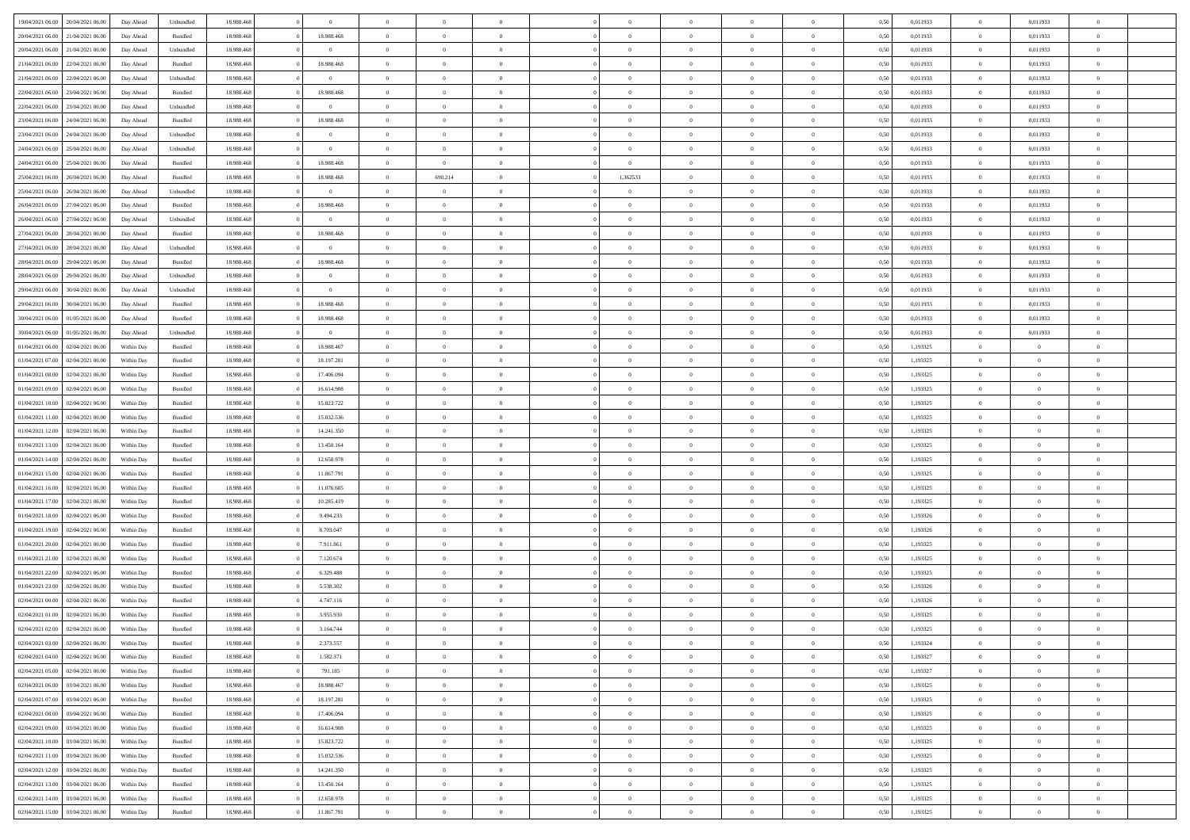| | | | | | | | | | | | | | | | | | | | | | |
|---|---|---|---|---|---|---|---|---|---|---|---|---|---|---|---|---|---|---|---|---|---|
| 19/04/2021 06.00 | 20/04/2021 06.00 | Day Ahead | Unbundled | 18.988.468 | 0 | 0 | 0 | 0 | 0 | | 0 | 0 | 0 | 0 | 0,50 | 0,011933 | 0 | 0,011933 | 0 | |
| 20/04/2021 06.00 | 21/04/2021 06.00 | Day Ahead | Bundled | 18.988.468 | 0 | 18.988.468 | 0 | 0 | 0 | | 0 | 0 | 0 | 0 | 0,50 | 0,011933 | 0 | 0,011933 | 0 | |
| 20/04/2021 06.00 | 21/04/2021 06.00 | Day Ahead | Unbundled | 18.988.468 | 0 | 0 | 0 | 0 | 0 | | 0 | 0 | 0 | 0 | 0,50 | 0,011933 | 0 | 0,011933 | 0 | |
| 21/04/2021 06.00 | 22/04/2021 06.00 | Day Ahead | Bundled | 18.988.468 | 0 | 18.988.468 | 0 | 0 | 0 | | 0 | 0 | 0 | 0 | 0,50 | 0,011933 | 0 | 0,011933 | 0 | |
| 21/04/2021 06.00 | 22/04/2021 06.00 | Day Ahead | Unbundled | 18.988.468 | 0 | 0 | 0 | 0 | 0 | | 0 | 0 | 0 | 0 | 0,50 | 0,011933 | 0 | 0,011933 | 0 | |
| 22/04/2021 06.00 | 23/04/2021 06.00 | Day Ahead | Bundled | 18.988.468 | 0 | 18.988.468 | 0 | 0 | 0 | | 0 | 0 | 0 | 0 | 0,50 | 0,011933 | 0 | 0,011933 | 0 | |
| 22/04/2021 06.00 | 23/04/2021 06.00 | Day Ahead | Unbundled | 18.988.468 | 0 | 0 | 0 | 0 | 0 | | 0 | 0 | 0 | 0 | 0,50 | 0,011933 | 0 | 0,011933 | 0 | |
| 23/04/2021 06.00 | 24/04/2021 06.00 | Day Ahead | Bundled | 18.988.468 | 0 | 18.988.468 | 0 | 0 | 0 | | 0 | 0 | 0 | 0 | 0,50 | 0,011933 | 0 | 0,011933 | 0 | |
| 23/04/2021 06.00 | 24/04/2021 06.00 | Day Ahead | Unbundled | 18.988.468 | 0 | 0 | 0 | 0 | 0 | | 0 | 0 | 0 | 0 | 0,50 | 0,011933 | 0 | 0,011933 | 0 | |
| 24/04/2021 06.00 | 25/04/2021 06.00 | Day Ahead | Unbundled | 18.988.468 | 0 | 0 | 0 | 0 | 0 | | 0 | 0 | 0 | 0 | 0,50 | 0,011933 | 0 | 0,011933 | 0 | |
| 24/04/2021 06.00 | 25/04/2021 06.00 | Day Ahead | Bundled | 18.988.468 | 0 | 18.988.468 | 0 | 0 | 0 | | 0 | 0 | 0 | 0 | 0,50 | 0,011933 | 0 | 0,011933 | 0 | |
| 25/04/2021 06.00 | 26/04/2021 06.00 | Day Ahead | Bundled | 18.988.468 | 0 | 18.988.468 | 0 | 690.214 | 0 | | 1,362533 | 0 | 0 | 0 | 0,50 | 0,011933 | 0 | 0,011933 | 0 | |
| 25/04/2021 06.00 | 26/04/2021 06.00 | Day Ahead | Unbundled | 18.988.468 | 0 | 0 | 0 | 0 | 0 | | 0 | 0 | 0 | 0 | 0,50 | 0,011933 | 0 | 0,011933 | 0 | |
| 26/04/2021 06.00 | 27/04/2021 06.00 | Day Ahead | Bundled | 18.988.468 | 0 | 18.988.468 | 0 | 0 | 0 | | 0 | 0 | 0 | 0 | 0,50 | 0,011933 | 0 | 0,011933 | 0 | |
| 26/04/2021 06.00 | 27/04/2021 06.00 | Day Ahead | Unbundled | 18.988.468 | 0 | 0 | 0 | 0 | 0 | | 0 | 0 | 0 | 0 | 0,50 | 0,011933 | 0 | 0,011933 | 0 | |
| 27/04/2021 06.00 | 28/04/2021 06.00 | Day Ahead | Bundled | 18.988.468 | 0 | 18.988.468 | 0 | 0 | 0 | | 0 | 0 | 0 | 0 | 0,50 | 0,011933 | 0 | 0,011933 | 0 | |
| 27/04/2021 06.00 | 28/04/2021 06.00 | Day Ahead | Unbundled | 18.988.468 | 0 | 0 | 0 | 0 | 0 | | 0 | 0 | 0 | 0 | 0,50 | 0,011933 | 0 | 0,011933 | 0 | |
| 28/04/2021 06.00 | 29/04/2021 06.00 | Day Ahead | Bundled | 18.988.468 | 0 | 18.988.468 | 0 | 0 | 0 | | 0 | 0 | 0 | 0 | 0,50 | 0,011933 | 0 | 0,011933 | 0 | |
| 28/04/2021 06.00 | 29/04/2021 06.00 | Day Ahead | Unbundled | 18.988.468 | 0 | 0 | 0 | 0 | 0 | | 0 | 0 | 0 | 0 | 0,50 | 0,011933 | 0 | 0,011933 | 0 | |
| 29/04/2021 06.00 | 30/04/2021 06.00 | Day Ahead | Unbundled | 18.988.468 | 0 | 0 | 0 | 0 | 0 | | 0 | 0 | 0 | 0 | 0,50 | 0,011933 | 0 | 0,011933 | 0 | |
| 29/04/2021 06.00 | 30/04/2021 06.00 | Day Ahead | Bundled | 18.988.468 | 0 | 18.988.468 | 0 | 0 | 0 | | 0 | 0 | 0 | 0 | 0,50 | 0,011933 | 0 | 0,011933 | 0 | |
| 30/04/2021 06.00 | 01/05/2021 06.00 | Day Ahead | Bundled | 18.988.468 | 0 | 18.988.468 | 0 | 0 | 0 | | 0 | 0 | 0 | 0 | 0,50 | 0,011933 | 0 | 0,011933 | 0 | |
| 30/04/2021 06.00 | 01/05/2021 06.00 | Day Ahead | Unbundled | 18.988.468 | 0 | 0 | 0 | 0 | 0 | | 0 | 0 | 0 | 0 | 0,50 | 0,011933 | 0 | 0,011933 | 0 | |
| 01/04/2021 06.00 | 02/04/2021 06.00 | Within Day | Bundled | 18.988.468 | 0 | 18.988.467 | 0 | 0 | 0 | | 0 | 0 | 0 | 0 | 0,50 | 1,193325 | 0 | 0 | 0 | |
| 01/04/2021 07.00 | 02/04/2021 06.00 | Within Day | Bundled | 18.988.468 | 0 | 18.197.281 | 0 | 0 | 0 | | 0 | 0 | 0 | 0 | 0,50 | 1,193325 | 0 | 0 | 0 | |
| 01/04/2021 08.00 | 02/04/2021 06.00 | Within Day | Bundled | 18.988.468 | 0 | 17.406.094 | 0 | 0 | 0 | | 0 | 0 | 0 | 0 | 0,50 | 1,193325 | 0 | 0 | 0 | |
| 01/04/2021 09.00 | 02/04/2021 06.00 | Within Day | Bundled | 18.988.468 | 0 | 16.614.908 | 0 | 0 | 0 | | 0 | 0 | 0 | 0 | 0,50 | 1,193325 | 0 | 0 | 0 | |
| 01/04/2021 10.00 | 02/04/2021 06.00 | Within Day | Bundled | 18.988.468 | 0 | 15.823.722 | 0 | 0 | 0 | | 0 | 0 | 0 | 0 | 0,50 | 1,193325 | 0 | 0 | 0 | |
| 01/04/2021 11.00 | 02/04/2021 06.00 | Within Day | Bundled | 18.988.468 | 0 | 15.032.536 | 0 | 0 | 0 | | 0 | 0 | 0 | 0 | 0,50 | 1,193325 | 0 | 0 | 0 | |
| 01/04/2021 12.00 | 02/04/2021 06.00 | Within Day | Bundled | 18.988.468 | 0 | 14.241.350 | 0 | 0 | 0 | | 0 | 0 | 0 | 0 | 0,50 | 1,193325 | 0 | 0 | 0 | |
| 01/04/2021 13.00 | 02/04/2021 06.00 | Within Day | Bundled | 18.988.468 | 0 | 13.450.164 | 0 | 0 | 0 | | 0 | 0 | 0 | 0 | 0,50 | 1,193325 | 0 | 0 | 0 | |
| 01/04/2021 14.00 | 02/04/2021 06.00 | Within Day | Bundled | 18.988.468 | 0 | 12.658.978 | 0 | 0 | 0 | | 0 | 0 | 0 | 0 | 0,50 | 1,193325 | 0 | 0 | 0 | |
| 01/04/2021 15.00 | 02/04/2021 06.00 | Within Day | Bundled | 18.988.468 | 0 | 11.867.791 | 0 | 0 | 0 | | 0 | 0 | 0 | 0 | 0,50 | 1,193325 | 0 | 0 | 0 | |
| 01/04/2021 16.00 | 02/04/2021 06.00 | Within Day | Bundled | 18.988.468 | 0 | 11.076.605 | 0 | 0 | 0 | | 0 | 0 | 0 | 0 | 0,50 | 1,193325 | 0 | 0 | 0 | |
| 01/04/2021 17.00 | 02/04/2021 06.00 | Within Day | Bundled | 18.988.468 | 0 | 10.285.419 | 0 | 0 | 0 | | 0 | 0 | 0 | 0 | 0,50 | 1,193325 | 0 | 0 | 0 | |
| 01/04/2021 18.00 | 02/04/2021 06.00 | Within Day | Bundled | 18.988.468 | 0 | 9.494.233 | 0 | 0 | 0 | | 0 | 0 | 0 | 0 | 0,50 | 1,193326 | 0 | 0 | 0 | |
| 01/04/2021 19.00 | 02/04/2021 06.00 | Within Day | Bundled | 18.988.468 | 0 | 8.703.047 | 0 | 0 | 0 | | 0 | 0 | 0 | 0 | 0,50 | 1,193326 | 0 | 0 | 0 | |
| 01/04/2021 20.00 | 02/04/2021 06.00 | Within Day | Bundled | 18.988.468 | 0 | 7.911.861 | 0 | 0 | 0 | | 0 | 0 | 0 | 0 | 0,50 | 1,193325 | 0 | 0 | 0 | |
| 01/04/2021 21.00 | 02/04/2021 06.00 | Within Day | Bundled | 18.988.468 | 0 | 7.120.674 | 0 | 0 | 0 | | 0 | 0 | 0 | 0 | 0,50 | 1,193325 | 0 | 0 | 0 | |
| 01/04/2021 22.00 | 02/04/2021 06.00 | Within Day | Bundled | 18.988.468 | 0 | 6.329.488 | 0 | 0 | 0 | | 0 | 0 | 0 | 0 | 0,50 | 1,193325 | 0 | 0 | 0 | |
| 01/04/2021 23.00 | 02/04/2021 06.00 | Within Day | Bundled | 18.988.468 | 0 | 5.538.302 | 0 | 0 | 0 | | 0 | 0 | 0 | 0 | 0,50 | 1,193326 | 0 | 0 | 0 | |
| 02/04/2021 00.00 | 02/04/2021 06.00 | Within Day | Bundled | 18.988.468 | 0 | 4.747.116 | 0 | 0 | 0 | | 0 | 0 | 0 | 0 | 0,50 | 1,193326 | 0 | 0 | 0 | |
| 02/04/2021 01.00 | 02/04/2021 06.00 | Within Day | Bundled | 18.988.468 | 0 | 3.955.930 | 0 | 0 | 0 | | 0 | 0 | 0 | 0 | 0,50 | 1,193325 | 0 | 0 | 0 | |
| 02/04/2021 02.00 | 02/04/2021 06.00 | Within Day | Bundled | 18.988.468 | 0 | 3.164.744 | 0 | 0 | 0 | | 0 | 0 | 0 | 0 | 0,50 | 1,193325 | 0 | 0 | 0 | |
| 02/04/2021 03.00 | 02/04/2021 06.00 | Within Day | Bundled | 18.988.468 | 0 | 2.373.557 | 0 | 0 | 0 | | 0 | 0 | 0 | 0 | 0,50 | 1,193324 | 0 | 0 | 0 | |
| 02/04/2021 04.00 | 02/04/2021 06.00 | Within Day | Bundled | 18.988.468 | 0 | 1.582.371 | 0 | 0 | 0 | | 0 | 0 | 0 | 0 | 0,50 | 1,193327 | 0 | 0 | 0 | |
| 02/04/2021 05.00 | 02/04/2021 06.00 | Within Day | Bundled | 18.988.468 | 0 | 791.185 | 0 | 0 | 0 | | 0 | 0 | 0 | 0 | 0,50 | 1,193327 | 0 | 0 | 0 | |
| 02/04/2021 06.00 | 03/04/2021 06.00 | Within Day | Bundled | 18.988.468 | 0 | 18.988.467 | 0 | 0 | 0 | | 0 | 0 | 0 | 0 | 0,50 | 1,193325 | 0 | 0 | 0 | |
| 02/04/2021 07.00 | 03/04/2021 06.00 | Within Day | Bundled | 18.988.468 | 0 | 18.197.281 | 0 | 0 | 0 | | 0 | 0 | 0 | 0 | 0,50 | 1,193325 | 0 | 0 | 0 | |
| 02/04/2021 08.00 | 03/04/2021 06.00 | Within Day | Bundled | 18.988.468 | 0 | 17.406.094 | 0 | 0 | 0 | | 0 | 0 | 0 | 0 | 0,50 | 1,193325 | 0 | 0 | 0 | |
| 02/04/2021 09.00 | 03/04/2021 06.00 | Within Day | Bundled | 18.988.468 | 0 | 16.614.908 | 0 | 0 | 0 | | 0 | 0 | 0 | 0 | 0,50 | 1,193325 | 0 | 0 | 0 | |
| 02/04/2021 10.00 | 03/04/2021 06.00 | Within Day | Bundled | 18.988.468 | 0 | 15.823.722 | 0 | 0 | 0 | | 0 | 0 | 0 | 0 | 0,50 | 1,193325 | 0 | 0 | 0 | |
| 02/04/2021 11.00 | 03/04/2021 06.00 | Within Day | Bundled | 18.988.468 | 0 | 15.032.536 | 0 | 0 | 0 | | 0 | 0 | 0 | 0 | 0,50 | 1,193325 | 0 | 0 | 0 | |
| 02/04/2021 12.00 | 03/04/2021 06.00 | Within Day | Bundled | 18.988.468 | 0 | 14.241.350 | 0 | 0 | 0 | | 0 | 0 | 0 | 0 | 0,50 | 1,193325 | 0 | 0 | 0 | |
| 02/04/2021 13.00 | 03/04/2021 06.00 | Within Day | Bundled | 18.988.468 | 0 | 13.450.164 | 0 | 0 | 0 | | 0 | 0 | 0 | 0 | 0,50 | 1,193325 | 0 | 0 | 0 | |
| 02/04/2021 14.00 | 03/04/2021 06.00 | Within Day | Bundled | 18.988.468 | 0 | 12.658.978 | 0 | 0 | 0 | | 0 | 0 | 0 | 0 | 0,50 | 1,193325 | 0 | 0 | 0 | |
| 02/04/2021 15.00 | 03/04/2021 06.00 | Within Day | Bundled | 18.988.468 | 0 | 11.867.791 | 0 | 0 | 0 | | 0 | 0 | 0 | 0 | 0,50 | 1,193325 | 0 | 0 | 0 | |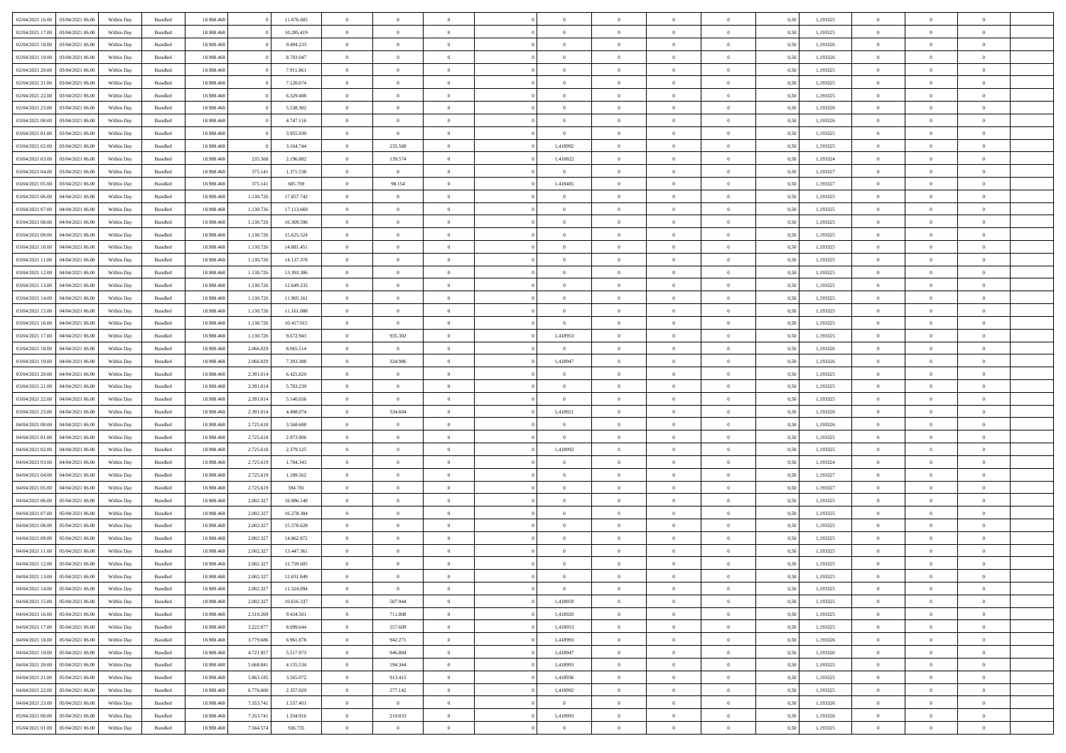| | | | | | | | | | | | | | | | | | | | | | |
|---|---|---|---|---|---|---|---|---|---|---|---|---|---|---|---|---|---|---|---|---|---|
| 02/04/2021 16:00 | 03/04/2021 06:00 | Within Day | Bundled | 18.988.468 | 0 | 11.076.605 | 0 | 0 | 0 | | 0 | 0 | 0 | 0 | 0,50 | 1,193325 | 0 | 0 | 0 | |
| 02/04/2021 17:00 | 03/04/2021 06:00 | Within Day | Bundled | 18.988.468 | 0 | 10.285.419 | 0 | 0 | 0 | | 0 | 0 | 0 | 0 | 0,50 | 1,193325 | 0 | 0 | 0 | |
| 02/04/2021 18:00 | 03/04/2021 06:00 | Within Day | Bundled | 18.988.468 | 0 | 9.494.233 | 0 | 0 | 0 | | 0 | 0 | 0 | 0 | 0,50 | 1,193326 | 0 | 0 | 0 | |
| 02/04/2021 19:00 | 03/04/2021 06:00 | Within Day | Bundled | 18.988.468 | 0 | 8.703.047 | 0 | 0 | 0 | | 0 | 0 | 0 | 0 | 0,50 | 1,193326 | 0 | 0 | 0 | |
| 02/04/2021 20:00 | 03/04/2021 06:00 | Within Day | Bundled | 18.988.468 | 0 | 7.911.861 | 0 | 0 | 0 | | 0 | 0 | 0 | 0 | 0,50 | 1,193325 | 0 | 0 | 0 | |
| 02/04/2021 21:00 | 03/04/2021 06:00 | Within Day | Bundled | 18.988.468 | 0 | 7.120.674 | 0 | 0 | 0 | | 0 | 0 | 0 | 0 | 0,50 | 1,193325 | 0 | 0 | 0 | |
| 02/04/2021 22:00 | 03/04/2021 06:00 | Within Day | Bundled | 18.988.468 | 0 | 6.329.488 | 0 | 0 | 0 | | 0 | 0 | 0 | 0 | 0,50 | 1,193325 | 0 | 0 | 0 | |
| 02/04/2021 23:00 | 03/04/2021 06:00 | Within Day | Bundled | 18.988.468 | 0 | 5.538.302 | 0 | 0 | 0 | | 0 | 0 | 0 | 0 | 0,50 | 1,193326 | 0 | 0 | 0 | |
| 03/04/2021 00:00 | 03/04/2021 06:00 | Within Day | Bundled | 18.988.468 | 0 | 4.747.116 | 0 | 0 | 0 | | 0 | 0 | 0 | 0 | 0,50 | 1,193326 | 0 | 0 | 0 | |
| 03/04/2021 01:00 | 03/04/2021 06:00 | Within Day | Bundled | 18.988.468 | 0 | 3.955.930 | 0 | 0 | 0 | | 0 | 0 | 0 | 0 | 0,50 | 1,193325 | 0 | 0 | 0 | |
| 03/04/2021 02:00 | 03/04/2021 06:00 | Within Day | Bundled | 18.988.468 | 0 | 3.164.744 | 0 | 235.568 | 0 | | 1,418992 | 0 | 0 | 0 | 0,50 | 1,193325 | 0 | 0 | 0 | |
| 03/04/2021 03:00 | 03/04/2021 06:00 | Within Day | Bundled | 18.988.468 | 235.568 | 2.196.882 | 0 | 139.574 | 0 | | 1,418822 | 0 | 0 | 0 | 0,50 | 1,193324 | 0 | 0 | 0 | |
| 03/04/2021 04:00 | 03/04/2021 06:00 | Within Day | Bundled | 18.988.468 | 375.141 | 1.371.538 | 0 | 0 | 0 | | 0 | 0 | 0 | 0 | 0,50 | 1,193327 | 0 | 0 | 0 | |
| 03/04/2021 05:00 | 03/04/2021 06:00 | Within Day | Bundled | 18.988.468 | 375.141 | 685.769 | 0 | 98.154 | 0 | | 1,418485 | 0 | 0 | 0 | 0,50 | 1,193327 | 0 | 0 | 0 | |
| 03/04/2021 06:00 | 04/04/2021 06:00 | Within Day | Bundled | 18.988.468 | 1.130.726 | 17.857.742 | 0 | 0 | 0 | | 0 | 0 | 0 | 0 | 0,50 | 1,193325 | 0 | 0 | 0 | |
| 03/04/2021 07:00 | 04/04/2021 06:00 | Within Day | Bundled | 18.988.468 | 1.130.726 | 17.113.669 | 0 | 0 | 0 | | 0 | 0 | 0 | 0 | 0,50 | 1,193325 | 0 | 0 | 0 | |
| 03/04/2021 08:00 | 04/04/2021 06:00 | Within Day | Bundled | 18.988.468 | 1.130.726 | 16.369.596 | 0 | 0 | 0 | | 0 | 0 | 0 | 0 | 0,50 | 1,193325 | 0 | 0 | 0 | |
| 03/04/2021 09:00 | 04/04/2021 06:00 | Within Day | Bundled | 18.988.468 | 1.130.726 | 15.625.524 | 0 | 0 | 0 | | 0 | 0 | 0 | 0 | 0,50 | 1,193325 | 0 | 0 | 0 | |
| 03/04/2021 10:00 | 04/04/2021 06:00 | Within Day | Bundled | 18.988.468 | 1.130.726 | 14.881.451 | 0 | 0 | 0 | | 0 | 0 | 0 | 0 | 0,50 | 1,193325 | 0 | 0 | 0 | |
| 03/04/2021 11:00 | 04/04/2021 06:00 | Within Day | Bundled | 18.988.468 | 1.130.726 | 14.137.378 | 0 | 0 | 0 | | 0 | 0 | 0 | 0 | 0,50 | 1,193325 | 0 | 0 | 0 | |
| 03/04/2021 12:00 | 04/04/2021 06:00 | Within Day | Bundled | 18.988.468 | 1.130.726 | 13.393.306 | 0 | 0 | 0 | | 0 | 0 | 0 | 0 | 0,50 | 1,193325 | 0 | 0 | 0 | |
| 03/04/2021 13:00 | 04/04/2021 06:00 | Within Day | Bundled | 18.988.468 | 1.130.726 | 12.649.233 | 0 | 0 | 0 | | 0 | 0 | 0 | 0 | 0,50 | 1,193325 | 0 | 0 | 0 | |
| 03/04/2021 14:00 | 04/04/2021 06:00 | Within Day | Bundled | 18.988.468 | 1.130.726 | 11.905.161 | 0 | 0 | 0 | | 0 | 0 | 0 | 0 | 0,50 | 1,193325 | 0 | 0 | 0 | |
| 03/04/2021 15:00 | 04/04/2021 06:00 | Within Day | Bundled | 18.988.468 | 1.130.726 | 11.161.088 | 0 | 0 | 0 | | 0 | 0 | 0 | 0 | 0,50 | 1,193325 | 0 | 0 | 0 | |
| 03/04/2021 16:00 | 04/04/2021 06:00 | Within Day | Bundled | 18.988.468 | 1.130.726 | 10.417.015 | 0 | 0 | 0 | | 0 | 0 | 0 | 0 | 0,50 | 1,193325 | 0 | 0 | 0 | |
| 03/04/2021 17:00 | 04/04/2021 06:00 | Within Day | Bundled | 18.988.468 | 1.130.726 | 9.672.943 | 0 | 935.302 | 0 | | 1,418953 | 0 | 0 | 0 | 0,50 | 1,193325 | 0 | 0 | 0 | |
| 03/04/2021 18:00 | 04/04/2021 06:00 | Within Day | Bundled | 18.988.468 | 2.066.029 | 8.065.514 | 0 | 0 | 0 | | 0 | 0 | 0 | 0 | 0,50 | 1,193326 | 0 | 0 | 0 | |
| 03/04/2021 19:00 | 04/04/2021 06:00 | Within Day | Bundled | 18.988.468 | 2.066.029 | 7.393.388 | 0 | 324.986 | 0 | | 1,418947 | 0 | 0 | 0 | 0,50 | 1,193326 | 0 | 0 | 0 | |
| 03/04/2021 20:00 | 04/04/2021 06:00 | Within Day | Bundled | 18.988.468 | 2.391.014 | 6.425.820 | 0 | 0 | 0 | | 0 | 0 | 0 | 0 | 0,50 | 1,193325 | 0 | 0 | 0 | |
| 03/04/2021 21:00 | 04/04/2021 06:00 | Within Day | Bundled | 18.988.468 | 2.391.014 | 5.783.239 | 0 | 0 | 0 | | 0 | 0 | 0 | 0 | 0,50 | 1,193325 | 0 | 0 | 0 | |
| 03/04/2021 22:00 | 04/04/2021 06:00 | Within Day | Bundled | 18.988.468 | 2.391.014 | 5.140.656 | 0 | 0 | 0 | | 0 | 0 | 0 | 0 | 0,50 | 1,193325 | 0 | 0 | 0 | |
| 03/04/2021 23:00 | 04/04/2021 06:00 | Within Day | Bundled | 18.988.468 | 2.391.014 | 4.498.074 | 0 | 334.604 | 0 | | 1,418921 | 0 | 0 | 0 | 0,50 | 1,193326 | 0 | 0 | 0 | |
| 04/04/2021 00:00 | 04/04/2021 06:00 | Within Day | Bundled | 18.988.468 | 2.725.618 | 3.568.688 | 0 | 0 | 0 | | 0 | 0 | 0 | 0 | 0,50 | 1,193326 | 0 | 0 | 0 | |
| 04/04/2021 01:00 | 04/04/2021 06:00 | Within Day | Bundled | 18.988.468 | 2.725.618 | 2.973.906 | 0 | 0 | 0 | | 0 | 0 | 0 | 0 | 0,50 | 1,193325 | 0 | 0 | 0 | |
| 04/04/2021 02:00 | 04/04/2021 06:00 | Within Day | Bundled | 18.988.468 | 2.725.618 | 2.379.125 | 0 | 0 | 0 | | 1,418992 | 0 | 0 | 0 | 0,50 | 1,193325 | 0 | 0 | 0 | |
| 04/04/2021 03:00 | 04/04/2021 06:00 | Within Day | Bundled | 18.988.468 | 2.725.619 | 1.784.343 | 0 | 0 | 0 | | 0 | 0 | 0 | 0 | 0,50 | 1,193324 | 0 | 0 | 0 | |
| 04/04/2021 04:00 | 04/04/2021 06:00 | Within Day | Bundled | 18.988.468 | 2.725.619 | 1.189.562 | 0 | 0 | 0 | | 0 | 0 | 0 | 0 | 0,50 | 1,193327 | 0 | 0 | 0 | |
| 04/04/2021 05:00 | 04/04/2021 06:00 | Within Day | Bundled | 18.988.468 | 2.725.619 | 594.781 | 0 | 0 | 0 | | 0 | 0 | 0 | 0 | 0,50 | 1,193327 | 0 | 0 | 0 | |
| 04/04/2021 06:00 | 05/04/2021 06:00 | Within Day | Bundled | 18.988.468 | 2.002.327 | 16.986.140 | 0 | 0 | 0 | | 0 | 0 | 0 | 0 | 0,50 | 1,193325 | 0 | 0 | 0 | |
| 04/04/2021 07:00 | 05/04/2021 06:00 | Within Day | Bundled | 18.988.468 | 2.002.327 | 16.278.384 | 0 | 0 | 0 | | 0 | 0 | 0 | 0 | 0,50 | 1,193325 | 0 | 0 | 0 | |
| 04/04/2021 08:00 | 05/04/2021 06:00 | Within Day | Bundled | 18.988.468 | 2.002.327 | 15.570.628 | 0 | 0 | 0 | | 0 | 0 | 0 | 0 | 0,50 | 1,193325 | 0 | 0 | 0 | |
| 04/04/2021 09:00 | 05/04/2021 06:00 | Within Day | Bundled | 18.988.468 | 2.002.327 | 14.862.872 | 0 | 0 | 0 | | 0 | 0 | 0 | 0 | 0,50 | 1,193325 | 0 | 0 | 0 | |
| 04/04/2021 11:00 | 05/04/2021 06:00 | Within Day | Bundled | 18.988.468 | 2.002.327 | 13.447.361 | 0 | 0 | 0 | | 0 | 0 | 0 | 0 | 0,50 | 1,193325 | 0 | 0 | 0 | |
| 04/04/2021 12:00 | 05/04/2021 06:00 | Within Day | Bundled | 18.988.468 | 2.002.327 | 12.739.605 | 0 | 0 | 0 | | 0 | 0 | 0 | 0 | 0,50 | 1,193325 | 0 | 0 | 0 | |
| 04/04/2021 13:00 | 05/04/2021 06:00 | Within Day | Bundled | 18.988.468 | 2.002.327 | 12.031.849 | 0 | 0 | 0 | | 0 | 0 | 0 | 0 | 0,50 | 1,193325 | 0 | 0 | 0 | |
| 04/04/2021 14:00 | 05/04/2021 06:00 | Within Day | Bundled | 18.988.468 | 2.002.327 | 11.324.094 | 0 | 0 | 0 | | 0 | 0 | 0 | 0 | 0,50 | 1,193325 | 0 | 0 | 0 | |
| 04/04/2021 15:00 | 05/04/2021 06:00 | Within Day | Bundled | 18.988.468 | 2.002.327 | 10.616.337 | 0 | 507.944 | 0 | | 1,418959 | 0 | 0 | 0 | 0,50 | 1,193325 | 0 | 0 | 0 | |
| 04/04/2021 16:00 | 05/04/2021 06:00 | Within Day | Bundled | 18.988.468 | 2.510.269 | 9.434.501 | 0 | 711.808 | 0 | | 1,418920 | 0 | 0 | 0 | 0,50 | 1,193325 | 0 | 0 | 0 | |
| 04/04/2021 17:00 | 05/04/2021 06:00 | Within Day | Bundled | 18.988.468 | 3.222.077 | 8.099.644 | 0 | 557.609 | 0 | | 1,418953 | 0 | 0 | 0 | 0,50 | 1,193325 | 0 | 0 | 0 | |
| 04/04/2021 18:00 | 05/04/2021 06:00 | Within Day | Bundled | 18.988.468 | 3.779.686 | 6.961.878 | 0 | 942.271 | 0 | | 1,418993 | 0 | 0 | 0 | 0,50 | 1,193326 | 0 | 0 | 0 | |
| 04/04/2021 19:00 | 05/04/2021 06:00 | Within Day | Bundled | 18.988.468 | 4.721.957 | 5.517.973 | 0 | 946.884 | 0 | | 1,418947 | 0 | 0 | 0 | 0,50 | 1,193326 | 0 | 0 | 0 | |
| 04/04/2021 20:00 | 05/04/2021 06:00 | Within Day | Bundled | 18.988.468 | 5.668.841 | 4.155.534 | 0 | 194.344 | 0 | | 1,418993 | 0 | 0 | 0 | 0,50 | 1,193325 | 0 | 0 | 0 | |
| 04/04/2021 21:00 | 05/04/2021 06:00 | Within Day | Bundled | 18.988.468 | 5.863.185 | 3.565.072 | 0 | 913.415 | 0 | | 1,418936 | 0 | 0 | 0 | 0,50 | 1,193325 | 0 | 0 | 0 | |
| 04/04/2021 22:00 | 05/04/2021 06:00 | Within Day | Bundled | 18.988.468 | 6.776.600 | 2.357.029 | 0 | 577.142 | 0 | | 1,418992 | 0 | 0 | 0 | 0,50 | 1,193325 | 0 | 0 | 0 | |
| 04/04/2021 23:00 | 05/04/2021 06:00 | Within Day | Bundled | 18.988.468 | 7.353.741 | 1.557.401 | 0 | 0 | 0 | | 0 | 0 | 0 | 0 | 0,50 | 1,193326 | 0 | 0 | 0 | |
| 05/04/2021 00:00 | 05/04/2021 06:00 | Within Day | Bundled | 18.988.468 | 7.353.741 | 1.334.916 | 0 | 210.833 | 0 | | 1,418993 | 0 | 0 | 0 | 0,50 | 1,193326 | 0 | 0 | 0 | |
| 05/04/2021 01:00 | 05/04/2021 06:00 | Within Day | Bundled | 18.988.468 | 7.564.574 | 936.735 | 0 | 0 | 0 | | 0 | 0 | 0 | 0 | 0,50 | 1,193325 | 0 | 0 | 0 | |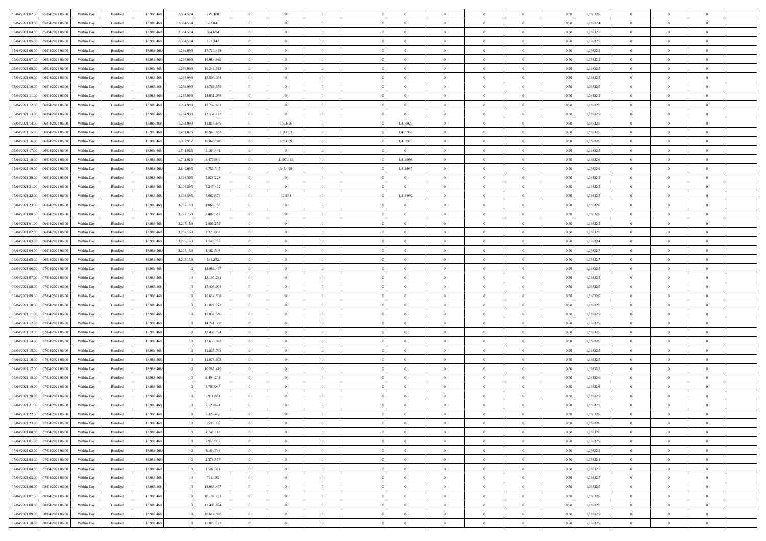| | | | | | | | | | | | | | | | | | | | | |
|---|---|---|---|---|---|---|---|---|---|---|---|---|---|---|---|---|---|---|---|---|
| 05/04/2021 02:00 | 05/04/2021 06:00 | Within Day | Bundled | 18.988.468 | 7.564.574 | 749.388 | 0 | 0 | 0 | | 0 | 0 | 0 | 0 | 0,50 | 1,193325 | 0 | 0 | 0 | |
| 05/04/2021 03:00 | 05/04/2021 06:00 | Within Day | Bundled | 18.988.468 | 7.564.574 | 562.041 | 0 | 0 | 0 | | 0 | 0 | 0 | 0 | 0,50 | 1,193324 | 0 | 0 | 0 | |
| 05/04/2021 04:00 | 05/04/2021 06:00 | Within Day | Bundled | 18.988.468 | 7.564.574 | 374.694 | 0 | 0 | 0 | | 0 | 0 | 0 | 0 | 0,50 | 1,193327 | 0 | 0 | 0 | |
| 05/04/2021 05:00 | 05/04/2021 06:00 | Within Day | Bundled | 18.988.468 | 7.564.574 | 187.347 | 0 | 0 | 0 | | 0 | 0 | 0 | 0 | 0,50 | 1,193327 | 0 | 0 | 0 | |
| 05/04/2021 06:00 | 06/04/2021 06:00 | Within Day | Bundled | 18.988.468 | 1.264.999 | 17.723.468 | 0 | 0 | 0 | | 0 | 0 | 0 | 0 | 0,50 | 1,193325 | 0 | 0 | 0 | |
| 05/04/2021 07:00 | 06/04/2021 06:00 | Within Day | Bundled | 18.988.468 | 1.264.999 | 16.984.989 | 0 | 0 | 0 | | 0 | 0 | 0 | 0 | 0,50 | 1,193325 | 0 | 0 | 0 | |
| 05/04/2021 08:00 | 06/04/2021 06:00 | Within Day | Bundled | 18.988.468 | 1.264.999 | 16.246.512 | 0 | 0 | 0 | | 0 | 0 | 0 | 0 | 0,50 | 1,193325 | 0 | 0 | 0 | |
| 05/04/2021 09:00 | 06/04/2021 06:00 | Within Day | Bundled | 18.988.468 | 1.264.999 | 15.508.034 | 0 | 0 | 0 | | 0 | 0 | 0 | 0 | 0,50 | 1,193325 | 0 | 0 | 0 | |
| 05/04/2021 10:00 | 06/04/2021 06:00 | Within Day | Bundled | 18.988.468 | 1.264.999 | 14.769.556 | 0 | 0 | 0 | | 0 | 0 | 0 | 0 | 0,50 | 1,193325 | 0 | 0 | 0 | |
| 05/04/2021 11:00 | 06/04/2021 06:00 | Within Day | Bundled | 18.988.468 | 1.264.999 | 14.031.078 | 0 | 0 | 0 | | 0 | 0 | 0 | 0 | 0,50 | 1,193325 | 0 | 0 | 0 | |
| 05/04/2021 12:00 | 06/04/2021 06:00 | Within Day | Bundled | 18.988.468 | 1.264.999 | 13.292.601 | 0 | 0 | 0 | | 0 | 0 | 0 | 0 | 0,50 | 1,193325 | 0 | 0 | 0 | |
| 05/04/2021 13:00 | 06/04/2021 06:00 | Within Day | Bundled | 18.988.468 | 1.264.999 | 12.554.122 | 0 | 0 | 0 | | 0 | 0 | 0 | 0 | 0,50 | 1,193325 | 0 | 0 | 0 | |
| 05/04/2021 14:00 | 06/04/2021 06:00 | Within Day | Bundled | 18.988.468 | 1.264.999 | 11.815.645 | 0 | 136.826 | 0 | | 1,418929 | 0 | 0 | 0 | 0,50 | 1,193325 | 0 | 0 | 0 | |
| 05/04/2021 15:00 | 06/04/2021 06:00 | Within Day | Bundled | 18.988.468 | 1.401.825 | 10.948.893 | 0 | 181.093 | 0 | | 1,418959 | 0 | 0 | 0 | 0,50 | 1,193325 | 0 | 0 | 0 | |
| 05/04/2021 16:00 | 06/04/2021 06:00 | Within Day | Bundled | 18.988.468 | 1.582.917 | 10.049.946 | 0 | 159.009 | 0 | | 1,418920 | 0 | 0 | 0 | 0,50 | 1,193325 | 0 | 0 | 0 | |
| 05/04/2021 17:00 | 06/04/2021 06:00 | Within Day | Bundled | 18.988.468 | 1.741.926 | 9.184.441 | 0 | 0 | 0 | | 0 | 0 | 0 | 0 | 0,50 | 1,193325 | 0 | 0 | 0 | |
| 05/04/2021 18:00 | 06/04/2021 06:00 | Within Day | Bundled | 18.988.468 | 1.741.926 | 8.477.946 | 0 | 1.107.169 | 0 | | 1,418993 | 0 | 0 | 0 | 0,50 | 1,193326 | 0 | 0 | 0 | |
| 05/04/2021 19:00 | 06/04/2021 06:00 | Within Day | Bundled | 18.988.468 | 2.849.095 | 6.756.545 | 0 | 345.499 | 0 | | 1,418947 | 0 | 0 | 0 | 0,50 | 1,193326 | 0 | 0 | 0 | |
| 05/04/2021 20:00 | 06/04/2021 06:00 | Within Day | Bundled | 18.988.468 | 3.194.595 | 5.828.223 | 0 | 0 | 0 | | 0 | 0 | 0 | 0 | 0,50 | 1,193325 | 0 | 0 | 0 | |
| 05/04/2021 21:00 | 06/04/2021 06:00 | Within Day | Bundled | 18.988.468 | 3.194.595 | 5.245.402 | 0 | 0 | 0 | | 0 | 0 | 0 | 0 | 0,50 | 1,193325 | 0 | 0 | 0 | |
| 05/04/2021 22:00 | 06/04/2021 06:00 | Within Day | Bundled | 18.988.468 | 3.194.595 | 4.662.579 | 0 | 12.564 | 0 | | 1,418992 | 0 | 0 | 0 | 0,50 | 1,193325 | 0 | 0 | 0 | |
| 05/04/2021 23:00 | 06/04/2021 06:00 | Within Day | Bundled | 18.988.468 | 3.207.159 | 4.068.763 | 0 | 0 | 0 | | 0 | 0 | 0 | 0 | 0,50 | 1,193326 | 0 | 0 | 0 | |
| 06/04/2021 00:00 | 06/04/2021 06:00 | Within Day | Bundled | 18.988.468 | 3.207.159 | 3.487.512 | 0 | 0 | 0 | | 0 | 0 | 0 | 0 | 0,50 | 1,193326 | 0 | 0 | 0 | |
| 06/04/2021 01:00 | 06/04/2021 06:00 | Within Day | Bundled | 18.988.468 | 3.207.159 | 2.906.259 | 0 | 0 | 0 | | 0 | 0 | 0 | 0 | 0,50 | 1,193325 | 0 | 0 | 0 | |
| 06/04/2021 02:00 | 06/04/2021 06:00 | Within Day | Bundled | 18.988.468 | 3.207.159 | 2.325.007 | 0 | 0 | 0 | | 0 | 0 | 0 | 0 | 0,50 | 1,193325 | 0 | 0 | 0 | |
| 06/04/2021 03:00 | 06/04/2021 06:00 | Within Day | Bundled | 18.988.468 | 3.207.159 | 1.743.755 | 0 | 0 | 0 | | 0 | 0 | 0 | 0 | 0,50 | 1,193324 | 0 | 0 | 0 | |
| 06/04/2021 04:00 | 06/04/2021 06:00 | Within Day | Bundled | 18.988.468 | 3.207.159 | 1.162.504 | 0 | 0 | 0 | | 0 | 0 | 0 | 0 | 0,50 | 1,193327 | 0 | 0 | 0 | |
| 06/04/2021 05:00 | 06/04/2021 06:00 | Within Day | Bundled | 18.988.468 | 3.207.159 | 581.252 | 0 | 0 | 0 | | 0 | 0 | 0 | 0 | 0,50 | 1,193327 | 0 | 0 | 0 | |
| 06/04/2021 06:00 | 07/04/2021 06:00 | Within Day | Bundled | 18.988.468 | 0 | 18.988.467 | 0 | 0 | 0 | | 0 | 0 | 0 | 0 | 0,50 | 1,193325 | 0 | 0 | 0 | |
| 06/04/2021 07:00 | 07/04/2021 06:00 | Within Day | Bundled | 18.988.468 | 0 | 18.197.281 | 0 | 0 | 0 | | 0 | 0 | 0 | 0 | 0,50 | 1,193325 | 0 | 0 | 0 | |
| 06/04/2021 08:00 | 07/04/2021 06:00 | Within Day | Bundled | 18.988.468 | 0 | 17.406.094 | 0 | 0 | 0 | | 0 | 0 | 0 | 0 | 0,50 | 1,193325 | 0 | 0 | 0 | |
| 06/04/2021 09:00 | 07/04/2021 06:00 | Within Day | Bundled | 18.988.468 | 0 | 16.614.908 | 0 | 0 | 0 | | 0 | 0 | 0 | 0 | 0,50 | 1,193325 | 0 | 0 | 0 | |
| 06/04/2021 10:00 | 07/04/2021 06:00 | Within Day | Bundled | 18.988.468 | 0 | 15.823.722 | 0 | 0 | 0 | | 0 | 0 | 0 | 0 | 0,50 | 1,193325 | 0 | 0 | 0 | |
| 06/04/2021 11:00 | 07/04/2021 06:00 | Within Day | Bundled | 18.988.468 | 0 | 15.032.536 | 0 | 0 | 0 | | 0 | 0 | 0 | 0 | 0,50 | 1,193325 | 0 | 0 | 0 | |
| 06/04/2021 12:00 | 07/04/2021 06:00 | Within Day | Bundled | 18.988.468 | 0 | 14.241.350 | 0 | 0 | 0 | | 0 | 0 | 0 | 0 | 0,50 | 1,193325 | 0 | 0 | 0 | |
| 06/04/2021 13:00 | 07/04/2021 06:00 | Within Day | Bundled | 18.988.468 | 0 | 13.450.164 | 0 | 0 | 0 | | 0 | 0 | 0 | 0 | 0,50 | 1,193325 | 0 | 0 | 0 | |
| 06/04/2021 14:00 | 07/04/2021 06:00 | Within Day | Bundled | 18.988.468 | 0 | 12.658.978 | 0 | 0 | 0 | | 0 | 0 | 0 | 0 | 0,50 | 1,193325 | 0 | 0 | 0 | |
| 06/04/2021 15:00 | 07/04/2021 06:00 | Within Day | Bundled | 18.988.468 | 0 | 11.867.791 | 0 | 0 | 0 | | 0 | 0 | 0 | 0 | 0,50 | 1,193325 | 0 | 0 | 0 | |
| 06/04/2021 16:00 | 07/04/2021 06:00 | Within Day | Bundled | 18.988.468 | 0 | 11.076.605 | 0 | 0 | 0 | | 0 | 0 | 0 | 0 | 0,50 | 1,193325 | 0 | 0 | 0 | |
| 06/04/2021 17:00 | 07/04/2021 06:00 | Within Day | Bundled | 18.988.468 | 0 | 10.285.419 | 0 | 0 | 0 | | 0 | 0 | 0 | 0 | 0,50 | 1,193325 | 0 | 0 | 0 | |
| 06/04/2021 18:00 | 07/04/2021 06:00 | Within Day | Bundled | 18.988.468 | 0 | 9.494.233 | 0 | 0 | 0 | | 0 | 0 | 0 | 0 | 0,50 | 1,193326 | 0 | 0 | 0 | |
| 06/04/2021 19:00 | 07/04/2021 06:00 | Within Day | Bundled | 18.988.468 | 0 | 8.703.047 | 0 | 0 | 0 | | 0 | 0 | 0 | 0 | 0,50 | 1,193326 | 0 | 0 | 0 | |
| 06/04/2021 20:00 | 07/04/2021 06:00 | Within Day | Bundled | 18.988.468 | 0 | 7.911.861 | 0 | 0 | 0 | | 0 | 0 | 0 | 0 | 0,50 | 1,193325 | 0 | 0 | 0 | |
| 06/04/2021 21:00 | 07/04/2021 06:00 | Within Day | Bundled | 18.988.468 | 0 | 7.120.674 | 0 | 0 | 0 | | 0 | 0 | 0 | 0 | 0,50 | 1,193325 | 0 | 0 | 0 | |
| 06/04/2021 22:00 | 07/04/2021 06:00 | Within Day | Bundled | 18.988.468 | 0 | 6.329.488 | 0 | 0 | 0 | | 0 | 0 | 0 | 0 | 0,50 | 1,193325 | 0 | 0 | 0 | |
| 06/04/2021 23:00 | 07/04/2021 06:00 | Within Day | Bundled | 18.988.468 | 0 | 5.538.302 | 0 | 0 | 0 | | 0 | 0 | 0 | 0 | 0,50 | 1,193326 | 0 | 0 | 0 | |
| 07/04/2021 00:00 | 07/04/2021 06:00 | Within Day | Bundled | 18.988.468 | 0 | 4.747.116 | 0 | 0 | 0 | | 0 | 0 | 0 | 0 | 0,50 | 1,193326 | 0 | 0 | 0 | |
| 07/04/2021 01:00 | 07/04/2021 06:00 | Within Day | Bundled | 18.988.468 | 0 | 3.955.930 | 0 | 0 | 0 | | 0 | 0 | 0 | 0 | 0,50 | 1,193325 | 0 | 0 | 0 | |
| 07/04/2021 02:00 | 07/04/2021 06:00 | Within Day | Bundled | 18.988.468 | 0 | 3.164.744 | 0 | 0 | 0 | | 0 | 0 | 0 | 0 | 0,50 | 1,193325 | 0 | 0 | 0 | |
| 07/04/2021 03:00 | 07/04/2021 06:00 | Within Day | Bundled | 18.988.468 | 0 | 2.373.557 | 0 | 0 | 0 | | 0 | 0 | 0 | 0 | 0,50 | 1,193324 | 0 | 0 | 0 | |
| 07/04/2021 04:00 | 07/04/2021 06:00 | Within Day | Bundled | 18.988.468 | 0 | 1.582.371 | 0 | 0 | 0 | | 0 | 0 | 0 | 0 | 0,50 | 1,193327 | 0 | 0 | 0 | |
| 07/04/2021 05:00 | 07/04/2021 06:00 | Within Day | Bundled | 18.988.468 | 0 | 791.185 | 0 | 0 | 0 | | 0 | 0 | 0 | 0 | 0,50 | 1,193327 | 0 | 0 | 0 | |
| 07/04/2021 06:00 | 08/04/2021 06:00 | Within Day | Bundled | 18.988.468 | 0 | 18.988.467 | 0 | 0 | 0 | | 0 | 0 | 0 | 0 | 0,50 | 1,193325 | 0 | 0 | 0 | |
| 07/04/2021 07:00 | 08/04/2021 06:00 | Within Day | Bundled | 18.988.468 | 0 | 18.197.281 | 0 | 0 | 0 | | 0 | 0 | 0 | 0 | 0,50 | 1,193325 | 0 | 0 | 0 | |
| 07/04/2021 08:00 | 08/04/2021 06:00 | Within Day | Bundled | 18.988.468 | 0 | 17.406.094 | 0 | 0 | 0 | | 0 | 0 | 0 | 0 | 0,50 | 1,193325 | 0 | 0 | 0 | |
| 07/04/2021 09:00 | 08/04/2021 06:00 | Within Day | Bundled | 18.988.468 | 0 | 16.614.908 | 0 | 0 | 0 | | 0 | 0 | 0 | 0 | 0,50 | 1,193325 | 0 | 0 | 0 | |
| 07/04/2021 10:00 | 08/04/2021 06:00 | Within Day | Bundled | 18.988.468 | 0 | 15.823.722 | 0 | 0 | 0 | | 0 | 0 | 0 | 0 | 0,50 | 1,193325 | 0 | 0 | 0 | |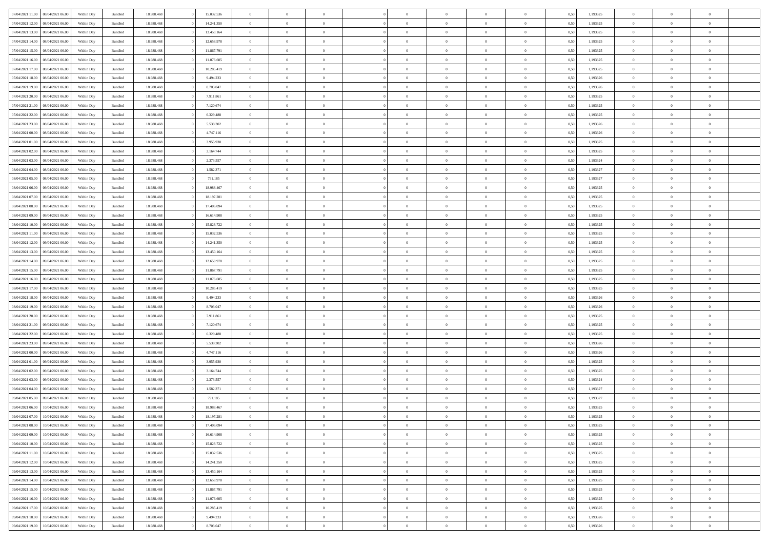| 07/04/2021 11:00 | 08/04/2021 06:00 | Within Day | Bundled | 18.988.468 | 0 | 15.032.536 | 0 | 0 | 0 | | 0 | 0 | 0 | 0 | 0,50 | 1,193325 | 0 | 0 | 0 | |
|---|---|---|---|---|---|---|---|---|---|---|---|---|---|---|---|---|---|---|---|---|
| 07/04/2021 12:00 | 08/04/2021 06:00 | Within Day | Bundled | 18.988.468 | 0 | 14.241.350 | 0 | 0 | 0 | | 0 | 0 | 0 | 0 | 0,50 | 1,193325 | 0 | 0 | 0 | |
| 07/04/2021 13:00 | 08/04/2021 06:00 | Within Day | Bundled | 18.988.468 | 0 | 13.450.164 | 0 | 0 | 0 | | 0 | 0 | 0 | 0 | 0,50 | 1,193325 | 0 | 0 | 0 | |
| 07/04/2021 14:00 | 08/04/2021 06:00 | Within Day | Bundled | 18.988.468 | 0 | 12.658.978 | 0 | 0 | 0 | | 0 | 0 | 0 | 0 | 0,50 | 1,193325 | 0 | 0 | 0 | |
| 07/04/2021 15:00 | 08/04/2021 06:00 | Within Day | Bundled | 18.988.468 | 0 | 11.867.791 | 0 | 0 | 0 | | 0 | 0 | 0 | 0 | 0,50 | 1,193325 | 0 | 0 | 0 | |
| 07/04/2021 16:00 | 08/04/2021 06:00 | Within Day | Bundled | 18.988.468 | 0 | 11.076.605 | 0 | 0 | 0 | | 0 | 0 | 0 | 0 | 0,50 | 1,193325 | 0 | 0 | 0 | |
| 07/04/2021 17:00 | 08/04/2021 06:00 | Within Day | Bundled | 18.988.468 | 0 | 10.285.419 | 0 | 0 | 0 | | 0 | 0 | 0 | 0 | 0,50 | 1,193325 | 0 | 0 | 0 | |
| 07/04/2021 18:00 | 08/04/2021 06:00 | Within Day | Bundled | 18.988.468 | 0 | 9.494.233 | 0 | 0 | 0 | | 0 | 0 | 0 | 0 | 0,50 | 1,193326 | 0 | 0 | 0 | |
| 07/04/2021 19:00 | 08/04/2021 06:00 | Within Day | Bundled | 18.988.468 | 0 | 8.703.047 | 0 | 0 | 0 | | 0 | 0 | 0 | 0 | 0,50 | 1,193326 | 0 | 0 | 0 | |
| 07/04/2021 20:00 | 08/04/2021 06:00 | Within Day | Bundled | 18.988.468 | 0 | 7.911.861 | 0 | 0 | 0 | | 0 | 0 | 0 | 0 | 0,50 | 1,193325 | 0 | 0 | 0 | |
| 07/04/2021 21:00 | 08/04/2021 06:00 | Within Day | Bundled | 18.988.468 | 0 | 7.120.674 | 0 | 0 | 0 | | 0 | 0 | 0 | 0 | 0,50 | 1,193325 | 0 | 0 | 0 | |
| 07/04/2021 22:00 | 08/04/2021 06:00 | Within Day | Bundled | 18.988.468 | 0 | 6.329.488 | 0 | 0 | 0 | | 0 | 0 | 0 | 0 | 0,50 | 1,193325 | 0 | 0 | 0 | |
| 07/04/2021 23:00 | 08/04/2021 06:00 | Within Day | Bundled | 18.988.468 | 0 | 5.538.302 | 0 | 0 | 0 | | 0 | 0 | 0 | 0 | 0,50 | 1,193326 | 0 | 0 | 0 | |
| 08/04/2021 00:00 | 08/04/2021 06:00 | Within Day | Bundled | 18.988.468 | 0 | 4.747.116 | 0 | 0 | 0 | | 0 | 0 | 0 | 0 | 0,50 | 1,193326 | 0 | 0 | 0 | |
| 08/04/2021 01:00 | 08/04/2021 06:00 | Within Day | Bundled | 18.988.468 | 0 | 3.955.930 | 0 | 0 | 0 | | 0 | 0 | 0 | 0 | 0,50 | 1,193325 | 0 | 0 | 0 | |
| 08/04/2021 02:00 | 08/04/2021 06:00 | Within Day | Bundled | 18.988.468 | 0 | 3.164.744 | 0 | 0 | 0 | | 0 | 0 | 0 | 0 | 0,50 | 1,193325 | 0 | 0 | 0 | |
| 08/04/2021 03:00 | 08/04/2021 06:00 | Within Day | Bundled | 18.988.468 | 0 | 2.373.557 | 0 | 0 | 0 | | 0 | 0 | 0 | 0 | 0,50 | 1,193324 | 0 | 0 | 0 | |
| 08/04/2021 04:00 | 08/04/2021 06:00 | Within Day | Bundled | 18.988.468 | 0 | 1.582.371 | 0 | 0 | 0 | | 0 | 0 | 0 | 0 | 0,50 | 1,193327 | 0 | 0 | 0 | |
| 08/04/2021 05:00 | 08/04/2021 06:00 | Within Day | Bundled | 18.988.468 | 0 | 791.185 | 0 | 0 | 0 | | 0 | 0 | 0 | 0 | 0,50 | 1,193327 | 0 | 0 | 0 | |
| 08/04/2021 06:00 | 09/04/2021 06:00 | Within Day | Bundled | 18.988.468 | 0 | 18.988.467 | 0 | 0 | 0 | | 0 | 0 | 0 | 0 | 0,50 | 1,193325 | 0 | 0 | 0 | |
| 08/04/2021 07:00 | 09/04/2021 06:00 | Within Day | Bundled | 18.988.468 | 0 | 18.197.281 | 0 | 0 | 0 | | 0 | 0 | 0 | 0 | 0,50 | 1,193325 | 0 | 0 | 0 | |
| 08/04/2021 08:00 | 09/04/2021 06:00 | Within Day | Bundled | 18.988.468 | 0 | 17.406.094 | 0 | 0 | 0 | | 0 | 0 | 0 | 0 | 0,50 | 1,193325 | 0 | 0 | 0 | |
| 08/04/2021 09:00 | 09/04/2021 06:00 | Within Day | Bundled | 18.988.468 | 0 | 16.614.908 | 0 | 0 | 0 | | 0 | 0 | 0 | 0 | 0,50 | 1,193325 | 0 | 0 | 0 | |
| 08/04/2021 10:00 | 09/04/2021 06:00 | Within Day | Bundled | 18.988.468 | 0 | 15.823.722 | 0 | 0 | 0 | | 0 | 0 | 0 | 0 | 0,50 | 1,193325 | 0 | 0 | 0 | |
| 08/04/2021 11:00 | 09/04/2021 06:00 | Within Day | Bundled | 18.988.468 | 0 | 15.032.536 | 0 | 0 | 0 | | 0 | 0 | 0 | 0 | 0,50 | 1,193325 | 0 | 0 | 0 | |
| 08/04/2021 12:00 | 09/04/2021 06:00 | Within Day | Bundled | 18.988.468 | 0 | 14.241.350 | 0 | 0 | 0 | | 0 | 0 | 0 | 0 | 0,50 | 1,193325 | 0 | 0 | 0 | |
| 08/04/2021 13:00 | 09/04/2021 06:00 | Within Day | Bundled | 18.988.468 | 0 | 13.450.164 | 0 | 0 | 0 | | 0 | 0 | 0 | 0 | 0,50 | 1,193325 | 0 | 0 | 0 | |
| 08/04/2021 14:00 | 09/04/2021 06:00 | Within Day | Bundled | 18.988.468 | 0 | 12.658.978 | 0 | 0 | 0 | | 0 | 0 | 0 | 0 | 0,50 | 1,193325 | 0 | 0 | 0 | |
| 08/04/2021 15:00 | 09/04/2021 06:00 | Within Day | Bundled | 18.988.468 | 0 | 11.867.791 | 0 | 0 | 0 | | 0 | 0 | 0 | 0 | 0,50 | 1,193325 | 0 | 0 | 0 | |
| 08/04/2021 16:00 | 09/04/2021 06:00 | Within Day | Bundled | 18.988.468 | 0 | 11.076.605 | 0 | 0 | 0 | | 0 | 0 | 0 | 0 | 0,50 | 1,193325 | 0 | 0 | 0 | |
| 08/04/2021 17:00 | 09/04/2021 06:00 | Within Day | Bundled | 18.988.468 | 0 | 10.285.419 | 0 | 0 | 0 | | 0 | 0 | 0 | 0 | 0,50 | 1,193325 | 0 | 0 | 0 | |
| 08/04/2021 18:00 | 09/04/2021 06:00 | Within Day | Bundled | 18.988.468 | 0 | 9.494.233 | 0 | 0 | 0 | | 0 | 0 | 0 | 0 | 0,50 | 1,193326 | 0 | 0 | 0 | |
| 08/04/2021 19:00 | 09/04/2021 06:00 | Within Day | Bundled | 18.988.468 | 0 | 8.703.047 | 0 | 0 | 0 | | 0 | 0 | 0 | 0 | 0,50 | 1,193326 | 0 | 0 | 0 | |
| 08/04/2021 20:00 | 09/04/2021 06:00 | Within Day | Bundled | 18.988.468 | 0 | 7.911.861 | 0 | 0 | 0 | | 0 | 0 | 0 | 0 | 0,50 | 1,193325 | 0 | 0 | 0 | |
| 08/04/2021 21:00 | 09/04/2021 06:00 | Within Day | Bundled | 18.988.468 | 0 | 7.120.674 | 0 | 0 | 0 | | 0 | 0 | 0 | 0 | 0,50 | 1,193325 | 0 | 0 | 0 | |
| 08/04/2021 22:00 | 09/04/2021 06:00 | Within Day | Bundled | 18.988.468 | 0 | 6.329.488 | 0 | 0 | 0 | | 0 | 0 | 0 | 0 | 0,50 | 1,193325 | 0 | 0 | 0 | |
| 08/04/2021 23:00 | 09/04/2021 06:00 | Within Day | Bundled | 18.988.468 | 0 | 5.538.302 | 0 | 0 | 0 | | 0 | 0 | 0 | 0 | 0,50 | 1,193326 | 0 | 0 | 0 | |
| 09/04/2021 00:00 | 09/04/2021 06:00 | Within Day | Bundled | 18.988.468 | 0 | 4.747.116 | 0 | 0 | 0 | | 0 | 0 | 0 | 0 | 0,50 | 1,193326 | 0 | 0 | 0 | |
| 09/04/2021 01:00 | 09/04/2021 06:00 | Within Day | Bundled | 18.988.468 | 0 | 3.955.930 | 0 | 0 | 0 | | 0 | 0 | 0 | 0 | 0,50 | 1,193325 | 0 | 0 | 0 | |
| 09/04/2021 02:00 | 09/04/2021 06:00 | Within Day | Bundled | 18.988.468 | 0 | 3.164.744 | 0 | 0 | 0 | | 0 | 0 | 0 | 0 | 0,50 | 1,193325 | 0 | 0 | 0 | |
| 09/04/2021 03:00 | 09/04/2021 06:00 | Within Day | Bundled | 18.988.468 | 0 | 2.373.557 | 0 | 0 | 0 | | 0 | 0 | 0 | 0 | 0,50 | 1,193324 | 0 | 0 | 0 | |
| 09/04/2021 04:00 | 09/04/2021 06:00 | Within Day | Bundled | 18.988.468 | 0 | 1.582.371 | 0 | 0 | 0 | | 0 | 0 | 0 | 0 | 0,50 | 1,193327 | 0 | 0 | 0 | |
| 09/04/2021 05:00 | 09/04/2021 06:00 | Within Day | Bundled | 18.988.468 | 0 | 791.185 | 0 | 0 | 0 | | 0 | 0 | 0 | 0 | 0,50 | 1,193327 | 0 | 0 | 0 | |
| 09/04/2021 06:00 | 10/04/2021 06:00 | Within Day | Bundled | 18.988.468 | 0 | 18.988.467 | 0 | 0 | 0 | | 0 | 0 | 0 | 0 | 0,50 | 1,193325 | 0 | 0 | 0 | |
| 09/04/2021 07:00 | 10/04/2021 06:00 | Within Day | Bundled | 18.988.468 | 0 | 18.197.281 | 0 | 0 | 0 | | 0 | 0 | 0 | 0 | 0,50 | 1,193325 | 0 | 0 | 0 | |
| 09/04/2021 08:00 | 10/04/2021 06:00 | Within Day | Bundled | 18.988.468 | 0 | 17.406.094 | 0 | 0 | 0 | | 0 | 0 | 0 | 0 | 0,50 | 1,193325 | 0 | 0 | 0 | |
| 09/04/2021 09:00 | 10/04/2021 06:00 | Within Day | Bundled | 18.988.468 | 0 | 16.614.908 | 0 | 0 | 0 | | 0 | 0 | 0 | 0 | 0,50 | 1,193325 | 0 | 0 | 0 | |
| 09/04/2021 10:00 | 10/04/2021 06:00 | Within Day | Bundled | 18.988.468 | 0 | 15.823.722 | 0 | 0 | 0 | | 0 | 0 | 0 | 0 | 0,50 | 1,193325 | 0 | 0 | 0 | |
| 09/04/2021 11:00 | 10/04/2021 06:00 | Within Day | Bundled | 18.988.468 | 0 | 15.032.536 | 0 | 0 | 0 | | 0 | 0 | 0 | 0 | 0,50 | 1,193325 | 0 | 0 | 0 | |
| 09/04/2021 12:00 | 10/04/2021 06:00 | Within Day | Bundled | 18.988.468 | 0 | 14.241.350 | 0 | 0 | 0 | | 0 | 0 | 0 | 0 | 0,50 | 1,193325 | 0 | 0 | 0 | |
| 09/04/2021 13:00 | 10/04/2021 06:00 | Within Day | Bundled | 18.988.468 | 0 | 13.450.164 | 0 | 0 | 0 | | 0 | 0 | 0 | 0 | 0,50 | 1,193325 | 0 | 0 | 0 | |
| 09/04/2021 14:00 | 10/04/2021 06:00 | Within Day | Bundled | 18.988.468 | 0 | 12.658.978 | 0 | 0 | 0 | | 0 | 0 | 0 | 0 | 0,50 | 1,193325 | 0 | 0 | 0 | |
| 09/04/2021 15:00 | 10/04/2021 06:00 | Within Day | Bundled | 18.988.468 | 0 | 11.867.791 | 0 | 0 | 0 | | 0 | 0 | 0 | 0 | 0,50 | 1,193325 | 0 | 0 | 0 | |
| 09/04/2021 16:00 | 10/04/2021 06:00 | Within Day | Bundled | 18.988.468 | 0 | 11.076.605 | 0 | 0 | 0 | | 0 | 0 | 0 | 0 | 0,50 | 1,193325 | 0 | 0 | 0 | |
| 09/04/2021 17:00 | 10/04/2021 06:00 | Within Day | Bundled | 18.988.468 | 0 | 10.285.419 | 0 | 0 | 0 | | 0 | 0 | 0 | 0 | 0,50 | 1,193325 | 0 | 0 | 0 | |
| 09/04/2021 18:00 | 10/04/2021 06:00 | Within Day | Bundled | 18.988.468 | 0 | 9.494.233 | 0 | 0 | 0 | | 0 | 0 | 0 | 0 | 0,50 | 1,193326 | 0 | 0 | 0 | |
| 09/04/2021 19:00 | 10/04/2021 06:00 | Within Day | Bundled | 18.988.468 | 0 | 8.703.047 | 0 | 0 | 0 | | 0 | 0 | 0 | 0 | 0,50 | 1,193326 | 0 | 0 | 0 | |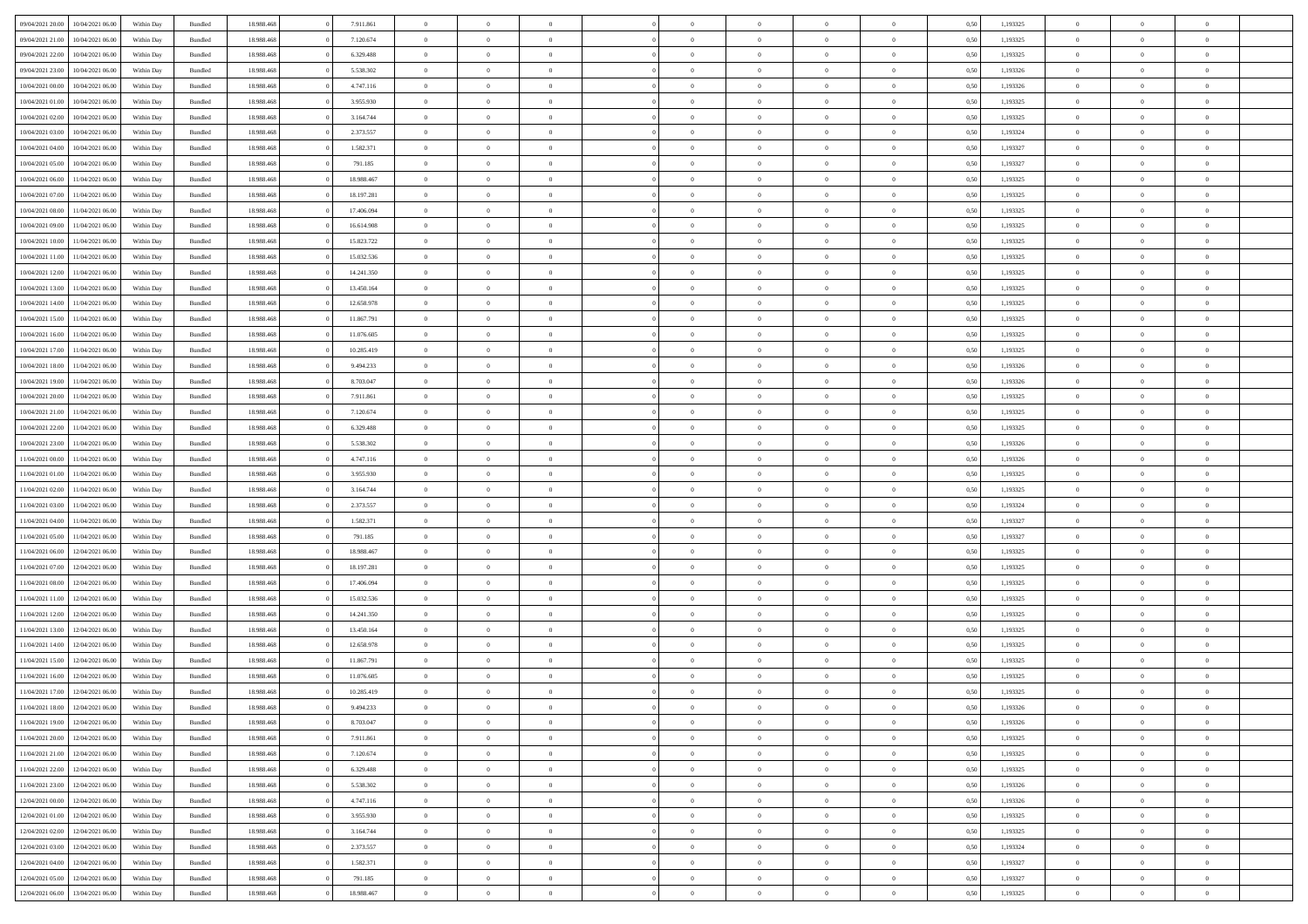| | | | | | | | | | | | | | | | | | | | | | |
|---|---|---|---|---|---|---|---|---|---|---|---|---|---|---|---|---|---|---|---|---|---|
| 09/04/2021 20:00 | 10/04/2021 06:00 | Within Day | Bundled | 18.988.468 | 0 | 7.911.861 | 0 | 0 | 0 | | 0 | 0 | 0 | 0 | 0 | 0,50 | 1,193325 | 0 | 0 | 0 | |
| 09/04/2021 21:00 | 10/04/2021 06:00 | Within Day | Bundled | 18.988.468 | 0 | 7.120.674 | 0 | 0 | 0 | | 0 | 0 | 0 | 0 | 0 | 0,50 | 1,193325 | 0 | 0 | 0 | |
| 09/04/2021 22:00 | 10/04/2021 06:00 | Within Day | Bundled | 18.988.468 | 0 | 6.329.488 | 0 | 0 | 0 | | 0 | 0 | 0 | 0 | 0 | 0,50 | 1,193325 | 0 | 0 | 0 | |
| 09/04/2021 23:00 | 10/04/2021 06:00 | Within Day | Bundled | 18.988.468 | 0 | 5.538.302 | 0 | 0 | 0 | | 0 | 0 | 0 | 0 | 0 | 0,50 | 1,193326 | 0 | 0 | 0 | |
| 10/04/2021 00:00 | 10/04/2021 06:00 | Within Day | Bundled | 18.988.468 | 0 | 4.747.116 | 0 | 0 | 0 | | 0 | 0 | 0 | 0 | 0 | 0,50 | 1,193326 | 0 | 0 | 0 | |
| 10/04/2021 01:00 | 10/04/2021 06:00 | Within Day | Bundled | 18.988.468 | 0 | 3.955.930 | 0 | 0 | 0 | | 0 | 0 | 0 | 0 | 0 | 0,50 | 1,193325 | 0 | 0 | 0 | |
| 10/04/2021 02:00 | 10/04/2021 06:00 | Within Day | Bundled | 18.988.468 | 0 | 3.164.744 | 0 | 0 | 0 | | 0 | 0 | 0 | 0 | 0 | 0,50 | 1,193325 | 0 | 0 | 0 | |
| 10/04/2021 03:00 | 10/04/2021 06:00 | Within Day | Bundled | 18.988.468 | 0 | 2.373.557 | 0 | 0 | 0 | | 0 | 0 | 0 | 0 | 0 | 0,50 | 1,193324 | 0 | 0 | 0 | |
| 10/04/2021 04:00 | 10/04/2021 06:00 | Within Day | Bundled | 18.988.468 | 0 | 1.582.371 | 0 | 0 | 0 | | 0 | 0 | 0 | 0 | 0 | 0,50 | 1,193327 | 0 | 0 | 0 | |
| 10/04/2021 05:00 | 10/04/2021 06:00 | Within Day | Bundled | 18.988.468 | 0 | 791.185 | 0 | 0 | 0 | | 0 | 0 | 0 | 0 | 0 | 0,50 | 1,193327 | 0 | 0 | 0 | |
| 10/04/2021 06:00 | 11/04/2021 06:00 | Within Day | Bundled | 18.988.468 | 0 | 18.988.467 | 0 | 0 | 0 | | 0 | 0 | 0 | 0 | 0 | 0,50 | 1,193325 | 0 | 0 | 0 | |
| 10/04/2021 07:00 | 11/04/2021 06:00 | Within Day | Bundled | 18.988.468 | 0 | 18.197.281 | 0 | 0 | 0 | | 0 | 0 | 0 | 0 | 0 | 0,50 | 1,193325 | 0 | 0 | 0 | |
| 10/04/2021 08:00 | 11/04/2021 06:00 | Within Day | Bundled | 18.988.468 | 0 | 17.406.094 | 0 | 0 | 0 | | 0 | 0 | 0 | 0 | 0 | 0,50 | 1,193325 | 0 | 0 | 0 | |
| 10/04/2021 09:00 | 11/04/2021 06:00 | Within Day | Bundled | 18.988.468 | 0 | 16.614.908 | 0 | 0 | 0 | | 0 | 0 | 0 | 0 | 0 | 0,50 | 1,193325 | 0 | 0 | 0 | |
| 10/04/2021 10:00 | 11/04/2021 06:00 | Within Day | Bundled | 18.988.468 | 0 | 15.823.722 | 0 | 0 | 0 | | 0 | 0 | 0 | 0 | 0 | 0,50 | 1,193325 | 0 | 0 | 0 | |
| 10/04/2021 11:00 | 11/04/2021 06:00 | Within Day | Bundled | 18.988.468 | 0 | 15.032.536 | 0 | 0 | 0 | | 0 | 0 | 0 | 0 | 0 | 0,50 | 1,193325 | 0 | 0 | 0 | |
| 10/04/2021 12:00 | 11/04/2021 06:00 | Within Day | Bundled | 18.988.468 | 0 | 14.241.350 | 0 | 0 | 0 | | 0 | 0 | 0 | 0 | 0 | 0,50 | 1,193325 | 0 | 0 | 0 | |
| 10/04/2021 13:00 | 11/04/2021 06:00 | Within Day | Bundled | 18.988.468 | 0 | 13.450.164 | 0 | 0 | 0 | | 0 | 0 | 0 | 0 | 0 | 0,50 | 1,193325 | 0 | 0 | 0 | |
| 10/04/2021 14:00 | 11/04/2021 06:00 | Within Day | Bundled | 18.988.468 | 0 | 12.658.978 | 0 | 0 | 0 | | 0 | 0 | 0 | 0 | 0 | 0,50 | 1,193325 | 0 | 0 | 0 | |
| 10/04/2021 15:00 | 11/04/2021 06:00 | Within Day | Bundled | 18.988.468 | 0 | 11.867.791 | 0 | 0 | 0 | | 0 | 0 | 0 | 0 | 0 | 0,50 | 1,193325 | 0 | 0 | 0 | |
| 10/04/2021 16:00 | 11/04/2021 06:00 | Within Day | Bundled | 18.988.468 | 0 | 11.076.605 | 0 | 0 | 0 | | 0 | 0 | 0 | 0 | 0 | 0,50 | 1,193325 | 0 | 0 | 0 | |
| 10/04/2021 17:00 | 11/04/2021 06:00 | Within Day | Bundled | 18.988.468 | 0 | 10.285.419 | 0 | 0 | 0 | | 0 | 0 | 0 | 0 | 0 | 0,50 | 1,193325 | 0 | 0 | 0 | |
| 10/04/2021 18:00 | 11/04/2021 06:00 | Within Day | Bundled | 18.988.468 | 0 | 9.494.233 | 0 | 0 | 0 | | 0 | 0 | 0 | 0 | 0 | 0,50 | 1,193326 | 0 | 0 | 0 | |
| 10/04/2021 19:00 | 11/04/2021 06:00 | Within Day | Bundled | 18.988.468 | 0 | 8.703.047 | 0 | 0 | 0 | | 0 | 0 | 0 | 0 | 0 | 0,50 | 1,193326 | 0 | 0 | 0 | |
| 10/04/2021 20:00 | 11/04/2021 06:00 | Within Day | Bundled | 18.988.468 | 0 | 7.911.861 | 0 | 0 | 0 | | 0 | 0 | 0 | 0 | 0 | 0,50 | 1,193325 | 0 | 0 | 0 | |
| 10/04/2021 21:00 | 11/04/2021 06:00 | Within Day | Bundled | 18.988.468 | 0 | 7.120.674 | 0 | 0 | 0 | | 0 | 0 | 0 | 0 | 0 | 0,50 | 1,193325 | 0 | 0 | 0 | |
| 10/04/2021 22:00 | 11/04/2021 06:00 | Within Day | Bundled | 18.988.468 | 0 | 6.329.488 | 0 | 0 | 0 | | 0 | 0 | 0 | 0 | 0 | 0,50 | 1,193325 | 0 | 0 | 0 | |
| 10/04/2021 23:00 | 11/04/2021 06:00 | Within Day | Bundled | 18.988.468 | 0 | 5.538.302 | 0 | 0 | 0 | | 0 | 0 | 0 | 0 | 0 | 0,50 | 1,193326 | 0 | 0 | 0 | |
| 11/04/2021 00:00 | 11/04/2021 06:00 | Within Day | Bundled | 18.988.468 | 0 | 4.747.116 | 0 | 0 | 0 | | 0 | 0 | 0 | 0 | 0 | 0,50 | 1,193326 | 0 | 0 | 0 | |
| 11/04/2021 01:00 | 11/04/2021 06:00 | Within Day | Bundled | 18.988.468 | 0 | 3.955.930 | 0 | 0 | 0 | | 0 | 0 | 0 | 0 | 0 | 0,50 | 1,193325 | 0 | 0 | 0 | |
| 11/04/2021 02:00 | 11/04/2021 06:00 | Within Day | Bundled | 18.988.468 | 0 | 3.164.744 | 0 | 0 | 0 | | 0 | 0 | 0 | 0 | 0 | 0,50 | 1,193325 | 0 | 0 | 0 | |
| 11/04/2021 03:00 | 11/04/2021 06:00 | Within Day | Bundled | 18.988.468 | 0 | 2.373.557 | 0 | 0 | 0 | | 0 | 0 | 0 | 0 | 0 | 0,50 | 1,193324 | 0 | 0 | 0 | |
| 11/04/2021 04:00 | 11/04/2021 06:00 | Within Day | Bundled | 18.988.468 | 0 | 1.582.371 | 0 | 0 | 0 | | 0 | 0 | 0 | 0 | 0 | 0,50 | 1,193327 | 0 | 0 | 0 | |
| 11/04/2021 05:00 | 11/04/2021 06:00 | Within Day | Bundled | 18.988.468 | 0 | 791.185 | 0 | 0 | 0 | | 0 | 0 | 0 | 0 | 0 | 0,50 | 1,193327 | 0 | 0 | 0 | |
| 11/04/2021 06:00 | 12/04/2021 06:00 | Within Day | Bundled | 18.988.468 | 0 | 18.988.467 | 0 | 0 | 0 | | 0 | 0 | 0 | 0 | 0 | 0,50 | 1,193325 | 0 | 0 | 0 | |
| 11/04/2021 07:00 | 12/04/2021 06:00 | Within Day | Bundled | 18.988.468 | 0 | 18.197.281 | 0 | 0 | 0 | | 0 | 0 | 0 | 0 | 0 | 0,50 | 1,193325 | 0 | 0 | 0 | |
| 11/04/2021 08:00 | 12/04/2021 06:00 | Within Day | Bundled | 18.988.468 | 0 | 17.406.094 | 0 | 0 | 0 | | 0 | 0 | 0 | 0 | 0 | 0,50 | 1,193325 | 0 | 0 | 0 | |
| 11/04/2021 11:00 | 12/04/2021 06:00 | Within Day | Bundled | 18.988.468 | 0 | 15.032.536 | 0 | 0 | 0 | | 0 | 0 | 0 | 0 | 0 | 0,50 | 1,193325 | 0 | 0 | 0 | |
| 11/04/2021 12:00 | 12/04/2021 06:00 | Within Day | Bundled | 18.988.468 | 0 | 14.241.350 | 0 | 0 | 0 | | 0 | 0 | 0 | 0 | 0 | 0,50 | 1,193325 | 0 | 0 | 0 | |
| 11/04/2021 13:00 | 12/04/2021 06:00 | Within Day | Bundled | 18.988.468 | 0 | 13.450.164 | 0 | 0 | 0 | | 0 | 0 | 0 | 0 | 0 | 0,50 | 1,193325 | 0 | 0 | 0 | |
| 11/04/2021 14:00 | 12/04/2021 06:00 | Within Day | Bundled | 18.988.468 | 0 | 12.658.978 | 0 | 0 | 0 | | 0 | 0 | 0 | 0 | 0 | 0,50 | 1,193325 | 0 | 0 | 0 | |
| 11/04/2021 15:00 | 12/04/2021 06:00 | Within Day | Bundled | 18.988.468 | 0 | 11.867.791 | 0 | 0 | 0 | | 0 | 0 | 0 | 0 | 0 | 0,50 | 1,193325 | 0 | 0 | 0 | |
| 11/04/2021 16:00 | 12/04/2021 06:00 | Within Day | Bundled | 18.988.468 | 0 | 11.076.605 | 0 | 0 | 0 | | 0 | 0 | 0 | 0 | 0 | 0,50 | 1,193325 | 0 | 0 | 0 | |
| 11/04/2021 17:00 | 12/04/2021 06:00 | Within Day | Bundled | 18.988.468 | 0 | 10.285.419 | 0 | 0 | 0 | | 0 | 0 | 0 | 0 | 0 | 0,50 | 1,193325 | 0 | 0 | 0 | |
| 11/04/2021 18:00 | 12/04/2021 06:00 | Within Day | Bundled | 18.988.468 | 0 | 9.494.233 | 0 | 0 | 0 | | 0 | 0 | 0 | 0 | 0 | 0,50 | 1,193326 | 0 | 0 | 0 | |
| 11/04/2021 19:00 | 12/04/2021 06:00 | Within Day | Bundled | 18.988.468 | 0 | 8.703.047 | 0 | 0 | 0 | | 0 | 0 | 0 | 0 | 0 | 0,50 | 1,193326 | 0 | 0 | 0 | |
| 11/04/2021 20:00 | 12/04/2021 06:00 | Within Day | Bundled | 18.988.468 | 0 | 7.911.861 | 0 | 0 | 0 | | 0 | 0 | 0 | 0 | 0 | 0,50 | 1,193325 | 0 | 0 | 0 | |
| 11/04/2021 21:00 | 12/04/2021 06:00 | Within Day | Bundled | 18.988.468 | 0 | 7.120.674 | 0 | 0 | 0 | | 0 | 0 | 0 | 0 | 0 | 0,50 | 1,193325 | 0 | 0 | 0 | |
| 11/04/2021 22:00 | 12/04/2021 06:00 | Within Day | Bundled | 18.988.468 | 0 | 6.329.488 | 0 | 0 | 0 | | 0 | 0 | 0 | 0 | 0 | 0,50 | 1,193325 | 0 | 0 | 0 | |
| 11/04/2021 23:00 | 12/04/2021 06:00 | Within Day | Bundled | 18.988.468 | 0 | 5.538.302 | 0 | 0 | 0 | | 0 | 0 | 0 | 0 | 0 | 0,50 | 1,193326 | 0 | 0 | 0 | |
| 12/04/2021 00:00 | 12/04/2021 06:00 | Within Day | Bundled | 18.988.468 | 0 | 4.747.116 | 0 | 0 | 0 | | 0 | 0 | 0 | 0 | 0 | 0,50 | 1,193326 | 0 | 0 | 0 | |
| 12/04/2021 01:00 | 12/04/2021 06:00 | Within Day | Bundled | 18.988.468 | 0 | 3.955.930 | 0 | 0 | 0 | | 0 | 0 | 0 | 0 | 0 | 0,50 | 1,193325 | 0 | 0 | 0 | |
| 12/04/2021 02:00 | 12/04/2021 06:00 | Within Day | Bundled | 18.988.468 | 0 | 3.164.744 | 0 | 0 | 0 | | 0 | 0 | 0 | 0 | 0 | 0,50 | 1,193325 | 0 | 0 | 0 | |
| 12/04/2021 03:00 | 12/04/2021 06:00 | Within Day | Bundled | 18.988.468 | 0 | 2.373.557 | 0 | 0 | 0 | | 0 | 0 | 0 | 0 | 0 | 0,50 | 1,193324 | 0 | 0 | 0 | |
| 12/04/2021 04:00 | 12/04/2021 06:00 | Within Day | Bundled | 18.988.468 | 0 | 1.582.371 | 0 | 0 | 0 | | 0 | 0 | 0 | 0 | 0 | 0,50 | 1,193327 | 0 | 0 | 0 | |
| 12/04/2021 05:00 | 12/04/2021 06:00 | Within Day | Bundled | 18.988.468 | 0 | 791.185 | 0 | 0 | 0 | | 0 | 0 | 0 | 0 | 0 | 0,50 | 1,193327 | 0 | 0 | 0 | |
| 12/04/2021 06:00 | 13/04/2021 06:00 | Within Day | Bundled | 18.988.468 | 0 | 18.988.467 | 0 | 0 | 0 | | 0 | 0 | 0 | 0 | 0 | 0,50 | 1,193325 | 0 | 0 | 0 | |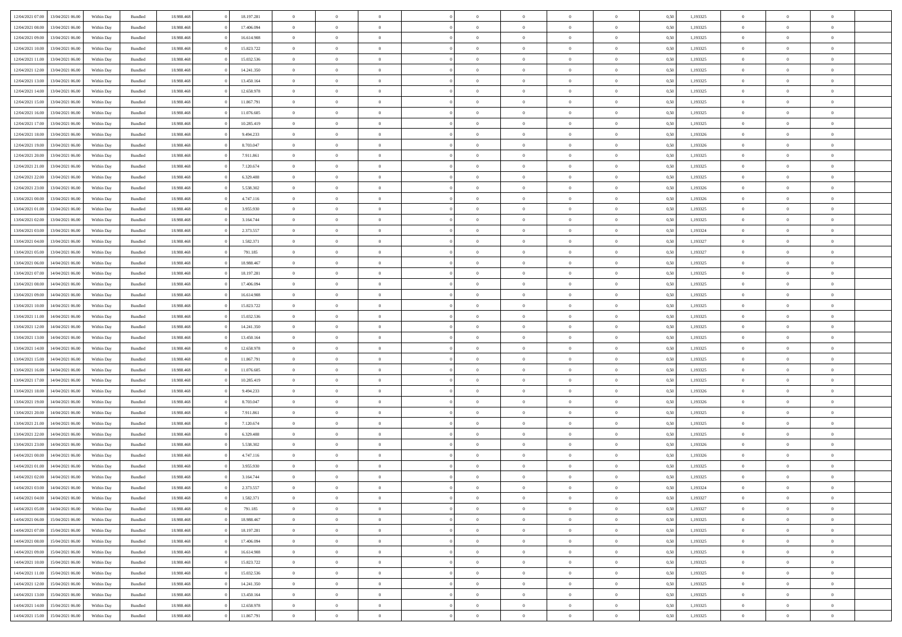| | | | | | | | | | | | | | | | | | | | | |
|---|---|---|---|---|---|---|---|---|---|---|---|---|---|---|---|---|---|---|---|---|
| 12/04/2021 07:00 | 13/04/2021 06:00 | Within Day | Bundled | 18.988.468 | 0 | 18.197.281 | 0 | 0 | 0 | | 0 | 0 | 0 | 0 | 0,50 | 1,193325 | 0 | 0 | 0 | |
| 12/04/2021 08:00 | 13/04/2021 06:00 | Within Day | Bundled | 18.988.468 | 0 | 17.406.094 | 0 | 0 | 0 | | 0 | 0 | 0 | 0 | 0,50 | 1,193325 | 0 | 0 | 0 | |
| 12/04/2021 09:00 | 13/04/2021 06:00 | Within Day | Bundled | 18.988.468 | 0 | 16.614.908 | 0 | 0 | 0 | | 0 | 0 | 0 | 0 | 0,50 | 1,193325 | 0 | 0 | 0 | |
| 12/04/2021 10:00 | 13/04/2021 06:00 | Within Day | Bundled | 18.988.468 | 0 | 15.823.722 | 0 | 0 | 0 | | 0 | 0 | 0 | 0 | 0,50 | 1,193325 | 0 | 0 | 0 | |
| 12/04/2021 11:00 | 13/04/2021 06:00 | Within Day | Bundled | 18.988.468 | 0 | 15.032.536 | 0 | 0 | 0 | | 0 | 0 | 0 | 0 | 0,50 | 1,193325 | 0 | 0 | 0 | |
| 12/04/2021 12:00 | 13/04/2021 06:00 | Within Day | Bundled | 18.988.468 | 0 | 14.241.350 | 0 | 0 | 0 | | 0 | 0 | 0 | 0 | 0,50 | 1,193325 | 0 | 0 | 0 | |
| 12/04/2021 13:00 | 13/04/2021 06:00 | Within Day | Bundled | 18.988.468 | 0 | 13.450.164 | 0 | 0 | 0 | | 0 | 0 | 0 | 0 | 0,50 | 1,193325 | 0 | 0 | 0 | |
| 12/04/2021 14:00 | 13/04/2021 06:00 | Within Day | Bundled | 18.988.468 | 0 | 12.658.978 | 0 | 0 | 0 | | 0 | 0 | 0 | 0 | 0,50 | 1,193325 | 0 | 0 | 0 | |
| 12/04/2021 15:00 | 13/04/2021 06:00 | Within Day | Bundled | 18.988.468 | 0 | 11.867.791 | 0 | 0 | 0 | | 0 | 0 | 0 | 0 | 0,50 | 1,193325 | 0 | 0 | 0 | |
| 12/04/2021 16:00 | 13/04/2021 06:00 | Within Day | Bundled | 18.988.468 | 0 | 11.076.605 | 0 | 0 | 0 | | 0 | 0 | 0 | 0 | 0,50 | 1,193325 | 0 | 0 | 0 | |
| 12/04/2021 17:00 | 13/04/2021 06:00 | Within Day | Bundled | 18.988.468 | 0 | 10.285.419 | 0 | 0 | 0 | | 0 | 0 | 0 | 0 | 0,50 | 1,193325 | 0 | 0 | 0 | |
| 12/04/2021 18:00 | 13/04/2021 06:00 | Within Day | Bundled | 18.988.468 | 0 | 9.494.233 | 0 | 0 | 0 | | 0 | 0 | 0 | 0 | 0,50 | 1,193326 | 0 | 0 | 0 | |
| 12/04/2021 19:00 | 13/04/2021 06:00 | Within Day | Bundled | 18.988.468 | 0 | 8.703.047 | 0 | 0 | 0 | | 0 | 0 | 0 | 0 | 0,50 | 1,193326 | 0 | 0 | 0 | |
| 12/04/2021 20:00 | 13/04/2021 06:00 | Within Day | Bundled | 18.988.468 | 0 | 7.911.861 | 0 | 0 | 0 | | 0 | 0 | 0 | 0 | 0,50 | 1,193325 | 0 | 0 | 0 | |
| 12/04/2021 21:00 | 13/04/2021 06:00 | Within Day | Bundled | 18.988.468 | 0 | 7.120.674 | 0 | 0 | 0 | | 0 | 0 | 0 | 0 | 0,50 | 1,193325 | 0 | 0 | 0 | |
| 12/04/2021 22:00 | 13/04/2021 06:00 | Within Day | Bundled | 18.988.468 | 0 | 6.329.488 | 0 | 0 | 0 | | 0 | 0 | 0 | 0 | 0,50 | 1,193325 | 0 | 0 | 0 | |
| 12/04/2021 23:00 | 13/04/2021 06:00 | Within Day | Bundled | 18.988.468 | 0 | 5.538.302 | 0 | 0 | 0 | | 0 | 0 | 0 | 0 | 0,50 | 1,193326 | 0 | 0 | 0 | |
| 13/04/2021 00:00 | 13/04/2021 06:00 | Within Day | Bundled | 18.988.468 | 0 | 4.747.116 | 0 | 0 | 0 | | 0 | 0 | 0 | 0 | 0,50 | 1,193326 | 0 | 0 | 0 | |
| 13/04/2021 01:00 | 13/04/2021 06:00 | Within Day | Bundled | 18.988.468 | 0 | 3.955.930 | 0 | 0 | 0 | | 0 | 0 | 0 | 0 | 0,50 | 1,193325 | 0 | 0 | 0 | |
| 13/04/2021 02:00 | 13/04/2021 06:00 | Within Day | Bundled | 18.988.468 | 0 | 3.164.744 | 0 | 0 | 0 | | 0 | 0 | 0 | 0 | 0,50 | 1,193325 | 0 | 0 | 0 | |
| 13/04/2021 03:00 | 13/04/2021 06:00 | Within Day | Bundled | 18.988.468 | 0 | 2.373.557 | 0 | 0 | 0 | | 0 | 0 | 0 | 0 | 0,50 | 1,193324 | 0 | 0 | 0 | |
| 13/04/2021 04:00 | 13/04/2021 06:00 | Within Day | Bundled | 18.988.468 | 0 | 1.582.371 | 0 | 0 | 0 | | 0 | 0 | 0 | 0 | 0,50 | 1,193327 | 0 | 0 | 0 | |
| 13/04/2021 05:00 | 13/04/2021 06:00 | Within Day | Bundled | 18.988.468 | 0 | 791.185 | 0 | 0 | 0 | | 0 | 0 | 0 | 0 | 0,50 | 1,193327 | 0 | 0 | 0 | |
| 13/04/2021 06:00 | 14/04/2021 06:00 | Within Day | Bundled | 18.988.468 | 0 | 18.988.467 | 0 | 0 | 0 | | 0 | 0 | 0 | 0 | 0,50 | 1,193325 | 0 | 0 | 0 | |
| 13/04/2021 07:00 | 14/04/2021 06:00 | Within Day | Bundled | 18.988.468 | 0 | 18.197.281 | 0 | 0 | 0 | | 0 | 0 | 0 | 0 | 0,50 | 1,193325 | 0 | 0 | 0 | |
| 13/04/2021 08:00 | 14/04/2021 06:00 | Within Day | Bundled | 18.988.468 | 0 | 17.406.094 | 0 | 0 | 0 | | 0 | 0 | 0 | 0 | 0,50 | 1,193325 | 0 | 0 | 0 | |
| 13/04/2021 09:00 | 14/04/2021 06:00 | Within Day | Bundled | 18.988.468 | 0 | 16.614.908 | 0 | 0 | 0 | | 0 | 0 | 0 | 0 | 0,50 | 1,193325 | 0 | 0 | 0 | |
| 13/04/2021 10:00 | 14/04/2021 06:00 | Within Day | Bundled | 18.988.468 | 0 | 15.823.722 | 0 | 0 | 0 | | 0 | 0 | 0 | 0 | 0,50 | 1,193325 | 0 | 0 | 0 | |
| 13/04/2021 11:00 | 14/04/2021 06:00 | Within Day | Bundled | 18.988.468 | 0 | 15.032.536 | 0 | 0 | 0 | | 0 | 0 | 0 | 0 | 0,50 | 1,193325 | 0 | 0 | 0 | |
| 13/04/2021 12:00 | 14/04/2021 06:00 | Within Day | Bundled | 18.988.468 | 0 | 14.241.350 | 0 | 0 | 0 | | 0 | 0 | 0 | 0 | 0,50 | 1,193325 | 0 | 0 | 0 | |
| 13/04/2021 13:00 | 14/04/2021 06:00 | Within Day | Bundled | 18.988.468 | 0 | 13.450.164 | 0 | 0 | 0 | | 0 | 0 | 0 | 0 | 0,50 | 1,193325 | 0 | 0 | 0 | |
| 13/04/2021 14:00 | 14/04/2021 06:00 | Within Day | Bundled | 18.988.468 | 0 | 12.658.978 | 0 | 0 | 0 | | 0 | 0 | 0 | 0 | 0,50 | 1,193325 | 0 | 0 | 0 | |
| 13/04/2021 15:00 | 14/04/2021 06:00 | Within Day | Bundled | 18.988.468 | 0 | 11.867.791 | 0 | 0 | 0 | | 0 | 0 | 0 | 0 | 0,50 | 1,193325 | 0 | 0 | 0 | |
| 13/04/2021 16:00 | 14/04/2021 06:00 | Within Day | Bundled | 18.988.468 | 0 | 11.076.605 | 0 | 0 | 0 | | 0 | 0 | 0 | 0 | 0,50 | 1,193325 | 0 | 0 | 0 | |
| 13/04/2021 17:00 | 14/04/2021 06:00 | Within Day | Bundled | 18.988.468 | 0 | 10.285.419 | 0 | 0 | 0 | | 0 | 0 | 0 | 0 | 0,50 | 1,193325 | 0 | 0 | 0 | |
| 13/04/2021 18:00 | 14/04/2021 06:00 | Within Day | Bundled | 18.988.468 | 0 | 9.494.233 | 0 | 0 | 0 | | 0 | 0 | 0 | 0 | 0,50 | 1,193326 | 0 | 0 | 0 | |
| 13/04/2021 19:00 | 14/04/2021 06:00 | Within Day | Bundled | 18.988.468 | 0 | 8.703.047 | 0 | 0 | 0 | | 0 | 0 | 0 | 0 | 0,50 | 1,193326 | 0 | 0 | 0 | |
| 13/04/2021 20:00 | 14/04/2021 06:00 | Within Day | Bundled | 18.988.468 | 0 | 7.911.861 | 0 | 0 | 0 | | 0 | 0 | 0 | 0 | 0,50 | 1,193325 | 0 | 0 | 0 | |
| 13/04/2021 21:00 | 14/04/2021 06:00 | Within Day | Bundled | 18.988.468 | 0 | 7.120.674 | 0 | 0 | 0 | | 0 | 0 | 0 | 0 | 0,50 | 1,193325 | 0 | 0 | 0 | |
| 13/04/2021 22:00 | 14/04/2021 06:00 | Within Day | Bundled | 18.988.468 | 0 | 6.329.488 | 0 | 0 | 0 | | 0 | 0 | 0 | 0 | 0,50 | 1,193325 | 0 | 0 | 0 | |
| 13/04/2021 23:00 | 14/04/2021 06:00 | Within Day | Bundled | 18.988.468 | 0 | 5.538.302 | 0 | 0 | 0 | | 0 | 0 | 0 | 0 | 0,50 | 1,193326 | 0 | 0 | 0 | |
| 14/04/2021 00:00 | 14/04/2021 06:00 | Within Day | Bundled | 18.988.468 | 0 | 4.747.116 | 0 | 0 | 0 | | 0 | 0 | 0 | 0 | 0,50 | 1,193326 | 0 | 0 | 0 | |
| 14/04/2021 01:00 | 14/04/2021 06:00 | Within Day | Bundled | 18.988.468 | 0 | 3.955.930 | 0 | 0 | 0 | | 0 | 0 | 0 | 0 | 0,50 | 1,193325 | 0 | 0 | 0 | |
| 14/04/2021 02:00 | 14/04/2021 06:00 | Within Day | Bundled | 18.988.468 | 0 | 3.164.744 | 0 | 0 | 0 | | 0 | 0 | 0 | 0 | 0,50 | 1,193325 | 0 | 0 | 0 | |
| 14/04/2021 03:00 | 14/04/2021 06:00 | Within Day | Bundled | 18.988.468 | 0 | 2.373.557 | 0 | 0 | 0 | | 0 | 0 | 0 | 0 | 0,50 | 1,193324 | 0 | 0 | 0 | |
| 14/04/2021 04:00 | 14/04/2021 06:00 | Within Day | Bundled | 18.988.468 | 0 | 1.582.371 | 0 | 0 | 0 | | 0 | 0 | 0 | 0 | 0,50 | 1,193327 | 0 | 0 | 0 | |
| 14/04/2021 05:00 | 14/04/2021 06:00 | Within Day | Bundled | 18.988.468 | 0 | 791.185 | 0 | 0 | 0 | | 0 | 0 | 0 | 0 | 0,50 | 1,193327 | 0 | 0 | 0 | |
| 14/04/2021 06:00 | 15/04/2021 06:00 | Within Day | Bundled | 18.988.468 | 0 | 18.988.467 | 0 | 0 | 0 | | 0 | 0 | 0 | 0 | 0,50 | 1,193325 | 0 | 0 | 0 | |
| 14/04/2021 07:00 | 15/04/2021 06:00 | Within Day | Bundled | 18.988.468 | 0 | 18.197.281 | 0 | 0 | 0 | | 0 | 0 | 0 | 0 | 0,50 | 1,193325 | 0 | 0 | 0 | |
| 14/04/2021 08:00 | 15/04/2021 06:00 | Within Day | Bundled | 18.988.468 | 0 | 17.406.094 | 0 | 0 | 0 | | 0 | 0 | 0 | 0 | 0,50 | 1,193325 | 0 | 0 | 0 | |
| 14/04/2021 09:00 | 15/04/2021 06:00 | Within Day | Bundled | 18.988.468 | 0 | 16.614.908 | 0 | 0 | 0 | | 0 | 0 | 0 | 0 | 0,50 | 1,193325 | 0 | 0 | 0 | |
| 14/04/2021 10:00 | 15/04/2021 06:00 | Within Day | Bundled | 18.988.468 | 0 | 15.823.722 | 0 | 0 | 0 | | 0 | 0 | 0 | 0 | 0,50 | 1,193325 | 0 | 0 | 0 | |
| 14/04/2021 11:00 | 15/04/2021 06:00 | Within Day | Bundled | 18.988.468 | 0 | 15.032.536 | 0 | 0 | 0 | | 0 | 0 | 0 | 0 | 0,50 | 1,193325 | 0 | 0 | 0 | |
| 14/04/2021 12:00 | 15/04/2021 06:00 | Within Day | Bundled | 18.988.468 | 0 | 14.241.350 | 0 | 0 | 0 | | 0 | 0 | 0 | 0 | 0,50 | 1,193325 | 0 | 0 | 0 | |
| 14/04/2021 13:00 | 15/04/2021 06:00 | Within Day | Bundled | 18.988.468 | 0 | 13.450.164 | 0 | 0 | 0 | | 0 | 0 | 0 | 0 | 0,50 | 1,193325 | 0 | 0 | 0 | |
| 14/04/2021 14:00 | 15/04/2021 06:00 | Within Day | Bundled | 18.988.468 | 0 | 12.658.978 | 0 | 0 | 0 | | 0 | 0 | 0 | 0 | 0,50 | 1,193325 | 0 | 0 | 0 | |
| 14/04/2021 15:00 | 15/04/2021 06:00 | Within Day | Bundled | 18.988.468 | 0 | 11.867.791 | 0 | 0 | 0 | | 0 | 0 | 0 | 0 | 0,50 | 1,193325 | 0 | 0 | 0 | |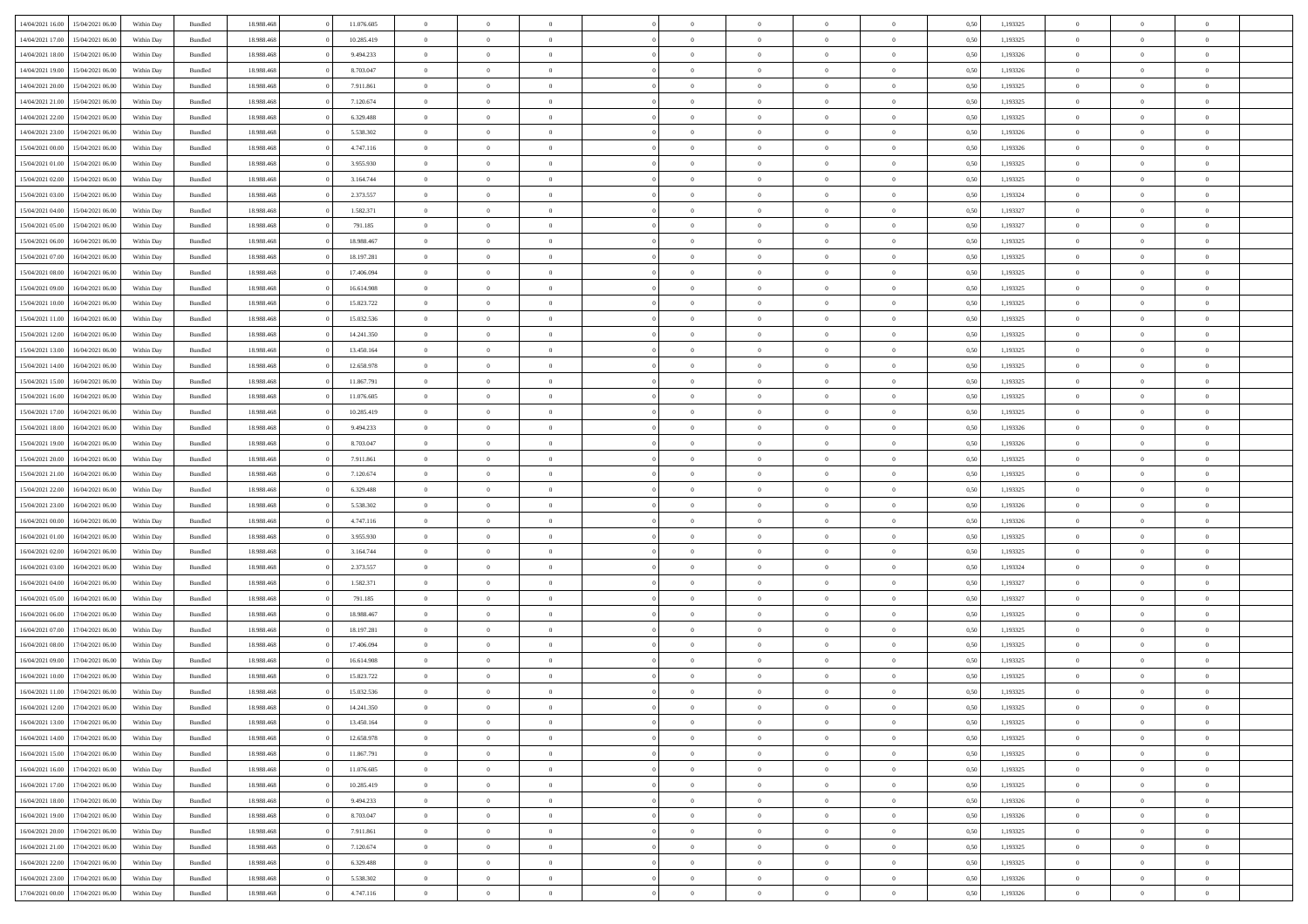| | | | | | | | | | | | | | | | | | | | | |
|---|---|---|---|---|---|---|---|---|---|---|---|---|---|---|---|---|---|---|---|---|
| 14/04/2021 16.00 | 15/04/2021 06.00 | Within Day | Bundled | 18.988.468 | 0 | 11.076.605 | 0 | 0 | 0 | | 0 | 0 | 0 | 0 | 0,50 | 1,193325 | 0 | 0 | 0 | |
| 14/04/2021 17.00 | 15/04/2021 06.00 | Within Day | Bundled | 18.988.468 | 0 | 10.285.419 | 0 | 0 | 0 | | 0 | 0 | 0 | 0 | 0,50 | 1,193325 | 0 | 0 | 0 | |
| 14/04/2021 18.00 | 15/04/2021 06.00 | Within Day | Bundled | 18.988.468 | 0 | 9.494.233 | 0 | 0 | 0 | | 0 | 0 | 0 | 0 | 0,50 | 1,193326 | 0 | 0 | 0 | |
| 14/04/2021 19.00 | 15/04/2021 06.00 | Within Day | Bundled | 18.988.468 | 0 | 8.703.047 | 0 | 0 | 0 | | 0 | 0 | 0 | 0 | 0,50 | 1,193326 | 0 | 0 | 0 | |
| 14/04/2021 20.00 | 15/04/2021 06.00 | Within Day | Bundled | 18.988.468 | 0 | 7.911.861 | 0 | 0 | 0 | | 0 | 0 | 0 | 0 | 0,50 | 1,193325 | 0 | 0 | 0 | |
| 14/04/2021 21.00 | 15/04/2021 06.00 | Within Day | Bundled | 18.988.468 | 0 | 7.120.674 | 0 | 0 | 0 | | 0 | 0 | 0 | 0 | 0,50 | 1,193325 | 0 | 0 | 0 | |
| 14/04/2021 22.00 | 15/04/2021 06.00 | Within Day | Bundled | 18.988.468 | 0 | 6.329.488 | 0 | 0 | 0 | | 0 | 0 | 0 | 0 | 0,50 | 1,193325 | 0 | 0 | 0 | |
| 14/04/2021 23.00 | 15/04/2021 06.00 | Within Day | Bundled | 18.988.468 | 0 | 5.538.302 | 0 | 0 | 0 | | 0 | 0 | 0 | 0 | 0,50 | 1,193326 | 0 | 0 | 0 | |
| 15/04/2021 00.00 | 15/04/2021 06.00 | Within Day | Bundled | 18.988.468 | 0 | 4.747.116 | 0 | 0 | 0 | | 0 | 0 | 0 | 0 | 0,50 | 1,193326 | 0 | 0 | 0 | |
| 15/04/2021 01.00 | 15/04/2021 06.00 | Within Day | Bundled | 18.988.468 | 0 | 3.955.930 | 0 | 0 | 0 | | 0 | 0 | 0 | 0 | 0,50 | 1,193325 | 0 | 0 | 0 | |
| 15/04/2021 02.00 | 15/04/2021 06.00 | Within Day | Bundled | 18.988.468 | 0 | 3.164.744 | 0 | 0 | 0 | | 0 | 0 | 0 | 0 | 0,50 | 1,193325 | 0 | 0 | 0 | |
| 15/04/2021 03.00 | 15/04/2021 06.00 | Within Day | Bundled | 18.988.468 | 0 | 2.373.557 | 0 | 0 | 0 | | 0 | 0 | 0 | 0 | 0,50 | 1,193324 | 0 | 0 | 0 | |
| 15/04/2021 04.00 | 15/04/2021 06.00 | Within Day | Bundled | 18.988.468 | 0 | 1.582.371 | 0 | 0 | 0 | | 0 | 0 | 0 | 0 | 0,50 | 1,193327 | 0 | 0 | 0 | |
| 15/04/2021 05.00 | 15/04/2021 06.00 | Within Day | Bundled | 18.988.468 | 0 | 791.185 | 0 | 0 | 0 | | 0 | 0 | 0 | 0 | 0,50 | 1,193327 | 0 | 0 | 0 | |
| 15/04/2021 06.00 | 16/04/2021 06.00 | Within Day | Bundled | 18.988.468 | 0 | 18.988.467 | 0 | 0 | 0 | | 0 | 0 | 0 | 0 | 0,50 | 1,193325 | 0 | 0 | 0 | |
| 15/04/2021 07.00 | 16/04/2021 06.00 | Within Day | Bundled | 18.988.468 | 0 | 18.197.281 | 0 | 0 | 0 | | 0 | 0 | 0 | 0 | 0,50 | 1,193325 | 0 | 0 | 0 | |
| 15/04/2021 08.00 | 16/04/2021 06.00 | Within Day | Bundled | 18.988.468 | 0 | 17.406.094 | 0 | 0 | 0 | | 0 | 0 | 0 | 0 | 0,50 | 1,193325 | 0 | 0 | 0 | |
| 15/04/2021 09.00 | 16/04/2021 06.00 | Within Day | Bundled | 18.988.468 | 0 | 16.614.908 | 0 | 0 | 0 | | 0 | 0 | 0 | 0 | 0,50 | 1,193325 | 0 | 0 | 0 | |
| 15/04/2021 10.00 | 16/04/2021 06.00 | Within Day | Bundled | 18.988.468 | 0 | 15.823.722 | 0 | 0 | 0 | | 0 | 0 | 0 | 0 | 0,50 | 1,193325 | 0 | 0 | 0 | |
| 15/04/2021 11.00 | 16/04/2021 06.00 | Within Day | Bundled | 18.988.468 | 0 | 15.032.536 | 0 | 0 | 0 | | 0 | 0 | 0 | 0 | 0,50 | 1,193325 | 0 | 0 | 0 | |
| 15/04/2021 12.00 | 16/04/2021 06.00 | Within Day | Bundled | 18.988.468 | 0 | 14.241.350 | 0 | 0 | 0 | | 0 | 0 | 0 | 0 | 0,50 | 1,193325 | 0 | 0 | 0 | |
| 15/04/2021 13.00 | 16/04/2021 06.00 | Within Day | Bundled | 18.988.468 | 0 | 13.450.164 | 0 | 0 | 0 | | 0 | 0 | 0 | 0 | 0,50 | 1,193325 | 0 | 0 | 0 | |
| 15/04/2021 14.00 | 16/04/2021 06.00 | Within Day | Bundled | 18.988.468 | 0 | 12.658.978 | 0 | 0 | 0 | | 0 | 0 | 0 | 0 | 0,50 | 1,193325 | 0 | 0 | 0 | |
| 15/04/2021 15.00 | 16/04/2021 06.00 | Within Day | Bundled | 18.988.468 | 0 | 11.867.791 | 0 | 0 | 0 | | 0 | 0 | 0 | 0 | 0,50 | 1,193325 | 0 | 0 | 0 | |
| 15/04/2021 16.00 | 16/04/2021 06.00 | Within Day | Bundled | 18.988.468 | 0 | 11.076.605 | 0 | 0 | 0 | | 0 | 0 | 0 | 0 | 0,50 | 1,193325 | 0 | 0 | 0 | |
| 15/04/2021 17.00 | 16/04/2021 06.00 | Within Day | Bundled | 18.988.468 | 0 | 10.285.419 | 0 | 0 | 0 | | 0 | 0 | 0 | 0 | 0,50 | 1,193325 | 0 | 0 | 0 | |
| 15/04/2021 18.00 | 16/04/2021 06.00 | Within Day | Bundled | 18.988.468 | 0 | 9.494.233 | 0 | 0 | 0 | | 0 | 0 | 0 | 0 | 0,50 | 1,193326 | 0 | 0 | 0 | |
| 15/04/2021 19.00 | 16/04/2021 06.00 | Within Day | Bundled | 18.988.468 | 0 | 8.703.047 | 0 | 0 | 0 | | 0 | 0 | 0 | 0 | 0,50 | 1,193326 | 0 | 0 | 0 | |
| 15/04/2021 20.00 | 16/04/2021 06.00 | Within Day | Bundled | 18.988.468 | 0 | 7.911.861 | 0 | 0 | 0 | | 0 | 0 | 0 | 0 | 0,50 | 1,193325 | 0 | 0 | 0 | |
| 15/04/2021 21.00 | 16/04/2021 06.00 | Within Day | Bundled | 18.988.468 | 0 | 7.120.674 | 0 | 0 | 0 | | 0 | 0 | 0 | 0 | 0,50 | 1,193325 | 0 | 0 | 0 | |
| 15/04/2021 22.00 | 16/04/2021 06.00 | Within Day | Bundled | 18.988.468 | 0 | 6.329.488 | 0 | 0 | 0 | | 0 | 0 | 0 | 0 | 0,50 | 1,193325 | 0 | 0 | 0 | |
| 15/04/2021 23.00 | 16/04/2021 06.00 | Within Day | Bundled | 18.988.468 | 0 | 5.538.302 | 0 | 0 | 0 | | 0 | 0 | 0 | 0 | 0,50 | 1,193326 | 0 | 0 | 0 | |
| 16/04/2021 00.00 | 16/04/2021 06.00 | Within Day | Bundled | 18.988.468 | 0 | 4.747.116 | 0 | 0 | 0 | | 0 | 0 | 0 | 0 | 0,50 | 1,193326 | 0 | 0 | 0 | |
| 16/04/2021 01.00 | 16/04/2021 06.00 | Within Day | Bundled | 18.988.468 | 0 | 3.955.930 | 0 | 0 | 0 | | 0 | 0 | 0 | 0 | 0,50 | 1,193325 | 0 | 0 | 0 | |
| 16/04/2021 02.00 | 16/04/2021 06.00 | Within Day | Bundled | 18.988.468 | 0 | 3.164.744 | 0 | 0 | 0 | | 0 | 0 | 0 | 0 | 0,50 | 1,193325 | 0 | 0 | 0 | |
| 16/04/2021 03.00 | 16/04/2021 06.00 | Within Day | Bundled | 18.988.468 | 0 | 2.373.557 | 0 | 0 | 0 | | 0 | 0 | 0 | 0 | 0,50 | 1,193324 | 0 | 0 | 0 | |
| 16/04/2021 04.00 | 16/04/2021 06.00 | Within Day | Bundled | 18.988.468 | 0 | 1.582.371 | 0 | 0 | 0 | | 0 | 0 | 0 | 0 | 0,50 | 1,193327 | 0 | 0 | 0 | |
| 16/04/2021 05.00 | 16/04/2021 06.00 | Within Day | Bundled | 18.988.468 | 0 | 791.185 | 0 | 0 | 0 | | 0 | 0 | 0 | 0 | 0,50 | 1,193327 | 0 | 0 | 0 | |
| 16/04/2021 06.00 | 17/04/2021 06.00 | Within Day | Bundled | 18.988.468 | 0 | 18.988.467 | 0 | 0 | 0 | | 0 | 0 | 0 | 0 | 0,50 | 1,193325 | 0 | 0 | 0 | |
| 16/04/2021 07.00 | 17/04/2021 06.00 | Within Day | Bundled | 18.988.468 | 0 | 18.197.281 | 0 | 0 | 0 | | 0 | 0 | 0 | 0 | 0,50 | 1,193325 | 0 | 0 | 0 | |
| 16/04/2021 08.00 | 17/04/2021 06.00 | Within Day | Bundled | 18.988.468 | 0 | 17.406.094 | 0 | 0 | 0 | | 0 | 0 | 0 | 0 | 0,50 | 1,193325 | 0 | 0 | 0 | |
| 16/04/2021 09.00 | 17/04/2021 06.00 | Within Day | Bundled | 18.988.468 | 0 | 16.614.908 | 0 | 0 | 0 | | 0 | 0 | 0 | 0 | 0,50 | 1,193325 | 0 | 0 | 0 | |
| 16/04/2021 10.00 | 17/04/2021 06.00 | Within Day | Bundled | 18.988.468 | 0 | 15.823.722 | 0 | 0 | 0 | | 0 | 0 | 0 | 0 | 0,50 | 1,193325 | 0 | 0 | 0 | |
| 16/04/2021 11.00 | 17/04/2021 06.00 | Within Day | Bundled | 18.988.468 | 0 | 15.032.536 | 0 | 0 | 0 | | 0 | 0 | 0 | 0 | 0,50 | 1,193325 | 0 | 0 | 0 | |
| 16/04/2021 12.00 | 17/04/2021 06.00 | Within Day | Bundled | 18.988.468 | 0 | 14.241.350 | 0 | 0 | 0 | | 0 | 0 | 0 | 0 | 0,50 | 1,193325 | 0 | 0 | 0 | |
| 16/04/2021 13.00 | 17/04/2021 06.00 | Within Day | Bundled | 18.988.468 | 0 | 13.450.164 | 0 | 0 | 0 | | 0 | 0 | 0 | 0 | 0,50 | 1,193325 | 0 | 0 | 0 | |
| 16/04/2021 14.00 | 17/04/2021 06.00 | Within Day | Bundled | 18.988.468 | 0 | 12.658.978 | 0 | 0 | 0 | | 0 | 0 | 0 | 0 | 0,50 | 1,193325 | 0 | 0 | 0 | |
| 16/04/2021 15.00 | 17/04/2021 06.00 | Within Day | Bundled | 18.988.468 | 0 | 11.867.791 | 0 | 0 | 0 | | 0 | 0 | 0 | 0 | 0,50 | 1,193325 | 0 | 0 | 0 | |
| 16/04/2021 16.00 | 17/04/2021 06.00 | Within Day | Bundled | 18.988.468 | 0 | 11.076.605 | 0 | 0 | 0 | | 0 | 0 | 0 | 0 | 0,50 | 1,193325 | 0 | 0 | 0 | |
| 16/04/2021 17.00 | 17/04/2021 06.00 | Within Day | Bundled | 18.988.468 | 0 | 10.285.419 | 0 | 0 | 0 | | 0 | 0 | 0 | 0 | 0,50 | 1,193325 | 0 | 0 | 0 | |
| 16/04/2021 18.00 | 17/04/2021 06.00 | Within Day | Bundled | 18.988.468 | 0 | 9.494.233 | 0 | 0 | 0 | | 0 | 0 | 0 | 0 | 0,50 | 1,193326 | 0 | 0 | 0 | |
| 16/04/2021 19.00 | 17/04/2021 06.00 | Within Day | Bundled | 18.988.468 | 0 | 8.703.047 | 0 | 0 | 0 | | 0 | 0 | 0 | 0 | 0,50 | 1,193326 | 0 | 0 | 0 | |
| 16/04/2021 20.00 | 17/04/2021 06.00 | Within Day | Bundled | 18.988.468 | 0 | 7.911.861 | 0 | 0 | 0 | | 0 | 0 | 0 | 0 | 0,50 | 1,193325 | 0 | 0 | 0 | |
| 16/04/2021 21.00 | 17/04/2021 06.00 | Within Day | Bundled | 18.988.468 | 0 | 7.120.674 | 0 | 0 | 0 | | 0 | 0 | 0 | 0 | 0,50 | 1,193325 | 0 | 0 | 0 | |
| 16/04/2021 22.00 | 17/04/2021 06.00 | Within Day | Bundled | 18.988.468 | 0 | 6.329.488 | 0 | 0 | 0 | | 0 | 0 | 0 | 0 | 0,50 | 1,193325 | 0 | 0 | 0 | |
| 16/04/2021 23.00 | 17/04/2021 06.00 | Within Day | Bundled | 18.988.468 | 0 | 5.538.302 | 0 | 0 | 0 | | 0 | 0 | 0 | 0 | 0,50 | 1,193326 | 0 | 0 | 0 | |
| 17/04/2021 00.00 | 17/04/2021 06.00 | Within Day | Bundled | 18.988.468 | 0 | 4.747.116 | 0 | 0 | 0 | | 0 | 0 | 0 | 0 | 0,50 | 1,193326 | 0 | 0 | 0 | |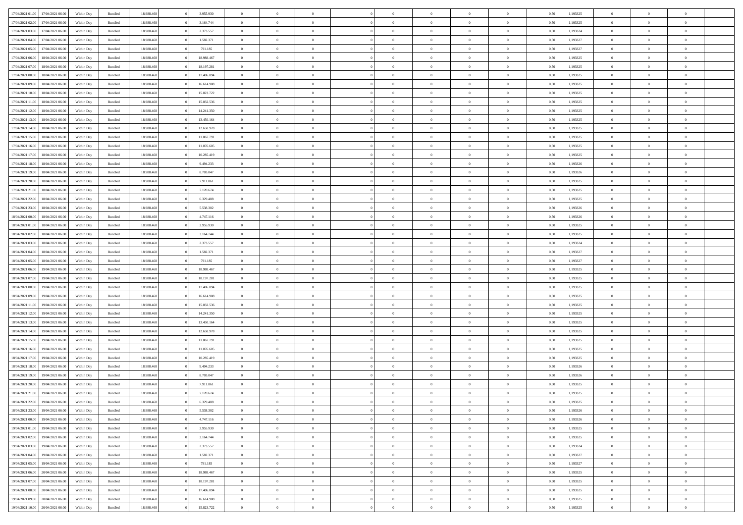| | | | | | | | | | | | | | | | | | | | | |
|---|---|---|---|---|---|---|---|---|---|---|---|---|---|---|---|---|---|---|---|---|
| 17/04/2021 01:00 | 17/04/2021 06:00 | Within Day | Bundled | 18.988.468 | 0 | 3.955.930 | 0 | 0 | 0 | | 0 | 0 | 0 | 0 | 0,50 | 1,193325 | 0 | 0 | 0 | |
| 17/04/2021 02:00 | 17/04/2021 06:00 | Within Day | Bundled | 18.988.468 | 0 | 3.164.744 | 0 | 0 | 0 | | 0 | 0 | 0 | 0 | 0,50 | 1,193325 | 0 | 0 | 0 | |
| 17/04/2021 03:00 | 17/04/2021 06:00 | Within Day | Bundled | 18.988.468 | 0 | 2.373.557 | 0 | 0 | 0 | | 0 | 0 | 0 | 0 | 0,50 | 1,193324 | 0 | 0 | 0 | |
| 17/04/2021 04:00 | 17/04/2021 06:00 | Within Day | Bundled | 18.988.468 | 0 | 1.582.371 | 0 | 0 | 0 | | 0 | 0 | 0 | 0 | 0,50 | 1,193327 | 0 | 0 | 0 | |
| 17/04/2021 05:00 | 17/04/2021 06:00 | Within Day | Bundled | 18.988.468 | 0 | 791.185 | 0 | 0 | 0 | | 0 | 0 | 0 | 0 | 0,50 | 1,193327 | 0 | 0 | 0 | |
| 17/04/2021 06:00 | 18/04/2021 06:00 | Within Day | Bundled | 18.988.468 | 0 | 18.988.467 | 0 | 0 | 0 | | 0 | 0 | 0 | 0 | 0,50 | 1,193325 | 0 | 0 | 0 | |
| 17/04/2021 07:00 | 18/04/2021 06:00 | Within Day | Bundled | 18.988.468 | 0 | 18.197.281 | 0 | 0 | 0 | | 0 | 0 | 0 | 0 | 0,50 | 1,193325 | 0 | 0 | 0 | |
| 17/04/2021 08:00 | 18/04/2021 06:00 | Within Day | Bundled | 18.988.468 | 0 | 17.406.094 | 0 | 0 | 0 | | 0 | 0 | 0 | 0 | 0,50 | 1,193325 | 0 | 0 | 0 | |
| 17/04/2021 09:00 | 18/04/2021 06:00 | Within Day | Bundled | 18.988.468 | 0 | 16.614.908 | 0 | 0 | 0 | | 0 | 0 | 0 | 0 | 0,50 | 1,193325 | 0 | 0 | 0 | |
| 17/04/2021 10:00 | 18/04/2021 06:00 | Within Day | Bundled | 18.988.468 | 0 | 15.823.722 | 0 | 0 | 0 | | 0 | 0 | 0 | 0 | 0,50 | 1,193325 | 0 | 0 | 0 | |
| 17/04/2021 11:00 | 18/04/2021 06:00 | Within Day | Bundled | 18.988.468 | 0 | 15.032.536 | 0 | 0 | 0 | | 0 | 0 | 0 | 0 | 0,50 | 1,193325 | 0 | 0 | 0 | |
| 17/04/2021 12:00 | 18/04/2021 06:00 | Within Day | Bundled | 18.988.468 | 0 | 14.241.350 | 0 | 0 | 0 | | 0 | 0 | 0 | 0 | 0,50 | 1,193325 | 0 | 0 | 0 | |
| 17/04/2021 13:00 | 18/04/2021 06:00 | Within Day | Bundled | 18.988.468 | 0 | 13.450.164 | 0 | 0 | 0 | | 0 | 0 | 0 | 0 | 0,50 | 1,193325 | 0 | 0 | 0 | |
| 17/04/2021 14:00 | 18/04/2021 06:00 | Within Day | Bundled | 18.988.468 | 0 | 12.658.978 | 0 | 0 | 0 | | 0 | 0 | 0 | 0 | 0,50 | 1,193325 | 0 | 0 | 0 | |
| 17/04/2021 15:00 | 18/04/2021 06:00 | Within Day | Bundled | 18.988.468 | 0 | 11.867.791 | 0 | 0 | 0 | | 0 | 0 | 0 | 0 | 0,50 | 1,193325 | 0 | 0 | 0 | |
| 17/04/2021 16:00 | 18/04/2021 06:00 | Within Day | Bundled | 18.988.468 | 0 | 11.076.605 | 0 | 0 | 0 | | 0 | 0 | 0 | 0 | 0,50 | 1,193325 | 0 | 0 | 0 | |
| 17/04/2021 17:00 | 18/04/2021 06:00 | Within Day | Bundled | 18.988.468 | 0 | 10.285.419 | 0 | 0 | 0 | | 0 | 0 | 0 | 0 | 0,50 | 1,193325 | 0 | 0 | 0 | |
| 17/04/2021 18:00 | 18/04/2021 06:00 | Within Day | Bundled | 18.988.468 | 0 | 9.494.233 | 0 | 0 | 0 | | 0 | 0 | 0 | 0 | 0,50 | 1,193326 | 0 | 0 | 0 | |
| 17/04/2021 19:00 | 18/04/2021 06:00 | Within Day | Bundled | 18.988.468 | 0 | 8.703.047 | 0 | 0 | 0 | | 0 | 0 | 0 | 0 | 0,50 | 1,193326 | 0 | 0 | 0 | |
| 17/04/2021 20:00 | 18/04/2021 06:00 | Within Day | Bundled | 18.988.468 | 0 | 7.911.861 | 0 | 0 | 0 | | 0 | 0 | 0 | 0 | 0,50 | 1,193325 | 0 | 0 | 0 | |
| 17/04/2021 21:00 | 18/04/2021 06:00 | Within Day | Bundled | 18.988.468 | 0 | 7.120.674 | 0 | 0 | 0 | | 0 | 0 | 0 | 0 | 0,50 | 1,193325 | 0 | 0 | 0 | |
| 17/04/2021 22:00 | 18/04/2021 06:00 | Within Day | Bundled | 18.988.468 | 0 | 6.329.488 | 0 | 0 | 0 | | 0 | 0 | 0 | 0 | 0,50 | 1,193325 | 0 | 0 | 0 | |
| 17/04/2021 23:00 | 18/04/2021 06:00 | Within Day | Bundled | 18.988.468 | 0 | 5.538.302 | 0 | 0 | 0 | | 0 | 0 | 0 | 0 | 0,50 | 1,193326 | 0 | 0 | 0 | |
| 18/04/2021 00:00 | 18/04/2021 06:00 | Within Day | Bundled | 18.988.468 | 0 | 4.747.116 | 0 | 0 | 0 | | 0 | 0 | 0 | 0 | 0,50 | 1,193326 | 0 | 0 | 0 | |
| 18/04/2021 01:00 | 18/04/2021 06:00 | Within Day | Bundled | 18.988.468 | 0 | 3.955.930 | 0 | 0 | 0 | | 0 | 0 | 0 | 0 | 0,50 | 1,193325 | 0 | 0 | 0 | |
| 18/04/2021 02:00 | 18/04/2021 06:00 | Within Day | Bundled | 18.988.468 | 0 | 3.164.744 | 0 | 0 | 0 | | 0 | 0 | 0 | 0 | 0,50 | 1,193325 | 0 | 0 | 0 | |
| 18/04/2021 03:00 | 18/04/2021 06:00 | Within Day | Bundled | 18.988.468 | 0 | 2.373.557 | 0 | 0 | 0 | | 0 | 0 | 0 | 0 | 0,50 | 1,193324 | 0 | 0 | 0 | |
| 18/04/2021 04:00 | 18/04/2021 06:00 | Within Day | Bundled | 18.988.468 | 0 | 1.582.371 | 0 | 0 | 0 | | 0 | 0 | 0 | 0 | 0,50 | 1,193327 | 0 | 0 | 0 | |
| 18/04/2021 05:00 | 18/04/2021 06:00 | Within Day | Bundled | 18.988.468 | 0 | 791.185 | 0 | 0 | 0 | | 0 | 0 | 0 | 0 | 0,50 | 1,193327 | 0 | 0 | 0 | |
| 18/04/2021 06:00 | 19/04/2021 06:00 | Within Day | Bundled | 18.988.468 | 0 | 18.988.467 | 0 | 0 | 0 | | 0 | 0 | 0 | 0 | 0,50 | 1,193325 | 0 | 0 | 0 | |
| 18/04/2021 07:00 | 19/04/2021 06:00 | Within Day | Bundled | 18.988.468 | 0 | 18.197.281 | 0 | 0 | 0 | | 0 | 0 | 0 | 0 | 0,50 | 1,193325 | 0 | 0 | 0 | |
| 18/04/2021 08:00 | 19/04/2021 06:00 | Within Day | Bundled | 18.988.468 | 0 | 17.406.094 | 0 | 0 | 0 | | 0 | 0 | 0 | 0 | 0,50 | 1,193325 | 0 | 0 | 0 | |
| 18/04/2021 09:00 | 19/04/2021 06:00 | Within Day | Bundled | 18.988.468 | 0 | 16.614.908 | 0 | 0 | 0 | | 0 | 0 | 0 | 0 | 0,50 | 1,193325 | 0 | 0 | 0 | |
| 18/04/2021 11:00 | 19/04/2021 06:00 | Within Day | Bundled | 18.988.468 | 0 | 15.032.536 | 0 | 0 | 0 | | 0 | 0 | 0 | 0 | 0,50 | 1,193325 | 0 | 0 | 0 | |
| 18/04/2021 12:00 | 19/04/2021 06:00 | Within Day | Bundled | 18.988.468 | 0 | 14.241.350 | 0 | 0 | 0 | | 0 | 0 | 0 | 0 | 0,50 | 1,193325 | 0 | 0 | 0 | |
| 18/04/2021 13:00 | 19/04/2021 06:00 | Within Day | Bundled | 18.988.468 | 0 | 13.450.164 | 0 | 0 | 0 | | 0 | 0 | 0 | 0 | 0,50 | 1,193325 | 0 | 0 | 0 | |
| 18/04/2021 14:00 | 19/04/2021 06:00 | Within Day | Bundled | 18.988.468 | 0 | 12.658.978 | 0 | 0 | 0 | | 0 | 0 | 0 | 0 | 0,50 | 1,193325 | 0 | 0 | 0 | |
| 18/04/2021 15:00 | 19/04/2021 06:00 | Within Day | Bundled | 18.988.468 | 0 | 11.867.791 | 0 | 0 | 0 | | 0 | 0 | 0 | 0 | 0,50 | 1,193325 | 0 | 0 | 0 | |
| 18/04/2021 16:00 | 19/04/2021 06:00 | Within Day | Bundled | 18.988.468 | 0 | 11.076.605 | 0 | 0 | 0 | | 0 | 0 | 0 | 0 | 0,50 | 1,193325 | 0 | 0 | 0 | |
| 18/04/2021 17:00 | 19/04/2021 06:00 | Within Day | Bundled | 18.988.468 | 0 | 10.285.419 | 0 | 0 | 0 | | 0 | 0 | 0 | 0 | 0,50 | 1,193325 | 0 | 0 | 0 | |
| 18/04/2021 18:00 | 19/04/2021 06:00 | Within Day | Bundled | 18.988.468 | 0 | 9.494.233 | 0 | 0 | 0 | | 0 | 0 | 0 | 0 | 0,50 | 1,193326 | 0 | 0 | 0 | |
| 18/04/2021 19:00 | 19/04/2021 06:00 | Within Day | Bundled | 18.988.468 | 0 | 8.703.047 | 0 | 0 | 0 | | 0 | 0 | 0 | 0 | 0,50 | 1,193326 | 0 | 0 | 0 | |
| 18/04/2021 20:00 | 19/04/2021 06:00 | Within Day | Bundled | 18.988.468 | 0 | 7.911.861 | 0 | 0 | 0 | | 0 | 0 | 0 | 0 | 0,50 | 1,193325 | 0 | 0 | 0 | |
| 18/04/2021 21:00 | 19/04/2021 06:00 | Within Day | Bundled | 18.988.468 | 0 | 7.120.674 | 0 | 0 | 0 | | 0 | 0 | 0 | 0 | 0,50 | 1,193325 | 0 | 0 | 0 | |
| 18/04/2021 22:00 | 19/04/2021 06:00 | Within Day | Bundled | 18.988.468 | 0 | 6.329.488 | 0 | 0 | 0 | | 0 | 0 | 0 | 0 | 0,50 | 1,193325 | 0 | 0 | 0 | |
| 18/04/2021 23:00 | 19/04/2021 06:00 | Within Day | Bundled | 18.988.468 | 0 | 5.538.302 | 0 | 0 | 0 | | 0 | 0 | 0 | 0 | 0,50 | 1,193326 | 0 | 0 | 0 | |
| 19/04/2021 00:00 | 19/04/2021 06:00 | Within Day | Bundled | 18.988.468 | 0 | 4.747.116 | 0 | 0 | 0 | | 0 | 0 | 0 | 0 | 0,50 | 1,193326 | 0 | 0 | 0 | |
| 19/04/2021 01:00 | 19/04/2021 06:00 | Within Day | Bundled | 18.988.468 | 0 | 3.955.930 | 0 | 0 | 0 | | 0 | 0 | 0 | 0 | 0,50 | 1,193325 | 0 | 0 | 0 | |
| 19/04/2021 02:00 | 19/04/2021 06:00 | Within Day | Bundled | 18.988.468 | 0 | 3.164.744 | 0 | 0 | 0 | | 0 | 0 | 0 | 0 | 0,50 | 1,193325 | 0 | 0 | 0 | |
| 19/04/2021 03:00 | 19/04/2021 06:00 | Within Day | Bundled | 18.988.468 | 0 | 2.373.557 | 0 | 0 | 0 | | 0 | 0 | 0 | 0 | 0,50 | 1,193324 | 0 | 0 | 0 | |
| 19/04/2021 04:00 | 19/04/2021 06:00 | Within Day | Bundled | 18.988.468 | 0 | 1.582.371 | 0 | 0 | 0 | | 0 | 0 | 0 | 0 | 0,50 | 1,193327 | 0 | 0 | 0 | |
| 19/04/2021 05:00 | 19/04/2021 06:00 | Within Day | Bundled | 18.988.468 | 0 | 791.185 | 0 | 0 | 0 | | 0 | 0 | 0 | 0 | 0,50 | 1,193327 | 0 | 0 | 0 | |
| 19/04/2021 06:00 | 20/04/2021 06:00 | Within Day | Bundled | 18.988.468 | 0 | 18.988.467 | 0 | 0 | 0 | | 0 | 0 | 0 | 0 | 0,50 | 1,193325 | 0 | 0 | 0 | |
| 19/04/2021 07:00 | 20/04/2021 06:00 | Within Day | Bundled | 18.988.468 | 0 | 18.197.281 | 0 | 0 | 0 | | 0 | 0 | 0 | 0 | 0,50 | 1,193325 | 0 | 0 | 0 | |
| 19/04/2021 08:00 | 20/04/2021 06:00 | Within Day | Bundled | 18.988.468 | 0 | 17.406.094 | 0 | 0 | 0 | | 0 | 0 | 0 | 0 | 0,50 | 1,193325 | 0 | 0 | 0 | |
| 19/04/2021 09:00 | 20/04/2021 06:00 | Within Day | Bundled | 18.988.468 | 0 | 16.614.908 | 0 | 0 | 0 | | 0 | 0 | 0 | 0 | 0,50 | 1,193325 | 0 | 0 | 0 | |
| 19/04/2021 10:00 | 20/04/2021 06:00 | Within Day | Bundled | 18.988.468 | 0 | 15.823.722 | 0 | 0 | 0 | | 0 | 0 | 0 | 0 | 0,50 | 1,193325 | 0 | 0 | 0 | |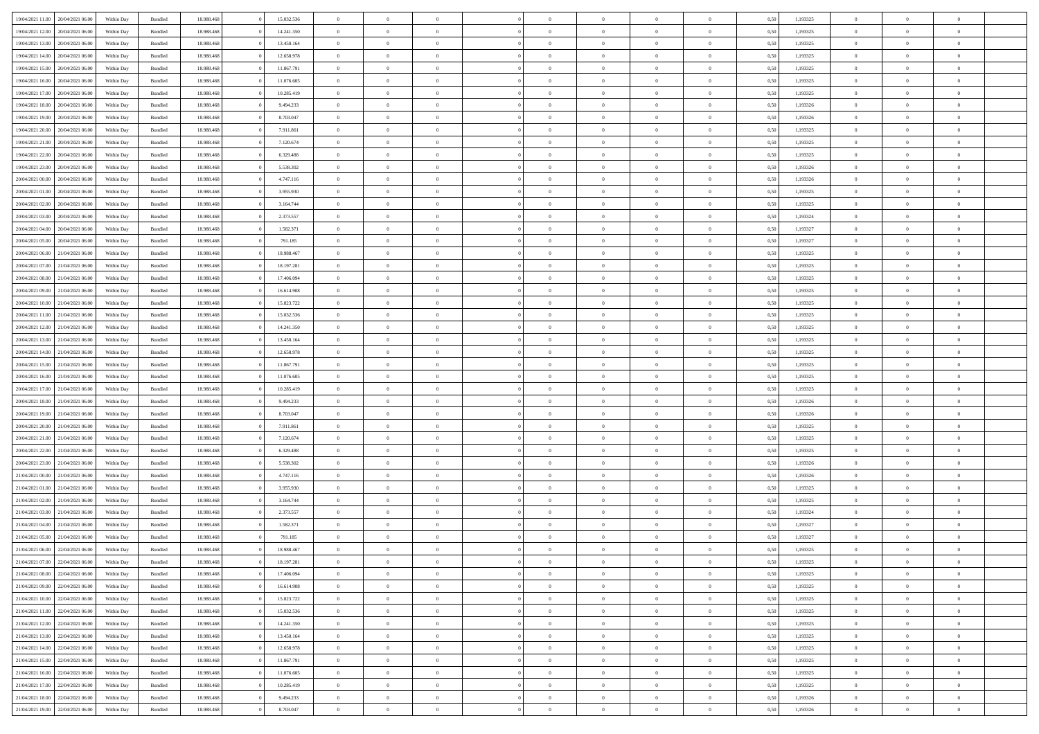| | | | | | | | | | | | | | | | | | | | | |
|---|---|---|---|---|---|---|---|---|---|---|---|---|---|---|---|---|---|---|---|---|
| 19/04/2021 11:00 | 20/04/2021 06:00 | Within Day | Bundled | 18.988.468 | 0 | 15.032.536 | 0 | 0 | 0 | | 0 | 0 | 0 | 0 | 0,50 | 1,193325 | 0 | 0 | 0 | |
| 19/04/2021 12:00 | 20/04/2021 06:00 | Within Day | Bundled | 18.988.468 | 0 | 14.241.350 | 0 | 0 | 0 | | 0 | 0 | 0 | 0 | 0,50 | 1,193325 | 0 | 0 | 0 | |
| 19/04/2021 13:00 | 20/04/2021 06:00 | Within Day | Bundled | 18.988.468 | 0 | 13.450.164 | 0 | 0 | 0 | | 0 | 0 | 0 | 0 | 0,50 | 1,193325 | 0 | 0 | 0 | |
| 19/04/2021 14:00 | 20/04/2021 06:00 | Within Day | Bundled | 18.988.468 | 0 | 12.658.978 | 0 | 0 | 0 | | 0 | 0 | 0 | 0 | 0,50 | 1,193325 | 0 | 0 | 0 | |
| 19/04/2021 15:00 | 20/04/2021 06:00 | Within Day | Bundled | 18.988.468 | 0 | 11.867.791 | 0 | 0 | 0 | | 0 | 0 | 0 | 0 | 0,50 | 1,193325 | 0 | 0 | 0 | |
| 19/04/2021 16:00 | 20/04/2021 06:00 | Within Day | Bundled | 18.988.468 | 0 | 11.076.605 | 0 | 0 | 0 | | 0 | 0 | 0 | 0 | 0,50 | 1,193325 | 0 | 0 | 0 | |
| 19/04/2021 17:00 | 20/04/2021 06:00 | Within Day | Bundled | 18.988.468 | 0 | 10.285.419 | 0 | 0 | 0 | | 0 | 0 | 0 | 0 | 0,50 | 1,193325 | 0 | 0 | 0 | |
| 19/04/2021 18:00 | 20/04/2021 06:00 | Within Day | Bundled | 18.988.468 | 0 | 9.494.233 | 0 | 0 | 0 | | 0 | 0 | 0 | 0 | 0,50 | 1,193326 | 0 | 0 | 0 | |
| 19/04/2021 19:00 | 20/04/2021 06:00 | Within Day | Bundled | 18.988.468 | 0 | 8.703.047 | 0 | 0 | 0 | | 0 | 0 | 0 | 0 | 0,50 | 1,193326 | 0 | 0 | 0 | |
| 19/04/2021 20:00 | 20/04/2021 06:00 | Within Day | Bundled | 18.988.468 | 0 | 7.911.861 | 0 | 0 | 0 | | 0 | 0 | 0 | 0 | 0,50 | 1,193325 | 0 | 0 | 0 | |
| 19/04/2021 21:00 | 20/04/2021 06:00 | Within Day | Bundled | 18.988.468 | 0 | 7.120.674 | 0 | 0 | 0 | | 0 | 0 | 0 | 0 | 0,50 | 1,193325 | 0 | 0 | 0 | |
| 19/04/2021 22:00 | 20/04/2021 06:00 | Within Day | Bundled | 18.988.468 | 0 | 6.329.488 | 0 | 0 | 0 | | 0 | 0 | 0 | 0 | 0,50 | 1,193325 | 0 | 0 | 0 | |
| 19/04/2021 23:00 | 20/04/2021 06:00 | Within Day | Bundled | 18.988.468 | 0 | 5.538.302 | 0 | 0 | 0 | | 0 | 0 | 0 | 0 | 0,50 | 1,193326 | 0 | 0 | 0 | |
| 20/04/2021 00:00 | 20/04/2021 06:00 | Within Day | Bundled | 18.988.468 | 0 | 4.747.116 | 0 | 0 | 0 | | 0 | 0 | 0 | 0 | 0,50 | 1,193326 | 0 | 0 | 0 | |
| 20/04/2021 01:00 | 20/04/2021 06:00 | Within Day | Bundled | 18.988.468 | 0 | 3.955.930 | 0 | 0 | 0 | | 0 | 0 | 0 | 0 | 0,50 | 1,193325 | 0 | 0 | 0 | |
| 20/04/2021 02:00 | 20/04/2021 06:00 | Within Day | Bundled | 18.988.468 | 0 | 3.164.744 | 0 | 0 | 0 | | 0 | 0 | 0 | 0 | 0,50 | 1,193325 | 0 | 0 | 0 | |
| 20/04/2021 03:00 | 20/04/2021 06:00 | Within Day | Bundled | 18.988.468 | 0 | 2.373.557 | 0 | 0 | 0 | | 0 | 0 | 0 | 0 | 0,50 | 1,193324 | 0 | 0 | 0 | |
| 20/04/2021 04:00 | 20/04/2021 06:00 | Within Day | Bundled | 18.988.468 | 0 | 1.582.371 | 0 | 0 | 0 | | 0 | 0 | 0 | 0 | 0,50 | 1,193327 | 0 | 0 | 0 | |
| 20/04/2021 05:00 | 20/04/2021 06:00 | Within Day | Bundled | 18.988.468 | 0 | 791.185 | 0 | 0 | 0 | | 0 | 0 | 0 | 0 | 0,50 | 1,193327 | 0 | 0 | 0 | |
| 20/04/2021 06:00 | 21/04/2021 06:00 | Within Day | Bundled | 18.988.468 | 0 | 18.988.467 | 0 | 0 | 0 | | 0 | 0 | 0 | 0 | 0,50 | 1,193325 | 0 | 0 | 0 | |
| 20/04/2021 07:00 | 21/04/2021 06:00 | Within Day | Bundled | 18.988.468 | 0 | 18.197.281 | 0 | 0 | 0 | | 0 | 0 | 0 | 0 | 0,50 | 1,193325 | 0 | 0 | 0 | |
| 20/04/2021 08:00 | 21/04/2021 06:00 | Within Day | Bundled | 18.988.468 | 0 | 17.406.094 | 0 | 0 | 0 | | 0 | 0 | 0 | 0 | 0,50 | 1,193325 | 0 | 0 | 0 | |
| 20/04/2021 09:00 | 21/04/2021 06:00 | Within Day | Bundled | 18.988.468 | 0 | 16.614.908 | 0 | 0 | 0 | | 0 | 0 | 0 | 0 | 0,50 | 1,193325 | 0 | 0 | 0 | |
| 20/04/2021 10:00 | 21/04/2021 06:00 | Within Day | Bundled | 18.988.468 | 0 | 15.823.722 | 0 | 0 | 0 | | 0 | 0 | 0 | 0 | 0,50 | 1,193325 | 0 | 0 | 0 | |
| 20/04/2021 11:00 | 21/04/2021 06:00 | Within Day | Bundled | 18.988.468 | 0 | 15.032.536 | 0 | 0 | 0 | | 0 | 0 | 0 | 0 | 0,50 | 1,193325 | 0 | 0 | 0 | |
| 20/04/2021 12:00 | 21/04/2021 06:00 | Within Day | Bundled | 18.988.468 | 0 | 14.241.350 | 0 | 0 | 0 | | 0 | 0 | 0 | 0 | 0,50 | 1,193325 | 0 | 0 | 0 | |
| 20/04/2021 13:00 | 21/04/2021 06:00 | Within Day | Bundled | 18.988.468 | 0 | 13.450.164 | 0 | 0 | 0 | | 0 | 0 | 0 | 0 | 0,50 | 1,193325 | 0 | 0 | 0 | |
| 20/04/2021 14:00 | 21/04/2021 06:00 | Within Day | Bundled | 18.988.468 | 0 | 12.658.978 | 0 | 0 | 0 | | 0 | 0 | 0 | 0 | 0,50 | 1,193325 | 0 | 0 | 0 | |
| 20/04/2021 15:00 | 21/04/2021 06:00 | Within Day | Bundled | 18.988.468 | 0 | 11.867.791 | 0 | 0 | 0 | | 0 | 0 | 0 | 0 | 0,50 | 1,193325 | 0 | 0 | 0 | |
| 20/04/2021 16:00 | 21/04/2021 06:00 | Within Day | Bundled | 18.988.468 | 0 | 11.076.605 | 0 | 0 | 0 | | 0 | 0 | 0 | 0 | 0,50 | 1,193325 | 0 | 0 | 0 | |
| 20/04/2021 17:00 | 21/04/2021 06:00 | Within Day | Bundled | 18.988.468 | 0 | 10.285.419 | 0 | 0 | 0 | | 0 | 0 | 0 | 0 | 0,50 | 1,193325 | 0 | 0 | 0 | |
| 20/04/2021 18:00 | 21/04/2021 06:00 | Within Day | Bundled | 18.988.468 | 0 | 9.494.233 | 0 | 0 | 0 | | 0 | 0 | 0 | 0 | 0,50 | 1,193326 | 0 | 0 | 0 | |
| 20/04/2021 19:00 | 21/04/2021 06:00 | Within Day | Bundled | 18.988.468 | 0 | 8.703.047 | 0 | 0 | 0 | | 0 | 0 | 0 | 0 | 0,50 | 1,193326 | 0 | 0 | 0 | |
| 20/04/2021 20:00 | 21/04/2021 06:00 | Within Day | Bundled | 18.988.468 | 0 | 7.911.861 | 0 | 0 | 0 | | 0 | 0 | 0 | 0 | 0,50 | 1,193325 | 0 | 0 | 0 | |
| 20/04/2021 21:00 | 21/04/2021 06:00 | Within Day | Bundled | 18.988.468 | 0 | 7.120.674 | 0 | 0 | 0 | | 0 | 0 | 0 | 0 | 0,50 | 1,193325 | 0 | 0 | 0 | |
| 20/04/2021 22:00 | 21/04/2021 06:00 | Within Day | Bundled | 18.988.468 | 0 | 6.329.488 | 0 | 0 | 0 | | 0 | 0 | 0 | 0 | 0,50 | 1,193325 | 0 | 0 | 0 | |
| 20/04/2021 23:00 | 21/04/2021 06:00 | Within Day | Bundled | 18.988.468 | 0 | 5.538.302 | 0 | 0 | 0 | | 0 | 0 | 0 | 0 | 0,50 | 1,193326 | 0 | 0 | 0 | |
| 21/04/2021 00:00 | 21/04/2021 06:00 | Within Day | Bundled | 18.988.468 | 0 | 4.747.116 | 0 | 0 | 0 | | 0 | 0 | 0 | 0 | 0,50 | 1,193326 | 0 | 0 | 0 | |
| 21/04/2021 01:00 | 21/04/2021 06:00 | Within Day | Bundled | 18.988.468 | 0 | 3.955.930 | 0 | 0 | 0 | | 0 | 0 | 0 | 0 | 0,50 | 1,193325 | 0 | 0 | 0 | |
| 21/04/2021 02:00 | 21/04/2021 06:00 | Within Day | Bundled | 18.988.468 | 0 | 3.164.744 | 0 | 0 | 0 | | 0 | 0 | 0 | 0 | 0,50 | 1,193325 | 0 | 0 | 0 | |
| 21/04/2021 03:00 | 21/04/2021 06:00 | Within Day | Bundled | 18.988.468 | 0 | 2.373.557 | 0 | 0 | 0 | | 0 | 0 | 0 | 0 | 0,50 | 1,193324 | 0 | 0 | 0 | |
| 21/04/2021 04:00 | 21/04/2021 06:00 | Within Day | Bundled | 18.988.468 | 0 | 1.582.371 | 0 | 0 | 0 | | 0 | 0 | 0 | 0 | 0,50 | 1,193327 | 0 | 0 | 0 | |
| 21/04/2021 05:00 | 21/04/2021 06:00 | Within Day | Bundled | 18.988.468 | 0 | 791.185 | 0 | 0 | 0 | | 0 | 0 | 0 | 0 | 0,50 | 1,193327 | 0 | 0 | 0 | |
| 21/04/2021 06:00 | 22/04/2021 06:00 | Within Day | Bundled | 18.988.468 | 0 | 18.988.467 | 0 | 0 | 0 | | 0 | 0 | 0 | 0 | 0,50 | 1,193325 | 0 | 0 | 0 | |
| 21/04/2021 07:00 | 22/04/2021 06:00 | Within Day | Bundled | 18.988.468 | 0 | 18.197.281 | 0 | 0 | 0 | | 0 | 0 | 0 | 0 | 0,50 | 1,193325 | 0 | 0 | 0 | |
| 21/04/2021 08:00 | 22/04/2021 06:00 | Within Day | Bundled | 18.988.468 | 0 | 17.406.094 | 0 | 0 | 0 | | 0 | 0 | 0 | 0 | 0,50 | 1,193325 | 0 | 0 | 0 | |
| 21/04/2021 09:00 | 22/04/2021 06:00 | Within Day | Bundled | 18.988.468 | 0 | 16.614.908 | 0 | 0 | 0 | | 0 | 0 | 0 | 0 | 0,50 | 1,193325 | 0 | 0 | 0 | |
| 21/04/2021 10:00 | 22/04/2021 06:00 | Within Day | Bundled | 18.988.468 | 0 | 15.823.722 | 0 | 0 | 0 | | 0 | 0 | 0 | 0 | 0,50 | 1,193325 | 0 | 0 | 0 | |
| 21/04/2021 11:00 | 22/04/2021 06:00 | Within Day | Bundled | 18.988.468 | 0 | 15.032.536 | 0 | 0 | 0 | | 0 | 0 | 0 | 0 | 0,50 | 1,193325 | 0 | 0 | 0 | |
| 21/04/2021 12:00 | 22/04/2021 06:00 | Within Day | Bundled | 18.988.468 | 0 | 14.241.350 | 0 | 0 | 0 | | 0 | 0 | 0 | 0 | 0,50 | 1,193325 | 0 | 0 | 0 | |
| 21/04/2021 13:00 | 22/04/2021 06:00 | Within Day | Bundled | 18.988.468 | 0 | 13.450.164 | 0 | 0 | 0 | | 0 | 0 | 0 | 0 | 0,50 | 1,193325 | 0 | 0 | 0 | |
| 21/04/2021 14:00 | 22/04/2021 06:00 | Within Day | Bundled | 18.988.468 | 0 | 12.658.978 | 0 | 0 | 0 | | 0 | 0 | 0 | 0 | 0,50 | 1,193325 | 0 | 0 | 0 | |
| 21/04/2021 15:00 | 22/04/2021 06:00 | Within Day | Bundled | 18.988.468 | 0 | 11.867.791 | 0 | 0 | 0 | | 0 | 0 | 0 | 0 | 0,50 | 1,193325 | 0 | 0 | 0 | |
| 21/04/2021 16:00 | 22/04/2021 06:00 | Within Day | Bundled | 18.988.468 | 0 | 11.076.605 | 0 | 0 | 0 | | 0 | 0 | 0 | 0 | 0,50 | 1,193325 | 0 | 0 | 0 | |
| 21/04/2021 17:00 | 22/04/2021 06:00 | Within Day | Bundled | 18.988.468 | 0 | 10.285.419 | 0 | 0 | 0 | | 0 | 0 | 0 | 0 | 0,50 | 1,193325 | 0 | 0 | 0 | |
| 21/04/2021 18:00 | 22/04/2021 06:00 | Within Day | Bundled | 18.988.468 | 0 | 9.494.233 | 0 | 0 | 0 | | 0 | 0 | 0 | 0 | 0,50 | 1,193326 | 0 | 0 | 0 | |
| 21/04/2021 19:00 | 22/04/2021 06:00 | Within Day | Bundled | 18.988.468 | 0 | 8.703.047 | 0 | 0 | 0 | | 0 | 0 | 0 | 0 | 0,50 | 1,193326 | 0 | 0 | 0 | |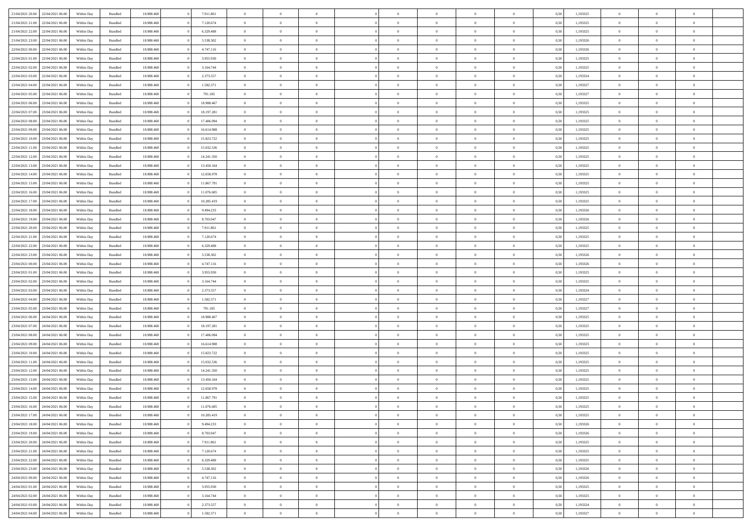| | | | | | | | | | | | | | | | | | | | | | |
|---|---|---|---|---|---|---|---|---|---|---|---|---|---|---|---|---|---|---|---|---|---|
| 21/04/2021 20.00 | 22/04/2021 06.00 | Within Day | Bundled | 18.988.468 | 0 | 7.911.861 | 0 | 0 | 0 | | 0 | 0 | 0 | 0 | 0 | 0,50 | 1,193325 | 0 | 0 | 0 | |
| 21/04/2021 21.00 | 22/04/2021 06.00 | Within Day | Bundled | 18.988.468 | 0 | 7.120.674 | 0 | 0 | 0 | | 0 | 0 | 0 | 0 | 0 | 0,50 | 1,193325 | 0 | 0 | 0 | |
| 21/04/2021 22.00 | 22/04/2021 06.00 | Within Day | Bundled | 18.988.468 | 0 | 6.329.488 | 0 | 0 | 0 | | 0 | 0 | 0 | 0 | 0 | 0,50 | 1,193325 | 0 | 0 | 0 | |
| 21/04/2021 23.00 | 22/04/2021 06.00 | Within Day | Bundled | 18.988.468 | 0 | 5.538.302 | 0 | 0 | 0 | | 0 | 0 | 0 | 0 | 0 | 0,50 | 1,193326 | 0 | 0 | 0 | |
| 22/04/2021 00.00 | 22/04/2021 06.00 | Within Day | Bundled | 18.988.468 | 0 | 4.747.116 | 0 | 0 | 0 | | 0 | 0 | 0 | 0 | 0 | 0,50 | 1,193326 | 0 | 0 | 0 | |
| 22/04/2021 01.00 | 22/04/2021 06.00 | Within Day | Bundled | 18.988.468 | 0 | 3.955.930 | 0 | 0 | 0 | | 0 | 0 | 0 | 0 | 0 | 0,50 | 1,193325 | 0 | 0 | 0 | |
| 22/04/2021 02.00 | 22/04/2021 06.00 | Within Day | Bundled | 18.988.468 | 0 | 3.164.744 | 0 | 0 | 0 | | 0 | 0 | 0 | 0 | 0 | 0,50 | 1,193325 | 0 | 0 | 0 | |
| 22/04/2021 03.00 | 22/04/2021 06.00 | Within Day | Bundled | 18.988.468 | 0 | 2.373.557 | 0 | 0 | 0 | | 0 | 0 | 0 | 0 | 0 | 0,50 | 1,193324 | 0 | 0 | 0 | |
| 22/04/2021 04.00 | 22/04/2021 06.00 | Within Day | Bundled | 18.988.468 | 0 | 1.582.371 | 0 | 0 | 0 | | 0 | 0 | 0 | 0 | 0 | 0,50 | 1,193327 | 0 | 0 | 0 | |
| 22/04/2021 05.00 | 22/04/2021 06.00 | Within Day | Bundled | 18.988.468 | 0 | 791.185 | 0 | 0 | 0 | | 0 | 0 | 0 | 0 | 0 | 0,50 | 1,193327 | 0 | 0 | 0 | |
| 22/04/2021 06.00 | 23/04/2021 06.00 | Within Day | Bundled | 18.988.468 | 0 | 18.988.467 | 0 | 0 | 0 | | 0 | 0 | 0 | 0 | 0 | 0,50 | 1,193325 | 0 | 0 | 0 | |
| 22/04/2021 07.00 | 23/04/2021 06.00 | Within Day | Bundled | 18.988.468 | 0 | 18.197.281 | 0 | 0 | 0 | | 0 | 0 | 0 | 0 | 0 | 0,50 | 1,193325 | 0 | 0 | 0 | |
| 22/04/2021 08.00 | 23/04/2021 06.00 | Within Day | Bundled | 18.988.468 | 0 | 17.406.094 | 0 | 0 | 0 | | 0 | 0 | 0 | 0 | 0 | 0,50 | 1,193325 | 0 | 0 | 0 | |
| 22/04/2021 09.00 | 23/04/2021 06.00 | Within Day | Bundled | 18.988.468 | 0 | 16.614.908 | 0 | 0 | 0 | | 0 | 0 | 0 | 0 | 0 | 0,50 | 1,193325 | 0 | 0 | 0 | |
| 22/04/2021 10.00 | 23/04/2021 06.00 | Within Day | Bundled | 18.988.468 | 0 | 15.823.722 | 0 | 0 | 0 | | 0 | 0 | 0 | 0 | 0 | 0,50 | 1,193325 | 0 | 0 | 0 | |
| 22/04/2021 11.00 | 23/04/2021 06.00 | Within Day | Bundled | 18.988.468 | 0 | 15.032.536 | 0 | 0 | 0 | | 0 | 0 | 0 | 0 | 0 | 0,50 | 1,193325 | 0 | 0 | 0 | |
| 22/04/2021 12.00 | 23/04/2021 06.00 | Within Day | Bundled | 18.988.468 | 0 | 14.241.350 | 0 | 0 | 0 | | 0 | 0 | 0 | 0 | 0 | 0,50 | 1,193325 | 0 | 0 | 0 | |
| 22/04/2021 13.00 | 23/04/2021 06.00 | Within Day | Bundled | 18.988.468 | 0 | 13.450.164 | 0 | 0 | 0 | | 0 | 0 | 0 | 0 | 0 | 0,50 | 1,193325 | 0 | 0 | 0 | |
| 22/04/2021 14.00 | 23/04/2021 06.00 | Within Day | Bundled | 18.988.468 | 0 | 12.658.978 | 0 | 0 | 0 | | 0 | 0 | 0 | 0 | 0 | 0,50 | 1,193325 | 0 | 0 | 0 | |
| 22/04/2021 15.00 | 23/04/2021 06.00 | Within Day | Bundled | 18.988.468 | 0 | 11.867.791 | 0 | 0 | 0 | | 0 | 0 | 0 | 0 | 0 | 0,50 | 1,193325 | 0 | 0 | 0 | |
| 22/04/2021 16.00 | 23/04/2021 06.00 | Within Day | Bundled | 18.988.468 | 0 | 11.076.605 | 0 | 0 | 0 | | 0 | 0 | 0 | 0 | 0 | 0,50 | 1,193325 | 0 | 0 | 0 | |
| 22/04/2021 17.00 | 23/04/2021 06.00 | Within Day | Bundled | 18.988.468 | 0 | 10.285.419 | 0 | 0 | 0 | | 0 | 0 | 0 | 0 | 0 | 0,50 | 1,193325 | 0 | 0 | 0 | |
| 22/04/2021 18.00 | 23/04/2021 06.00 | Within Day | Bundled | 18.988.468 | 0 | 9.494.233 | 0 | 0 | 0 | | 0 | 0 | 0 | 0 | 0 | 0,50 | 1,193326 | 0 | 0 | 0 | |
| 22/04/2021 19.00 | 23/04/2021 06.00 | Within Day | Bundled | 18.988.468 | 0 | 8.703.047 | 0 | 0 | 0 | | 0 | 0 | 0 | 0 | 0 | 0,50 | 1,193326 | 0 | 0 | 0 | |
| 22/04/2021 20.00 | 23/04/2021 06.00 | Within Day | Bundled | 18.988.468 | 0 | 7.911.861 | 0 | 0 | 0 | | 0 | 0 | 0 | 0 | 0 | 0,50 | 1,193325 | 0 | 0 | 0 | |
| 22/04/2021 21.00 | 23/04/2021 06.00 | Within Day | Bundled | 18.988.468 | 0 | 7.120.674 | 0 | 0 | 0 | | 0 | 0 | 0 | 0 | 0 | 0,50 | 1,193325 | 0 | 0 | 0 | |
| 22/04/2021 22.00 | 23/04/2021 06.00 | Within Day | Bundled | 18.988.468 | 0 | 6.329.488 | 0 | 0 | 0 | | 0 | 0 | 0 | 0 | 0 | 0,50 | 1,193325 | 0 | 0 | 0 | |
| 22/04/2021 23.00 | 23/04/2021 06.00 | Within Day | Bundled | 18.988.468 | 0 | 5.538.302 | 0 | 0 | 0 | | 0 | 0 | 0 | 0 | 0 | 0,50 | 1,193326 | 0 | 0 | 0 | |
| 23/04/2021 00.00 | 23/04/2021 06.00 | Within Day | Bundled | 18.988.468 | 0 | 4.747.116 | 0 | 0 | 0 | | 0 | 0 | 0 | 0 | 0 | 0,50 | 1,193326 | 0 | 0 | 0 | |
| 23/04/2021 01.00 | 23/04/2021 06.00 | Within Day | Bundled | 18.988.468 | 0 | 3.955.930 | 0 | 0 | 0 | | 0 | 0 | 0 | 0 | 0 | 0,50 | 1,193325 | 0 | 0 | 0 | |
| 23/04/2021 02.00 | 23/04/2021 06.00 | Within Day | Bundled | 18.988.468 | 0 | 3.164.744 | 0 | 0 | 0 | | 0 | 0 | 0 | 0 | 0 | 0,50 | 1,193325 | 0 | 0 | 0 | |
| 23/04/2021 03.00 | 23/04/2021 06.00 | Within Day | Bundled | 18.988.468 | 0 | 2.373.557 | 0 | 0 | 0 | | 0 | 0 | 0 | 0 | 0 | 0,50 | 1,193324 | 0 | 0 | 0 | |
| 23/04/2021 04.00 | 23/04/2021 06.00 | Within Day | Bundled | 18.988.468 | 0 | 1.582.371 | 0 | 0 | 0 | | 0 | 0 | 0 | 0 | 0 | 0,50 | 1,193327 | 0 | 0 | 0 | |
| 23/04/2021 05.00 | 23/04/2021 06.00 | Within Day | Bundled | 18.988.468 | 0 | 791.185 | 0 | 0 | 0 | | 0 | 0 | 0 | 0 | 0 | 0,50 | 1,193327 | 0 | 0 | 0 | |
| 23/04/2021 06.00 | 24/04/2021 06.00 | Within Day | Bundled | 18.988.468 | 0 | 18.988.467 | 0 | 0 | 0 | | 0 | 0 | 0 | 0 | 0 | 0,50 | 1,193325 | 0 | 0 | 0 | |
| 23/04/2021 07.00 | 24/04/2021 06.00 | Within Day | Bundled | 18.988.468 | 0 | 18.197.281 | 0 | 0 | 0 | | 0 | 0 | 0 | 0 | 0 | 0,50 | 1,193325 | 0 | 0 | 0 | |
| 23/04/2021 08.00 | 24/04/2021 06.00 | Within Day | Bundled | 18.988.468 | 0 | 17.406.094 | 0 | 0 | 0 | | 0 | 0 | 0 | 0 | 0 | 0,50 | 1,193325 | 0 | 0 | 0 | |
| 23/04/2021 09.00 | 24/04/2021 06.00 | Within Day | Bundled | 18.988.468 | 0 | 16.614.908 | 0 | 0 | 0 | | 0 | 0 | 0 | 0 | 0 | 0,50 | 1,193325 | 0 | 0 | 0 | |
| 23/04/2021 10.00 | 24/04/2021 06.00 | Within Day | Bundled | 18.988.468 | 0 | 15.823.722 | 0 | 0 | 0 | | 0 | 0 | 0 | 0 | 0 | 0,50 | 1,193325 | 0 | 0 | 0 | |
| 23/04/2021 11.00 | 24/04/2021 06.00 | Within Day | Bundled | 18.988.468 | 0 | 15.032.536 | 0 | 0 | 0 | | 0 | 0 | 0 | 0 | 0 | 0,50 | 1,193325 | 0 | 0 | 0 | |
| 23/04/2021 12.00 | 24/04/2021 06.00 | Within Day | Bundled | 18.988.468 | 0 | 14.241.350 | 0 | 0 | 0 | | 0 | 0 | 0 | 0 | 0 | 0,50 | 1,193325 | 0 | 0 | 0 | |
| 23/04/2021 13.00 | 24/04/2021 06.00 | Within Day | Bundled | 18.988.468 | 0 | 13.450.164 | 0 | 0 | 0 | | 0 | 0 | 0 | 0 | 0 | 0,50 | 1,193325 | 0 | 0 | 0 | |
| 23/04/2021 14.00 | 24/04/2021 06.00 | Within Day | Bundled | 18.988.468 | 0 | 12.658.978 | 0 | 0 | 0 | | 0 | 0 | 0 | 0 | 0 | 0,50 | 1,193325 | 0 | 0 | 0 | |
| 23/04/2021 15.00 | 24/04/2021 06.00 | Within Day | Bundled | 18.988.468 | 0 | 11.867.791 | 0 | 0 | 0 | | 0 | 0 | 0 | 0 | 0 | 0,50 | 1,193325 | 0 | 0 | 0 | |
| 23/04/2021 16.00 | 24/04/2021 06.00 | Within Day | Bundled | 18.988.468 | 0 | 11.076.605 | 0 | 0 | 0 | | 0 | 0 | 0 | 0 | 0 | 0,50 | 1,193325 | 0 | 0 | 0 | |
| 23/04/2021 17.00 | 24/04/2021 06.00 | Within Day | Bundled | 18.988.468 | 0 | 10.285.419 | 0 | 0 | 0 | | 0 | 0 | 0 | 0 | 0 | 0,50 | 1,193325 | 0 | 0 | 0 | |
| 23/04/2021 18.00 | 24/04/2021 06.00 | Within Day | Bundled | 18.988.468 | 0 | 9.494.233 | 0 | 0 | 0 | | 0 | 0 | 0 | 0 | 0 | 0,50 | 1,193326 | 0 | 0 | 0 | |
| 23/04/2021 19.00 | 24/04/2021 06.00 | Within Day | Bundled | 18.988.468 | 0 | 8.703.047 | 0 | 0 | 0 | | 0 | 0 | 0 | 0 | 0 | 0,50 | 1,193326 | 0 | 0 | 0 | |
| 23/04/2021 20.00 | 24/04/2021 06.00 | Within Day | Bundled | 18.988.468 | 0 | 7.911.861 | 0 | 0 | 0 | | 0 | 0 | 0 | 0 | 0 | 0,50 | 1,193325 | 0 | 0 | 0 | |
| 23/04/2021 21.00 | 24/04/2021 06.00 | Within Day | Bundled | 18.988.468 | 0 | 7.120.674 | 0 | 0 | 0 | | 0 | 0 | 0 | 0 | 0 | 0,50 | 1,193325 | 0 | 0 | 0 | |
| 23/04/2021 22.00 | 24/04/2021 06.00 | Within Day | Bundled | 18.988.468 | 0 | 6.329.488 | 0 | 0 | 0 | | 0 | 0 | 0 | 0 | 0 | 0,50 | 1,193325 | 0 | 0 | 0 | |
| 23/04/2021 23.00 | 24/04/2021 06.00 | Within Day | Bundled | 18.988.468 | 0 | 5.538.302 | 0 | 0 | 0 | | 0 | 0 | 0 | 0 | 0 | 0,50 | 1,193326 | 0 | 0 | 0 | |
| 24/04/2021 00.00 | 24/04/2021 06.00 | Within Day | Bundled | 18.988.468 | 0 | 4.747.116 | 0 | 0 | 0 | | 0 | 0 | 0 | 0 | 0 | 0,50 | 1,193326 | 0 | 0 | 0 | |
| 24/04/2021 01.00 | 24/04/2021 06.00 | Within Day | Bundled | 18.988.468 | 0 | 3.955.930 | 0 | 0 | 0 | | 0 | 0 | 0 | 0 | 0 | 0,50 | 1,193325 | 0 | 0 | 0 | |
| 24/04/2021 02.00 | 24/04/2021 06.00 | Within Day | Bundled | 18.988.468 | 0 | 3.164.744 | 0 | 0 | 0 | | 0 | 0 | 0 | 0 | 0 | 0,50 | 1,193325 | 0 | 0 | 0 | |
| 24/04/2021 03.00 | 24/04/2021 06.00 | Within Day | Bundled | 18.988.468 | 0 | 2.373.557 | 0 | 0 | 0 | | 0 | 0 | 0 | 0 | 0 | 0,50 | 1,193324 | 0 | 0 | 0 | |
| 24/04/2021 04.00 | 24/04/2021 06.00 | Within Day | Bundled | 18.988.468 | 0 | 1.582.371 | 0 | 0 | 0 | | 0 | 0 | 0 | 0 | 0 | 0,50 | 1,193327 | 0 | 0 | 0 | |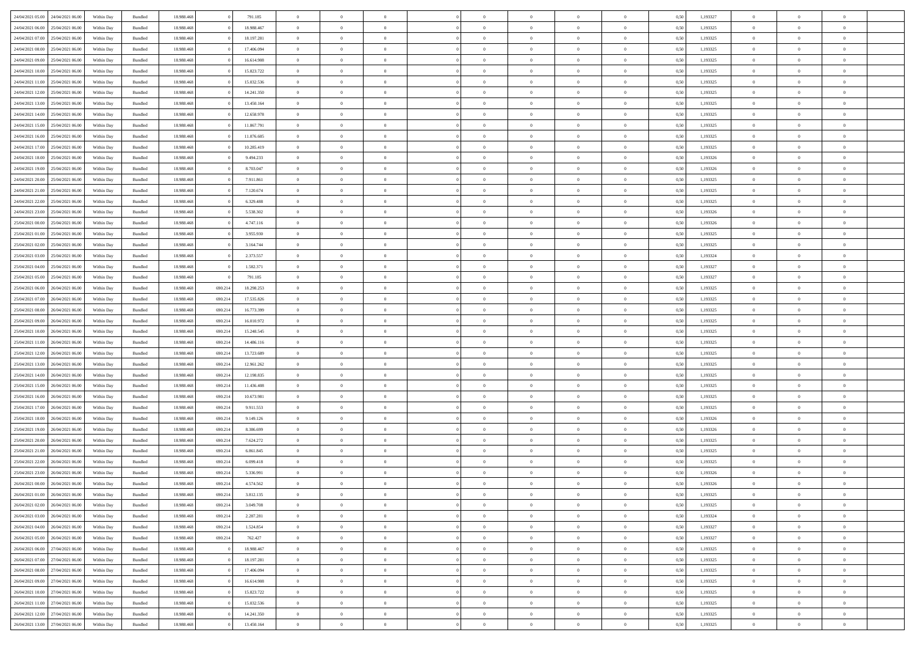| | | | | | | | | | | | | | | | | | | | | | |
|---|---|---|---|---|---|---|---|---|---|---|---|---|---|---|---|---|---|---|---|---|---|
| 24/04/2021 05.00 | 24/04/2021 06.00 | Within Day | Bundled | 18.988.468 | 0 | 791.185 | 0 | 0 | 0 | | 0 | 0 | 0 | 0 | 0,50 | 1,193327 | 0 | 0 | 0 | |
| 24/04/2021 06.00 | 25/04/2021 06.00 | Within Day | Bundled | 18.988.468 | 0 | 18.988.467 | 0 | 0 | 0 | | 0 | 0 | 0 | 0 | 0,50 | 1,193325 | 0 | 0 | 0 | |
| 24/04/2021 07.00 | 25/04/2021 06.00 | Within Day | Bundled | 18.988.468 | 0 | 18.197.281 | 0 | 0 | 0 | | 0 | 0 | 0 | 0 | 0,50 | 1,193325 | 0 | 0 | 0 | |
| 24/04/2021 08.00 | 25/04/2021 06.00 | Within Day | Bundled | 18.988.468 | 0 | 17.406.094 | 0 | 0 | 0 | | 0 | 0 | 0 | 0 | 0,50 | 1,193325 | 0 | 0 | 0 | |
| 24/04/2021 09.00 | 25/04/2021 06.00 | Within Day | Bundled | 18.988.468 | 0 | 16.614.908 | 0 | 0 | 0 | | 0 | 0 | 0 | 0 | 0,50 | 1,193325 | 0 | 0 | 0 | |
| 24/04/2021 10.00 | 25/04/2021 06.00 | Within Day | Bundled | 18.988.468 | 0 | 15.823.722 | 0 | 0 | 0 | | 0 | 0 | 0 | 0 | 0,50 | 1,193325 | 0 | 0 | 0 | |
| 24/04/2021 11.00 | 25/04/2021 06.00 | Within Day | Bundled | 18.988.468 | 0 | 15.032.536 | 0 | 0 | 0 | | 0 | 0 | 0 | 0 | 0,50 | 1,193325 | 0 | 0 | 0 | |
| 24/04/2021 12.00 | 25/04/2021 06.00 | Within Day | Bundled | 18.988.468 | 0 | 14.241.350 | 0 | 0 | 0 | | 0 | 0 | 0 | 0 | 0,50 | 1,193325 | 0 | 0 | 0 | |
| 24/04/2021 13.00 | 25/04/2021 06.00 | Within Day | Bundled | 18.988.468 | 0 | 13.450.164 | 0 | 0 | 0 | | 0 | 0 | 0 | 0 | 0,50 | 1,193325 | 0 | 0 | 0 | |
| 24/04/2021 14.00 | 25/04/2021 06.00 | Within Day | Bundled | 18.988.468 | 0 | 12.658.978 | 0 | 0 | 0 | | 0 | 0 | 0 | 0 | 0,50 | 1,193325 | 0 | 0 | 0 | |
| 24/04/2021 15.00 | 25/04/2021 06.00 | Within Day | Bundled | 18.988.468 | 0 | 11.867.791 | 0 | 0 | 0 | | 0 | 0 | 0 | 0 | 0,50 | 1,193325 | 0 | 0 | 0 | |
| 24/04/2021 16.00 | 25/04/2021 06.00 | Within Day | Bundled | 18.988.468 | 0 | 11.076.605 | 0 | 0 | 0 | | 0 | 0 | 0 | 0 | 0,50 | 1,193325 | 0 | 0 | 0 | |
| 24/04/2021 17.00 | 25/04/2021 06.00 | Within Day | Bundled | 18.988.468 | 0 | 10.285.419 | 0 | 0 | 0 | | 0 | 0 | 0 | 0 | 0,50 | 1,193325 | 0 | 0 | 0 | |
| 24/04/2021 18.00 | 25/04/2021 06.00 | Within Day | Bundled | 18.988.468 | 0 | 9.494.233 | 0 | 0 | 0 | | 0 | 0 | 0 | 0 | 0,50 | 1,193326 | 0 | 0 | 0 | |
| 24/04/2021 19.00 | 25/04/2021 06.00 | Within Day | Bundled | 18.988.468 | 0 | 8.703.047 | 0 | 0 | 0 | | 0 | 0 | 0 | 0 | 0,50 | 1,193326 | 0 | 0 | 0 | |
| 24/04/2021 20.00 | 25/04/2021 06.00 | Within Day | Bundled | 18.988.468 | 0 | 7.911.861 | 0 | 0 | 0 | | 0 | 0 | 0 | 0 | 0,50 | 1,193325 | 0 | 0 | 0 | |
| 24/04/2021 21.00 | 25/04/2021 06.00 | Within Day | Bundled | 18.988.468 | 0 | 7.120.674 | 0 | 0 | 0 | | 0 | 0 | 0 | 0 | 0,50 | 1,193325 | 0 | 0 | 0 | |
| 24/04/2021 22.00 | 25/04/2021 06.00 | Within Day | Bundled | 18.988.468 | 0 | 6.329.488 | 0 | 0 | 0 | | 0 | 0 | 0 | 0 | 0,50 | 1,193325 | 0 | 0 | 0 | |
| 24/04/2021 23.00 | 25/04/2021 06.00 | Within Day | Bundled | 18.988.468 | 0 | 5.538.302 | 0 | 0 | 0 | | 0 | 0 | 0 | 0 | 0,50 | 1,193326 | 0 | 0 | 0 | |
| 25/04/2021 00.00 | 25/04/2021 06.00 | Within Day | Bundled | 18.988.468 | 0 | 4.747.116 | 0 | 0 | 0 | | 0 | 0 | 0 | 0 | 0,50 | 1,193326 | 0 | 0 | 0 | |
| 25/04/2021 01.00 | 25/04/2021 06.00 | Within Day | Bundled | 18.988.468 | 0 | 3.955.930 | 0 | 0 | 0 | | 0 | 0 | 0 | 0 | 0,50 | 1,193325 | 0 | 0 | 0 | |
| 25/04/2021 02.00 | 25/04/2021 06.00 | Within Day | Bundled | 18.988.468 | 0 | 3.164.744 | 0 | 0 | 0 | | 0 | 0 | 0 | 0 | 0,50 | 1,193325 | 0 | 0 | 0 | |
| 25/04/2021 03.00 | 25/04/2021 06.00 | Within Day | Bundled | 18.988.468 | 0 | 2.373.557 | 0 | 0 | 0 | | 0 | 0 | 0 | 0 | 0,50 | 1,193324 | 0 | 0 | 0 | |
| 25/04/2021 04.00 | 25/04/2021 06.00 | Within Day | Bundled | 18.988.468 | 0 | 1.582.371 | 0 | 0 | 0 | | 0 | 0 | 0 | 0 | 0,50 | 1,193327 | 0 | 0 | 0 | |
| 25/04/2021 05.00 | 25/04/2021 06.00 | Within Day | Bundled | 18.988.468 | 0 | 791.185 | 0 | 0 | 0 | | 0 | 0 | 0 | 0 | 0,50 | 1,193327 | 0 | 0 | 0 | |
| 25/04/2021 06.00 | 26/04/2021 06.00 | Within Day | Bundled | 18.988.468 | 690.214 | 18.298.253 | 0 | 0 | 0 | | 0 | 0 | 0 | 0 | 0,50 | 1,193325 | 0 | 0 | 0 | |
| 25/04/2021 07.00 | 26/04/2021 06.00 | Within Day | Bundled | 18.988.468 | 690.214 | 17.535.826 | 0 | 0 | 0 | | 0 | 0 | 0 | 0 | 0,50 | 1,193325 | 0 | 0 | 0 | |
| 25/04/2021 08.00 | 26/04/2021 06.00 | Within Day | Bundled | 18.988.468 | 690.214 | 16.773.399 | 0 | 0 | 0 | | 0 | 0 | 0 | 0 | 0,50 | 1,193325 | 0 | 0 | 0 | |
| 25/04/2021 09.00 | 26/04/2021 06.00 | Within Day | Bundled | 18.988.468 | 690.214 | 16.010.972 | 0 | 0 | 0 | | 0 | 0 | 0 | 0 | 0,50 | 1,193325 | 0 | 0 | 0 | |
| 25/04/2021 10.00 | 26/04/2021 06.00 | Within Day | Bundled | 18.988.468 | 690.214 | 15.248.545 | 0 | 0 | 0 | | 0 | 0 | 0 | 0 | 0,50 | 1,193325 | 0 | 0 | 0 | |
| 25/04/2021 11.00 | 26/04/2021 06.00 | Within Day | Bundled | 18.988.468 | 690.214 | 14.486.116 | 0 | 0 | 0 | | 0 | 0 | 0 | 0 | 0,50 | 1,193325 | 0 | 0 | 0 | |
| 25/04/2021 12.00 | 26/04/2021 06.00 | Within Day | Bundled | 18.988.468 | 690.214 | 13.723.689 | 0 | 0 | 0 | | 0 | 0 | 0 | 0 | 0,50 | 1,193325 | 0 | 0 | 0 | |
| 25/04/2021 13.00 | 26/04/2021 06.00 | Within Day | Bundled | 18.988.468 | 690.214 | 12.961.262 | 0 | 0 | 0 | | 0 | 0 | 0 | 0 | 0,50 | 1,193325 | 0 | 0 | 0 | |
| 25/04/2021 14.00 | 26/04/2021 06.00 | Within Day | Bundled | 18.988.468 | 690.214 | 12.198.835 | 0 | 0 | 0 | | 0 | 0 | 0 | 0 | 0,50 | 1,193325 | 0 | 0 | 0 | |
| 25/04/2021 15.00 | 26/04/2021 06.00 | Within Day | Bundled | 18.988.468 | 690.214 | 11.436.408 | 0 | 0 | 0 | | 0 | 0 | 0 | 0 | 0,50 | 1,193325 | 0 | 0 | 0 | |
| 25/04/2021 16.00 | 26/04/2021 06.00 | Within Day | Bundled | 18.988.468 | 690.214 | 10.673.981 | 0 | 0 | 0 | | 0 | 0 | 0 | 0 | 0,50 | 1,193325 | 0 | 0 | 0 | |
| 25/04/2021 17.00 | 26/04/2021 06.00 | Within Day | Bundled | 18.988.468 | 690.214 | 9.911.553 | 0 | 0 | 0 | | 0 | 0 | 0 | 0 | 0,50 | 1,193325 | 0 | 0 | 0 | |
| 25/04/2021 18.00 | 26/04/2021 06.00 | Within Day | Bundled | 18.988.468 | 690.214 | 9.149.126 | 0 | 0 | 0 | | 0 | 0 | 0 | 0 | 0,50 | 1,193326 | 0 | 0 | 0 | |
| 25/04/2021 19.00 | 26/04/2021 06.00 | Within Day | Bundled | 18.988.468 | 690.214 | 8.386.699 | 0 | 0 | 0 | | 0 | 0 | 0 | 0 | 0,50 | 1,193326 | 0 | 0 | 0 | |
| 25/04/2021 20.00 | 26/04/2021 06.00 | Within Day | Bundled | 18.988.468 | 690.214 | 7.624.272 | 0 | 0 | 0 | | 0 | 0 | 0 | 0 | 0,50 | 1,193325 | 0 | 0 | 0 | |
| 25/04/2021 21.00 | 26/04/2021 06.00 | Within Day | Bundled | 18.988.468 | 690.214 | 6.861.845 | 0 | 0 | 0 | | 0 | 0 | 0 | 0 | 0,50 | 1,193325 | 0 | 0 | 0 | |
| 25/04/2021 22.00 | 26/04/2021 06.00 | Within Day | Bundled | 18.988.468 | 690.214 | 6.099.418 | 0 | 0 | 0 | | 0 | 0 | 0 | 0 | 0,50 | 1,193325 | 0 | 0 | 0 | |
| 25/04/2021 23.00 | 26/04/2021 06.00 | Within Day | Bundled | 18.988.468 | 690.214 | 5.336.991 | 0 | 0 | 0 | | 0 | 0 | 0 | 0 | 0,50 | 1,193326 | 0 | 0 | 0 | |
| 26/04/2021 00.00 | 26/04/2021 06.00 | Within Day | Bundled | 18.988.468 | 690.214 | 4.574.562 | 0 | 0 | 0 | | 0 | 0 | 0 | 0 | 0,50 | 1,193326 | 0 | 0 | 0 | |
| 26/04/2021 01.00 | 26/04/2021 06.00 | Within Day | Bundled | 18.988.468 | 690.214 | 3.812.135 | 0 | 0 | 0 | | 0 | 0 | 0 | 0 | 0,50 | 1,193325 | 0 | 0 | 0 | |
| 26/04/2021 02.00 | 26/04/2021 06.00 | Within Day | Bundled | 18.988.468 | 690.214 | 3.049.708 | 0 | 0 | 0 | | 0 | 0 | 0 | 0 | 0,50 | 1,193325 | 0 | 0 | 0 | |
| 26/04/2021 03.00 | 26/04/2021 06.00 | Within Day | Bundled | 18.988.468 | 690.214 | 2.287.281 | 0 | 0 | 0 | | 0 | 0 | 0 | 0 | 0,50 | 1,193324 | 0 | 0 | 0 | |
| 26/04/2021 04.00 | 26/04/2021 06.00 | Within Day | Bundled | 18.988.468 | 690.214 | 1.524.854 | 0 | 0 | 0 | | 0 | 0 | 0 | 0 | 0,50 | 1,193327 | 0 | 0 | 0 | |
| 26/04/2021 05.00 | 26/04/2021 06.00 | Within Day | Bundled | 18.988.468 | 690.214 | 762.427 | 0 | 0 | 0 | | 0 | 0 | 0 | 0 | 0,50 | 1,193327 | 0 | 0 | 0 | |
| 26/04/2021 06.00 | 27/04/2021 06.00 | Within Day | Bundled | 18.988.468 | 0 | 18.988.467 | 0 | 0 | 0 | | 0 | 0 | 0 | 0 | 0,50 | 1,193325 | 0 | 0 | 0 | |
| 26/04/2021 07.00 | 27/04/2021 06.00 | Within Day | Bundled | 18.988.468 | 0 | 18.197.281 | 0 | 0 | 0 | | 0 | 0 | 0 | 0 | 0,50 | 1,193325 | 0 | 0 | 0 | |
| 26/04/2021 08.00 | 27/04/2021 06.00 | Within Day | Bundled | 18.988.468 | 0 | 17.406.094 | 0 | 0 | 0 | | 0 | 0 | 0 | 0 | 0,50 | 1,193325 | 0 | 0 | 0 | |
| 26/04/2021 09.00 | 27/04/2021 06.00 | Within Day | Bundled | 18.988.468 | 0 | 16.614.908 | 0 | 0 | 0 | | 0 | 0 | 0 | 0 | 0,50 | 1,193325 | 0 | 0 | 0 | |
| 26/04/2021 10.00 | 27/04/2021 06.00 | Within Day | Bundled | 18.988.468 | 0 | 15.823.722 | 0 | 0 | 0 | | 0 | 0 | 0 | 0 | 0,50 | 1,193325 | 0 | 0 | 0 | |
| 26/04/2021 11.00 | 27/04/2021 06.00 | Within Day | Bundled | 18.988.468 | 0 | 15.032.536 | 0 | 0 | 0 | | 0 | 0 | 0 | 0 | 0,50 | 1,193325 | 0 | 0 | 0 | |
| 26/04/2021 12.00 | 27/04/2021 06.00 | Within Day | Bundled | 18.988.468 | 0 | 14.241.350 | 0 | 0 | 0 | | 0 | 0 | 0 | 0 | 0,50 | 1,193325 | 0 | 0 | 0 | |
| 26/04/2021 13.00 | 27/04/2021 06.00 | Within Day | Bundled | 18.988.468 | 0 | 13.450.164 | 0 | 0 | 0 | | 0 | 0 | 0 | 0 | 0,50 | 1,193325 | 0 | 0 | 0 | |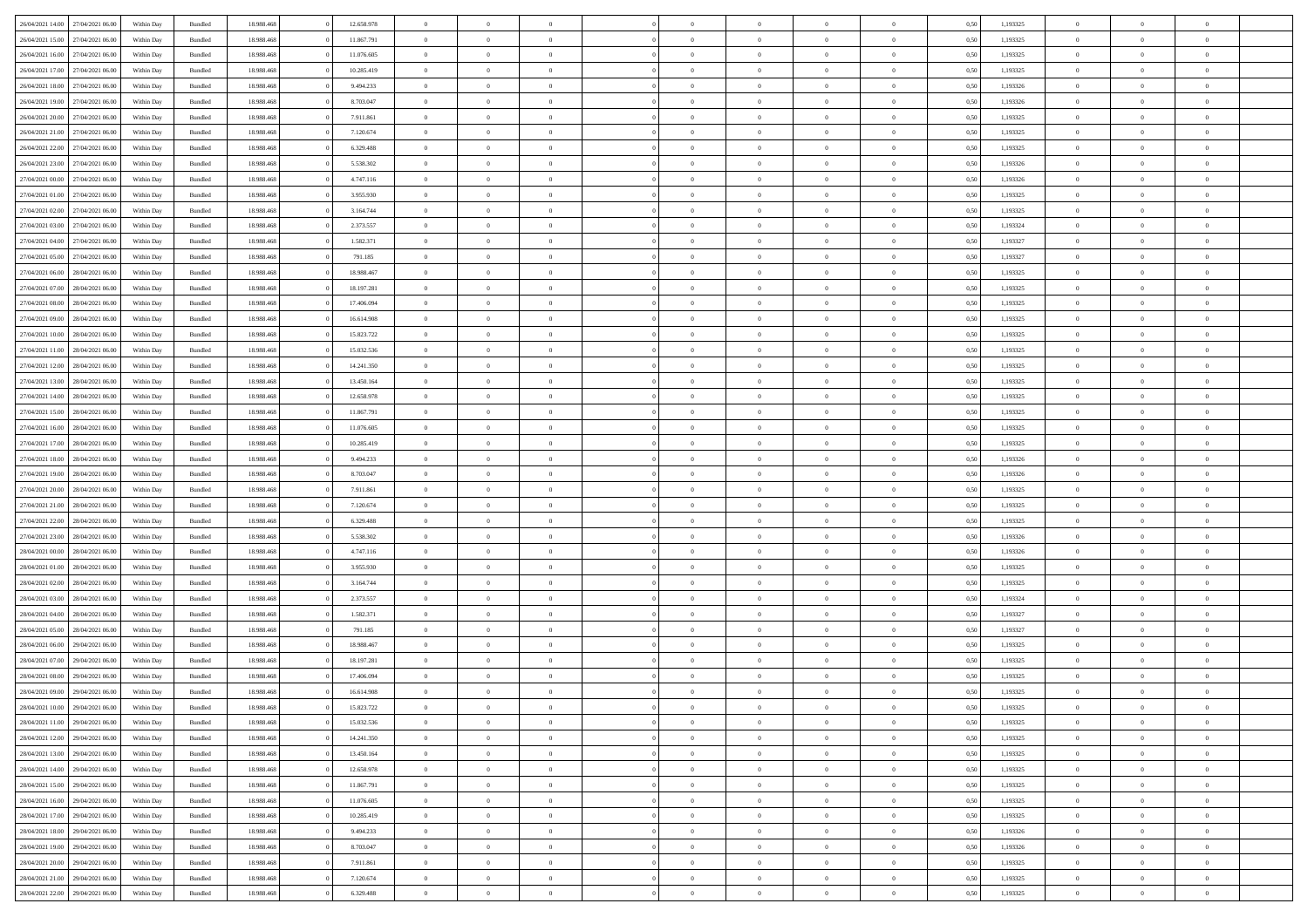| 26/04/2021 14:00 | 27/04/2021 06:00 | Within Day | Bundled | 18.988.468 | 0 | 12.658.978 | 0 | 0 | 0 | | 0 | 0 | 0 | 0 | 0,50 | 1,193325 | 0 | 0 | 0 | |
|---|---|---|---|---|---|---|---|---|---|---|---|---|---|---|---|---|---|---|---|---|
| 26/04/2021 15:00 | 27/04/2021 06:00 | Within Day | Bundled | 18.988.468 | 0 | 11.867.791 | 0 | 0 | 0 | | 0 | 0 | 0 | 0 | 0,50 | 1,193325 | 0 | 0 | 0 | |
| 26/04/2021 16:00 | 27/04/2021 06:00 | Within Day | Bundled | 18.988.468 | 0 | 11.076.605 | 0 | 0 | 0 | | 0 | 0 | 0 | 0 | 0,50 | 1,193325 | 0 | 0 | 0 | |
| 26/04/2021 17:00 | 27/04/2021 06:00 | Within Day | Bundled | 18.988.468 | 0 | 10.285.419 | 0 | 0 | 0 | | 0 | 0 | 0 | 0 | 0,50 | 1,193325 | 0 | 0 | 0 | |
| 26/04/2021 18:00 | 27/04/2021 06:00 | Within Day | Bundled | 18.988.468 | 0 | 9.494.233 | 0 | 0 | 0 | | 0 | 0 | 0 | 0 | 0,50 | 1,193326 | 0 | 0 | 0 | |
| 26/04/2021 19:00 | 27/04/2021 06:00 | Within Day | Bundled | 18.988.468 | 0 | 8.703.047 | 0 | 0 | 0 | | 0 | 0 | 0 | 0 | 0,50 | 1,193326 | 0 | 0 | 0 | |
| 26/04/2021 20:00 | 27/04/2021 06:00 | Within Day | Bundled | 18.988.468 | 0 | 7.911.861 | 0 | 0 | 0 | | 0 | 0 | 0 | 0 | 0,50 | 1,193325 | 0 | 0 | 0 | |
| 26/04/2021 21:00 | 27/04/2021 06:00 | Within Day | Bundled | 18.988.468 | 0 | 7.120.674 | 0 | 0 | 0 | | 0 | 0 | 0 | 0 | 0,50 | 1,193325 | 0 | 0 | 0 | |
| 26/04/2021 22:00 | 27/04/2021 06:00 | Within Day | Bundled | 18.988.468 | 0 | 6.329.488 | 0 | 0 | 0 | | 0 | 0 | 0 | 0 | 0,50 | 1,193325 | 0 | 0 | 0 | |
| 26/04/2021 23:00 | 27/04/2021 06:00 | Within Day | Bundled | 18.988.468 | 0 | 5.538.302 | 0 | 0 | 0 | | 0 | 0 | 0 | 0 | 0,50 | 1,193326 | 0 | 0 | 0 | |
| 27/04/2021 00:00 | 27/04/2021 06:00 | Within Day | Bundled | 18.988.468 | 0 | 4.747.116 | 0 | 0 | 0 | | 0 | 0 | 0 | 0 | 0,50 | 1,193326 | 0 | 0 | 0 | |
| 27/04/2021 01:00 | 27/04/2021 06:00 | Within Day | Bundled | 18.988.468 | 0 | 3.955.930 | 0 | 0 | 0 | | 0 | 0 | 0 | 0 | 0,50 | 1,193325 | 0 | 0 | 0 | |
| 27/04/2021 02:00 | 27/04/2021 06:00 | Within Day | Bundled | 18.988.468 | 0 | 3.164.744 | 0 | 0 | 0 | | 0 | 0 | 0 | 0 | 0,50 | 1,193325 | 0 | 0 | 0 | |
| 27/04/2021 03:00 | 27/04/2021 06:00 | Within Day | Bundled | 18.988.468 | 0 | 2.373.557 | 0 | 0 | 0 | | 0 | 0 | 0 | 0 | 0,50 | 1,193324 | 0 | 0 | 0 | |
| 27/04/2021 04:00 | 27/04/2021 06:00 | Within Day | Bundled | 18.988.468 | 0 | 1.582.371 | 0 | 0 | 0 | | 0 | 0 | 0 | 0 | 0,50 | 1,193327 | 0 | 0 | 0 | |
| 27/04/2021 05:00 | 27/04/2021 06:00 | Within Day | Bundled | 18.988.468 | 0 | 791.185 | 0 | 0 | 0 | | 0 | 0 | 0 | 0 | 0,50 | 1,193327 | 0 | 0 | 0 | |
| 27/04/2021 06:00 | 28/04/2021 06:00 | Within Day | Bundled | 18.988.468 | 0 | 18.988.467 | 0 | 0 | 0 | | 0 | 0 | 0 | 0 | 0,50 | 1,193325 | 0 | 0 | 0 | |
| 27/04/2021 07:00 | 28/04/2021 06:00 | Within Day | Bundled | 18.988.468 | 0 | 18.197.281 | 0 | 0 | 0 | | 0 | 0 | 0 | 0 | 0,50 | 1,193325 | 0 | 0 | 0 | |
| 27/04/2021 08:00 | 28/04/2021 06:00 | Within Day | Bundled | 18.988.468 | 0 | 17.406.094 | 0 | 0 | 0 | | 0 | 0 | 0 | 0 | 0,50 | 1,193325 | 0 | 0 | 0 | |
| 27/04/2021 09:00 | 28/04/2021 06:00 | Within Day | Bundled | 18.988.468 | 0 | 16.614.908 | 0 | 0 | 0 | | 0 | 0 | 0 | 0 | 0,50 | 1,193325 | 0 | 0 | 0 | |
| 27/04/2021 10:00 | 28/04/2021 06:00 | Within Day | Bundled | 18.988.468 | 0 | 15.823.722 | 0 | 0 | 0 | | 0 | 0 | 0 | 0 | 0,50 | 1,193325 | 0 | 0 | 0 | |
| 27/04/2021 11:00 | 28/04/2021 06:00 | Within Day | Bundled | 18.988.468 | 0 | 15.032.536 | 0 | 0 | 0 | | 0 | 0 | 0 | 0 | 0,50 | 1,193325 | 0 | 0 | 0 | |
| 27/04/2021 12:00 | 28/04/2021 06:00 | Within Day | Bundled | 18.988.468 | 0 | 14.241.350 | 0 | 0 | 0 | | 0 | 0 | 0 | 0 | 0,50 | 1,193325 | 0 | 0 | 0 | |
| 27/04/2021 13:00 | 28/04/2021 06:00 | Within Day | Bundled | 18.988.468 | 0 | 13.450.164 | 0 | 0 | 0 | | 0 | 0 | 0 | 0 | 0,50 | 1,193325 | 0 | 0 | 0 | |
| 27/04/2021 14:00 | 28/04/2021 06:00 | Within Day | Bundled | 18.988.468 | 0 | 12.658.978 | 0 | 0 | 0 | | 0 | 0 | 0 | 0 | 0,50 | 1,193325 | 0 | 0 | 0 | |
| 27/04/2021 15:00 | 28/04/2021 06:00 | Within Day | Bundled | 18.988.468 | 0 | 11.867.791 | 0 | 0 | 0 | | 0 | 0 | 0 | 0 | 0,50 | 1,193325 | 0 | 0 | 0 | |
| 27/04/2021 16:00 | 28/04/2021 06:00 | Within Day | Bundled | 18.988.468 | 0 | 11.076.605 | 0 | 0 | 0 | | 0 | 0 | 0 | 0 | 0,50 | 1,193325 | 0 | 0 | 0 | |
| 27/04/2021 17:00 | 28/04/2021 06:00 | Within Day | Bundled | 18.988.468 | 0 | 10.285.419 | 0 | 0 | 0 | | 0 | 0 | 0 | 0 | 0,50 | 1,193325 | 0 | 0 | 0 | |
| 27/04/2021 18:00 | 28/04/2021 06:00 | Within Day | Bundled | 18.988.468 | 0 | 9.494.233 | 0 | 0 | 0 | | 0 | 0 | 0 | 0 | 0,50 | 1,193326 | 0 | 0 | 0 | |
| 27/04/2021 19:00 | 28/04/2021 06:00 | Within Day | Bundled | 18.988.468 | 0 | 8.703.047 | 0 | 0 | 0 | | 0 | 0 | 0 | 0 | 0,50 | 1,193326 | 0 | 0 | 0 | |
| 27/04/2021 20:00 | 28/04/2021 06:00 | Within Day | Bundled | 18.988.468 | 0 | 7.911.861 | 0 | 0 | 0 | | 0 | 0 | 0 | 0 | 0,50 | 1,193325 | 0 | 0 | 0 | |
| 27/04/2021 21:00 | 28/04/2021 06:00 | Within Day | Bundled | 18.988.468 | 0 | 7.120.674 | 0 | 0 | 0 | | 0 | 0 | 0 | 0 | 0,50 | 1,193325 | 0 | 0 | 0 | |
| 27/04/2021 22:00 | 28/04/2021 06:00 | Within Day | Bundled | 18.988.468 | 0 | 6.329.488 | 0 | 0 | 0 | | 0 | 0 | 0 | 0 | 0,50 | 1,193325 | 0 | 0 | 0 | |
| 27/04/2021 23:00 | 28/04/2021 06:00 | Within Day | Bundled | 18.988.468 | 0 | 5.538.302 | 0 | 0 | 0 | | 0 | 0 | 0 | 0 | 0,50 | 1,193326 | 0 | 0 | 0 | |
| 28/04/2021 00:00 | 28/04/2021 06:00 | Within Day | Bundled | 18.988.468 | 0 | 4.747.116 | 0 | 0 | 0 | | 0 | 0 | 0 | 0 | 0,50 | 1,193326 | 0 | 0 | 0 | |
| 28/04/2021 01:00 | 28/04/2021 06:00 | Within Day | Bundled | 18.988.468 | 0 | 3.955.930 | 0 | 0 | 0 | | 0 | 0 | 0 | 0 | 0,50 | 1,193325 | 0 | 0 | 0 | |
| 28/04/2021 02:00 | 28/04/2021 06:00 | Within Day | Bundled | 18.988.468 | 0 | 3.164.744 | 0 | 0 | 0 | | 0 | 0 | 0 | 0 | 0,50 | 1,193325 | 0 | 0 | 0 | |
| 28/04/2021 03:00 | 28/04/2021 06:00 | Within Day | Bundled | 18.988.468 | 0 | 2.373.557 | 0 | 0 | 0 | | 0 | 0 | 0 | 0 | 0,50 | 1,193324 | 0 | 0 | 0 | |
| 28/04/2021 04:00 | 28/04/2021 06:00 | Within Day | Bundled | 18.988.468 | 0 | 1.582.371 | 0 | 0 | 0 | | 0 | 0 | 0 | 0 | 0,50 | 1,193327 | 0 | 0 | 0 | |
| 28/04/2021 05:00 | 28/04/2021 06:00 | Within Day | Bundled | 18.988.468 | 0 | 791.185 | 0 | 0 | 0 | | 0 | 0 | 0 | 0 | 0,50 | 1,193327 | 0 | 0 | 0 | |
| 28/04/2021 06:00 | 29/04/2021 06:00 | Within Day | Bundled | 18.988.468 | 0 | 18.988.467 | 0 | 0 | 0 | | 0 | 0 | 0 | 0 | 0,50 | 1,193325 | 0 | 0 | 0 | |
| 28/04/2021 07:00 | 29/04/2021 06:00 | Within Day | Bundled | 18.988.468 | 0 | 18.197.281 | 0 | 0 | 0 | | 0 | 0 | 0 | 0 | 0,50 | 1,193325 | 0 | 0 | 0 | |
| 28/04/2021 08:00 | 29/04/2021 06:00 | Within Day | Bundled | 18.988.468 | 0 | 17.406.094 | 0 | 0 | 0 | | 0 | 0 | 0 | 0 | 0,50 | 1,193325 | 0 | 0 | 0 | |
| 28/04/2021 09:00 | 29/04/2021 06:00 | Within Day | Bundled | 18.988.468 | 0 | 16.614.908 | 0 | 0 | 0 | | 0 | 0 | 0 | 0 | 0,50 | 1,193325 | 0 | 0 | 0 | |
| 28/04/2021 10:00 | 29/04/2021 06:00 | Within Day | Bundled | 18.988.468 | 0 | 15.823.722 | 0 | 0 | 0 | | 0 | 0 | 0 | 0 | 0,50 | 1,193325 | 0 | 0 | 0 | |
| 28/04/2021 11:00 | 29/04/2021 06:00 | Within Day | Bundled | 18.988.468 | 0 | 15.032.536 | 0 | 0 | 0 | | 0 | 0 | 0 | 0 | 0,50 | 1,193325 | 0 | 0 | 0 | |
| 28/04/2021 12:00 | 29/04/2021 06:00 | Within Day | Bundled | 18.988.468 | 0 | 14.241.350 | 0 | 0 | 0 | | 0 | 0 | 0 | 0 | 0,50 | 1,193325 | 0 | 0 | 0 | |
| 28/04/2021 13:00 | 29/04/2021 06:00 | Within Day | Bundled | 18.988.468 | 0 | 13.450.164 | 0 | 0 | 0 | | 0 | 0 | 0 | 0 | 0,50 | 1,193325 | 0 | 0 | 0 | |
| 28/04/2021 14:00 | 29/04/2021 06:00 | Within Day | Bundled | 18.988.468 | 0 | 12.658.978 | 0 | 0 | 0 | | 0 | 0 | 0 | 0 | 0,50 | 1,193325 | 0 | 0 | 0 | |
| 28/04/2021 15:00 | 29/04/2021 06:00 | Within Day | Bundled | 18.988.468 | 0 | 11.867.791 | 0 | 0 | 0 | | 0 | 0 | 0 | 0 | 0,50 | 1,193325 | 0 | 0 | 0 | |
| 28/04/2021 16:00 | 29/04/2021 06:00 | Within Day | Bundled | 18.988.468 | 0 | 11.076.605 | 0 | 0 | 0 | | 0 | 0 | 0 | 0 | 0,50 | 1,193325 | 0 | 0 | 0 | |
| 28/04/2021 17:00 | 29/04/2021 06:00 | Within Day | Bundled | 18.988.468 | 0 | 10.285.419 | 0 | 0 | 0 | | 0 | 0 | 0 | 0 | 0,50 | 1,193325 | 0 | 0 | 0 | |
| 28/04/2021 18:00 | 29/04/2021 06:00 | Within Day | Bundled | 18.988.468 | 0 | 9.494.233 | 0 | 0 | 0 | | 0 | 0 | 0 | 0 | 0,50 | 1,193326 | 0 | 0 | 0 | |
| 28/04/2021 19:00 | 29/04/2021 06:00 | Within Day | Bundled | 18.988.468 | 0 | 8.703.047 | 0 | 0 | 0 | | 0 | 0 | 0 | 0 | 0,50 | 1,193326 | 0 | 0 | 0 | |
| 28/04/2021 20:00 | 29/04/2021 06:00 | Within Day | Bundled | 18.988.468 | 0 | 7.911.861 | 0 | 0 | 0 | | 0 | 0 | 0 | 0 | 0,50 | 1,193325 | 0 | 0 | 0 | |
| 28/04/2021 21:00 | 29/04/2021 06:00 | Within Day | Bundled | 18.988.468 | 0 | 7.120.674 | 0 | 0 | 0 | | 0 | 0 | 0 | 0 | 0,50 | 1,193325 | 0 | 0 | 0 | |
| 28/04/2021 22:00 | 29/04/2021 06:00 | Within Day | Bundled | 18.988.468 | 0 | 6.329.488 | 0 | 0 | 0 | | 0 | 0 | 0 | 0 | 0,50 | 1,193325 | 0 | 0 | 0 | |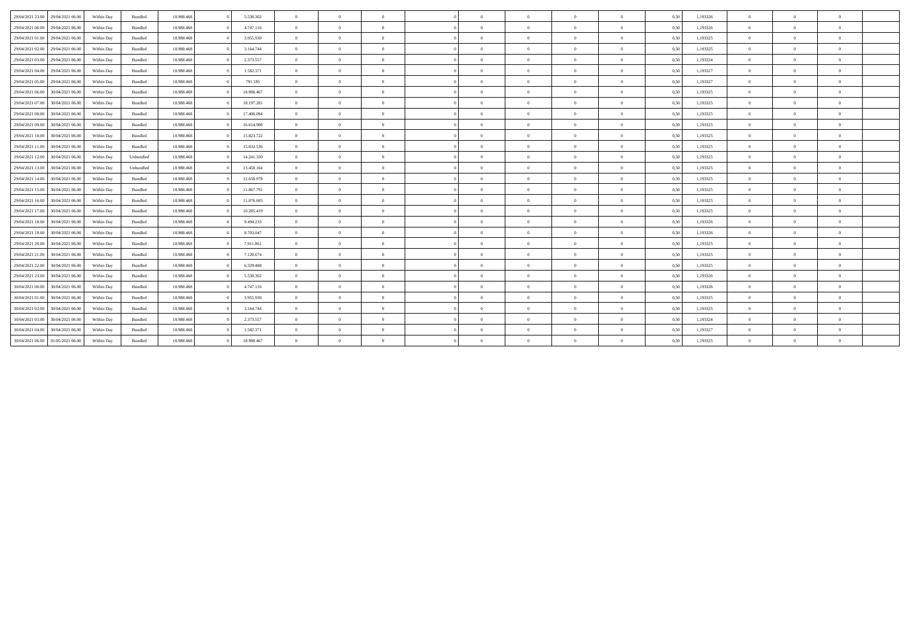| | | | | | | | | | | | | | | | | | | | | | | |
|---|---|---|---|---|---|---|---|---|---|---|---|---|---|---|---|---|---|---|---|---|---|---|
| 28/04/2021 23.00 | 29/04/2021 06.00 | Within Day | Bundled | 18.988.468 | 0 | 5.538.302 | 0 | 0 | 0 | | 0 | 0 | 0 | 0 | 0 | 0,50 | 1,193326 | 0 | 0 | 0 | |
| 29/04/2021 00.00 | 29/04/2021 06.00 | Within Day | Bundled | 18.988.468 | 0 | 4.747.116 | 0 | 0 | 0 | | 0 | 0 | 0 | 0 | 0 | 0,50 | 1,193326 | 0 | 0 | 0 | |
| 29/04/2021 01.00 | 29/04/2021 06.00 | Within Day | Bundled | 18.988.468 | 0 | 3.955.930 | 0 | 0 | 0 | | 0 | 0 | 0 | 0 | 0 | 0,50 | 1,193325 | 0 | 0 | 0 | |
| 29/04/2021 02.00 | 29/04/2021 06.00 | Within Day | Bundled | 18.988.468 | 0 | 3.164.744 | 0 | 0 | 0 | | 0 | 0 | 0 | 0 | 0 | 0,50 | 1,193325 | 0 | 0 | 0 | |
| 29/04/2021 03.00 | 29/04/2021 06.00 | Within Day | Bundled | 18.988.468 | 0 | 2.373.557 | 0 | 0 | 0 | | 0 | 0 | 0 | 0 | 0 | 0,50 | 1,193324 | 0 | 0 | 0 | |
| 29/04/2021 04.00 | 29/04/2021 06.00 | Within Day | Bundled | 18.988.468 | 0 | 1.582.371 | 0 | 0 | 0 | | 0 | 0 | 0 | 0 | 0 | 0,50 | 1,193327 | 0 | 0 | 0 | |
| 29/04/2021 05.00 | 29/04/2021 06.00 | Within Day | Bundled | 18.988.468 | 0 | 791.185 | 0 | 0 | 0 | | 0 | 0 | 0 | 0 | 0 | 0,50 | 1,193327 | 0 | 0 | 0 | |
| 29/04/2021 06.00 | 30/04/2021 06.00 | Within Day | Bundled | 18.988.468 | 0 | 18.988.467 | 0 | 0 | 0 | | 0 | 0 | 0 | 0 | 0 | 0,50 | 1,193325 | 0 | 0 | 0 | |
| 29/04/2021 07.00 | 30/04/2021 06.00 | Within Day | Bundled | 18.988.468 | 0 | 18.197.281 | 0 | 0 | 0 | | 0 | 0 | 0 | 0 | 0 | 0,50 | 1,193325 | 0 | 0 | 0 | |
| 29/04/2021 08.00 | 30/04/2021 06.00 | Within Day | Bundled | 18.988.468 | 0 | 17.406.094 | 0 | 0 | 0 | | 0 | 0 | 0 | 0 | 0 | 0,50 | 1,193325 | 0 | 0 | 0 | |
| 29/04/2021 09.00 | 30/04/2021 06.00 | Within Day | Bundled | 18.988.468 | 0 | 16.614.908 | 0 | 0 | 0 | | 0 | 0 | 0 | 0 | 0 | 0,50 | 1,193325 | 0 | 0 | 0 | |
| 29/04/2021 10.00 | 30/04/2021 06.00 | Within Day | Bundled | 18.988.468 | 0 | 15.823.722 | 0 | 0 | 0 | | 0 | 0 | 0 | 0 | 0 | 0,50 | 1,193325 | 0 | 0 | 0 | |
| 29/04/2021 11.00 | 30/04/2021 06.00 | Within Day | Bundled | 18.988.468 | 0 | 15.032.536 | 0 | 0 | 0 | | 0 | 0 | 0 | 0 | 0 | 0,50 | 1,193325 | 0 | 0 | 0 | |
| 29/04/2021 12.00 | 30/04/2021 06.00 | Within Day | Unbundled | 18.988.468 | 0 | 14.241.350 | 0 | 0 | 0 | | 0 | 0 | 0 | 0 | 0 | 0,50 | 1,193325 | 0 | 0 | 0 | |
| 29/04/2021 13.00 | 30/04/2021 06.00 | Within Day | Unbundled | 18.988.468 | 0 | 13.450.164 | 0 | 0 | 0 | | 0 | 0 | 0 | 0 | 0 | 0,50 | 1,193325 | 0 | 0 | 0 | |
| 29/04/2021 14.00 | 30/04/2021 06.00 | Within Day | Bundled | 18.988.468 | 0 | 12.658.978 | 0 | 0 | 0 | | 0 | 0 | 0 | 0 | 0 | 0,50 | 1,193325 | 0 | 0 | 0 | |
| 29/04/2021 15.00 | 30/04/2021 06.00 | Within Day | Bundled | 18.988.468 | 0 | 11.867.791 | 0 | 0 | 0 | | 0 | 0 | 0 | 0 | 0 | 0,50 | 1,193325 | 0 | 0 | 0 | |
| 29/04/2021 16.00 | 30/04/2021 06.00 | Within Day | Bundled | 18.988.468 | 0 | 11.076.605 | 0 | 0 | 0 | | 0 | 0 | 0 | 0 | 0 | 0,50 | 1,193325 | 0 | 0 | 0 | |
| 29/04/2021 17.00 | 30/04/2021 06.00 | Within Day | Bundled | 18.988.468 | 0 | 10.285.419 | 0 | 0 | 0 | | 0 | 0 | 0 | 0 | 0 | 0,50 | 1,193325 | 0 | 0 | 0 | |
| 29/04/2021 18.00 | 30/04/2021 06.00 | Within Day | Bundled | 18.988.468 | 0 | 9.494.233 | 0 | 0 | 0 | | 0 | 0 | 0 | 0 | 0 | 0,50 | 1,193326 | 0 | 0 | 0 | |
| 29/04/2021 19.00 | 30/04/2021 06.00 | Within Day | Bundled | 18.988.468 | 0 | 8.703.047 | 0 | 0 | 0 | | 0 | 0 | 0 | 0 | 0 | 0,50 | 1,193326 | 0 | 0 | 0 | |
| 29/04/2021 20.00 | 30/04/2021 06.00 | Within Day | Bundled | 18.988.468 | 0 | 7.911.861 | 0 | 0 | 0 | | 0 | 0 | 0 | 0 | 0 | 0,50 | 1,193325 | 0 | 0 | 0 | |
| 29/04/2021 21.00 | 30/04/2021 06.00 | Within Day | Bundled | 18.988.468 | 0 | 7.120.674 | 0 | 0 | 0 | | 0 | 0 | 0 | 0 | 0 | 0,50 | 1,193325 | 0 | 0 | 0 | |
| 29/04/2021 22.00 | 30/04/2021 06.00 | Within Day | Bundled | 18.988.468 | 0 | 6.329.488 | 0 | 0 | 0 | | 0 | 0 | 0 | 0 | 0 | 0,50 | 1,193325 | 0 | 0 | 0 | |
| 29/04/2021 23.00 | 30/04/2021 06.00 | Within Day | Bundled | 18.988.468 | 0 | 5.538.302 | 0 | 0 | 0 | | 0 | 0 | 0 | 0 | 0 | 0,50 | 1,193326 | 0 | 0 | 0 | |
| 30/04/2021 00.00 | 30/04/2021 06.00 | Within Day | Bundled | 18.988.468 | 0 | 4.747.116 | 0 | 0 | 0 | | 0 | 0 | 0 | 0 | 0 | 0,50 | 1,193326 | 0 | 0 | 0 | |
| 30/04/2021 01.00 | 30/04/2021 06.00 | Within Day | Bundled | 18.988.468 | 0 | 3.955.930 | 0 | 0 | 0 | | 0 | 0 | 0 | 0 | 0 | 0,50 | 1,193325 | 0 | 0 | 0 | |
| 30/04/2021 02.00 | 30/04/2021 06.00 | Within Day | Bundled | 18.988.468 | 0 | 3.164.744 | 0 | 0 | 0 | | 0 | 0 | 0 | 0 | 0 | 0,50 | 1,193325 | 0 | 0 | 0 | |
| 30/04/2021 03.00 | 30/04/2021 06.00 | Within Day | Bundled | 18.988.468 | 0 | 2.373.557 | 0 | 0 | 0 | | 0 | 0 | 0 | 0 | 0 | 0,50 | 1,193324 | 0 | 0 | 0 | |
| 30/04/2021 04.00 | 30/04/2021 06.00 | Within Day | Bundled | 18.988.468 | 0 | 1.582.371 | 0 | 0 | 0 | | 0 | 0 | 0 | 0 | 0 | 0,50 | 1,193327 | 0 | 0 | 0 | |
| 30/04/2021 06.00 | 01/05/2021 06.00 | Within Day | Bundled | 18.988.468 | 0 | 18.988.467 | 0 | 0 | 0 | | 0 | 0 | 0 | 0 | 0 | 0,50 | 1,193325 | 0 | 0 | 0 | |